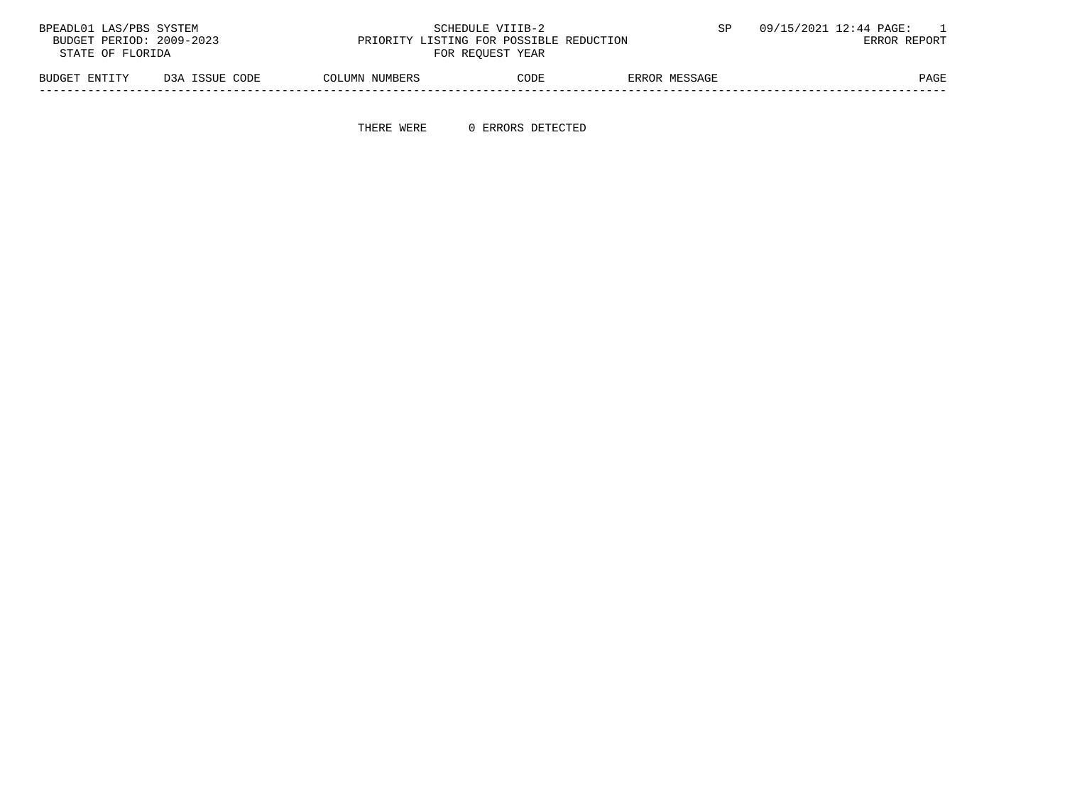BPEADL01 LAS/PBS SYSTEM

BUDGET PERIOD: 2009-2023

STATE OF FLORIDA

SCHEDULE VIIIB-2

PRIORITY LISTING FOR POSSIBLE REDUCTION

FOR REQUEST YEAR

SP 09/15/2021 12:44 PAGE: 1

ERROR REPORT

| BUDGET ENTITY | D3A ISSUE CODE | COLUMN NUMBERS | CODE | ERROR MESSAGE | PAGE |
|---|---|---|---|---|---|

THERE WERE 0 ERRORS DETECTED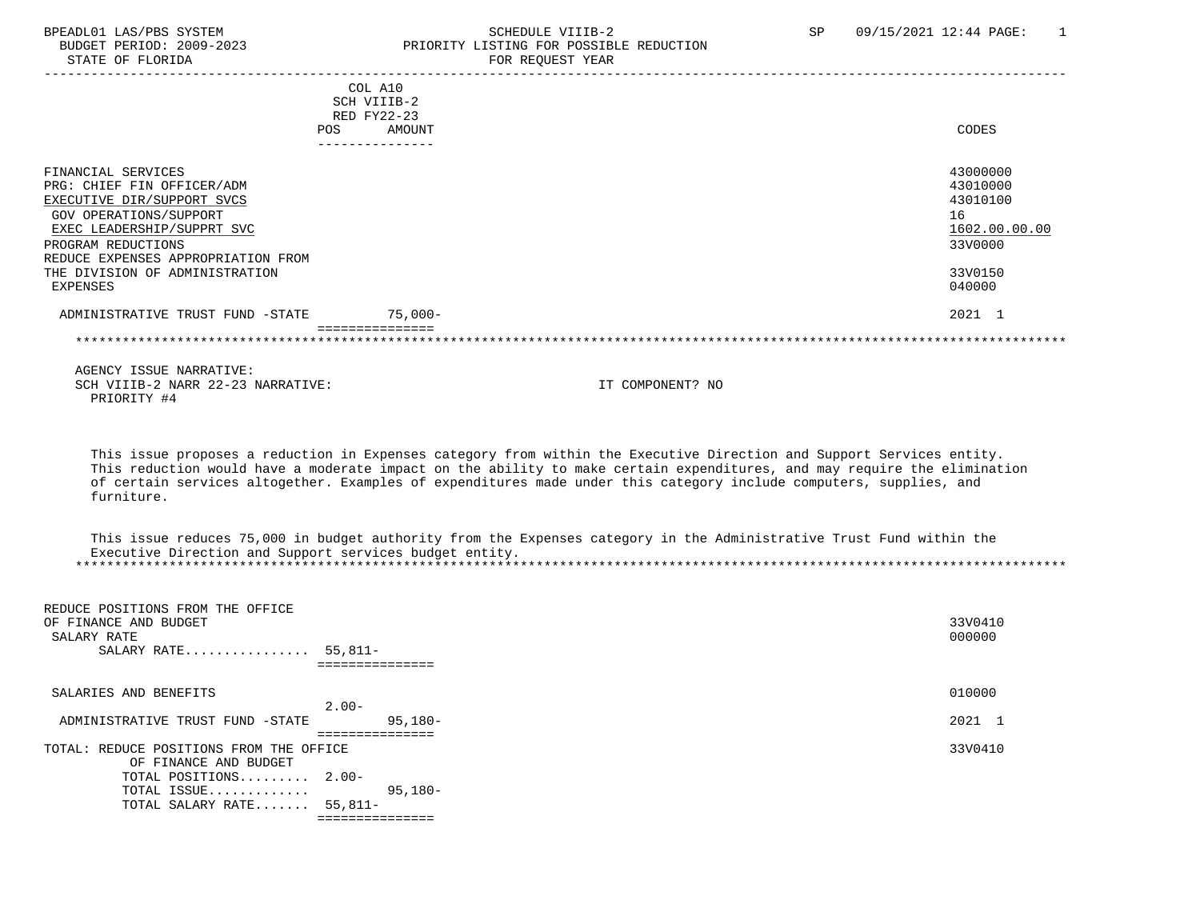BPEADL01 LAS/PBS SYSTEM — SCHEDULE VIIIB-2 — SP 09/15/2021 12:44

BUDGET PERIOD: 2009-2023 — PRIORITY LISTING FOR POSSIBLE REDUCTION

STATE OF FLORIDA — FOR REQUEST YEAR

| | COL A10 SCH VIIIB-2 RED FY22-23 POS | AMOUNT | CODES |
|---|---|---|---|
| FINANCIAL SERVICES | | | 43000000 |
| PRG: CHIEF FIN OFFICER/ADM | | | 43010000 |
| EXECUTIVE DIR/SUPPORT SVCS | | | 43010100 |
| GOV OPERATIONS/SUPPORT | | | 16 |
| EXEC LEADERSHIP/SUPPRT SVC | | | 1602.00.00.00 |
| PROGRAM REDUCTIONS | | | 33V0000 |
| REDUCE EXPENSES APPROPRIATION FROM THE DIVISION OF ADMINISTRATION | | | 33V0150 |
| EXPENSES | | | 040000 |
| ADMINISTRATIVE TRUST FUND -STATE | | 75,000- | 2021 1 |

AGENCY ISSUE NARRATIVE:
SCH VIIIB-2 NARR 22-23 NARRATIVE: IT COMPONENT? NO
PRIORITY #4

This issue proposes a reduction in Expenses category from within the Executive Direction and Support Services entity. This reduction would have a moderate impact on the ability to make certain expenditures, and may require the elimination of certain services altogether. Examples of expenditures made under this category include computers, supplies, and furniture.

This issue reduces 75,000 in budget authority from the Expenses category in the Administrative Trust Fund within the Executive Direction and Support services budget entity.

| | POS | AMOUNT | CODES |
|---|---|---|---|
| REDUCE POSITIONS FROM THE OFFICE OF FINANCE AND BUDGET | | | 33V0410 |
| SALARY RATE | | | 000000 |
| SALARY RATE................ | 55,811- | | |
| SALARIES AND BENEFITS | | | 010000 |
| | 2.00- | | |
| ADMINISTRATIVE TRUST FUND -STATE | | 95,180- | 2021 1 |
| TOTAL: REDUCE POSITIONS FROM THE OFFICE OF FINANCE AND BUDGET | | | 33V0410 |
| TOTAL POSITIONS......... | 2.00- | | |
| TOTAL ISSUE............. | | 95,180- | |
| TOTAL SALARY RATE....... | 55,811- | | |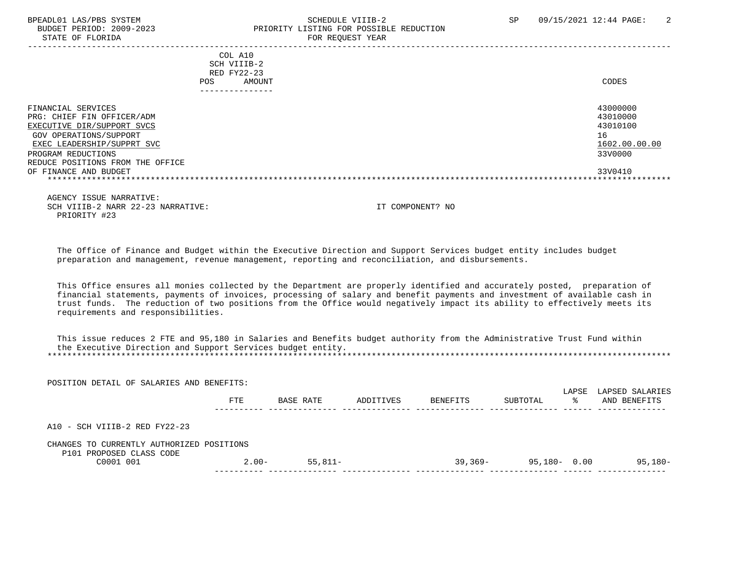BPEADL01 LAS/PBS SYSTEM | SCHEDULE VIIIB-2 | SP 09/15/2021 12:44
BUDGET PERIOD: 2009-2023 | PRIORITY LISTING FOR POSSIBLE REDUCTION
STATE OF FLORIDA | FOR REQUEST YEAR

| | COL A10 SCH VIIIB-2 RED FY22-23 POS AMOUNT | CODES |
|---|---|---|
| FINANCIAL SERVICES | | 43000000 |
| PRG: CHIEF FIN OFFICER/ADM | | 43010000 |
| EXECUTIVE DIR/SUPPORT SVCS | | 43010100 |
| GOV OPERATIONS/SUPPORT | | 16 |
| EXEC LEADERSHIP/SUPPRT SVC | | 1602.00.00.00 |
| PROGRAM REDUCTIONS | | 33V0000 |
| REDUCE POSITIONS FROM THE OFFICE OF FINANCE AND BUDGET | | 33V0410 |

AGENCY ISSUE NARRATIVE:
SCH VIIIB-2 NARR 22-23 NARRATIVE: IT COMPONENT? NO
PRIORITY #23

The Office of Finance and Budget within the Executive Direction and Support Services budget entity includes budget preparation and management, revenue management, reporting and reconciliation, and disbursements.

This Office ensures all monies collected by the Department are properly identified and accurately posted, preparation of financial statements, payments of invoices, processing of salary and benefit payments and investment of available cash in trust funds. The reduction of two positions from the Office would negatively impact its ability to effectively meets its requirements and responsibilities.

This issue reduces 2 FTE and 95,180 in Salaries and Benefits budget authority from the Administrative Trust Fund within the Executive Direction and Support Services budget entity.

POSITION DETAIL OF SALARIES AND BENEFITS:

| | FTE | BASE RATE | ADDITIVES | BENEFITS | SUBTOTAL | LAPSE % | LAPSED SALARIES AND BENEFITS |
|---|---|---|---|---|---|---|---|
| A10 - SCH VIIIB-2 RED FY22-23 | | | | | | | |
| CHANGES TO CURRENTLY AUTHORIZED POSITIONS | | | | | | | |
| P101 PROPOSED CLASS CODE | | | | | | | |
| C0001 001 | 2.00- | 55,811- | | 39,369- | 95,180- | 0.00 | 95,180- |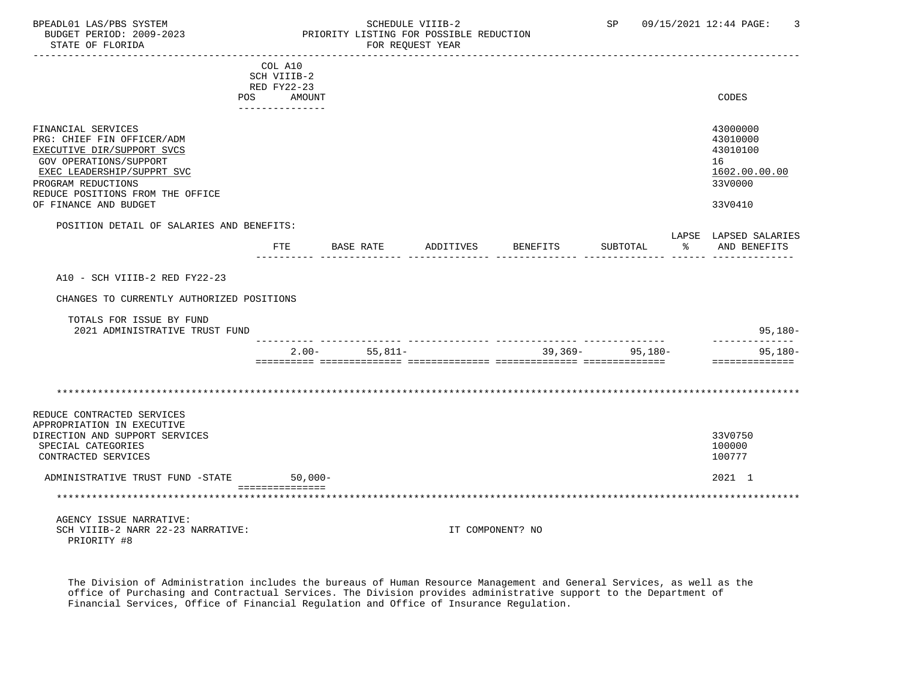BPEADL01 LAS/PBS SYSTEM — SCHEDULE VIIIB-2 — SP 09/15/2021 12:44
BUDGET PERIOD: 2009-2023 — PRIORITY LISTING FOR POSSIBLE REDUCTION
STATE OF FLORIDA — FOR REQUEST YEAR

| | COL A10 SCH VIIIB-2 RED FY22-23 POS AMOUNT | CODES |
|---|---|---|
| FINANCIAL SERVICES | | 43000000 |
| PRG: CHIEF FIN OFFICER/ADM | | 43010000 |
| EXECUTIVE DIR/SUPPORT SVCS | | 43010100 |
| GOV OPERATIONS/SUPPORT | | 16 |
| EXEC LEADERSHIP/SUPPRT SVC | | 1602.00.00.00 |
| PROGRAM REDUCTIONS | | 33V0000 |
| REDUCE POSITIONS FROM THE OFFICE OF FINANCE AND BUDGET | | 33V0410 |

POSITION DETAIL OF SALARIES AND BENEFITS:

| | FTE | BASE RATE | ADDITIVES | BENEFITS | SUBTOTAL | LAPSE % | LAPSED SALARIES AND BENEFITS |
|---|---|---|---|---|---|---|---|
| A10 - SCH VIIIB-2 RED FY22-23 | | | | | | | |
| CHANGES TO CURRENTLY AUTHORIZED POSITIONS | | | | | | | |
| TOTALS FOR ISSUE BY FUND | | | | | | | |
| 2021 ADMINISTRATIVE TRUST FUND | | | | | | | 95,180- |
| | 2.00- | 55,811- | | 39,369- | 95,180- | | 95,180- |

************************************************************

| | POS AMOUNT | CODES |
|---|---|---|
| REDUCE CONTRACTED SERVICES APPROPRIATION IN EXECUTIVE DIRECTION AND SUPPORT SERVICES | | 33V0750 |
| SPECIAL CATEGORIES | | 100000 |
| CONTRACTED SERVICES | | 100777 |
| ADMINISTRATIVE TRUST FUND -STATE | 50,000- | 2021 1 |

************************************************************

AGENCY ISSUE NARRATIVE:
SCH VIIIB-2 NARR 22-23 NARRATIVE: IT COMPONENT? NO
PRIORITY #8

The Division of Administration includes the bureaus of Human Resource Management and General Services, as well as the office of Purchasing and Contractual Services. The Division provides administrative support to the Department of Financial Services, Office of Financial Regulation and Office of Insurance Regulation.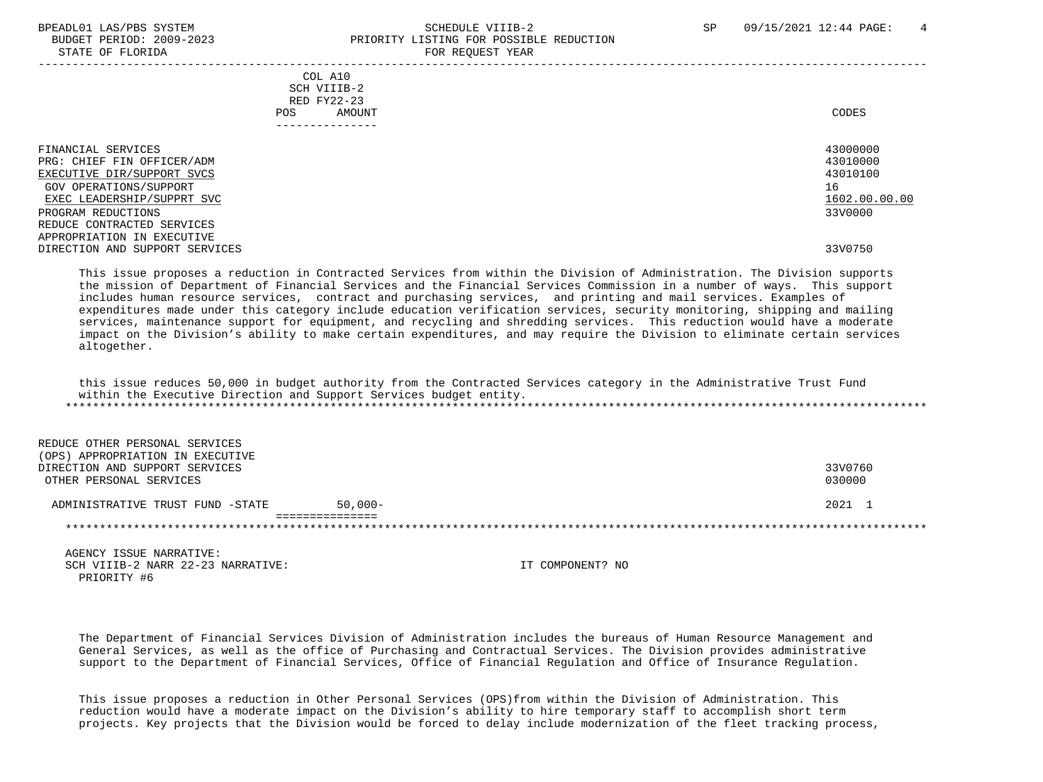COL A10
SCH VIIIB-2
RED FY22-23

| | POS | AMOUNT | CODES |
|---|---|---|---|
| FINANCIAL SERVICES | | | 43000000 |
| PRG: CHIEF FIN OFFICER/ADM | | | 43010000 |
| EXECUTIVE DIR/SUPPORT SVCS | | | 43010100 |
| GOV OPERATIONS/SUPPORT | | | 16 |
| EXEC LEADERSHIP/SUPPRT SVC | | | 1602.00.00.00 |
| PROGRAM REDUCTIONS | | | 33V0000 |
| REDUCE CONTRACTED SERVICES APPROPRIATION IN EXECUTIVE DIRECTION AND SUPPORT SERVICES | | | 33V0750 |

This issue proposes a reduction in Contracted Services from within the Division of Administration. The Division supports the mission of Department of Financial Services and the Financial Services Commission in a number of ways. This support includes human resource services, contract and purchasing services, and printing and mail services. Examples of expenditures made under this category include education verification services, security monitoring, shipping and mailing services, maintenance support for equipment, and recycling and shredding services. This reduction would have a moderate impact on the Division's ability to make certain expenditures, and may require the Division to eliminate certain services altogether.

this issue reduces 50,000 in budget authority from the Contracted Services category in the Administrative Trust Fund within the Executive Direction and Support Services budget entity.

*******************************************************************************************************************************

| | POS | AMOUNT | CODES |
|---|---|---|---|
| REDUCE OTHER PERSONAL SERVICES (OPS) APPROPRIATION IN EXECUTIVE DIRECTION AND SUPPORT SERVICES | | | 33V0760 |
| OTHER PERSONAL SERVICES | | | 030000 |
| ADMINISTRATIVE TRUST FUND -STATE | | 50,000- | 2021 1 |

*******************************************************************************************************************************

AGENCY ISSUE NARRATIVE:
SCH VIIIB-2 NARR 22-23 NARRATIVE: IT COMPONENT? NO
PRIORITY #6

The Department of Financial Services Division of Administration includes the bureaus of Human Resource Management and General Services, as well as the office of Purchasing and Contractual Services. The Division provides administrative support to the Department of Financial Services, Office of Financial Regulation and Office of Insurance Regulation.

This issue proposes a reduction in Other Personal Services (OPS)from within the Division of Administration. This reduction would have a moderate impact on the Division's ability to hire temporary staff to accomplish short term projects. Key projects that the Division would be forced to delay include modernization of the fleet tracking process,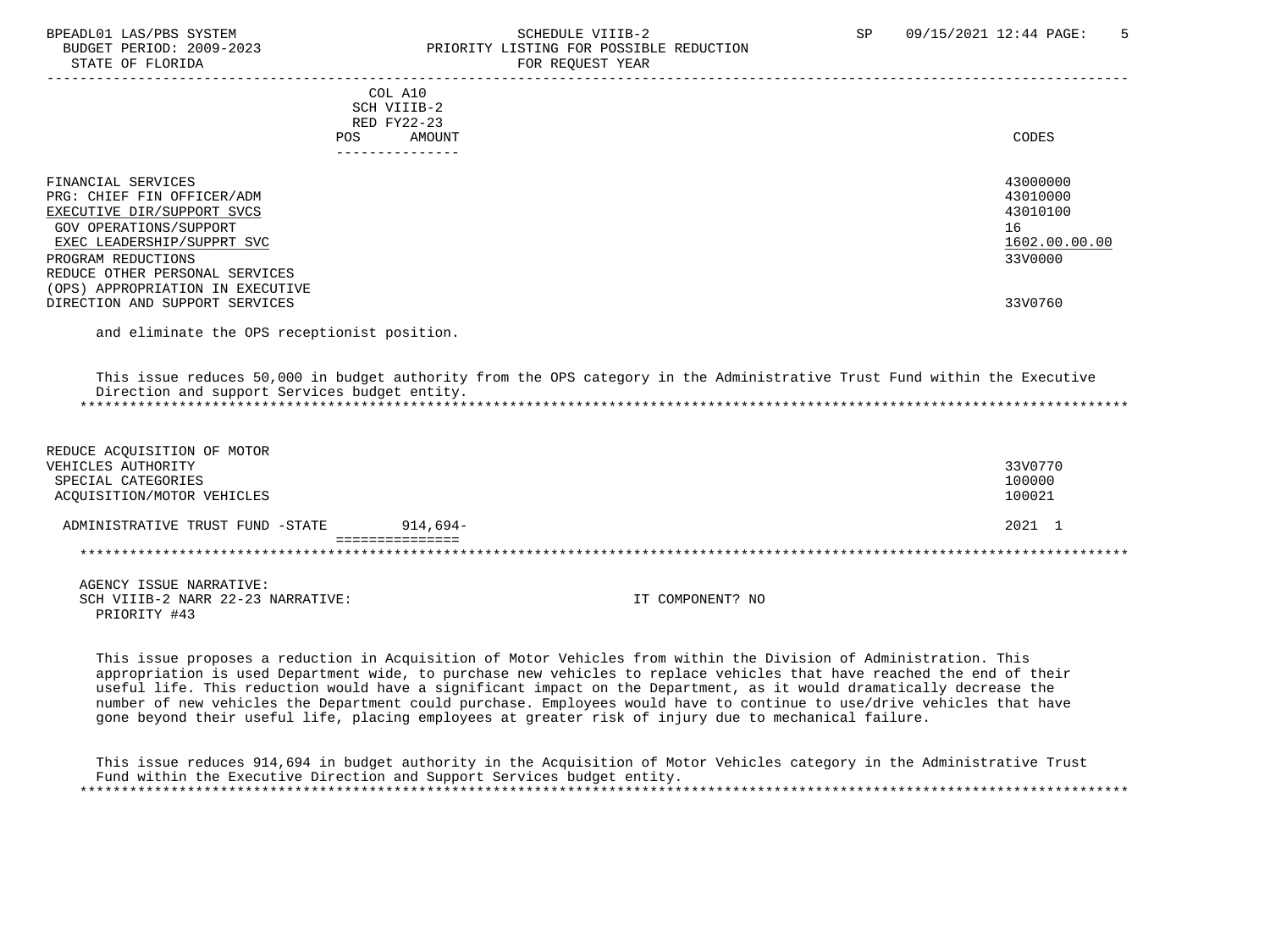| | COL A10 SCH VIIIB-2 RED FY22-23 POS AMOUNT | CODES |
|---|---|---|
| FINANCIAL SERVICES | | 43000000 |
| PRG: CHIEF FIN OFFICER/ADM | | 43010000 |
| EXECUTIVE DIR/SUPPORT SVCS | | 43010100 |
| GOV OPERATIONS/SUPPORT | | 16 |
| EXEC LEADERSHIP/SUPPRT SVC | | 1602.00.00.00 |
| PROGRAM REDUCTIONS | | 33V0000 |
| REDUCE OTHER PERSONAL SERVICES (OPS) APPROPRIATION IN EXECUTIVE DIRECTION AND SUPPORT SERVICES | | 33V0760 |

and eliminate the OPS receptionist position.

This issue reduces 50,000 in budget authority from the OPS category in the Administrative Trust Fund within the Executive Direction and support Services budget entity.

| | COL A10 SCH VIIIB-2 RED FY22-23 POS AMOUNT | CODES |
|---|---|---|
| REDUCE ACQUISITION OF MOTOR VEHICLES AUTHORITY | | 33V0770 |
| SPECIAL CATEGORIES | | 100000 |
| ACQUISITION/MOTOR VEHICLES | | 100021 |
| ADMINISTRATIVE TRUST FUND -STATE | 914,694- | 2021 1 |

AGENCY ISSUE NARRATIVE:
SCH VIIIB-2 NARR 22-23 NARRATIVE: IT COMPONENT? NO
PRIORITY #43

This issue proposes a reduction in Acquisition of Motor Vehicles from within the Division of Administration. This appropriation is used Department wide, to purchase new vehicles to replace vehicles that have reached the end of their useful life. This reduction would have a significant impact on the Department, as it would dramatically decrease the number of new vehicles the Department could purchase. Employees would have to continue to use/drive vehicles that have gone beyond their useful life, placing employees at greater risk of injury due to mechanical failure.

This issue reduces 914,694 in budget authority in the Acquisition of Motor Vehicles category in the Administrative Trust Fund within the Executive Direction and Support Services budget entity.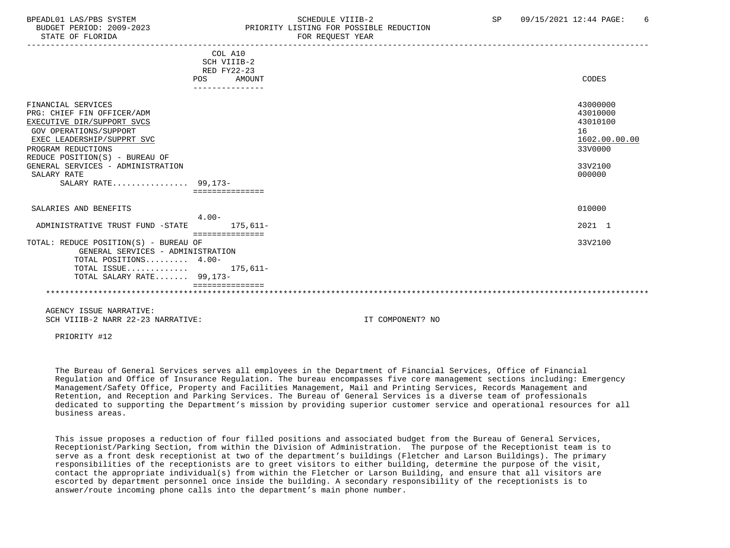BPEADL01 LAS/PBS SYSTEM — SCHEDULE VIIIB-2 — SP 09/15/2021 12:44

BUDGET PERIOD: 2009-2023 — PRIORITY LISTING FOR POSSIBLE REDUCTION

STATE OF FLORIDA — FOR REQUEST YEAR

| | COL A10 SCH VIIIB-2 RED FY22-23 POS | AMOUNT | CODES |
|---|---|---|---|
| FINANCIAL SERVICES | | | 43000000 |
| PRG: CHIEF FIN OFFICER/ADM | | | 43010000 |
| EXECUTIVE DIR/SUPPORT SVCS | | | 43010100 |
| GOV OPERATIONS/SUPPORT | | | 16 |
| EXEC LEADERSHIP/SUPPRT SVC | | | 1602.00.00.00 |
| PROGRAM REDUCTIONS | | | 33V0000 |
| REDUCE POSITION(S) - BUREAU OF GENERAL SERVICES - ADMINISTRATION | | | 33V2100 |
| SALARY RATE | | | 000000 |
| SALARY RATE................ | 99,173- | | |
| SALARIES AND BENEFITS | | | 010000 |
| | 4.00- | | |
| ADMINISTRATIVE TRUST FUND -STATE | | 175,611- | 2021 1 |
| TOTAL: REDUCE POSITION(S) - BUREAU OF GENERAL SERVICES - ADMINISTRATION | | | 33V2100 |
| TOTAL POSITIONS......... | 4.00- | | |
| TOTAL ISSUE............. | | 175,611- | |
| TOTAL SALARY RATE....... | 99,173- | | |

AGENCY ISSUE NARRATIVE:

SCH VIIIB-2 NARR 22-23 NARRATIVE: IT COMPONENT? NO

PRIORITY #12

The Bureau of General Services serves all employees in the Department of Financial Services, Office of Financial Regulation and Office of Insurance Regulation. The bureau encompasses five core management sections including: Emergency Management/Safety Office, Property and Facilities Management, Mail and Printing Services, Records Management and Retention, and Reception and Parking Services. The Bureau of General Services is a diverse team of professionals dedicated to supporting the Department's mission by providing superior customer service and operational resources for all business areas.

This issue proposes a reduction of four filled positions and associated budget from the Bureau of General Services, Receptionist/Parking Section, from within the Division of Administration. The purpose of the Receptionist team is to serve as a front desk receptionist at two of the department's buildings (Fletcher and Larson Buildings). The primary responsibilities of the receptionists are to greet visitors to either building, determine the purpose of the visit, contact the appropriate individual(s) from within the Fletcher or Larson Building, and ensure that all visitors are escorted by department personnel once inside the building. A secondary responsibility of the receptionists is to answer/route incoming phone calls into the department's main phone number.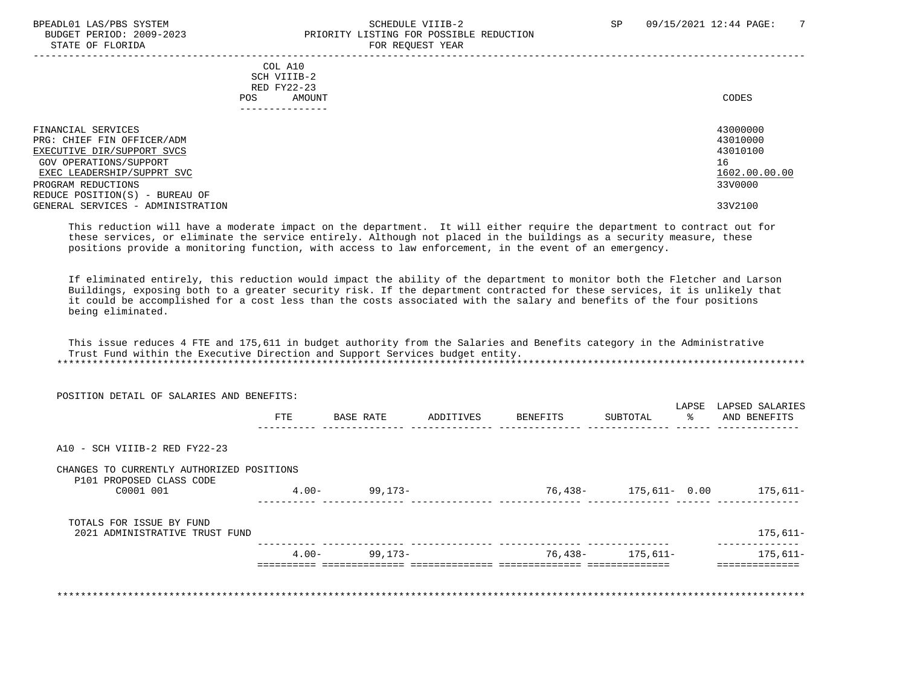COL A10
SCH VIIIB-2
RED FY22-23
POS AMOUNT

| | CODES |
|---|---|
| FINANCIAL SERVICES | 43000000 |
| PRG: CHIEF FIN OFFICER/ADM | 43010000 |
| EXECUTIVE DIR/SUPPORT SVCS | 43010100 |
| GOV OPERATIONS/SUPPORT | 16 |
| EXEC LEADERSHIP/SUPPRT SVC | 1602.00.00.00 |
| PROGRAM REDUCTIONS | 33V0000 |
| REDUCE POSITION(S) - BUREAU OF GENERAL SERVICES - ADMINISTRATION | 33V2100 |

This reduction will have a moderate impact on the department. It will either require the department to contract out for these services, or eliminate the service entirely. Although not placed in the buildings as a security measure, these positions provide a monitoring function, with access to law enforcement, in the event of an emergency.

If eliminated entirely, this reduction would impact the ability of the department to monitor both the Fletcher and Larson Buildings, exposing both to a greater security risk. If the department contracted for these services, it is unlikely that it could be accomplished for a cost less than the costs associated with the salary and benefits of the four positions being eliminated.

This issue reduces 4 FTE and 175,611 in budget authority from the Salaries and Benefits category in the Administrative Trust Fund within the Executive Direction and Support Services budget entity.

POSITION DETAIL OF SALARIES AND BENEFITS:

| | FTE | BASE RATE | ADDITIVES | BENEFITS | SUBTOTAL | LAPSE % | LAPSED SALARIES AND BENEFITS |
|---|---|---|---|---|---|---|---|
| A10 - SCH VIIIB-2 RED FY22-23 | | | | | | | |
| CHANGES TO CURRENTLY AUTHORIZED POSITIONS | | | | | | | |
| P101 PROPOSED CLASS CODE | | | | | | | |
| C0001 001 | 4.00- | 99,173- | | 76,438- | 175,611- | 0.00 | 175,611- |
| TOTALS FOR ISSUE BY FUND | | | | | | | |
| 2021 ADMINISTRATIVE TRUST FUND | | | | | | | 175,611- |
| | 4.00- | 99,173- | | 76,438- | 175,611- | | 175,611- |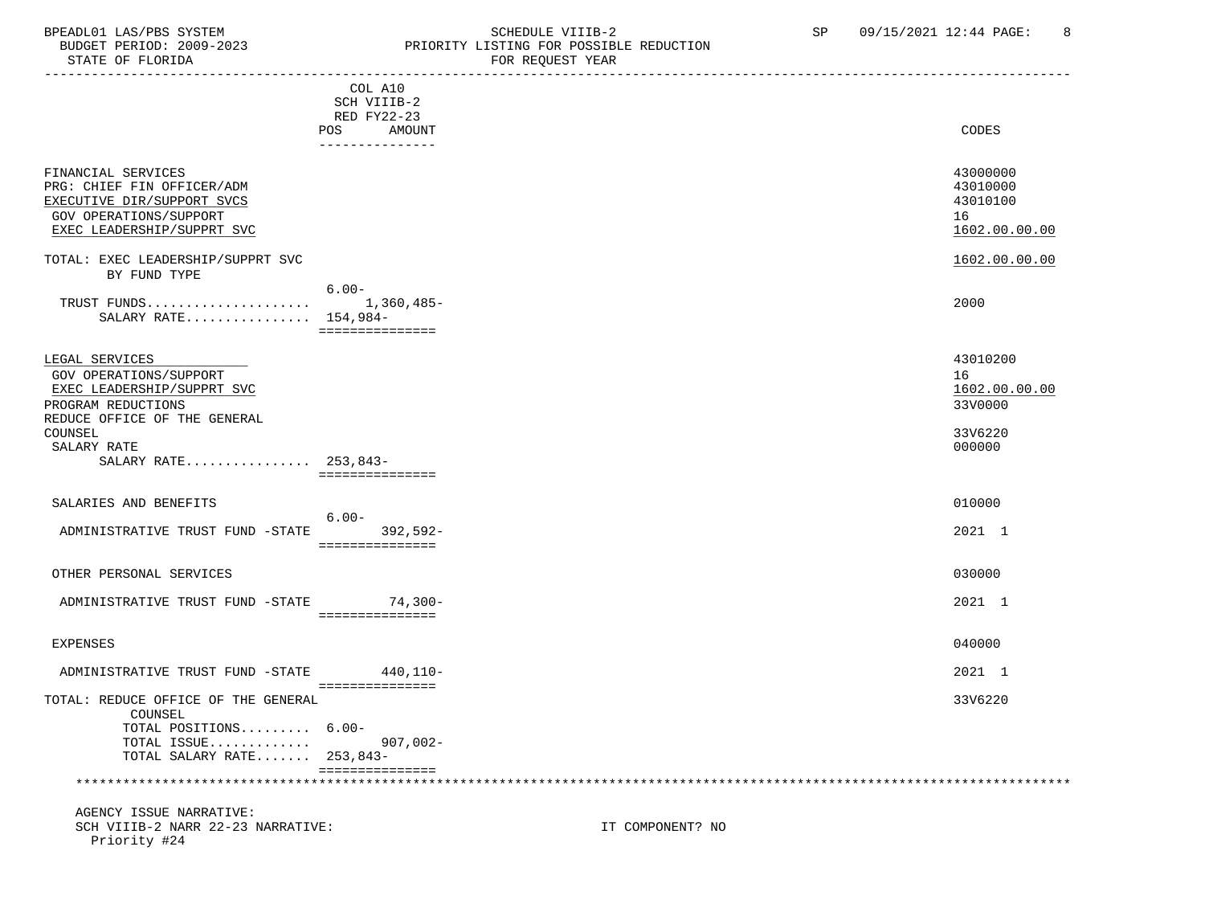BPEADL01 LAS/PBS SYSTEM SCHEDULE VIIIB-2 SP 09/15/2021 12:44 PAGE: 8
BUDGET PERIOD: 2009-2023 PRIORITY LISTING FOR POSSIBLE REDUCTION
STATE OF FLORIDA FOR REQUEST YEAR

| | COL A10 SCH VIIIB-2 RED FY22-23 POS AMOUNT | CODES |
|---|---|---|
| FINANCIAL SERVICES | | 43000000 |
| PRG: CHIEF FIN OFFICER/ADM | | 43010000 |
| EXECUTIVE DIR/SUPPORT SVCS | | 43010100 |
| GOV OPERATIONS/SUPPORT | | 16 |
| EXEC LEADERSHIP/SUPPRT SVC | | 1602.00.00.00 |
| TOTAL: EXEC LEADERSHIP/SUPPRT SVC BY FUND TYPE | | 1602.00.00.00 |
| TRUST FUNDS..................... | 6.00- 1,360,485- | 2000 |
| SALARY RATE................ | 154,984- | |
| LEGAL SERVICES | | 43010200 |
| GOV OPERATIONS/SUPPORT | | 16 |
| EXEC LEADERSHIP/SUPPRT SVC | | 1602.00.00.00 |
| PROGRAM REDUCTIONS | | 33V0000 |
| REDUCE OFFICE OF THE GENERAL COUNSEL | | 33V6220 |
| SALARY RATE | | 000000 |
| SALARY RATE................ | 253,843- | |
| SALARIES AND BENEFITS | | 010000 |
| ADMINISTRATIVE TRUST FUND -STATE | 6.00- 392,592- | 2021 1 |
| OTHER PERSONAL SERVICES | | 030000 |
| ADMINISTRATIVE TRUST FUND -STATE | 74,300- | 2021 1 |
| EXPENSES | | 040000 |
| ADMINISTRATIVE TRUST FUND -STATE | 440,110- | 2021 1 |
| TOTAL: REDUCE OFFICE OF THE GENERAL COUNSEL | | 33V6220 |
| TOTAL POSITIONS......... | 6.00- | |
| TOTAL ISSUE............. | 907,002- | |
| TOTAL SALARY RATE....... | 253,843- | |

AGENCY ISSUE NARRATIVE:
SCH VIIIB-2 NARR 22-23 NARRATIVE: IT COMPONENT? NO
Priority #24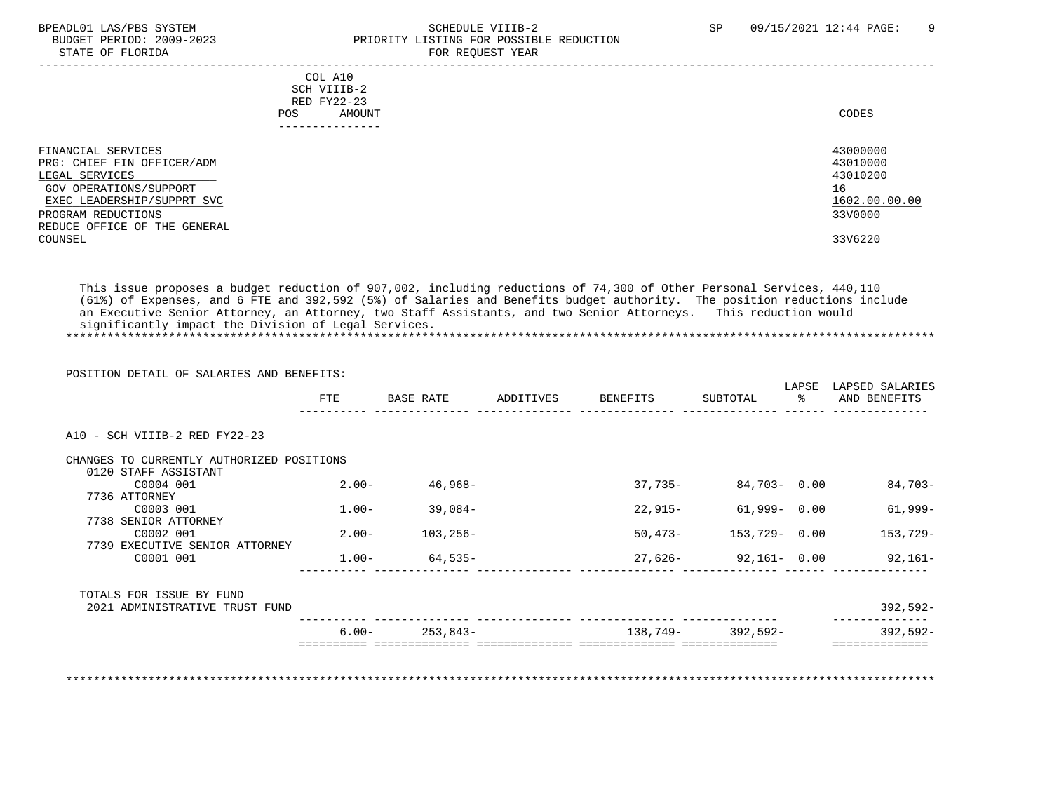BPEADL01 LAS/PBS SYSTEM — SCHEDULE VIIIB-2 — SP 09/15/2021 12:44

BUDGET PERIOD: 2009-2023 — PRIORITY LISTING FOR POSSIBLE REDUCTION

STATE OF FLORIDA — FOR REQUEST YEAR

| | COL A10 SCH VIIIB-2 RED FY22-23 POS AMOUNT | CODES |
|---|---|---|
| FINANCIAL SERVICES | | 43000000 |
| PRG: CHIEF FIN OFFICER/ADM | | 43010000 |
| LEGAL SERVICES | | 43010200 |
| GOV OPERATIONS/SUPPORT | | 16 |
| EXEC LEADERSHIP/SUPPRT SVC | | 1602.00.00.00 |
| PROGRAM REDUCTIONS | | 33V0000 |
| REDUCE OFFICE OF THE GENERAL COUNSEL | | 33V6220 |

This issue proposes a budget reduction of 907,002, including reductions of 74,300 of Other Personal Services, 440,110 (61%) of Expenses, and 6 FTE and 392,592 (5%) of Salaries and Benefits budget authority. The position reductions include an Executive Senior Attorney, an Attorney, two Staff Assistants, and two Senior Attorneys. This reduction would significantly impact the Division of Legal Services.

POSITION DETAIL OF SALARIES AND BENEFITS:

| | FTE | BASE RATE | ADDITIVES | BENEFITS | SUBTOTAL | LAPSE % | LAPSED SALARIES AND BENEFITS |
|---|---|---|---|---|---|---|---|
| A10 - SCH VIIIB-2 RED FY22-23 | | | | | | | |
| CHANGES TO CURRENTLY AUTHORIZED POSITIONS | | | | | | | |
| 0120 STAFF ASSISTANT | | | | | | | |
| C0004 001 | 2.00- | 46,968- | | 37,735- | 84,703- | 0.00 | 84,703- |
| 7736 ATTORNEY | | | | | | | |
| C0003 001 | 1.00- | 39,084- | | 22,915- | 61,999- | 0.00 | 61,999- |
| 7738 SENIOR ATTORNEY | | | | | | | |
| C0002 001 | 2.00- | 103,256- | | 50,473- | 153,729- | 0.00 | 153,729- |
| 7739 EXECUTIVE SENIOR ATTORNEY | | | | | | | |
| C0001 001 | 1.00- | 64,535- | | 27,626- | 92,161- | 0.00 | 92,161- |
| TOTALS FOR ISSUE BY FUND | | | | | | | |
| 2021 ADMINISTRATIVE TRUST FUND | | | | | | | 392,592- |
| | 6.00- | 253,843- | | 138,749- | 392,592- | | 392,592- |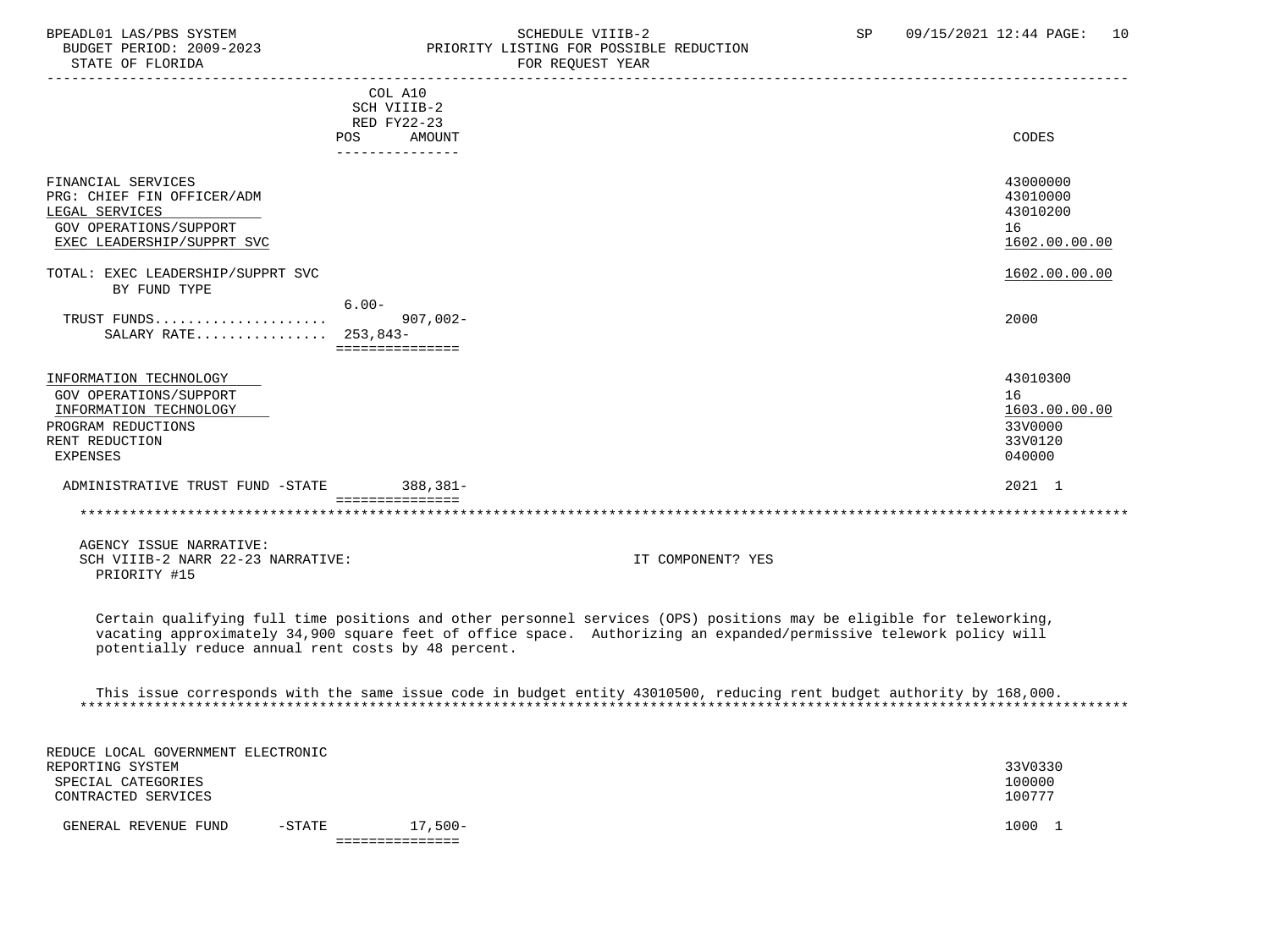BPEADL01 LAS/PBS SYSTEM | SCHEDULE VIIIB-2 | SP 09/15/2021 12:44 PAGE: 10
BUDGET PERIOD: 2009-2023 | PRIORITY LISTING FOR POSSIBLE REDUCTION
STATE OF FLORIDA | FOR REQUEST YEAR

| | COL A10 SCH VIIIB-2 RED FY22-23 POS | AMOUNT | CODES |
|---|---|---|---|
| FINANCIAL SERVICES | | | 43000000 |
| PRG: CHIEF FIN OFFICER/ADM | | | 43010000 |
| LEGAL SERVICES | | | 43010200 |
| GOV OPERATIONS/SUPPORT | | | 16 |
| EXEC LEADERSHIP/SUPPRT SVC | | | 1602.00.00.00 |
| TOTAL: EXEC LEADERSHIP/SUPPRT SVC | | | 1602.00.00.00 |
| BY FUND TYPE | | | |
| TRUST FUNDS..................... | 6.00- | 907,002- | 2000 |
| SALARY RATE................ | 253,843- | | |
| INFORMATION TECHNOLOGY | | | 43010300 |
| GOV OPERATIONS/SUPPORT | | | 16 |
| INFORMATION TECHNOLOGY | | | 1603.00.00.00 |
| PROGRAM REDUCTIONS | | | 33V0000 |
| RENT REDUCTION | | | 33V0120 |
| EXPENSES | | | 040000 |
| ADMINISTRATIVE TRUST FUND -STATE | | 388,381- | 2021 1 |

AGENCY ISSUE NARRATIVE:
SCH VIIIB-2 NARR 22-23 NARRATIVE: IT COMPONENT? YES
PRIORITY #15

Certain qualifying full time positions and other personnel services (OPS) positions may be eligible for teleworking, vacating approximately 34,900 square feet of office space. Authorizing an expanded/permissive telework policy will potentially reduce annual rent costs by 48 percent.

This issue corresponds with the same issue code in budget entity 43010500, reducing rent budget authority by 168,000.

| | POS | AMOUNT | CODES |
|---|---|---|---|
| REDUCE LOCAL GOVERNMENT ELECTRONIC REPORTING SYSTEM | | | 33V0330 |
| SPECIAL CATEGORIES | | | 100000 |
| CONTRACTED SERVICES | | | 100777 |
| GENERAL REVENUE FUND -STATE | | 17,500- | 1000 1 |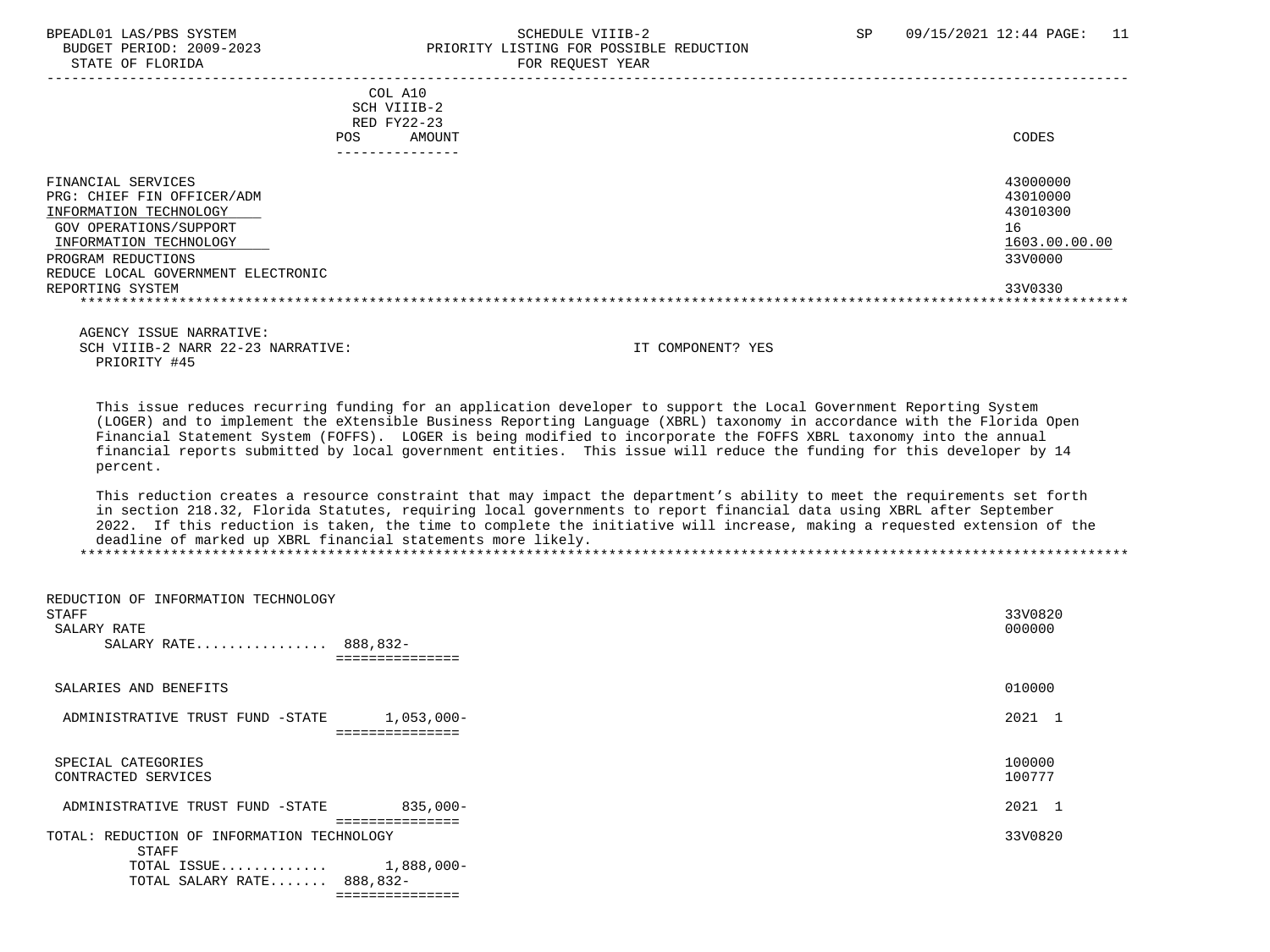COL A10
SCH VIIIB-2
RED FY22-23

| | POS | AMOUNT | CODES |
|---|---|---|---|
| FINANCIAL SERVICES | | | 43000000 |
| PRG: CHIEF FIN OFFICER/ADM | | | 43010000 |
| INFORMATION TECHNOLOGY | | | 43010300 |
| GOV OPERATIONS/SUPPORT | | | 16 |
| INFORMATION TECHNOLOGY | | | 1603.00.00.00 |
| PROGRAM REDUCTIONS | | | 33V0000 |
| REDUCE LOCAL GOVERNMENT ELECTRONIC REPORTING SYSTEM | | | 33V0330 |

AGENCY ISSUE NARRATIVE:
SCH VIIIB-2 NARR 22-23 NARRATIVE: IT COMPONENT? YES
PRIORITY #45

This issue reduces recurring funding for an application developer to support the Local Government Reporting System (LOGER) and to implement the eXtensible Business Reporting Language (XBRL) taxonomy in accordance with the Florida Open Financial Statement System (FOFFS). LOGER is being modified to incorporate the FOFFS XBRL taxonomy into the annual financial reports submitted by local government entities. This issue will reduce the funding for this developer by 14 percent.

This reduction creates a resource constraint that may impact the department's ability to meet the requirements set forth in section 218.32, Florida Statutes, requiring local governments to report financial data using XBRL after September 2022. If this reduction is taken, the time to complete the initiative will increase, making a requested extension of the deadline of marked up XBRL financial statements more likely.

| | POS | AMOUNT | CODES |
|---|---|---|---|
| REDUCTION OF INFORMATION TECHNOLOGY STAFF | | | 33V0820 |
| SALARY RATE | | | 000000 |
| SALARY RATE................ | | 888,832- | |
| SALARIES AND BENEFITS | | | 010000 |
| ADMINISTRATIVE TRUST FUND -STATE | | 1,053,000- | 2021 1 |
| SPECIAL CATEGORIES | | | 100000 |
| CONTRACTED SERVICES | | | 100777 |
| ADMINISTRATIVE TRUST FUND -STATE | | 835,000- | 2021 1 |
| TOTAL: REDUCTION OF INFORMATION TECHNOLOGY STAFF | | | 33V0820 |
| TOTAL ISSUE............ | | 1,888,000- | |
| TOTAL SALARY RATE....... | | 888,832- | |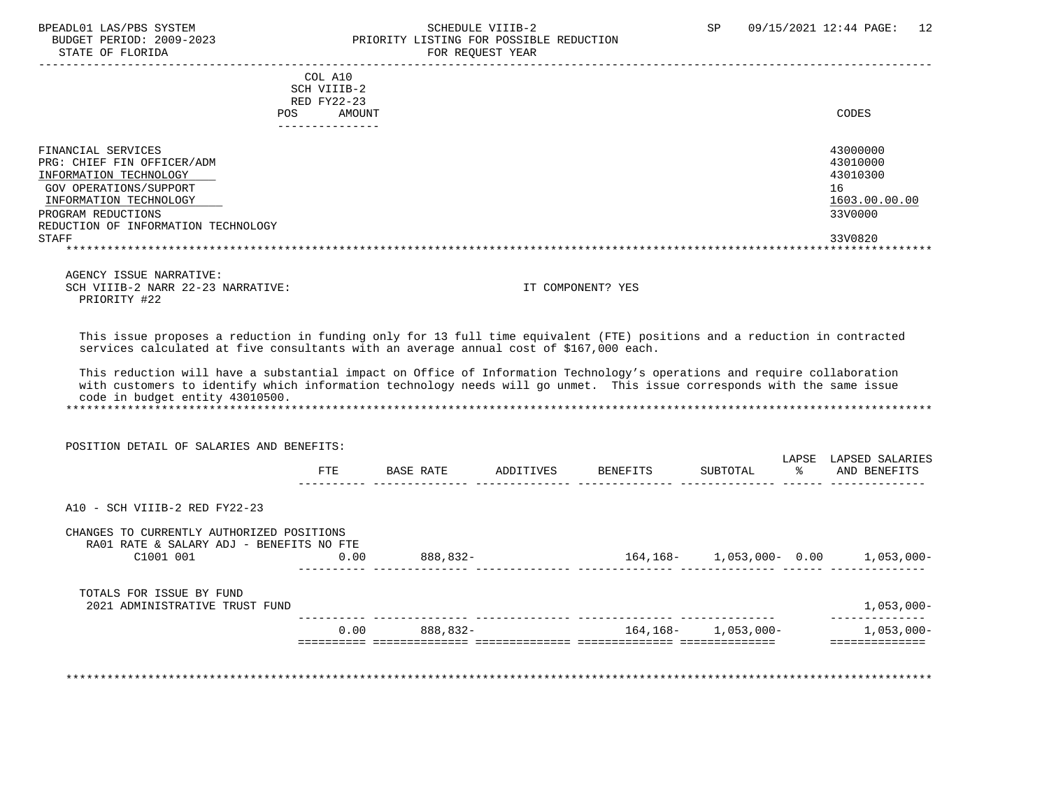BPEADL01 LAS/PBS SYSTEM — SCHEDULE VIIIB-2 — SP 09/15/2021 12:44

BUDGET PERIOD: 2009-2023 — PRIORITY LISTING FOR POSSIBLE REDUCTION

STATE OF FLORIDA — FOR REQUEST YEAR

| | COL A10 SCH VIIIB-2 RED FY22-23 POS AMOUNT | CODES |
|---|---|---|
| FINANCIAL SERVICES | | 43000000 |
| PRG: CHIEF FIN OFFICER/ADM | | 43010000 |
| INFORMATION TECHNOLOGY | | 43010300 |
| GOV OPERATIONS/SUPPORT | | 16 |
| INFORMATION TECHNOLOGY | | 1603.00.00.00 |
| PROGRAM REDUCTIONS | | 33V0000 |
| REDUCTION OF INFORMATION TECHNOLOGY STAFF | | 33V0820 |

AGENCY ISSUE NARRATIVE:

SCH VIIIB-2 NARR 22-23 NARRATIVE: IT COMPONENT? YES

PRIORITY #22

This issue proposes a reduction in funding only for 13 full time equivalent (FTE) positions and a reduction in contracted services calculated at five consultants with an average annual cost of $167,000 each.

This reduction will have a substantial impact on Office of Information Technology's operations and require collaboration with customers to identify which information technology needs will go unmet. This issue corresponds with the same issue code in budget entity 43010500.

POSITION DETAIL OF SALARIES AND BENEFITS:

| | FTE | BASE RATE | ADDITIVES | BENEFITS | SUBTOTAL | LAPSE % | LAPSED SALARIES AND BENEFITS |
|---|---|---|---|---|---|---|---|
| A10 - SCH VIIIB-2 RED FY22-23 | | | | | | | |
| CHANGES TO CURRENTLY AUTHORIZED POSITIONS | | | | | | | |
| RA01 RATE & SALARY ADJ - BENEFITS NO FTE | | | | | | | |
| C1001 001 | 0.00 | 888,832- | | 164,168- | 1,053,000- | 0.00 | 1,053,000- |
| TOTALS FOR ISSUE BY FUND | | | | | | | |
| 2021 ADMINISTRATIVE TRUST FUND | | | | | | | 1,053,000- |
| | 0.00 | 888,832- | | 164,168- | 1,053,000- | | 1,053,000- |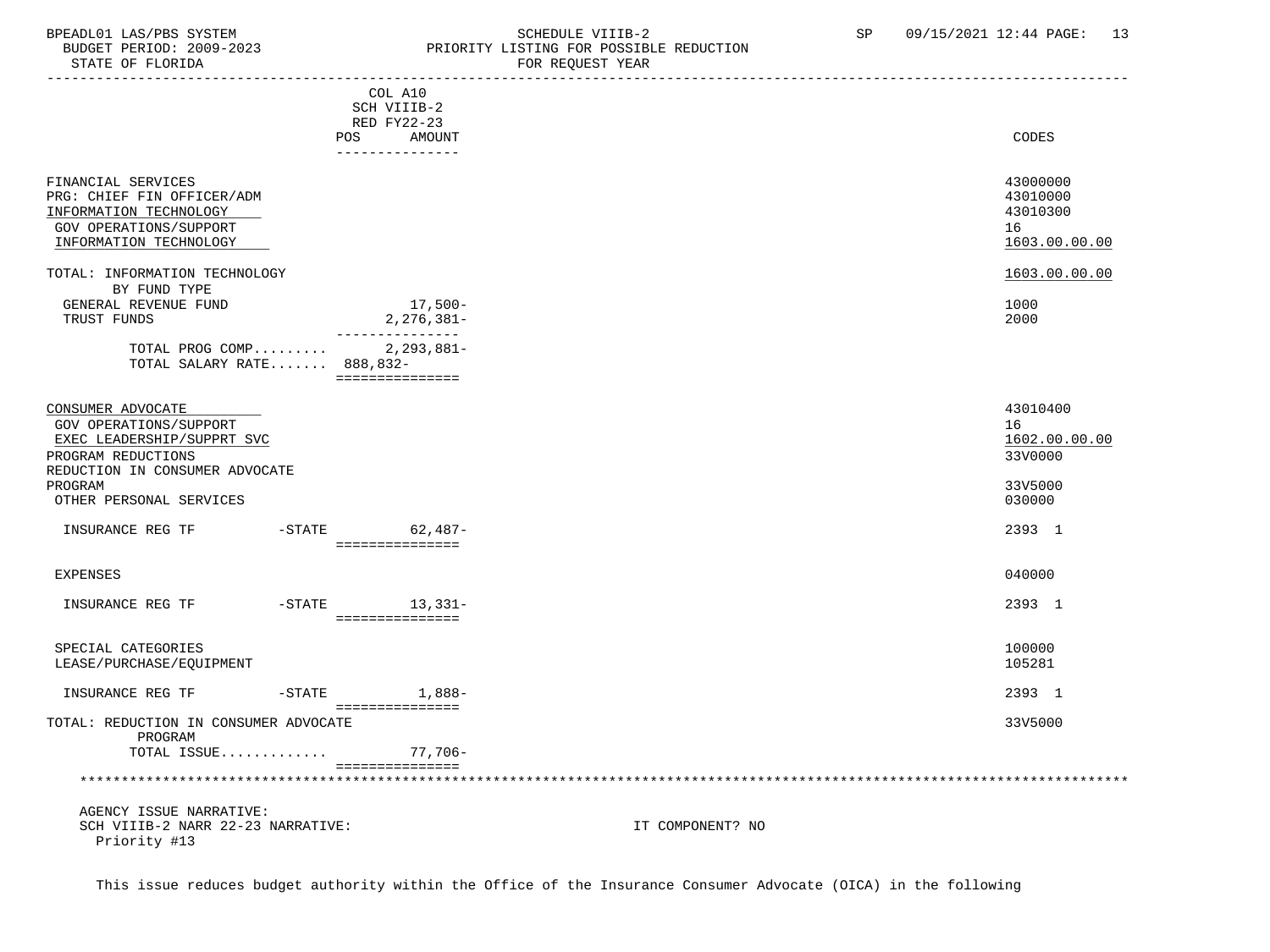| | COL A10 SCH VIIIB-2 RED FY22-23 POS AMOUNT | CODES |
|---|---|---|
| FINANCIAL SERVICES | | 43000000 |
| PRG: CHIEF FIN OFFICER/ADM | | 43010000 |
| INFORMATION TECHNOLOGY | | 43010300 |
| GOV OPERATIONS/SUPPORT | | 16 |
| INFORMATION TECHNOLOGY | | 1603.00.00.00 |
| TOTAL: INFORMATION TECHNOLOGY | | 1603.00.00.00 |
| BY FUND TYPE | | |
| GENERAL REVENUE FUND | 17,500- | 1000 |
| TRUST FUNDS | 2,276,381- | 2000 |
| TOTAL PROG COMP......... | 2,293,881- | |
| TOTAL SALARY RATE....... | 888,832- | |
| CONSUMER ADVOCATE | | 43010400 |
| GOV OPERATIONS/SUPPORT | | 16 |
| EXEC LEADERSHIP/SUPPRT SVC | | 1602.00.00.00 |
| PROGRAM REDUCTIONS | | 33V0000 |
| REDUCTION IN CONSUMER ADVOCATE PROGRAM | | 33V5000 |
| OTHER PERSONAL SERVICES | | 030000 |
| INSURANCE REG TF -STATE | 62,487- | 2393 1 |
| EXPENSES | | 040000 |
| INSURANCE REG TF -STATE | 13,331- | 2393 1 |
| SPECIAL CATEGORIES | | 100000 |
| LEASE/PURCHASE/EQUIPMENT | | 105281 |
| INSURANCE REG TF -STATE | 1,888- | 2393 1 |
| TOTAL: REDUCTION IN CONSUMER ADVOCATE PROGRAM | | 33V5000 |
| TOTAL ISSUE............. | 77,706- | |

AGENCY ISSUE NARRATIVE:
SCH VIIIB-2 NARR 22-23 NARRATIVE: IT COMPONENT? NO
Priority #13

This issue reduces budget authority within the Office of the Insurance Consumer Advocate (OICA) in the following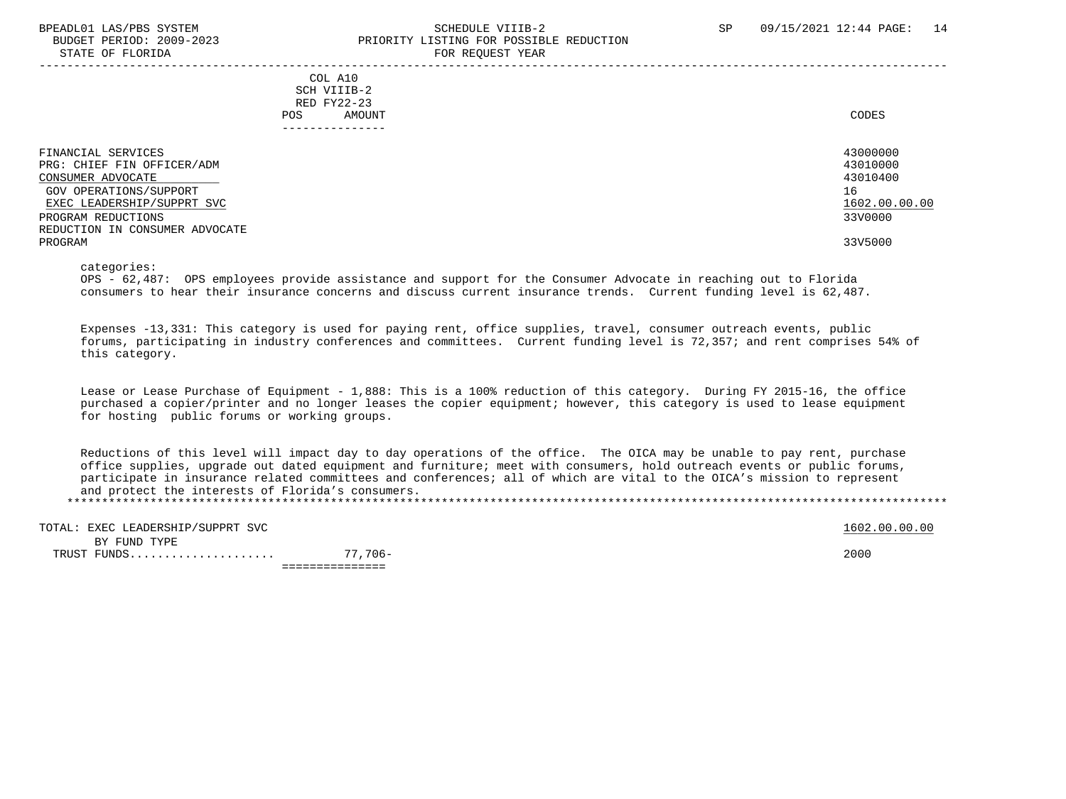| | COL A10 SCH VIIIB-2 RED FY22-23 POS AMOUNT | CODES |
|---|---|---|
| FINANCIAL SERVICES | | 43000000 |
| PRG: CHIEF FIN OFFICER/ADM | | 43010000 |
| CONSUMER ADVOCATE | | 43010400 |
| GOV OPERATIONS/SUPPORT | | 16 |
| EXEC LEADERSHIP/SUPPRT SVC | | 1602.00.00.00 |
| PROGRAM REDUCTIONS | | 33V0000 |
| REDUCTION IN CONSUMER ADVOCATE PROGRAM | | 33V5000 |

categories:
OPS - 62,487: OPS employees provide assistance and support for the Consumer Advocate in reaching out to Florida consumers to hear their insurance concerns and discuss current insurance trends. Current funding level is 62,487.

Expenses -13,331: This category is used for paying rent, office supplies, travel, consumer outreach events, public forums, participating in industry conferences and committees. Current funding level is 72,357; and rent comprises 54% of this category.

Lease or Lease Purchase of Equipment - 1,888: This is a 100% reduction of this category. During FY 2015-16, the office purchased a copier/printer and no longer leases the copier equipment; however, this category is used to lease equipment for hosting public forums or working groups.

Reductions of this level will impact day to day operations of the office. The OICA may be unable to pay rent, purchase office supplies, upgrade out dated equipment and furniture; meet with consumers, hold outreach events or public forums, participate in insurance related committees and conferences; all of which are vital to the OICA's mission to represent and protect the interests of Florida's consumers.

| | | |
|---|---|---|
| TOTAL: EXEC LEADERSHIP/SUPPRT SVC | | 1602.00.00.00 |
| BY FUND TYPE | | |
| TRUST FUNDS..................... | 77,706- | 2000 |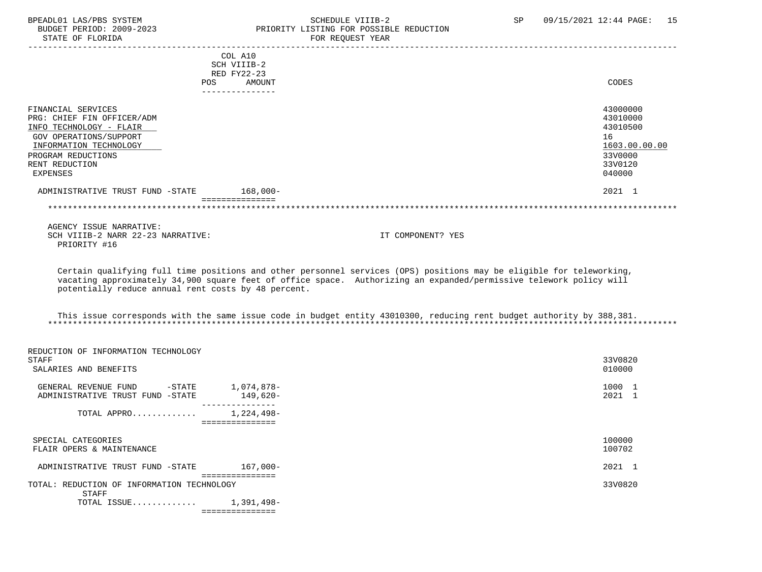COL A10 SCH VIIIB-2 RED FY22-23

| | POS | AMOUNT | CODES |
|---|---|---|---|
| FINANCIAL SERVICES | | | 43000000 |
| PRG: CHIEF FIN OFFICER/ADM | | | 43010000 |
| INFO TECHNOLOGY - FLAIR | | | 43010500 |
| GOV OPERATIONS/SUPPORT | | | 16 |
| INFORMATION TECHNOLOGY | | | 1603.00.00.00 |
| PROGRAM REDUCTIONS | | | 33V0000 |
| RENT REDUCTION | | | 33V0120 |
| EXPENSES | | | 040000 |
| ADMINISTRATIVE TRUST FUND -STATE | | 168,000- | 2021 1 |

AGENCY ISSUE NARRATIVE:
SCH VIIIB-2 NARR 22-23 NARRATIVE: IT COMPONENT? YES
PRIORITY #16

Certain qualifying full time positions and other personnel services (OPS) positions may be eligible for teleworking, vacating approximately 34,900 square feet of office space. Authorizing an expanded/permissive telework policy will potentially reduce annual rent costs by 48 percent.

This issue corresponds with the same issue code in budget entity 43010300, reducing rent budget authority by 388,381.

| | POS | AMOUNT | CODES |
|---|---|---|---|
| REDUCTION OF INFORMATION TECHNOLOGY STAFF | | | 33V0820 |
| SALARIES AND BENEFITS | | | 010000 |
| GENERAL REVENUE FUND -STATE | | 1,074,878- | 1000 1 |
| ADMINISTRATIVE TRUST FUND -STATE | | 149,620- | 2021 1 |
| TOTAL APPRO............ | | 1,224,498- | |
| SPECIAL CATEGORIES | | | 100000 |
| FLAIR OPERS & MAINTENANCE | | | 100702 |
| ADMINISTRATIVE TRUST FUND -STATE | | 167,000- | 2021 1 |
| TOTAL: REDUCTION OF INFORMATION TECHNOLOGY STAFF | | | 33V0820 |
| TOTAL ISSUE............ | | 1,391,498- | |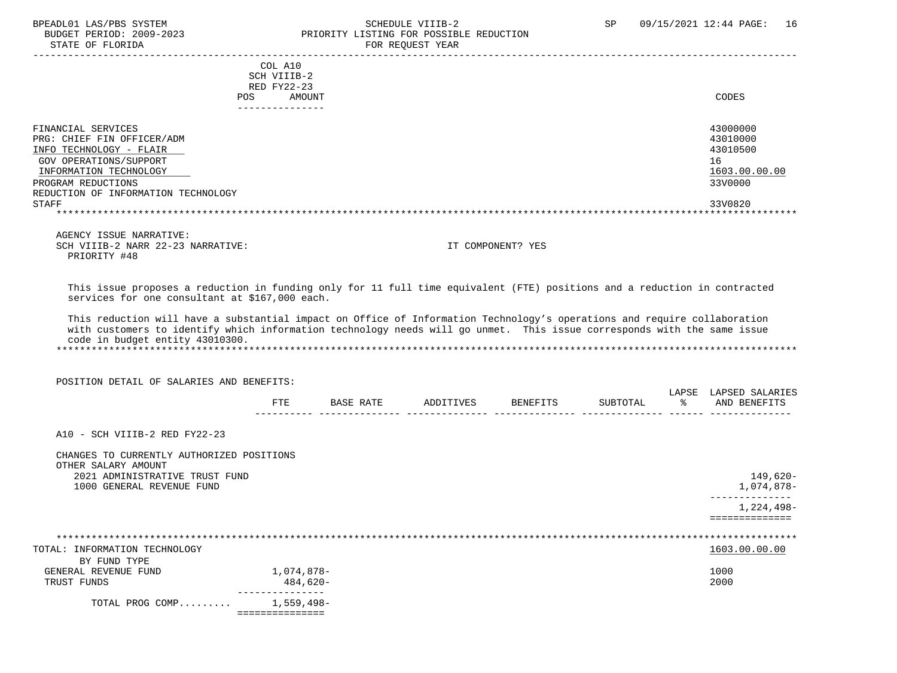COL A10
SCH VIIIB-2
RED FY22-23
POS AMOUNT

| | CODES |
|---|---|
| FINANCIAL SERVICES | 43000000 |
| PRG: CHIEF FIN OFFICER/ADM | 43010000 |
| INFO TECHNOLOGY - FLAIR | 43010500 |
| GOV OPERATIONS/SUPPORT | 16 |
| INFORMATION TECHNOLOGY | 1603.00.00.00 |
| PROGRAM REDUCTIONS | 33V0000 |
| REDUCTION OF INFORMATION TECHNOLOGY STAFF | 33V0820 |

AGENCY ISSUE NARRATIVE:
SCH VIIIB-2 NARR 22-23 NARRATIVE: IT COMPONENT? YES
PRIORITY #48

This issue proposes a reduction in funding only for 11 full time equivalent (FTE) positions and a reduction in contracted services for one consultant at $167,000 each.

This reduction will have a substantial impact on Office of Information Technology's operations and require collaboration with customers to identify which information technology needs will go unmet. This issue corresponds with the same issue code in budget entity 43010300.

POSITION DETAIL OF SALARIES AND BENEFITS:

| | FTE | BASE RATE | ADDITIVES | BENEFITS | SUBTOTAL | LAPSE % | LAPSED SALARIES AND BENEFITS |
|---|---|---|---|---|---|---|---|
| A10 - SCH VIIIB-2 RED FY22-23 | | | | | | | |
| CHANGES TO CURRENTLY AUTHORIZED POSITIONS | | | | | | | |
| OTHER SALARY AMOUNT | | | | | | | |
| 2021 ADMINISTRATIVE TRUST FUND | | | | | | | 149,620- |
| 1000 GENERAL REVENUE FUND | | | | | | | 1,074,878- |
| | | | | | | | 1,224,498- |

| TOTAL: INFORMATION TECHNOLOGY | | 1603.00.00.00 |
|---|---|---|
| BY FUND TYPE | | |
| GENERAL REVENUE FUND | 1,074,878- | 1000 |
| TRUST FUNDS | 484,620- | 2000 |
| TOTAL PROG COMP......... | 1,559,498- | |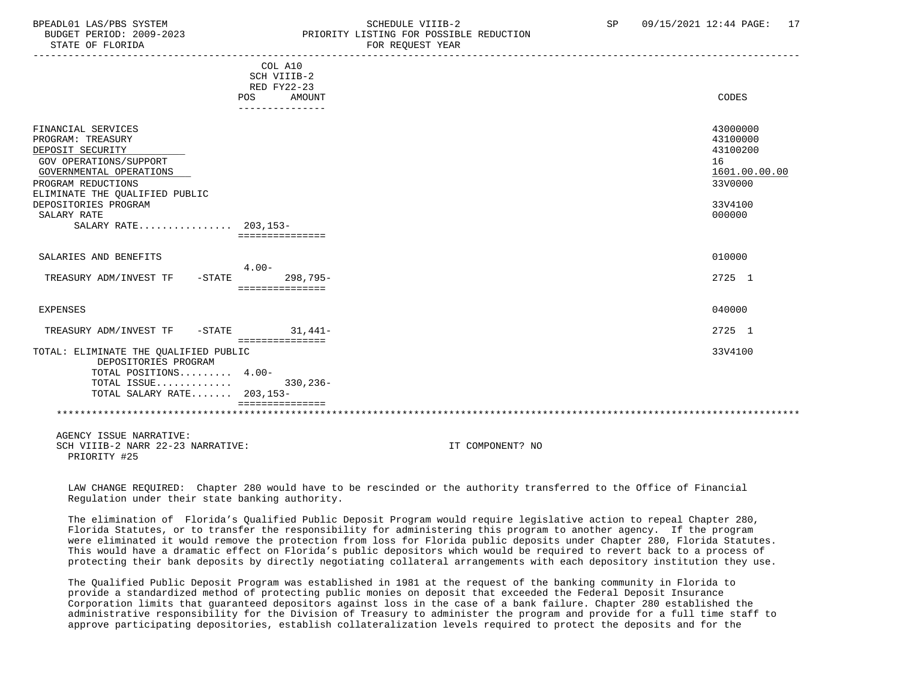| | COL A10 SCH VIIIB-2 RED FY22-23 POS | AMOUNT | CODES |
|---|---|---|---|
| FINANCIAL SERVICES | | | 43000000 |
| PROGRAM: TREASURY | | | 43100000 |
| DEPOSIT SECURITY | | | 43100200 |
| GOV OPERATIONS/SUPPORT | | | 16 |
| GOVERNMENTAL OPERATIONS | | | 1601.00.00.00 |
| PROGRAM REDUCTIONS | | | 33V0000 |
| ELIMINATE THE QUALIFIED PUBLIC DEPOSITORIES PROGRAM | | | 33V4100 |
| SALARY RATE | | | 000000 |
| SALARY RATE................ | 203,153- | | |
| SALARIES AND BENEFITS | | | 010000 |
| TREASURY ADM/INVEST TF -STATE | 4.00- | 298,795- | 2725 1 |
| EXPENSES | | | 040000 |
| TREASURY ADM/INVEST TF -STATE | | 31,441- | 2725 1 |
| TOTAL: ELIMINATE THE QUALIFIED PUBLIC DEPOSITORIES PROGRAM | | | 33V4100 |
| TOTAL POSITIONS......... | 4.00- | | |
| TOTAL ISSUE............. | | 330,236- | |
| TOTAL SALARY RATE....... | 203,153- | | |

AGENCY ISSUE NARRATIVE:
SCH VIIIB-2 NARR 22-23 NARRATIVE: IT COMPONENT? NO
PRIORITY #25

LAW CHANGE REQUIRED: Chapter 280 would have to be rescinded or the authority transferred to the Office of Financial Regulation under their state banking authority.

The elimination of Florida's Qualified Public Deposit Program would require legislative action to repeal Chapter 280, Florida Statutes, or to transfer the responsibility for administering this program to another agency. If the program were eliminated it would remove the protection from loss for Florida public deposits under Chapter 280, Florida Statutes. This would have a dramatic effect on Florida's public depositors which would be required to revert back to a process of protecting their bank deposits by directly negotiating collateral arrangements with each depository institution they use.

The Qualified Public Deposit Program was established in 1981 at the request of the banking community in Florida to provide a standardized method of protecting public monies on deposit that exceeded the Federal Deposit Insurance Corporation limits that guaranteed depositors against loss in the case of a bank failure. Chapter 280 established the administrative responsibility for the Division of Treasury to administer the program and provide for a full time staff to approve participating depositories, establish collateralization levels required to protect the deposits and for the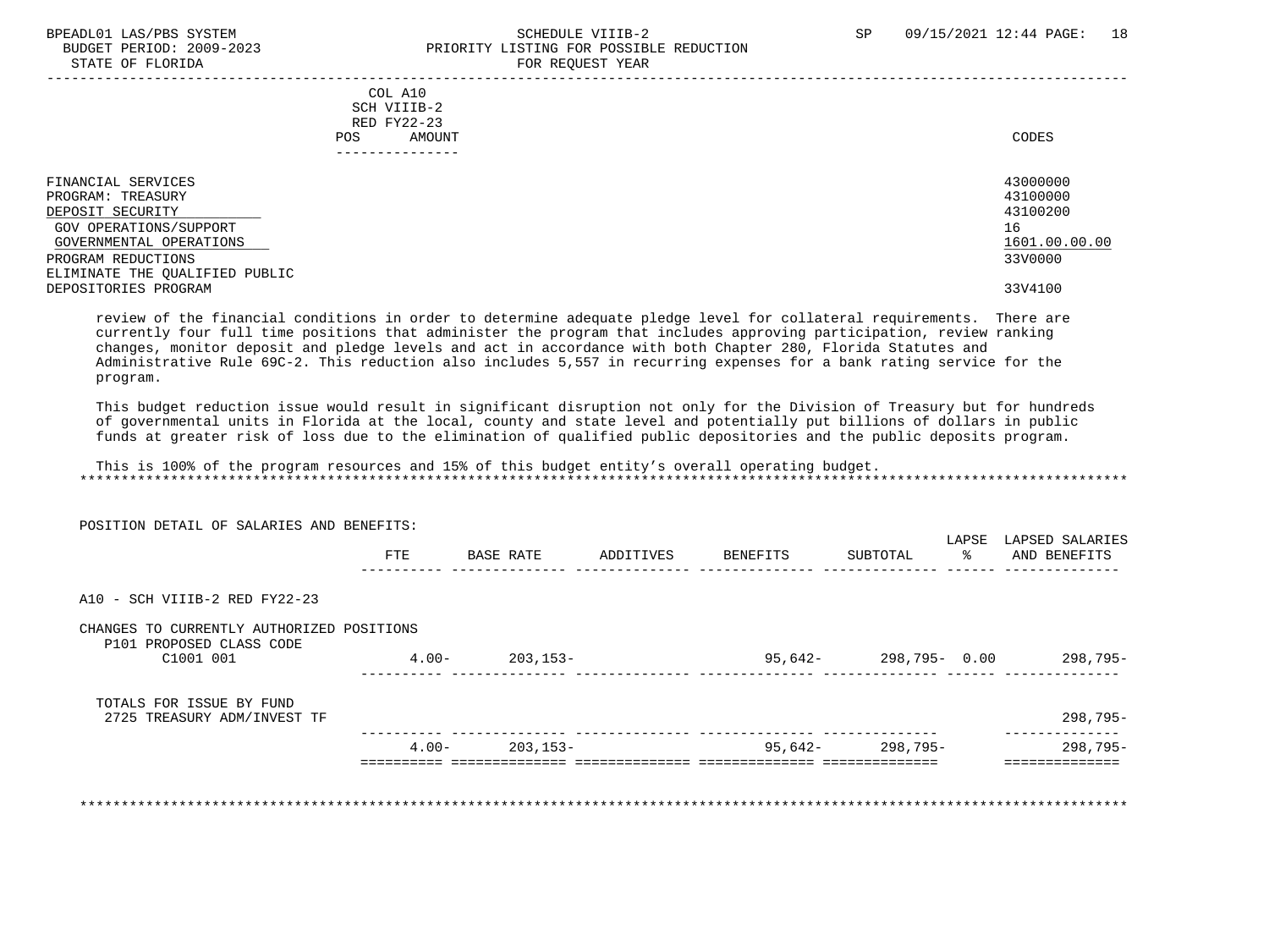| | COL A10 SCH VIIIB-2 RED FY22-23 POS AMOUNT | CODES |
|---|---|---|
| FINANCIAL SERVICES | | 43000000 |
| PROGRAM: TREASURY | | 43100000 |
| DEPOSIT SECURITY | | 43100200 |
| GOV OPERATIONS/SUPPORT | | 16 |
| GOVERNMENTAL OPERATIONS | | 1601.00.00.00 |
| PROGRAM REDUCTIONS | | 33V0000 |
| ELIMINATE THE QUALIFIED PUBLIC DEPOSITORIES PROGRAM | | 33V4100 |

review of the financial conditions in order to determine adequate pledge level for collateral requirements. There are currently four full time positions that administer the program that includes approving participation, review ranking changes, monitor deposit and pledge levels and act in accordance with both Chapter 280, Florida Statutes and Administrative Rule 69C-2. This reduction also includes 5,557 in recurring expenses for a bank rating service for the program.

This budget reduction issue would result in significant disruption not only for the Division of Treasury but for hundreds of governmental units in Florida at the local, county and state level and potentially put billions of dollars in public funds at greater risk of loss due to the elimination of qualified public depositories and the public deposits program.

This is 100% of the program resources and 15% of this budget entity's overall operating budget.

POSITION DETAIL OF SALARIES AND BENEFITS:

| | FTE | BASE RATE | ADDITIVES | BENEFITS | SUBTOTAL | LAPSE % | LAPSED SALARIES AND BENEFITS |
|---|---|---|---|---|---|---|---|
| A10 - SCH VIIIB-2 RED FY22-23 | | | | | | | |
| CHANGES TO CURRENTLY AUTHORIZED POSITIONS | | | | | | | |
| P101 PROPOSED CLASS CODE | | | | | | | |
| C1001 001 | 4.00- | 203,153- | | 95,642- | 298,795- | 0.00 | 298,795- |
| TOTALS FOR ISSUE BY FUND | | | | | | | |
| 2725 TREASURY ADM/INVEST TF | | | | | | | 298,795- |
| | 4.00- | 203,153- | | 95,642- | 298,795- | | 298,795- |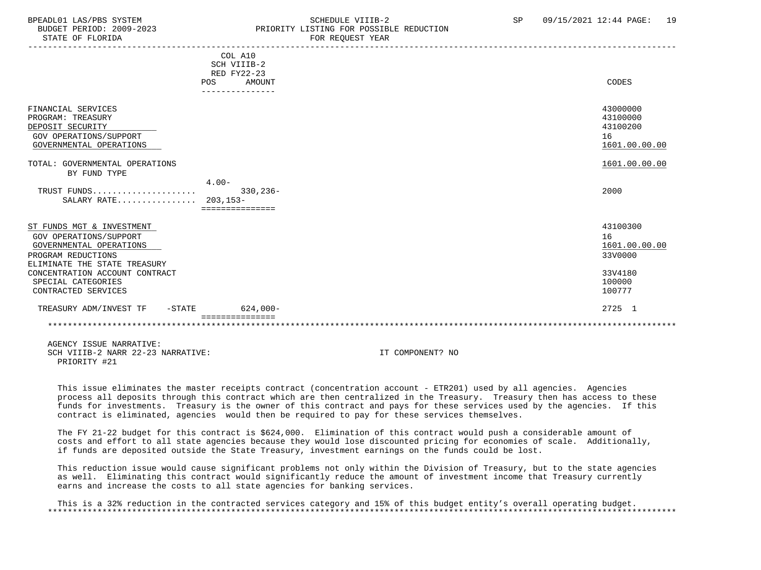| | COL A10 SCH VIIIB-2 RED FY22-23 POS | AMOUNT | CODES |
|---|---|---|---|
| FINANCIAL SERVICES | | | 43000000 |
| PROGRAM: TREASURY | | | 43100000 |
| DEPOSIT SECURITY | | | 43100200 |
| GOV OPERATIONS/SUPPORT | | | 16 |
| GOVERNMENTAL OPERATIONS | | | 1601.00.00.00 |
| TOTAL: GOVERNMENTAL OPERATIONS | | | 1601.00.00.00 |
| BY FUND TYPE | | | |
| TRUST FUNDS..................... | 4.00- | 330,236- | 2000 |
| SALARY RATE................ | 203,153- | | |
| ST FUNDS MGT & INVESTMENT | | | 43100300 |
| GOV OPERATIONS/SUPPORT | | | 16 |
| GOVERNMENTAL OPERATIONS | | | 1601.00.00.00 |
| PROGRAM REDUCTIONS | | | 33V0000 |
| ELIMINATE THE STATE TREASURY CONCENTRATION ACCOUNT CONTRACT | | | 33V4180 |
| SPECIAL CATEGORIES | | | 100000 |
| CONTRACTED SERVICES | | | 100777 |
| TREASURY ADM/INVEST TF -STATE | | 624,000- | 2725 1 |

AGENCY ISSUE NARRATIVE:

SCH VIIIB-2 NARR 22-23 NARRATIVE: IT COMPONENT? NO

PRIORITY #21

This issue eliminates the master receipts contract (concentration account - ETR201) used by all agencies. Agencies process all deposits through this contract which are then centralized in the Treasury. Treasury then has access to these funds for investments. Treasury is the owner of this contract and pays for these services used by the agencies. If this contract is eliminated, agencies would then be required to pay for these services themselves.

The FY 21-22 budget for this contract is $624,000. Elimination of this contract would push a considerable amount of costs and effort to all state agencies because they would lose discounted pricing for economies of scale. Additionally, if funds are deposited outside the State Treasury, investment earnings on the funds could be lost.

This reduction issue would cause significant problems not only within the Division of Treasury, but to the state agencies as well. Eliminating this contract would significantly reduce the amount of investment income that Treasury currently earns and increase the costs to all state agencies for banking services.

This is a 32% reduction in the contracted services category and 15% of this budget entity's overall operating budget.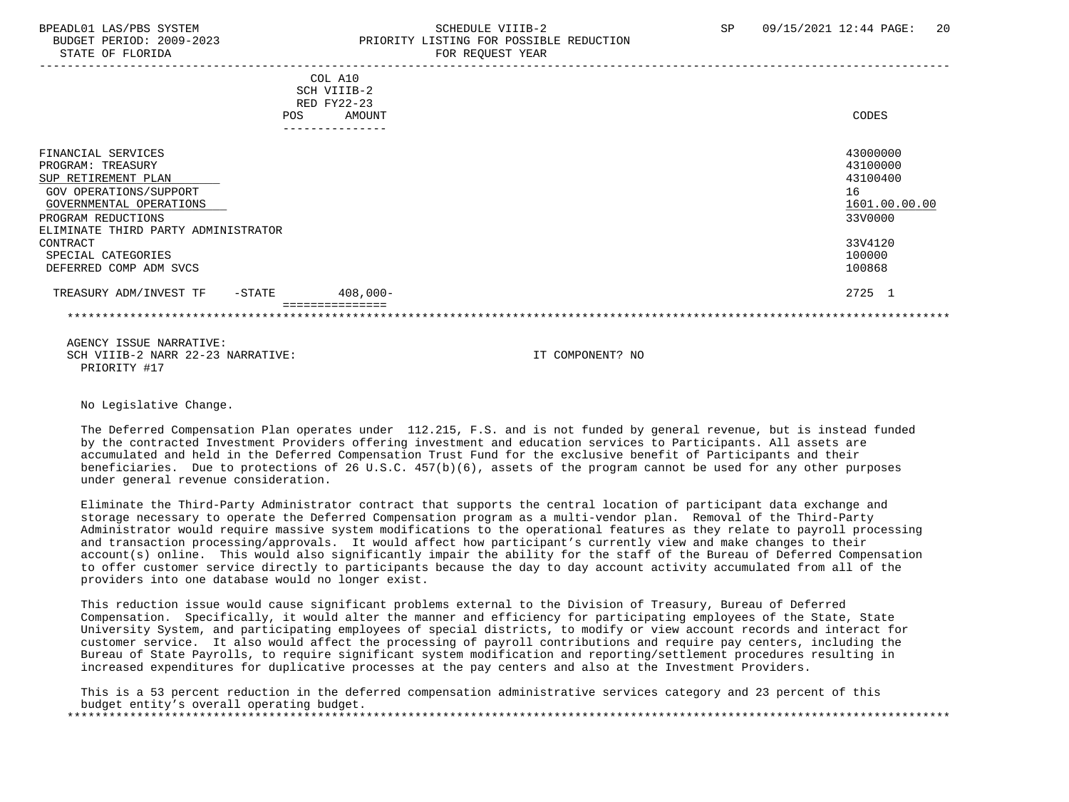BPEADL01 LAS/PBS SYSTEM — SCHEDULE VIIIB-2 — SP 09/15/2021 12:44

BUDGET PERIOD: 2009-2023 — PRIORITY LISTING FOR POSSIBLE REDUCTION

STATE OF FLORIDA — FOR REQUEST YEAR

| | COL A10 SCH VIIIB-2 RED FY22-23 POS | AMOUNT | CODES |
|---|---|---|---|
| FINANCIAL SERVICES | | | 43000000 |
| PROGRAM: TREASURY | | | 43100000 |
| SUP RETIREMENT PLAN | | | 43100400 |
| GOV OPERATIONS/SUPPORT | | | 16 |
| GOVERNMENTAL OPERATIONS | | | 1601.00.00.00 |
| PROGRAM REDUCTIONS | | | 33V0000 |
| ELIMINATE THIRD PARTY ADMINISTRATOR CONTRACT | | | 33V4120 |
| SPECIAL CATEGORIES | | | 100000 |
| DEFERRED COMP ADM SVCS | | | 100868 |
| TREASURY ADM/INVEST TF -STATE | | 408,000- | 2725 1 |

AGENCY ISSUE NARRATIVE:
SCH VIIIB-2 NARR 22-23 NARRATIVE: IT COMPONENT? NO
PRIORITY #17

No Legislative Change.

The Deferred Compensation Plan operates under 112.215, F.S. and is not funded by general revenue, but is instead funded by the contracted Investment Providers offering investment and education services to Participants. All assets are accumulated and held in the Deferred Compensation Trust Fund for the exclusive benefit of Participants and their beneficiaries. Due to protections of 26 U.S.C. 457(b)(6), assets of the program cannot be used for any other purposes under general revenue consideration.

Eliminate the Third-Party Administrator contract that supports the central location of participant data exchange and storage necessary to operate the Deferred Compensation program as a multi-vendor plan. Removal of the Third-Party Administrator would require massive system modifications to the operational features as they relate to payroll processing and transaction processing/approvals. It would affect how participant's currently view and make changes to their account(s) online. This would also significantly impair the ability for the staff of the Bureau of Deferred Compensation to offer customer service directly to participants because the day to day account activity accumulated from all of the providers into one database would no longer exist.

This reduction issue would cause significant problems external to the Division of Treasury, Bureau of Deferred Compensation. Specifically, it would alter the manner and efficiency for participating employees of the State, State University System, and participating employees of special districts, to modify or view account records and interact for customer service. It also would affect the processing of payroll contributions and require pay centers, including the Bureau of State Payrolls, to require significant system modification and reporting/settlement procedures resulting in increased expenditures for duplicative processes at the pay centers and also at the Investment Providers.

This is a 53 percent reduction in the deferred compensation administrative services category and 23 percent of this budget entity's overall operating budget.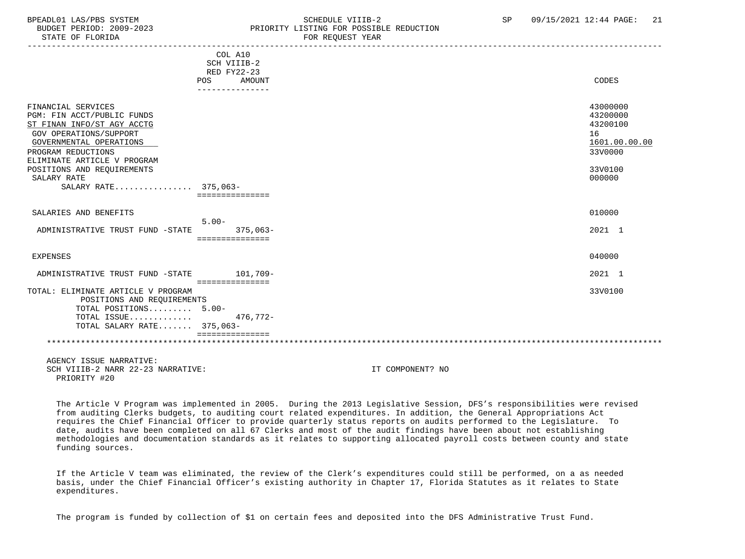| | COL A10 SCH VIIIB-2 RED FY22-23 POS | AMOUNT | CODES |
|---|---|---|---|
| FINANCIAL SERVICES | | | 43000000 |
| PGM: FIN ACCT/PUBLIC FUNDS | | | 43200000 |
| ST FINAN INFO/ST AGY ACCTG | | | 43200100 |
| GOV OPERATIONS/SUPPORT | | | 16 |
| GOVERNMENTAL OPERATIONS | | | 1601.00.00.00 |
| PROGRAM REDUCTIONS | | | 33V0000 |
| ELIMINATE ARTICLE V PROGRAM POSITIONS AND REQUIREMENTS | | | 33V0100 |
| SALARY RATE | | | 000000 |
| SALARY RATE................ | 375,063- | | |
| SALARIES AND BENEFITS | | | 010000 |
| ADMINISTRATIVE TRUST FUND -STATE | 5.00- | 375,063- | 2021 1 |
| EXPENSES | | | 040000 |
| ADMINISTRATIVE TRUST FUND -STATE | | 101,709- | 2021 1 |
| TOTAL: ELIMINATE ARTICLE V PROGRAM POSITIONS AND REQUIREMENTS | | | 33V0100 |
| TOTAL POSITIONS......... | 5.00- | | |
| TOTAL ISSUE............. | | 476,772- | |
| TOTAL SALARY RATE....... | 375,063- | | |

AGENCY ISSUE NARRATIVE:
SCH VIIIB-2 NARR 22-23 NARRATIVE: IT COMPONENT? NO
PRIORITY #20

The Article V Program was implemented in 2005. During the 2013 Legislative Session, DFS's responsibilities were revised from auditing Clerks budgets, to auditing court related expenditures. In addition, the General Appropriations Act requires the Chief Financial Officer to provide quarterly status reports on audits performed to the Legislature. To date, audits have been completed on all 67 Clerks and most of the audit findings have been about not establishing methodologies and documentation standards as it relates to supporting allocated payroll costs between county and state funding sources.

If the Article V team was eliminated, the review of the Clerk's expenditures could still be performed, on a as needed basis, under the Chief Financial Officer's existing authority in Chapter 17, Florida Statutes as it relates to State expenditures.

The program is funded by collection of $1 on certain fees and deposited into the DFS Administrative Trust Fund.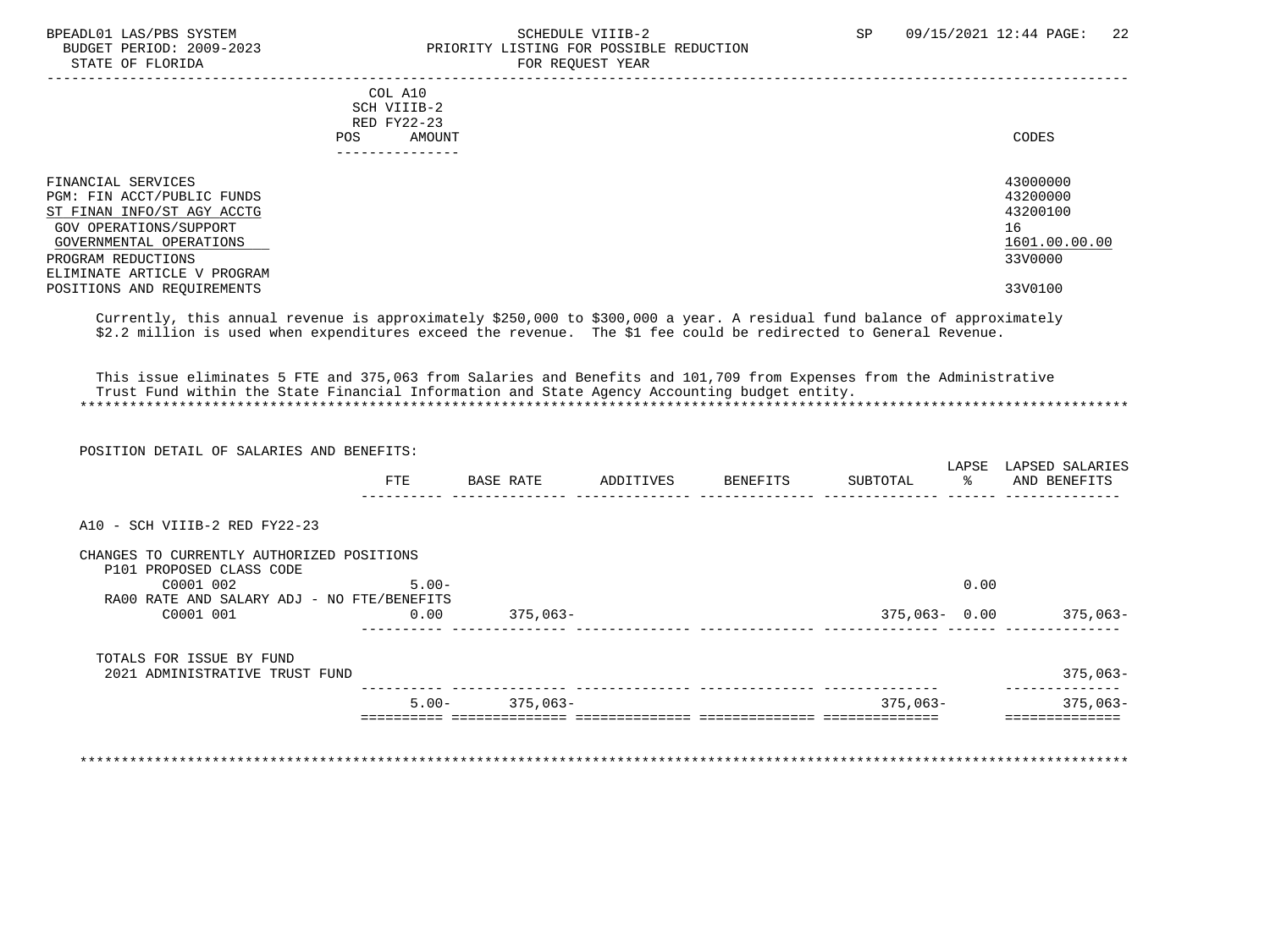BPEADL01 LAS/PBS SYSTEM — SCHEDULE VIIIB-2 — SP 09/15/2021 12:44

BUDGET PERIOD: 2009-2023 — PRIORITY LISTING FOR POSSIBLE REDUCTION

STATE OF FLORIDA — FOR REQUEST YEAR

| | COL A10 SCH VIIIB-2 RED FY22-23 POS AMOUNT | CODES |
|---|---|---|
| FINANCIAL SERVICES | | 43000000 |
| PGM: FIN ACCT/PUBLIC FUNDS | | 43200000 |
| ST FINAN INFO/ST AGY ACCTG | | 43200100 |
| GOV OPERATIONS/SUPPORT | | 16 |
| GOVERNMENTAL OPERATIONS | | 1601.00.00.00 |
| PROGRAM REDUCTIONS | | 33V0000 |
| ELIMINATE ARTICLE V PROGRAM POSITIONS AND REQUIREMENTS | | 33V0100 |

Currently, this annual revenue is approximately $250,000 to $300,000 a year. A residual fund balance of approximately $2.2 million is used when expenditures exceed the revenue. The $1 fee could be redirected to General Revenue.

This issue eliminates 5 FTE and 375,063 from Salaries and Benefits and 101,709 from Expenses from the Administrative Trust Fund within the State Financial Information and State Agency Accounting budget entity.

POSITION DETAIL OF SALARIES AND BENEFITS:

| | FTE | BASE RATE | ADDITIVES | BENEFITS | SUBTOTAL | LAPSE % | LAPSED SALARIES AND BENEFITS |
|---|---|---|---|---|---|---|---|
| A10 - SCH VIIIB-2 RED FY22-23 | | | | | | | |
| CHANGES TO CURRENTLY AUTHORIZED POSITIONS | | | | | | | |
| P101 PROPOSED CLASS CODE | | | | | | | |
| C0001 002 | 5.00- | | | | | 0.00 | |
| RA00 RATE AND SALARY ADJ - NO FTE/BENEFITS | | | | | | | |
| C0001 001 | 0.00 | 375,063- | | | 375,063- | 0.00 | 375,063- |
| TOTALS FOR ISSUE BY FUND | | | | | | | |
| 2021 ADMINISTRATIVE TRUST FUND | | | | | | | 375,063- |
| | 5.00- | 375,063- | | | 375,063- | | 375,063- |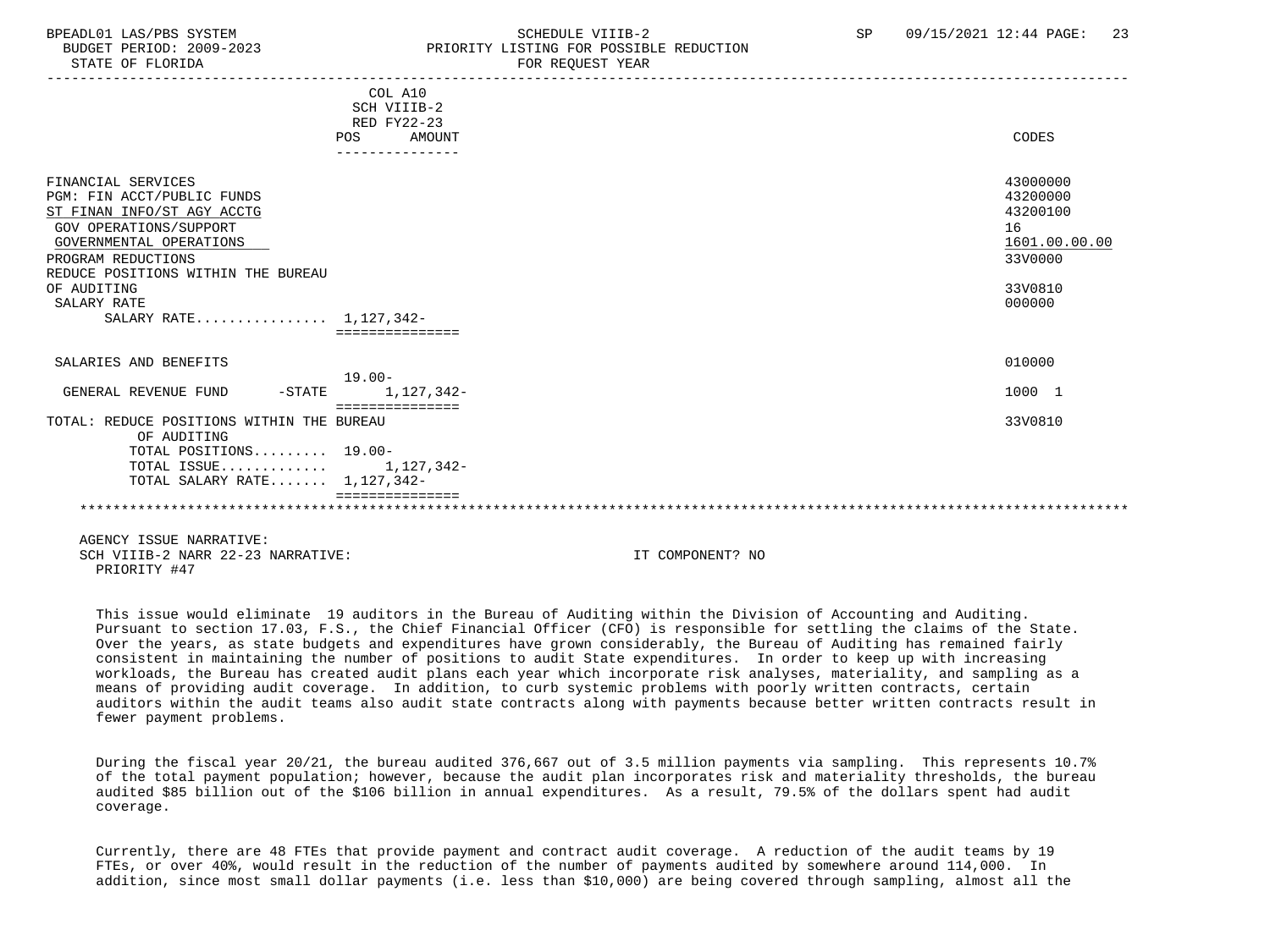COL A10
SCH VIIIB-2
RED FY22-23

| | POS | AMOUNT | CODES |
|---|---|---|---|
| FINANCIAL SERVICES | | | 43000000 |
| PGM: FIN ACCT/PUBLIC FUNDS | | | 43200000 |
| ST FINAN INFO/ST AGY ACCTG | | | 43200100 |
| GOV OPERATIONS/SUPPORT | | | 16 |
| GOVERNMENTAL OPERATIONS | | | 1601.00.00.00 |
| PROGRAM REDUCTIONS | | | 33V0000 |
| REDUCE POSITIONS WITHIN THE BUREAU OF AUDITING | | | 33V0810 |
| SALARY RATE | | | 000000 |
| SALARY RATE................ | | 1,127,342- | |
| SALARIES AND BENEFITS | | | 010000 |
| GENERAL REVENUE FUND -STATE | 19.00- | 1,127,342- | 1000 1 |
| TOTAL: REDUCE POSITIONS WITHIN THE BUREAU OF AUDITING | | | 33V0810 |
| TOTAL POSITIONS......... | 19.00- | | |
| TOTAL ISSUE............ | | 1,127,342- | |
| TOTAL SALARY RATE....... | | 1,127,342- | |

AGENCY ISSUE NARRATIVE:
SCH VIIIB-2 NARR 22-23 NARRATIVE: IT COMPONENT? NO
PRIORITY #47

This issue would eliminate 19 auditors in the Bureau of Auditing within the Division of Accounting and Auditing. Pursuant to section 17.03, F.S., the Chief Financial Officer (CFO) is responsible for settling the claims of the State. Over the years, as state budgets and expenditures have grown considerably, the Bureau of Auditing has remained fairly consistent in maintaining the number of positions to audit State expenditures. In order to keep up with increasing workloads, the Bureau has created audit plans each year which incorporate risk analyses, materiality, and sampling as a means of providing audit coverage. In addition, to curb systemic problems with poorly written contracts, certain auditors within the audit teams also audit state contracts along with payments because better written contracts result in fewer payment problems.

During the fiscal year 20/21, the bureau audited 376,667 out of 3.5 million payments via sampling. This represents 10.7% of the total payment population; however, because the audit plan incorporates risk and materiality thresholds, the bureau audited $85 billion out of the $106 billion in annual expenditures. As a result, 79.5% of the dollars spent had audit coverage.

Currently, there are 48 FTEs that provide payment and contract audit coverage. A reduction of the audit teams by 19 FTEs, or over 40%, would result in the reduction of the number of payments audited by somewhere around 114,000. In addition, since most small dollar payments (i.e. less than $10,000) are being covered through sampling, almost all the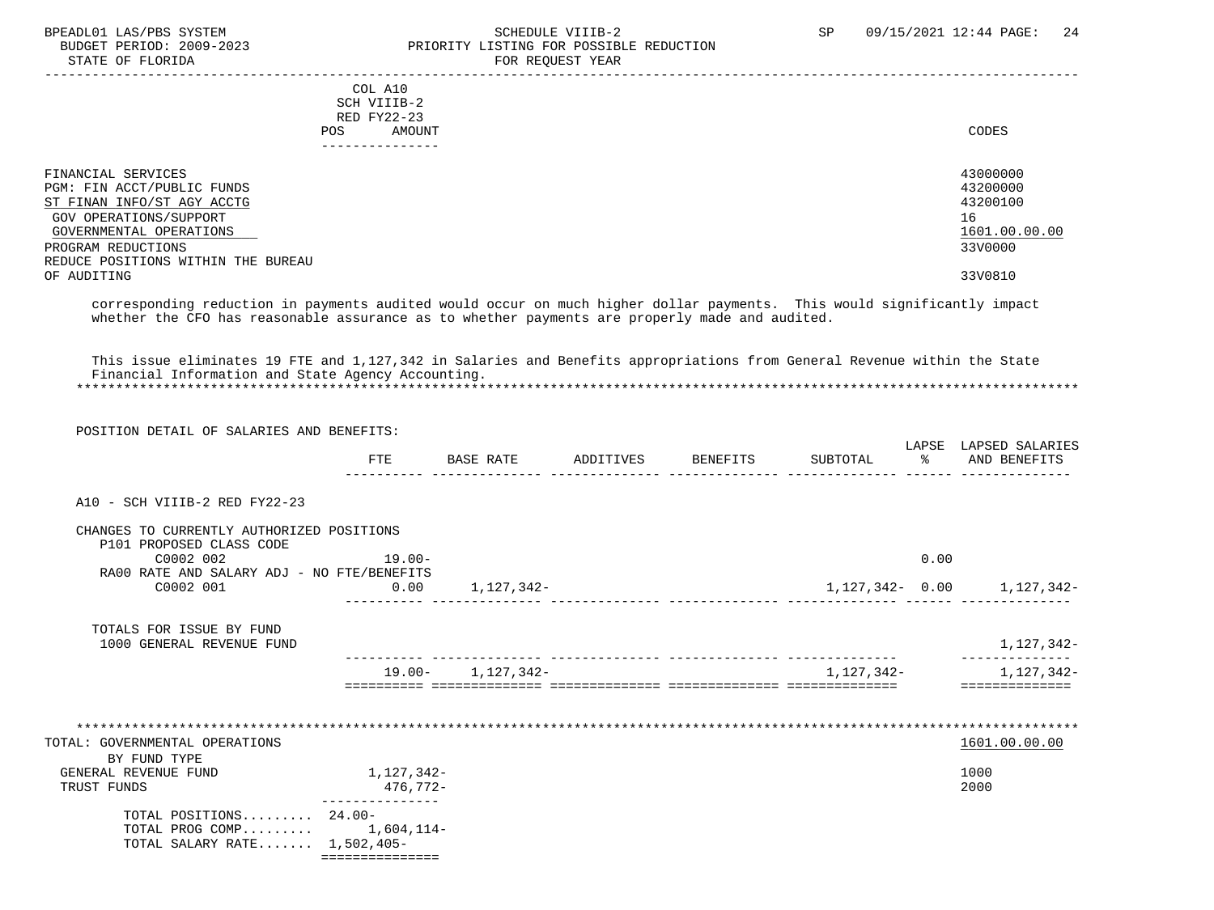COL A10
SCH VIIIB-2
RED FY22-23

| | POS | AMOUNT | CODES |
|---|---|---|---|
| FINANCIAL SERVICES | | | 43000000 |
| PGM: FIN ACCT/PUBLIC FUNDS | | | 43200000 |
| ST FINAN INFO/ST AGY ACCTG | | | 43200100 |
| GOV OPERATIONS/SUPPORT | | | 16 |
| GOVERNMENTAL OPERATIONS | | | 1601.00.00.00 |
| PROGRAM REDUCTIONS | | | 33V0000 |
| REDUCE POSITIONS WITHIN THE BUREAU OF AUDITING | | | 33V0810 |

corresponding reduction in payments audited would occur on much higher dollar payments. This would significantly impact whether the CFO has reasonable assurance as to whether payments are properly made and audited.

This issue eliminates 19 FTE and 1,127,342 in Salaries and Benefits appropriations from General Revenue within the State Financial Information and State Agency Accounting.

*****************************************************************************************************************************

POSITION DETAIL OF SALARIES AND BENEFITS:

| | FTE | BASE RATE | ADDITIVES | BENEFITS | SUBTOTAL | LAPSE % | LAPSED SALARIES AND BENEFITS |
|---|---|---|---|---|---|---|---|
| A10 - SCH VIIIB-2 RED FY22-23 | | | | | | | |
| CHANGES TO CURRENTLY AUTHORIZED POSITIONS | | | | | | | |
| P101 PROPOSED CLASS CODE | | | | | | | |
| C0002 002 | 19.00- | | | | | 0.00 | |
| RA00 RATE AND SALARY ADJ - NO FTE/BENEFITS | | | | | | | |
| C0002 001 | 0.00 | 1,127,342- | | | 1,127,342- | 0.00 | 1,127,342- |
| TOTALS FOR ISSUE BY FUND | | | | | | | |
| 1000 GENERAL REVENUE FUND | | | | | | | 1,127,342- |
| | 19.00- | 1,127,342- | | | 1,127,342- | | 1,127,342- |

*****************************************************************************************************************************

| TOTAL: GOVERNMENTAL OPERATIONS | | 1601.00.00.00 |
|---|---|---|
| BY FUND TYPE | | |
| GENERAL REVENUE FUND | 1,127,342- | 1000 |
| TRUST FUNDS | 476,772- | 2000 |
| TOTAL POSITIONS......... | 24.00- | |
| TOTAL PROG COMP......... | 1,604,114- | |
| TOTAL SALARY RATE....... | 1,502,405- | |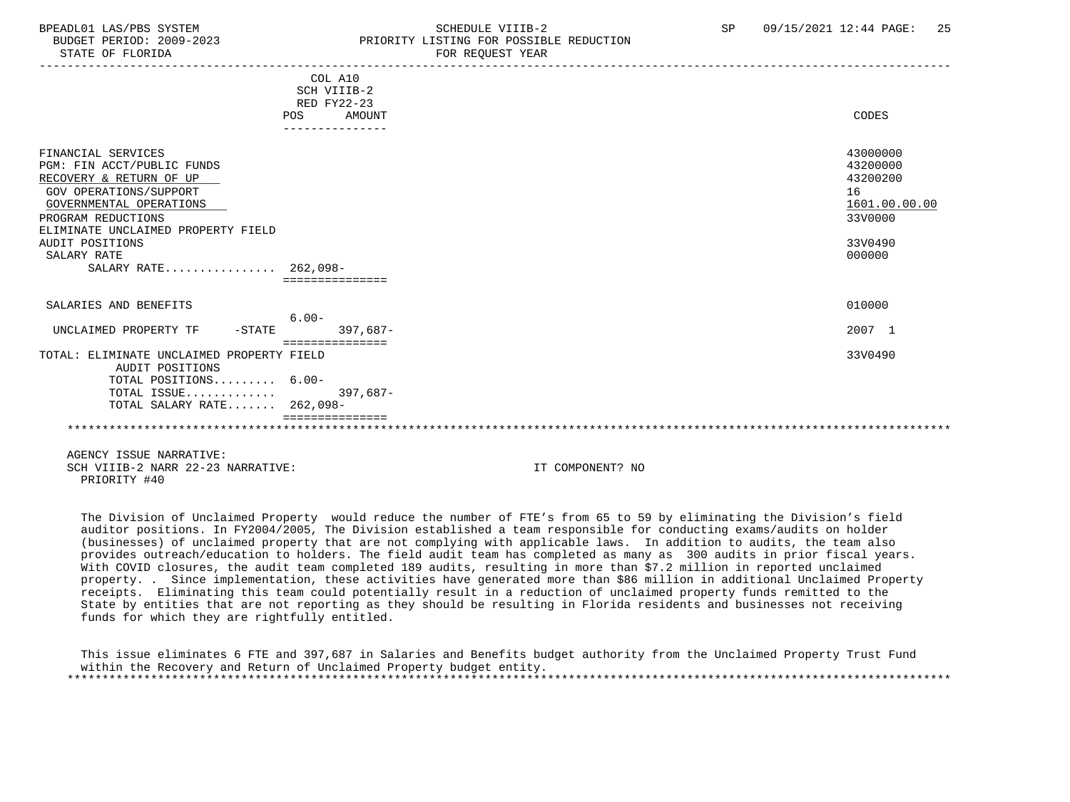BPEADL01 LAS/PBS SYSTEM | SCHEDULE VIIIB-2 | SP 09/15/2021 12:44
BUDGET PERIOD: 2009-2023 | PRIORITY LISTING FOR POSSIBLE REDUCTION
STATE OF FLORIDA | FOR REQUEST YEAR

| | COL A10 SCH VIIIB-2 RED FY22-23 POS | AMOUNT | CODES |
|---|---|---|---|
| FINANCIAL SERVICES | | | 43000000 |
| PGM: FIN ACCT/PUBLIC FUNDS | | | 43200000 |
| RECOVERY & RETURN OF UP | | | 43200200 |
| GOV OPERATIONS/SUPPORT | | | 16 |
| GOVERNMENTAL OPERATIONS | | | 1601.00.00.00 |
| PROGRAM REDUCTIONS | | | 33V0000 |
| ELIMINATE UNCLAIMED PROPERTY FIELD AUDIT POSITIONS | | | 33V0490 |
| SALARY RATE | | | 000000 |
| SALARY RATE................ | 262,098- | | |
| SALARIES AND BENEFITS | | | 010000 |
| UNCLAIMED PROPERTY TF -STATE | 6.00- | 397,687- | 2007 1 |
| TOTAL: ELIMINATE UNCLAIMED PROPERTY FIELD AUDIT POSITIONS | | | 33V0490 |
| TOTAL POSITIONS......... | 6.00- | | |
| TOTAL ISSUE............ | | 397,687- | |
| TOTAL SALARY RATE....... | 262,098- | | |

AGENCY ISSUE NARRATIVE:
SCH VIIIB-2 NARR 22-23 NARRATIVE: IT COMPONENT? NO
PRIORITY #40

The Division of Unclaimed Property would reduce the number of FTE's from 65 to 59 by eliminating the Division's field auditor positions. In FY2004/2005, The Division established a team responsible for conducting exams/audits on holder (businesses) of unclaimed property that are not complying with applicable laws. In addition to audits, the team also provides outreach/education to holders. The field audit team has completed as many as 300 audits in prior fiscal years. With COVID closures, the audit team completed 189 audits, resulting in more than $7.2 million in reported unclaimed property. . Since implementation, these activities have generated more than $86 million in additional Unclaimed Property receipts. Eliminating this team could potentially result in a reduction of unclaimed property funds remitted to the State by entities that are not reporting as they should be resulting in Florida residents and businesses not receiving funds for which they are rightfully entitled.

This issue eliminates 6 FTE and 397,687 in Salaries and Benefits budget authority from the Unclaimed Property Trust Fund within the Recovery and Return of Unclaimed Property budget entity.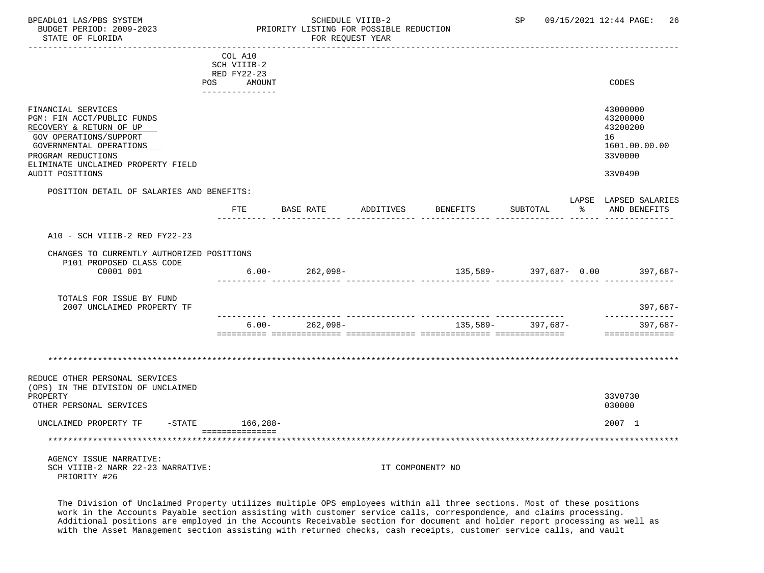| | COL A10 SCH VIIIB-2 RED FY22-23 POS AMOUNT | CODES |
|---|---|---|
| FINANCIAL SERVICES | | 43000000 |
| PGM: FIN ACCT/PUBLIC FUNDS | | 43200000 |
| RECOVERY & RETURN OF UP | | 43200200 |
| GOV OPERATIONS/SUPPORT | | 16 |
| GOVERNMENTAL OPERATIONS | | 1601.00.00.00 |
| PROGRAM REDUCTIONS | | 33V0000 |
| ELIMINATE UNCLAIMED PROPERTY FIELD AUDIT POSITIONS | | 33V0490 |

POSITION DETAIL OF SALARIES AND BENEFITS:

| | FTE | BASE RATE | ADDITIVES | BENEFITS | SUBTOTAL | LAPSE % | LAPSED SALARIES AND BENEFITS |
|---|---|---|---|---|---|---|---|
| A10 - SCH VIIIB-2 RED FY22-23 | | | | | | | |
| CHANGES TO CURRENTLY AUTHORIZED POSITIONS | | | | | | | |
| P101 PROPOSED CLASS CODE | | | | | | | |
| C0001 001 | 6.00- | 262,098- | | 135,589- | 397,687- | 0.00 | 397,687- |
| TOTALS FOR ISSUE BY FUND | | | | | | | |
| 2007 UNCLAIMED PROPERTY TF | | | | | | | 397,687- |
| | 6.00- | 262,098- | | 135,589- | 397,687- | | 397,687- |

*****************************************************************************************************************************

| | POS AMOUNT | CODES |
|---|---|---|
| REDUCE OTHER PERSONAL SERVICES (OPS) IN THE DIVISION OF UNCLAIMED PROPERTY | | 33V0730 |
| OTHER PERSONAL SERVICES | | 030000 |
| UNCLAIMED PROPERTY TF -STATE | 166,288- | 2007 1 |

*****************************************************************************************************************************

AGENCY ISSUE NARRATIVE:
SCH VIIIB-2 NARR 22-23 NARRATIVE: IT COMPONENT? NO
PRIORITY #26

The Division of Unclaimed Property utilizes multiple OPS employees within all three sections. Most of these positions work in the Accounts Payable section assisting with customer service calls, correspondence, and claims processing. Additional positions are employed in the Accounts Receivable section for document and holder report processing as well as with the Asset Management section assisting with returned checks, cash receipts, customer service calls, and vault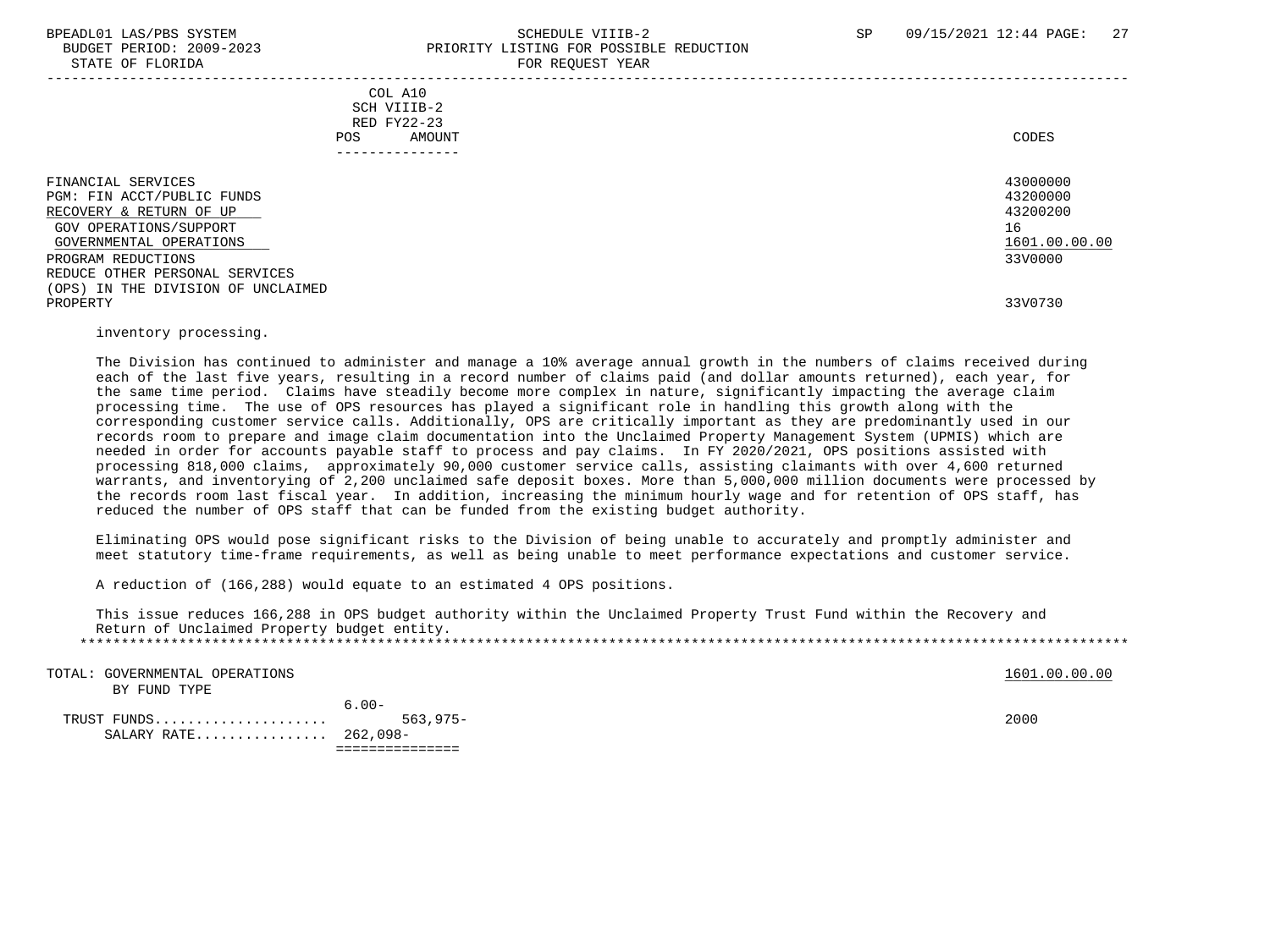| | COL A10 SCH VIIIB-2 RED FY22-23 POS AMOUNT | CODES |
|---|---|---|
| FINANCIAL SERVICES | | 43000000 |
| PGM: FIN ACCT/PUBLIC FUNDS | | 43200000 |
| RECOVERY & RETURN OF UP | | 43200200 |
| GOV OPERATIONS/SUPPORT | | 16 |
| GOVERNMENTAL OPERATIONS | | 1601.00.00.00 |
| PROGRAM REDUCTIONS | | 33V0000 |
| REDUCE OTHER PERSONAL SERVICES (OPS) IN THE DIVISION OF UNCLAIMED PROPERTY | | 33V0730 |

inventory processing.

The Division has continued to administer and manage a 10% average annual growth in the numbers of claims received during each of the last five years, resulting in a record number of claims paid (and dollar amounts returned), each year, for the same time period. Claims have steadily become more complex in nature, significantly impacting the average claim processing time. The use of OPS resources has played a significant role in handling this growth along with the corresponding customer service calls. Additionally, OPS are critically important as they are predominantly used in our records room to prepare and image claim documentation into the Unclaimed Property Management System (UPMIS) which are needed in order for accounts payable staff to process and pay claims. In FY 2020/2021, OPS positions assisted with processing 818,000 claims, approximately 90,000 customer service calls, assisting claimants with over 4,600 returned warrants, and inventorying of 2,200 unclaimed safe deposit boxes. More than 5,000,000 million documents were processed by the records room last fiscal year. In addition, increasing the minimum hourly wage and for retention of OPS staff, has reduced the number of OPS staff that can be funded from the existing budget authority.

Eliminating OPS would pose significant risks to the Division of being unable to accurately and promptly administer and meet statutory time-frame requirements, as well as being unable to meet performance expectations and customer service.

A reduction of (166,288) would equate to an estimated 4 OPS positions.

This issue reduces 166,288 in OPS budget authority within the Unclaimed Property Trust Fund within the Recovery and Return of Unclaimed Property budget entity.

| TOTAL: GOVERNMENTAL OPERATIONS BY FUND TYPE | POS | AMOUNT | 1601.00.00.00 |
|---|---|---|---|
| | 6.00- | | |
| TRUST FUNDS.................... | | 563,975- | 2000 |
| SALARY RATE............... | 262,098- | | |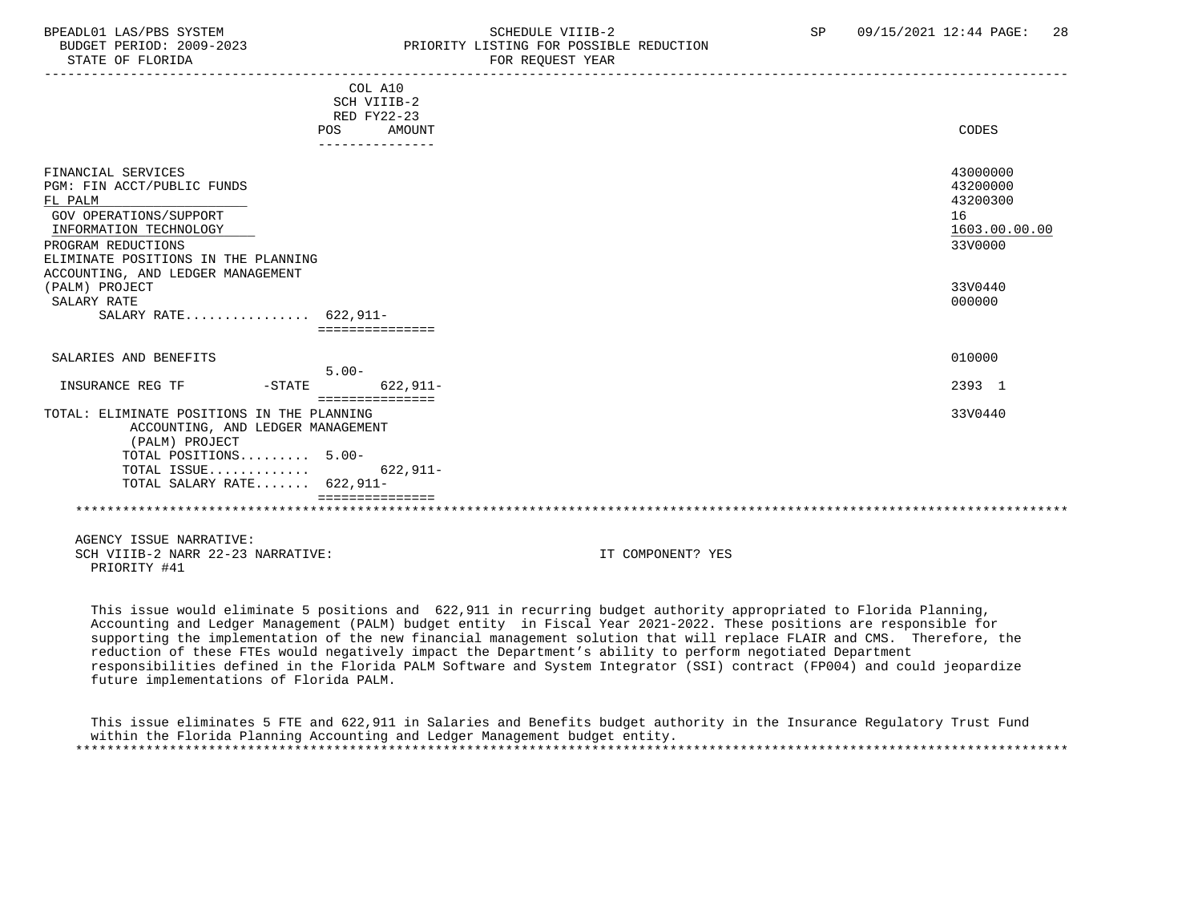| | COL A10 SCH VIIIB-2 RED FY22-23 POS AMOUNT | CODES |
|---|---|---|
| FINANCIAL SERVICES | | 43000000 |
| PGM: FIN ACCT/PUBLIC FUNDS | | 43200000 |
| FL PALM | | 43200300 |
| GOV OPERATIONS/SUPPORT | | 16 |
| INFORMATION TECHNOLOGY | | 1603.00.00.00 |
| PROGRAM REDUCTIONS | | 33V0000 |
| ELIMINATE POSITIONS IN THE PLANNING ACCOUNTING, AND LEDGER MANAGEMENT (PALM) PROJECT | | 33V0440 |
| SALARY RATE | | 000000 |
| SALARY RATE................ 622,911- | | |
| SALARIES AND BENEFITS | 5.00- | 010000 |
| INSURANCE REG TF -STATE | 622,911- | 2393 1 |
| TOTAL: ELIMINATE POSITIONS IN THE PLANNING ACCOUNTING, AND LEDGER MANAGEMENT (PALM) PROJECT | | 33V0440 |
| TOTAL POSITIONS......... 5.00- | | |
| TOTAL ISSUE............. | 622,911- | |
| TOTAL SALARY RATE....... 622,911- | | |

AGENCY ISSUE NARRATIVE:
SCH VIIIB-2 NARR 22-23 NARRATIVE: IT COMPONENT? YES
PRIORITY #41

This issue would eliminate 5 positions and 622,911 in recurring budget authority appropriated to Florida Planning, Accounting and Ledger Management (PALM) budget entity in Fiscal Year 2021-2022. These positions are responsible for supporting the implementation of the new financial management solution that will replace FLAIR and CMS. Therefore, the reduction of these FTEs would negatively impact the Department's ability to perform negotiated Department responsibilities defined in the Florida PALM Software and System Integrator (SSI) contract (FP004) and could jeopardize future implementations of Florida PALM.

This issue eliminates 5 FTE and 622,911 in Salaries and Benefits budget authority in the Insurance Regulatory Trust Fund within the Florida Planning Accounting and Ledger Management budget entity.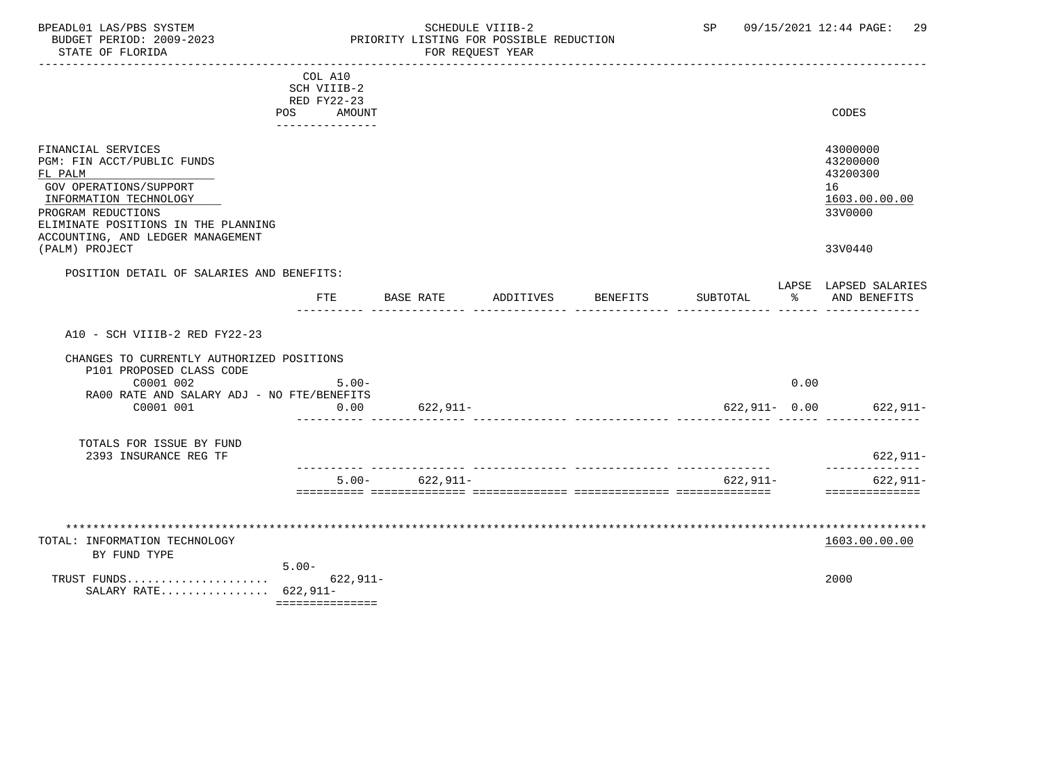| | COL A10 SCH VIIIB-2 RED FY22-23 POS AMOUNT | CODES |
|---|---|---|
| FINANCIAL SERVICES | | 43000000 |
| PGM: FIN ACCT/PUBLIC FUNDS | | 43200000 |
| FL PALM | | 43200300 |
| GOV OPERATIONS/SUPPORT | | 16 |
| INFORMATION TECHNOLOGY | | 1603.00.00.00 |
| PROGRAM REDUCTIONS | | 33V0000 |
| ELIMINATE POSITIONS IN THE PLANNING ACCOUNTING, AND LEDGER MANAGEMENT (PALM) PROJECT | | 33V0440 |

POSITION DETAIL OF SALARIES AND BENEFITS:

| | FTE | BASE RATE | ADDITIVES | BENEFITS | SUBTOTAL | LAPSE % | LAPSED SALARIES AND BENEFITS |
|---|---|---|---|---|---|---|---|
| A10 - SCH VIIIB-2 RED FY22-23 | | | | | | | |
| CHANGES TO CURRENTLY AUTHORIZED POSITIONS | | | | | | | |
| P101 PROPOSED CLASS CODE | | | | | | | |
| C0001 002 | 5.00- | | | | | 0.00 | |
| RA00 RATE AND SALARY ADJ - NO FTE/BENEFITS | | | | | | | |
| C0001 001 | 0.00 | 622,911- | | | 622,911- | 0.00 | 622,911- |
| TOTALS FOR ISSUE BY FUND | | | | | | | |
| 2393 INSURANCE REG TF | | | | | | | 622,911- |
| | 5.00- | 622,911- | | | 622,911- | | 622,911- |

TOTAL: INFORMATION TECHNOLOGY — 1603.00.00.00

BY FUND TYPE

| | POS / AMOUNT | CODES |
|---|---|---|
| | 5.00- | |
| TRUST FUNDS.................... | 622,911- | 2000 |
| SALARY RATE................ | 622,911- | |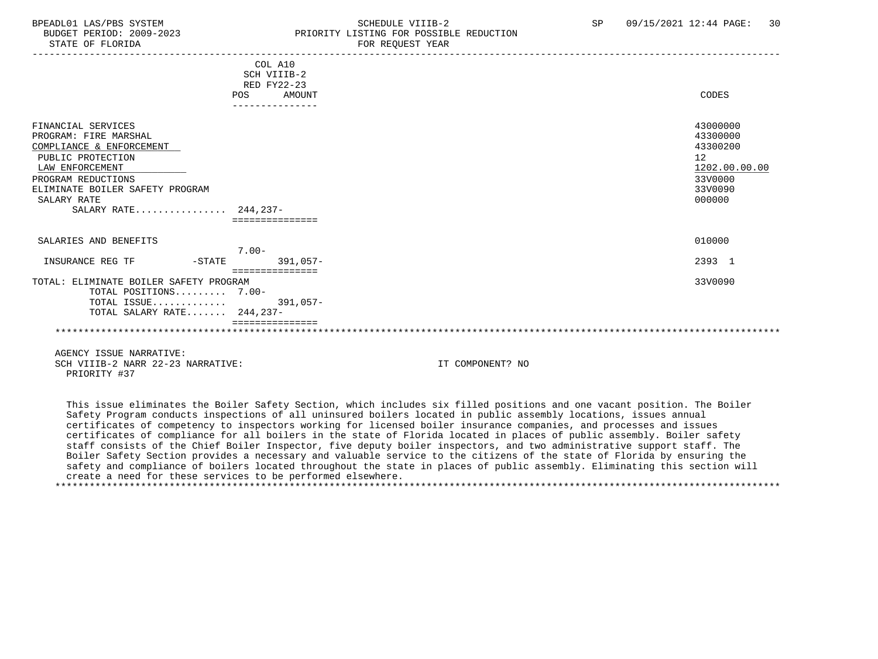SCHEDULE VIIIB-2
PRIORITY LISTING FOR POSSIBLE REDUCTION
FOR REQUEST YEAR

| | COL A10 SCH VIIIB-2 RED FY22-23 POS | AMOUNT | CODES |
|---|---|---|---|
| FINANCIAL SERVICES | | | 43000000 |
| PROGRAM: FIRE MARSHAL | | | 43300000 |
| COMPLIANCE & ENFORCEMENT | | | 43300200 |
| PUBLIC PROTECTION | | | 12 |
| LAW ENFORCEMENT | | | 1202.00.00.00 |
| PROGRAM REDUCTIONS | | | 33V0000 |
| ELIMINATE BOILER SAFETY PROGRAM | | | 33V0090 |
| SALARY RATE | | | 000000 |
| SALARY RATE................ | 244,237- | | |
| SALARIES AND BENEFITS | | | 010000 |
| | 7.00- | | |
| INSURANCE REG TF -STATE | | 391,057- | 2393 1 |
| TOTAL: ELIMINATE BOILER SAFETY PROGRAM | | | 33V0090 |
| TOTAL POSITIONS......... | 7.00- | | |
| TOTAL ISSUE............ | | 391,057- | |
| TOTAL SALARY RATE....... | 244,237- | | |

AGENCY ISSUE NARRATIVE:
SCH VIIIB-2 NARR 22-23 NARRATIVE: IT COMPONENT? NO
PRIORITY #37

This issue eliminates the Boiler Safety Section, which includes six filled positions and one vacant position. The Boiler Safety Program conducts inspections of all uninsured boilers located in public assembly locations, issues annual certificates of competency to inspectors working for licensed boiler insurance companies, and processes and issues certificates of compliance for all boilers in the state of Florida located in places of public assembly. Boiler safety staff consists of the Chief Boiler Inspector, five deputy boiler inspectors, and two administrative support staff. The Boiler Safety Section provides a necessary and valuable service to the citizens of the state of Florida by ensuring the safety and compliance of boilers located throughout the state in places of public assembly. Eliminating this section will create a need for these services to be performed elsewhere.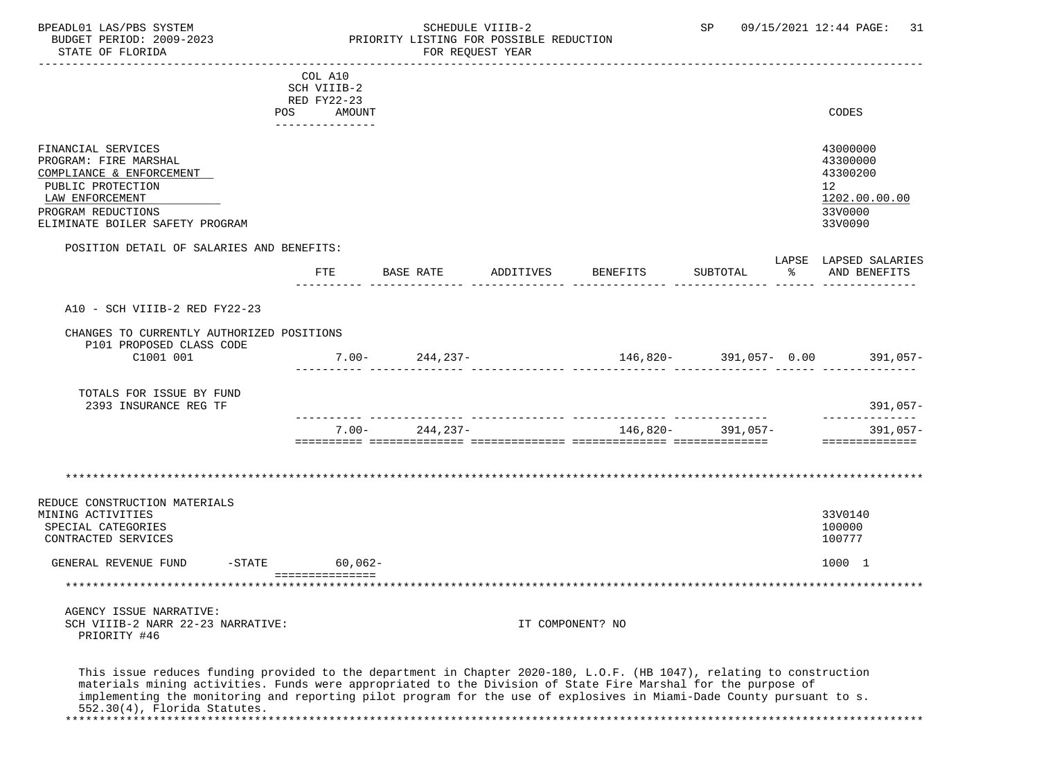| | COL A10 SCH VIIIB-2 RED FY22-23 POS AMOUNT | CODES |
|---|---|---|
| FINANCIAL SERVICES | | 43000000 |
| PROGRAM: FIRE MARSHAL | | 43300000 |
| COMPLIANCE & ENFORCEMENT | | 43300200 |
| PUBLIC PROTECTION | | 12 |
| LAW ENFORCEMENT | | 1202.00.00.00 |
| PROGRAM REDUCTIONS | | 33V0000 |
| ELIMINATE BOILER SAFETY PROGRAM | | 33V0090 |

POSITION DETAIL OF SALARIES AND BENEFITS:

| | FTE | BASE RATE | ADDITIVES | BENEFITS | SUBTOTAL | LAPSE % | LAPSED SALARIES AND BENEFITS |
|---|---|---|---|---|---|---|---|
| A10 - SCH VIIIB-2 RED FY22-23 | | | | | | | |
| CHANGES TO CURRENTLY AUTHORIZED POSITIONS | | | | | | | |
| P101 PROPOSED CLASS CODE C1001 001 | 7.00- | 244,237- | | 146,820- | 391,057- | 0.00 | 391,057- |
| TOTALS FOR ISSUE BY FUND | | | | | | | |
| 2393 INSURANCE REG TF | | | | | | | 391,057- |
| | 7.00- | 244,237- | | 146,820- | 391,057- | | 391,057- |

*****************************************************************************************************************

| | AMOUNT | CODES |
|---|---|---|
| REDUCE CONSTRUCTION MATERIALS MINING ACTIVITIES | | 33V0140 |
| SPECIAL CATEGORIES | | 100000 |
| CONTRACTED SERVICES | | 100777 |
| GENERAL REVENUE FUND -STATE | 60,062- | 1000 1 |

*****************************************************************************************************************

AGENCY ISSUE NARRATIVE:
SCH VIIIB-2 NARR 22-23 NARRATIVE: IT COMPONENT? NO
PRIORITY #46

This issue reduces funding provided to the department in Chapter 2020-180, L.O.F. (HB 1047), relating to construction materials mining activities. Funds were appropriated to the Division of State Fire Marshal for the purpose of implementing the monitoring and reporting pilot program for the use of explosives in Miami-Dade County pursuant to s. 552.30(4), Florida Statutes.

*****************************************************************************************************************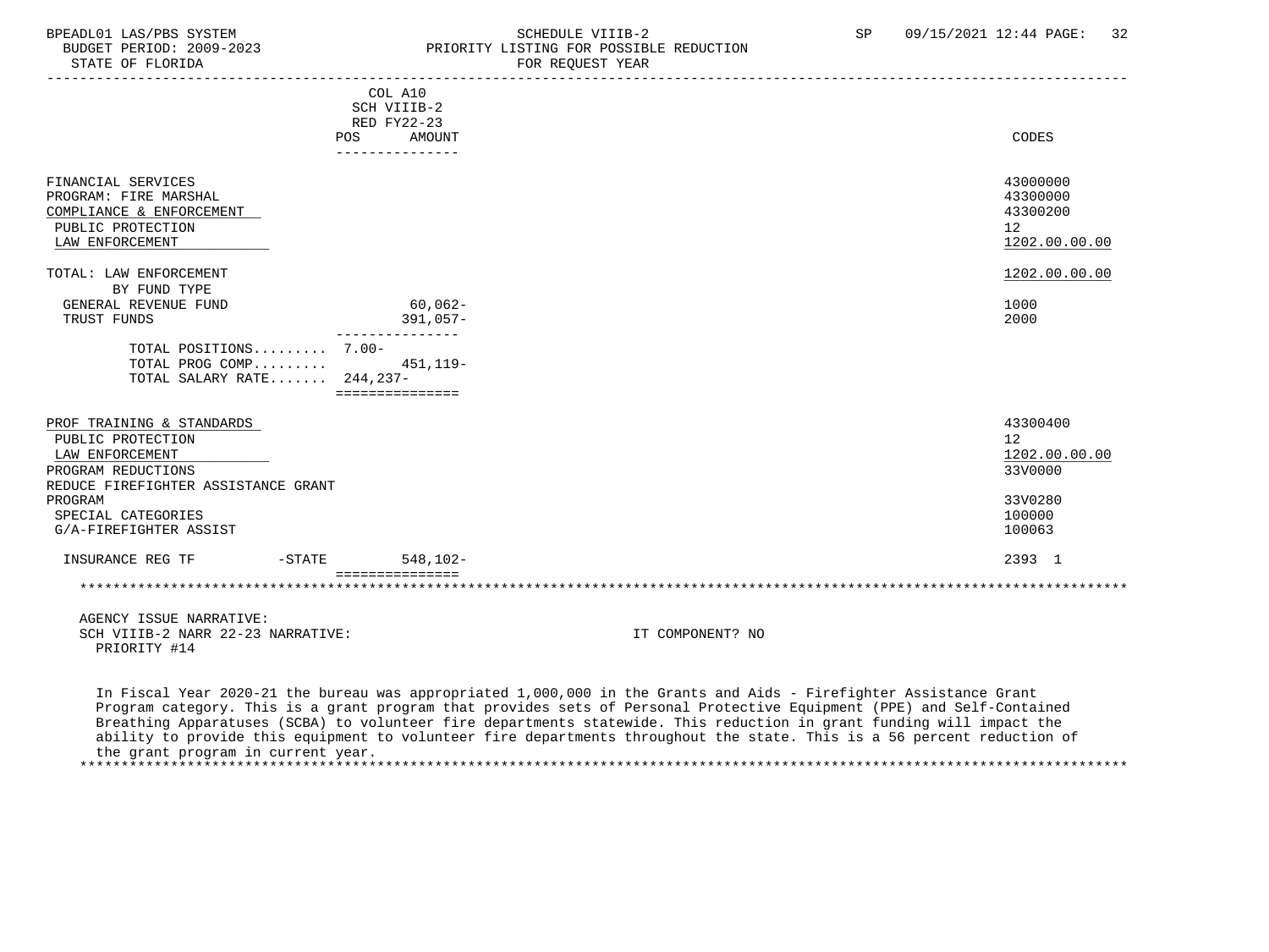BPEADL01 LAS/PBS SYSTEM — SCHEDULE VIIIB-2 — SP 09/15/2021 12:44
BUDGET PERIOD: 2009-2023 — PRIORITY LISTING FOR POSSIBLE REDUCTION
STATE OF FLORIDA — FOR REQUEST YEAR

| | COL A10 SCH VIIIB-2 RED FY22-23 POS | AMOUNT | CODES |
|---|---|---|---|
| FINANCIAL SERVICES | | | 43000000 |
| PROGRAM: FIRE MARSHAL | | | 43300000 |
| COMPLIANCE & ENFORCEMENT | | | 43300200 |
| PUBLIC PROTECTION | | | 12 |
| LAW ENFORCEMENT | | | 1202.00.00.00 |
| TOTAL: LAW ENFORCEMENT | | | 1202.00.00.00 |
| BY FUND TYPE | | | |
| GENERAL REVENUE FUND | | 60,062- | 1000 |
| TRUST FUNDS | | 391,057- | 2000 |
| TOTAL POSITIONS......... | 7.00- | | |
| TOTAL PROG COMP......... | | 451,119- | |
| TOTAL SALARY RATE....... | 244,237- | | |
| PROF TRAINING & STANDARDS | | | 43300400 |
| PUBLIC PROTECTION | | | 12 |
| LAW ENFORCEMENT | | | 1202.00.00.00 |
| PROGRAM REDUCTIONS | | | 33V0000 |
| REDUCE FIREFIGHTER ASSISTANCE GRANT PROGRAM | | | 33V0280 |
| SPECIAL CATEGORIES | | | 100000 |
| G/A-FIREFIGHTER ASSIST | | | 100063 |
| INSURANCE REG TF -STATE | | 548,102- | 2393 1 |

AGENCY ISSUE NARRATIVE:
SCH VIIIB-2 NARR 22-23 NARRATIVE: IT COMPONENT? NO
PRIORITY #14

In Fiscal Year 2020-21 the bureau was appropriated 1,000,000 in the Grants and Aids - Firefighter Assistance Grant Program category. This is a grant program that provides sets of Personal Protective Equipment (PPE) and Self-Contained Breathing Apparatuses (SCBA) to volunteer fire departments statewide. This reduction in grant funding will impact the ability to provide this equipment to volunteer fire departments throughout the state. This is a 56 percent reduction of the grant program in current year.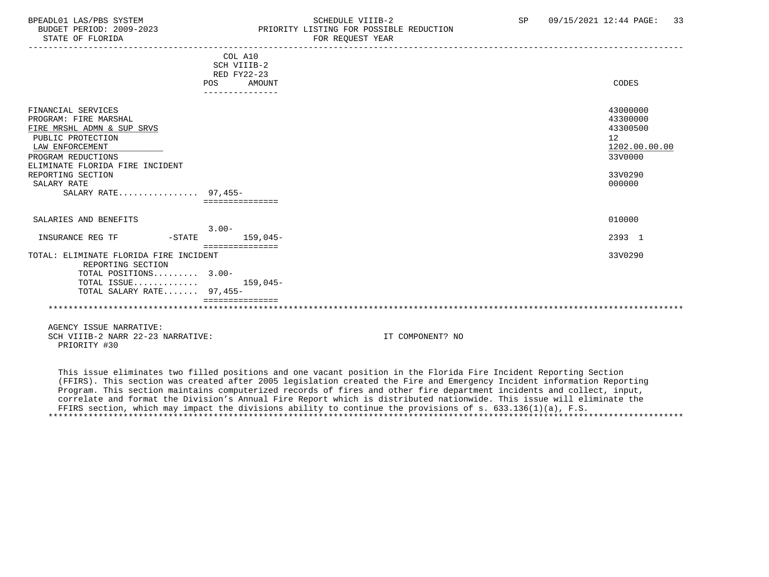BPEADL01 LAS/PBS SYSTEM
BUDGET PERIOD: 2009-2023
STATE OF FLORIDA

SCHEDULE VIIIB-2
PRIORITY LISTING FOR POSSIBLE REDUCTION
FOR REQUEST YEAR

SP 09/15/2021 12:44

| | COL A10 SCH VIIIB-2 RED FY22-23 POS | AMOUNT | CODES |
|---|---|---|---|
| FINANCIAL SERVICES | | | 43000000 |
| PROGRAM: FIRE MARSHAL | | | 43300000 |
| FIRE MRSHL ADMN & SUP SRVS | | | 43300500 |
| PUBLIC PROTECTION | | | 12 |
| LAW ENFORCEMENT | | | 1202.00.00.00 |
| PROGRAM REDUCTIONS | | | 33V0000 |
| ELIMINATE FLORIDA FIRE INCIDENT REPORTING SECTION | | | 33V0290 |
| SALARY RATE | | | 000000 |
| SALARY RATE................ | 97,455- | | |
| SALARIES AND BENEFITS | | | 010000 |
| INSURANCE REG TF -STATE | 3.00- | 159,045- | 2393 1 |
| TOTAL: ELIMINATE FLORIDA FIRE INCIDENT REPORTING SECTION | | | 33V0290 |
| TOTAL POSITIONS......... | 3.00- | | |
| TOTAL ISSUE............. | | 159,045- | |
| TOTAL SALARY RATE....... | 97,455- | | |

AGENCY ISSUE NARRATIVE:
SCH VIIIB-2 NARR 22-23 NARRATIVE: IT COMPONENT? NO
PRIORITY #30

This issue eliminates two filled positions and one vacant position in the Florida Fire Incident Reporting Section (FFIRS). This section was created after 2005 legislation created the Fire and Emergency Incident information Reporting Program. This section maintains computerized records of fires and other fire department incidents and collect, input, correlate and format the Division's Annual Fire Report which is distributed nationwide. This issue will eliminate the FFIRS section, which may impact the divisions ability to continue the provisions of s. 633.136(1)(a), F.S.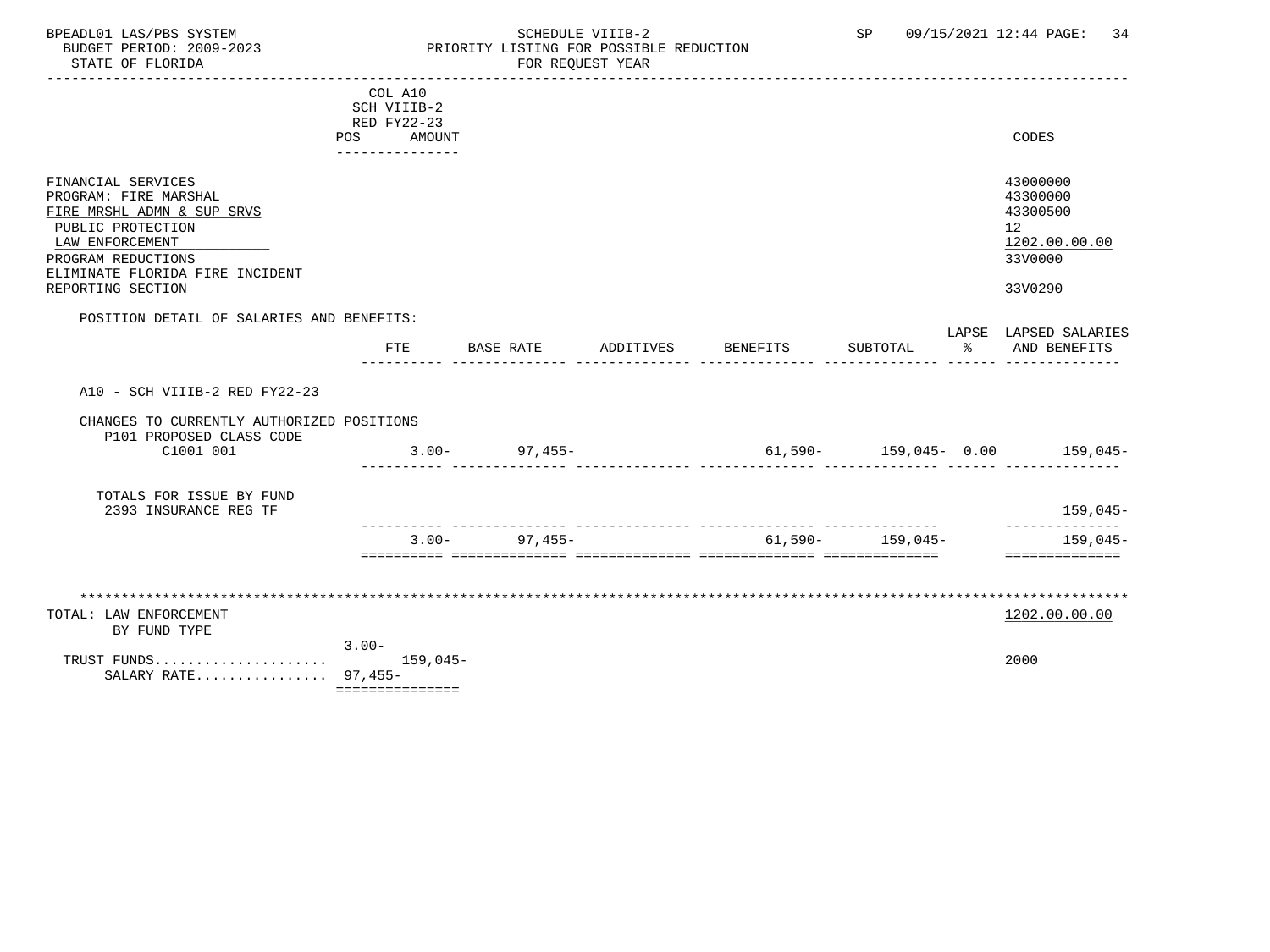SCHEDULE VIIIB-2
PRIORITY LISTING FOR POSSIBLE REDUCTION
FOR REQUEST YEAR

BUDGET PERIOD: 2009-2023
STATE OF FLORIDA

| | COL A10 SCH VIIIB-2 RED FY22-23 POS AMOUNT | CODES |
|---|---|---|
| FINANCIAL SERVICES | | 43000000 |
| PROGRAM: FIRE MARSHAL | | 43300000 |
| FIRE MRSHL ADMN & SUP SRVS | | 43300500 |
| PUBLIC PROTECTION | | 12 |
| LAW ENFORCEMENT | | 1202.00.00.00 |
| PROGRAM REDUCTIONS | | 33V0000 |
| ELIMINATE FLORIDA FIRE INCIDENT REPORTING SECTION | | 33V0290 |

POSITION DETAIL OF SALARIES AND BENEFITS:

| | FTE | BASE RATE | ADDITIVES | BENEFITS | SUBTOTAL | LAPSE % | LAPSED SALARIES AND BENEFITS |
|---|---|---|---|---|---|---|---|
| A10 - SCH VIIIB-2 RED FY22-23 | | | | | | | |
| CHANGES TO CURRENTLY AUTHORIZED POSITIONS | | | | | | | |
| P101 PROPOSED CLASS CODE | | | | | | | |
| C1001 001 | 3.00- | 97,455- | | 61,590- | 159,045- | 0.00 | 159,045- |
| TOTALS FOR ISSUE BY FUND | | | | | | | |
| 2393 INSURANCE REG TF | | | | | | | 159,045- |
| | 3.00- | 97,455- | | 61,590- | 159,045- | | 159,045- |

| | | CODES |
|---|---|---|
| TOTAL: LAW ENFORCEMENT | | 1202.00.00.00 |
| BY FUND TYPE | 3.00- | |
| TRUST FUNDS.................... | 159,045- | 2000 |
| SALARY RATE............... | 97,455- | |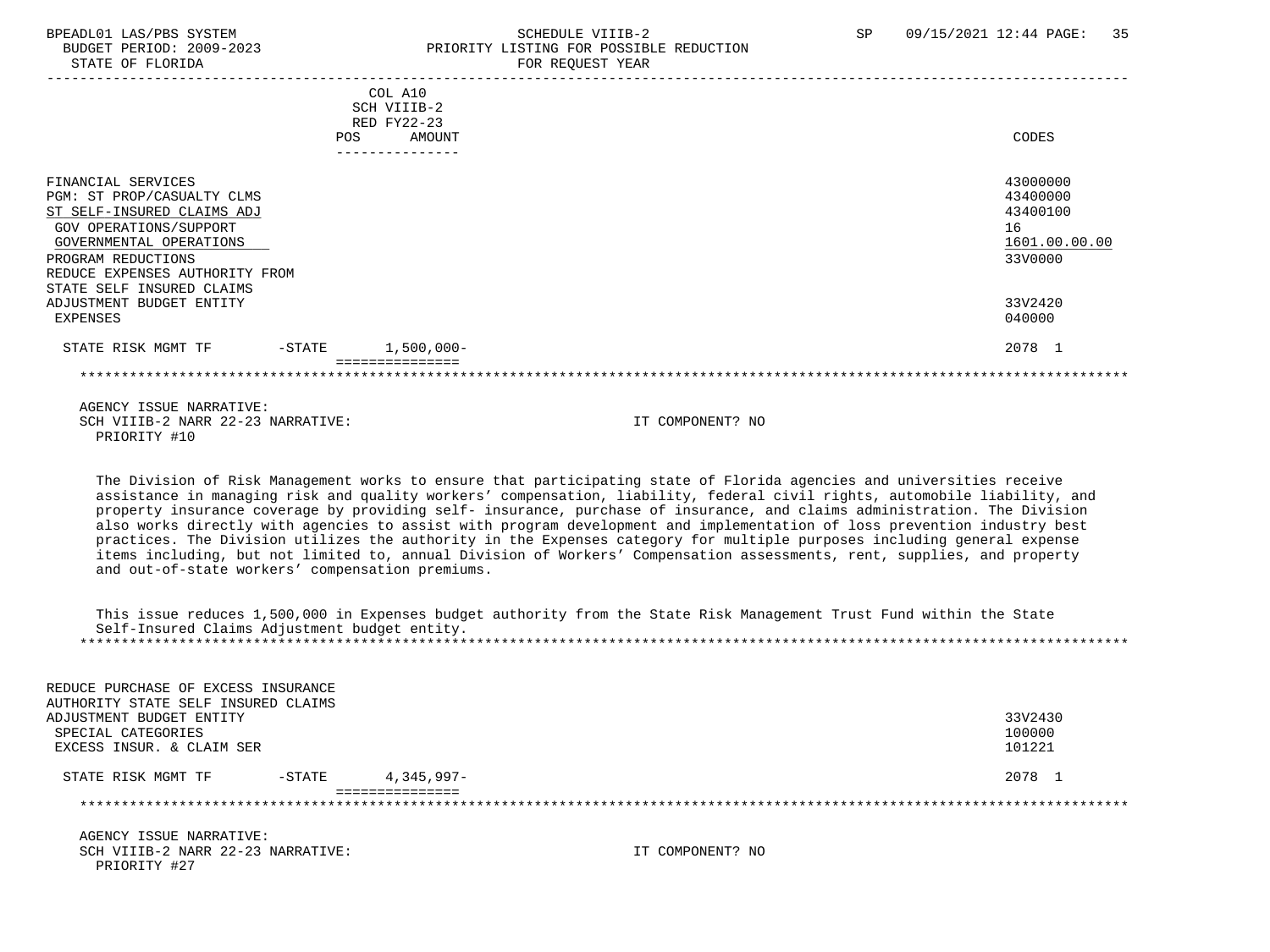| | COL A10 SCH VIIIB-2 RED FY22-23 POS AMOUNT | CODES |
|---|---|---|
| FINANCIAL SERVICES | | 43000000 |
| PGM: ST PROP/CASUALTY CLMS | | 43400000 |
| ST SELF-INSURED CLAIMS ADJ | | 43400100 |
| GOV OPERATIONS/SUPPORT | | 16 |
| GOVERNMENTAL OPERATIONS | | 1601.00.00.00 |
| PROGRAM REDUCTIONS | | 33V0000 |
| REDUCE EXPENSES AUTHORITY FROM STATE SELF INSURED CLAIMS ADJUSTMENT BUDGET ENTITY | | 33V2420 |
| EXPENSES | | 040000 |
| STATE RISK MGMT TF -STATE | 1,500,000- | 2078 1 |

AGENCY ISSUE NARRATIVE:
SCH VIIIB-2 NARR 22-23 NARRATIVE: IT COMPONENT? NO
PRIORITY #10

The Division of Risk Management works to ensure that participating state of Florida agencies and universities receive assistance in managing risk and quality workers' compensation, liability, federal civil rights, automobile liability, and property insurance coverage by providing self- insurance, purchase of insurance, and claims administration. The Division also works directly with agencies to assist with program development and implementation of loss prevention industry best practices. The Division utilizes the authority in the Expenses category for multiple purposes including general expense items including, but not limited to, annual Division of Workers' Compensation assessments, rent, supplies, and property and out-of-state workers' compensation premiums.

This issue reduces 1,500,000 in Expenses budget authority from the State Risk Management Trust Fund within the State Self-Insured Claims Adjustment budget entity.

| | POS AMOUNT | CODES |
|---|---|---|
| REDUCE PURCHASE OF EXCESS INSURANCE AUTHORITY STATE SELF INSURED CLAIMS ADJUSTMENT BUDGET ENTITY | | 33V2430 |
| SPECIAL CATEGORIES | | 100000 |
| EXCESS INSUR. & CLAIM SER | | 101221 |
| STATE RISK MGMT TF -STATE | 4,345,997- | 2078 1 |

AGENCY ISSUE NARRATIVE:
SCH VIIIB-2 NARR 22-23 NARRATIVE: IT COMPONENT? NO
PRIORITY #27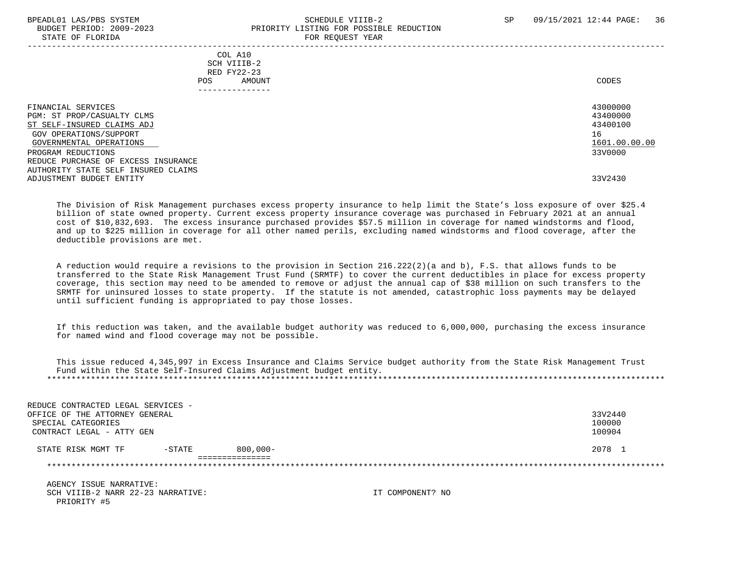| | COL A10<br>SCH VIIIB-2<br>RED FY22-23<br>POS AMOUNT | CODES |
|---|---|---|
| FINANCIAL SERVICES | | 43000000 |
| PGM: ST PROP/CASUALTY CLMS | | 43400000 |
| ST SELF-INSURED CLAIMS ADJ | | 43400100 |
| GOV OPERATIONS/SUPPORT | | 16 |
| GOVERNMENTAL OPERATIONS | | 1601.00.00.00 |
| PROGRAM REDUCTIONS | | 33V0000 |
| REDUCE PURCHASE OF EXCESS INSURANCE AUTHORITY STATE SELF INSURED CLAIMS ADJUSTMENT BUDGET ENTITY | | 33V2430 |

The Division of Risk Management purchases excess property insurance to help limit the State's loss exposure of over $25.4 billion of state owned property. Current excess property insurance coverage was purchased in February 2021 at an annual cost of $10,832,693. The excess insurance purchased provides $57.5 million in coverage for named windstorms and flood, and up to $225 million in coverage for all other named perils, excluding named windstorms and flood coverage, after the deductible provisions are met.

A reduction would require a revisions to the provision in Section 216.222(2)(a and b), F.S. that allows funds to be transferred to the State Risk Management Trust Fund (SRMTF) to cover the current deductibles in place for excess property coverage, this section may need to be amended to remove or adjust the annual cap of $38 million on such transfers to the SRMTF for uninsured losses to state property. If the statute is not amended, catastrophic loss payments may be delayed until sufficient funding is appropriated to pay those losses.

If this reduction was taken, and the available budget authority was reduced to 6,000,000, purchasing the excess insurance for named wind and flood coverage may not be possible.

This issue reduced 4,345,997 in Excess Insurance and Claims Service budget authority from the State Risk Management Trust Fund within the State Self-Insured Claims Adjustment budget entity.

*****************************************************************************************************************************

| | POS AMOUNT | CODES |
|---|---|---|
| REDUCE CONTRACTED LEGAL SERVICES - OFFICE OF THE ATTORNEY GENERAL | | 33V2440 |
| SPECIAL CATEGORIES | | 100000 |
| CONTRACT LEGAL - ATTY GEN | | 100904 |
| STATE RISK MGMT TF -STATE | 800,000- | 2078 1 |

*****************************************************************************************************************************

AGENCY ISSUE NARRATIVE:
SCH VIIIB-2 NARR 22-23 NARRATIVE: IT COMPONENT? NO
PRIORITY #5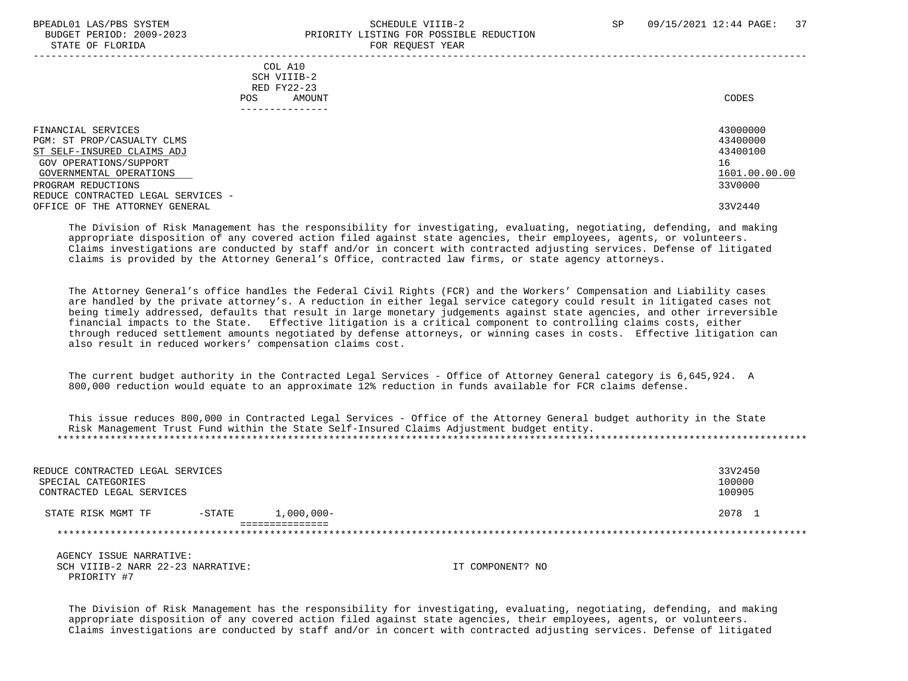| | COL A10 SCH VIIIB-2 RED FY22-23 POS AMOUNT | CODES |
|---|---|---|
| FINANCIAL SERVICES | | 43000000 |
| PGM: ST PROP/CASUALTY CLMS | | 43400000 |
| ST SELF-INSURED CLAIMS ADJ | | 43400100 |
| GOV OPERATIONS/SUPPORT | | 16 |
| GOVERNMENTAL OPERATIONS | | 1601.00.00.00 |
| PROGRAM REDUCTIONS | | 33V0000 |
| REDUCE CONTRACTED LEGAL SERVICES - OFFICE OF THE ATTORNEY GENERAL | | 33V2440 |

The Division of Risk Management has the responsibility for investigating, evaluating, negotiating, defending, and making appropriate disposition of any covered action filed against state agencies, their employees, agents, or volunteers. Claims investigations are conducted by staff and/or in concert with contracted adjusting services. Defense of litigated claims is provided by the Attorney General's Office, contracted law firms, or state agency attorneys.

The Attorney General's office handles the Federal Civil Rights (FCR) and the Workers' Compensation and Liability cases are handled by the private attorney's. A reduction in either legal service category could result in litigated cases not being timely addressed, defaults that result in large monetary judgements against state agencies, and other irreversible financial impacts to the State. Effective litigation is a critical component to controlling claims costs, either through reduced settlement amounts negotiated by defense attorneys, or winning cases in costs. Effective litigation can also result in reduced workers' compensation claims cost.

The current budget authority in the Contracted Legal Services - Office of Attorney General category is 6,645,924. A 800,000 reduction would equate to an approximate 12% reduction in funds available for FCR claims defense.

This issue reduces 800,000 in Contracted Legal Services - Office of the Attorney General budget authority in the State Risk Management Trust Fund within the State Self-Insured Claims Adjustment budget entity.

| | COL A10 | CODES |
|---|---|---|
| REDUCE CONTRACTED LEGAL SERVICES | | 33V2450 |
| SPECIAL CATEGORIES | | 100000 |
| CONTRACTED LEGAL SERVICES | | 100905 |
| STATE RISK MGMT TF -STATE | 1,000,000- | 2078 1 |

AGENCY ISSUE NARRATIVE:
SCH VIIIB-2 NARR 22-23 NARRATIVE: IT COMPONENT? NO
PRIORITY #7

The Division of Risk Management has the responsibility for investigating, evaluating, negotiating, defending, and making appropriate disposition of any covered action filed against state agencies, their employees, agents, or volunteers. Claims investigations are conducted by staff and/or in concert with contracted adjusting services. Defense of litigated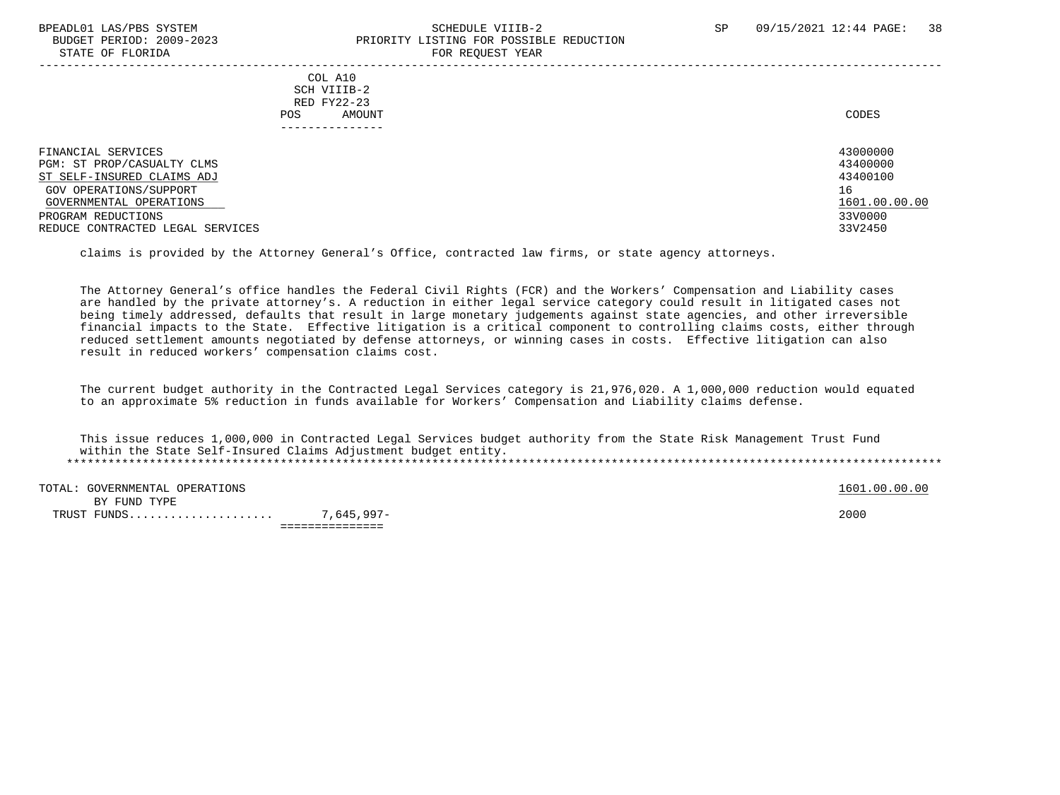| | COL A10 SCH VIIIB-2 RED FY22-23 POS AMOUNT | CODES |
|---|---|---|
| FINANCIAL SERVICES | | 43000000 |
| PGM: ST PROP/CASUALTY CLMS | | 43400000 |
| ST SELF-INSURED CLAIMS ADJ | | 43400100 |
| GOV OPERATIONS/SUPPORT | | 16 |
| GOVERNMENTAL OPERATIONS | | 1601.00.00.00 |
| PROGRAM REDUCTIONS | | 33V0000 |
| REDUCE CONTRACTED LEGAL SERVICES | | 33V2450 |

claims is provided by the Attorney General's Office, contracted law firms, or state agency attorneys.

The Attorney General's office handles the Federal Civil Rights (FCR) and the Workers' Compensation and Liability cases are handled by the private attorney's. A reduction in either legal service category could result in litigated cases not being timely addressed, defaults that result in large monetary judgements against state agencies, and other irreversible financial impacts to the State. Effective litigation is a critical component to controlling claims costs, either through reduced settlement amounts negotiated by defense attorneys, or winning cases in costs. Effective litigation can also result in reduced workers' compensation claims cost.

The current budget authority in the Contracted Legal Services category is 21,976,020. A 1,000,000 reduction would equated to an approximate 5% reduction in funds available for Workers' Compensation and Liability claims defense.

This issue reduces 1,000,000 in Contracted Legal Services budget authority from the State Risk Management Trust Fund within the State Self-Insured Claims Adjustment budget entity.

| | | |
|---|---|---|
| TOTAL: GOVERNMENTAL OPERATIONS | | 1601.00.00.00 |
| BY FUND TYPE | | |
| TRUST FUNDS.................... | 7,645,997- | 2000 |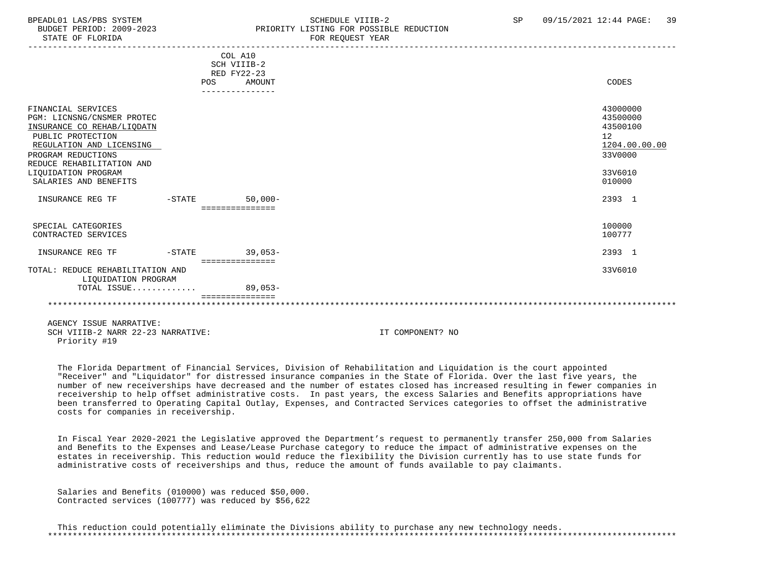COL A10 SCH VIIIB-2 RED FY22-23

| | POS | AMOUNT | CODES |
|---|---|---|---|
| FINANCIAL SERVICES | | | 43000000 |
| PGM: LICNSNG/CNSMER PROTEC | | | 43500000 |
| INSURANCE CO REHAB/LIQDATN | | | 43500100 |
| PUBLIC PROTECTION | | | 12 |
| REGULATION AND LICENSING | | | 1204.00.00.00 |
| PROGRAM REDUCTIONS | | | 33V0000 |
| REDUCE REHABILITATION AND LIQUIDATION PROGRAM | | | 33V6010 |
| SALARIES AND BENEFITS | | | 010000 |
| INSURANCE REG TF | -STATE | 50,000- | 2393 1 |
| SPECIAL CATEGORIES | | | 100000 |
| CONTRACTED SERVICES | | | 100777 |
| INSURANCE REG TF | -STATE | 39,053- | 2393 1 |
| TOTAL: REDUCE REHABILITATION AND LIQUIDATION PROGRAM | | | 33V6010 |
| TOTAL ISSUE............. | | 89,053- | |

AGENCY ISSUE NARRATIVE:
SCH VIIIB-2 NARR 22-23 NARRATIVE: IT COMPONENT? NO
Priority #19

The Florida Department of Financial Services, Division of Rehabilitation and Liquidation is the court appointed "Receiver" and "Liquidator" for distressed insurance companies in the State of Florida. Over the last five years, the number of new receiverships have decreased and the number of estates closed has increased resulting in fewer companies in receivership to help offset administrative costs. In past years, the excess Salaries and Benefits appropriations have been transferred to Operating Capital Outlay, Expenses, and Contracted Services categories to offset the administrative costs for companies in receivership.

In Fiscal Year 2020-2021 the Legislative approved the Department's request to permanently transfer 250,000 from Salaries and Benefits to the Expenses and Lease/Lease Purchase category to reduce the impact of administrative expenses on the estates in receivership. This reduction would reduce the flexibility the Division currently has to use state funds for administrative costs of receiverships and thus, reduce the amount of funds available to pay claimants.

Salaries and Benefits (010000) was reduced $50,000.
Contracted services (100777) was reduced by $56,622

This reduction could potentially eliminate the Divisions ability to purchase any new technology needs.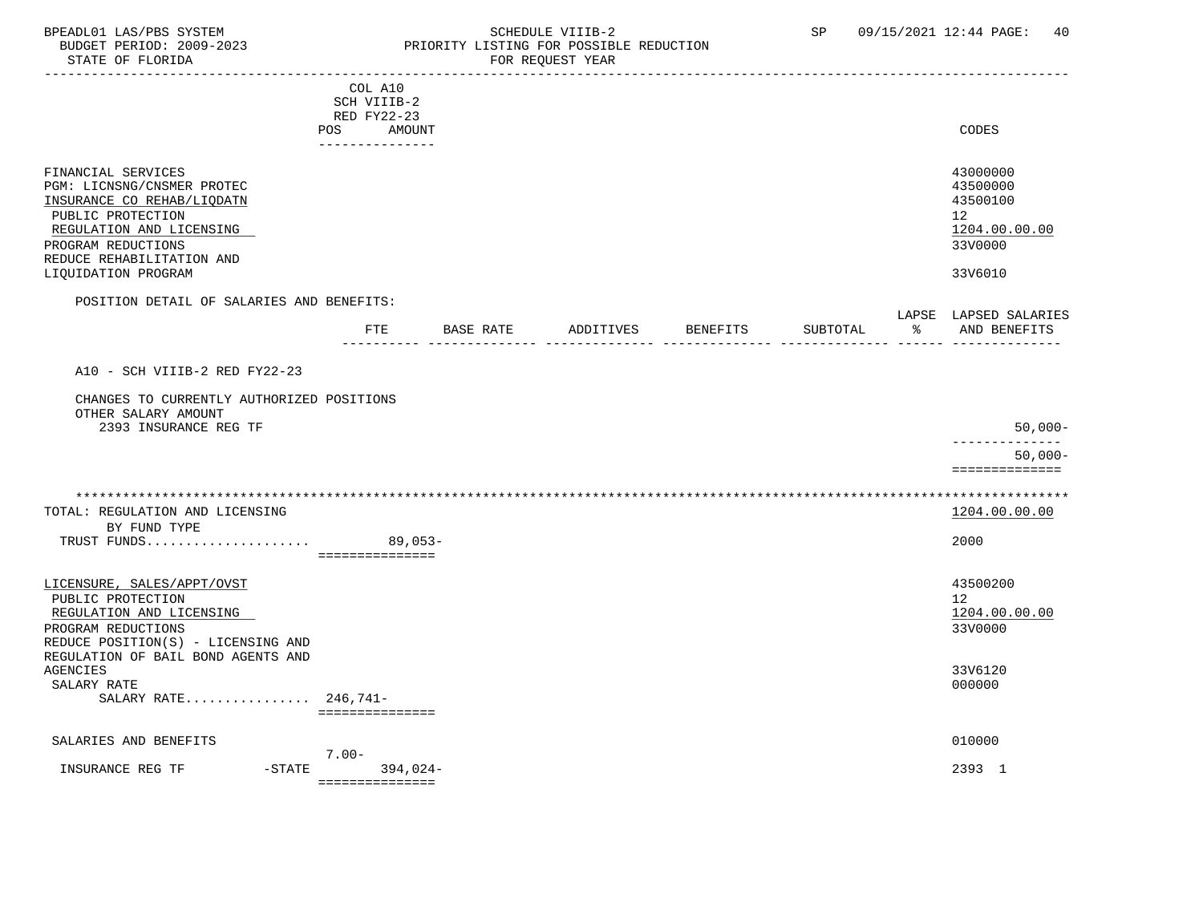BPEADL01 LAS/PBS SYSTEM — SCHEDULE VIIIB-2 — SP 09/15/2021 12:44

BUDGET PERIOD: 2009-2023 — PRIORITY LISTING FOR POSSIBLE REDUCTION

STATE OF FLORIDA — FOR REQUEST YEAR

| | COL A10 SCH VIIIB-2 RED FY22-23 POS AMOUNT | CODES |
|---|---|---|
| FINANCIAL SERVICES | | 43000000 |
| PGM: LICNSNG/CNSMER PROTEC | | 43500000 |
| INSURANCE CO REHAB/LIQDATN | | 43500100 |
| PUBLIC PROTECTION | | 12 |
| REGULATION AND LICENSING | | 1204.00.00.00 |
| PROGRAM REDUCTIONS | | 33V0000 |
| REDUCE REHABILITATION AND LIQUIDATION PROGRAM | | 33V6010 |

POSITION DETAIL OF SALARIES AND BENEFITS:

| | FTE | BASE RATE | ADDITIVES | BENEFITS | SUBTOTAL | LAPSE % | LAPSED SALARIES AND BENEFITS |
|---|---|---|---|---|---|---|---|
| A10 - SCH VIIIB-2 RED FY22-23 | | | | | | | |
| CHANGES TO CURRENTLY AUTHORIZED POSITIONS | | | | | | | |
| OTHER SALARY AMOUNT | | | | | | | |
| 2393 INSURANCE REG TF | | | | | | | 50,000- |
| | | | | | | | 50,000- |

*****************************************************************************

| | POS | AMOUNT | CODES |
|---|---|---|---|
| TOTAL: REGULATION AND LICENSING | | | 1204.00.00.00 |
| BY FUND TYPE | | | |
| TRUST FUNDS | | 89,053- | 2000 |
| LICENSURE, SALES/APPT/OVST | | | 43500200 |
| PUBLIC PROTECTION | | | 12 |
| REGULATION AND LICENSING | | | 1204.00.00.00 |
| PROGRAM REDUCTIONS | | | 33V0000 |
| REDUCE POSITION(S) - LICENSING AND REGULATION OF BAIL BOND AGENTS AND AGENCIES | | | 33V6120 |
| SALARY RATE | | | 000000 |
| SALARY RATE | | 246,741- | |
| SALARIES AND BENEFITS | 7.00- | | 010000 |
| INSURANCE REG TF -STATE | | 394,024- | 2393 1 |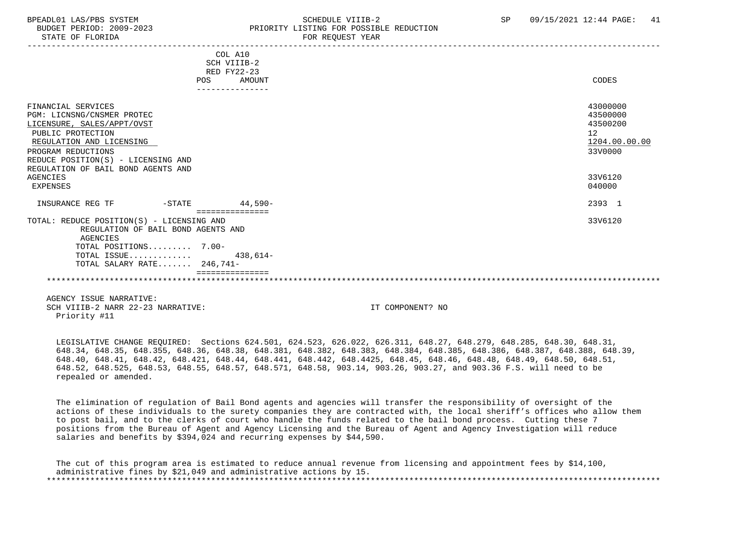| | COL A10 SCH VIIIB-2 RED FY22-23 POS | AMOUNT | CODES |
|---|---|---|---|
| FINANCIAL SERVICES | | | 43000000 |
| PGM: LICNSNG/CNSMER PROTEC | | | 43500000 |
| LICENSURE, SALES/APPT/OVST | | | 43500200 |
| PUBLIC PROTECTION | | | 12 |
| REGULATION AND LICENSING | | | 1204.00.00.00 |
| PROGRAM REDUCTIONS | | | 33V0000 |
| REDUCE POSITION(S) - LICENSING AND REGULATION OF BAIL BOND AGENTS AND AGENCIES | | | 33V6120 |
| EXPENSES | | | 040000 |
| INSURANCE REG TF -STATE | | 44,590- | 2393 1 |
| TOTAL: REDUCE POSITION(S) - LICENSING AND REGULATION OF BAIL BOND AGENTS AND AGENCIES | | | 33V6120 |
| TOTAL POSITIONS......... | 7.00- | | |
| TOTAL ISSUE............. | | 438,614- | |
| TOTAL SALARY RATE....... | 246,741- | | |

AGENCY ISSUE NARRATIVE:
SCH VIIIB-2 NARR 22-23 NARRATIVE: IT COMPONENT? NO
Priority #11

LEGISLATIVE CHANGE REQUIRED: Sections 624.501, 624.523, 626.022, 626.311, 648.27, 648.279, 648.285, 648.30, 648.31, 648.34, 648.35, 648.355, 648.36, 648.38, 648.381, 648.382, 648.383, 648.384, 648.385, 648.386, 648.387, 648.388, 648.39, 648.40, 648.41, 648.42, 648.421, 648.44, 648.441, 648.442, 648.4425, 648.45, 648.46, 648.48, 648.49, 648.50, 648.51, 648.52, 648.525, 648.53, 648.55, 648.57, 648.571, 648.58, 903.14, 903.26, 903.27, and 903.36 F.S. will need to be repealed or amended.

The elimination of regulation of Bail Bond agents and agencies will transfer the responsibility of oversight of the actions of these individuals to the surety companies they are contracted with, the local sheriff's offices who allow them to post bail, and to the clerks of court who handle the funds related to the bail bond process. Cutting these 7 positions from the Bureau of Agent and Agency Licensing and the Bureau of Agent and Agency Investigation will reduce salaries and benefits by $394,024 and recurring expenses by $44,590.

The cut of this program area is estimated to reduce annual revenue from licensing and appointment fees by $14,100, administrative fines by $21,049 and administrative actions by 15.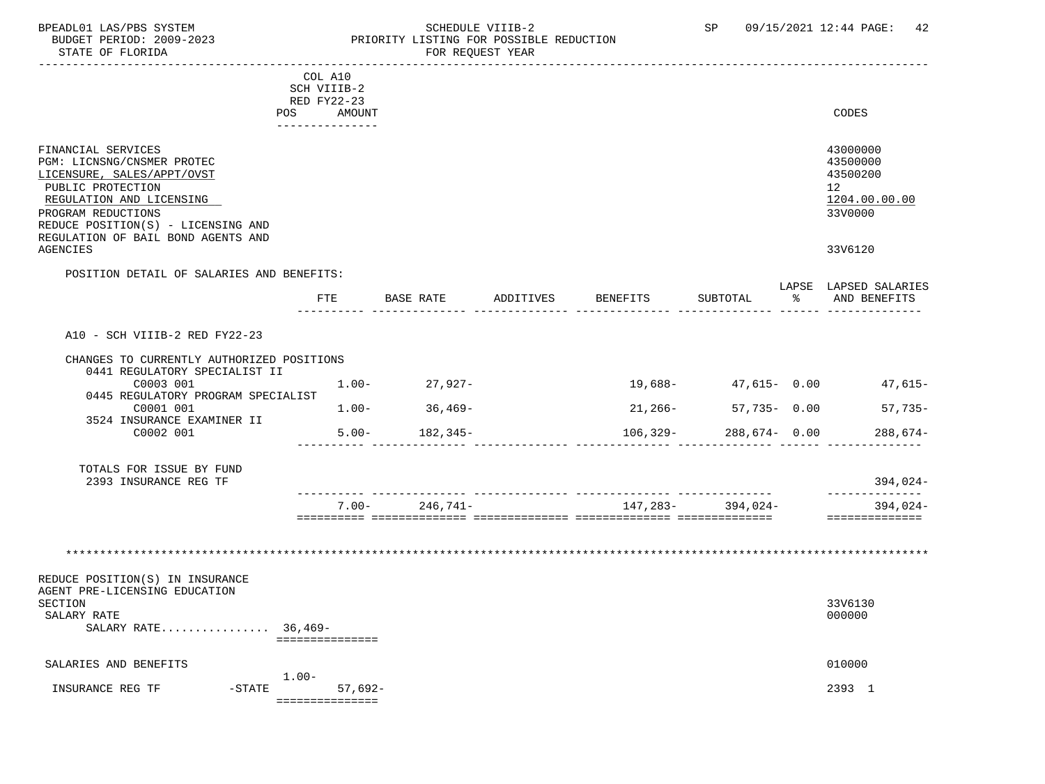COL A10
SCH VIIIB-2
RED FY22-23
POS AMOUNT

CODES

FINANCIAL SERVICES — 43000000
PGM: LICNSNG/CNSMER PROTEC — 43500000
LICENSURE, SALES/APPT/OVST — 43500200
PUBLIC PROTECTION — 12
REGULATION AND LICENSING — 1204.00.00.00
PROGRAM REDUCTIONS — 33V0000
REDUCE POSITION(S) - LICENSING AND REGULATION OF BAIL BOND AGENTS AND AGENCIES — 33V6120

POSITION DETAIL OF SALARIES AND BENEFITS:

| | FTE | BASE RATE | ADDITIVES | BENEFITS | SUBTOTAL | LAPSE % | LAPSED SALARIES AND BENEFITS |
|---|---|---|---|---|---|---|---|
| A10 - SCH VIIIB-2 RED FY22-23 | | | | | | | |
| CHANGES TO CURRENTLY AUTHORIZED POSITIONS | | | | | | | |
| 0441 REGULATORY SPECIALIST II C0003 001 | 1.00- | 27,927- | | 19,688- | 47,615- | 0.00 | 47,615- |
| 0445 REGULATORY PROGRAM SPECIALIST C0001 001 | 1.00- | 36,469- | | 21,266- | 57,735- | 0.00 | 57,735- |
| 3524 INSURANCE EXAMINER II C0002 001 | 5.00- | 182,345- | | 106,329- | 288,674- | 0.00 | 288,674- |
| TOTALS FOR ISSUE BY FUND 2393 INSURANCE REG TF | | | | | | | 394,024- |
| | 7.00- | 246,741- | | 147,283- | 394,024- | | 394,024- |

REDUCE POSITION(S) IN INSURANCE AGENT PRE-LICENSING EDUCATION SECTION — 33V6130
SALARY RATE — 000000
SALARY RATE................ 36,469-

SALARIES AND BENEFITS — 010000
1.00-
INSURANCE REG TF -STATE 57,692- — 2393 1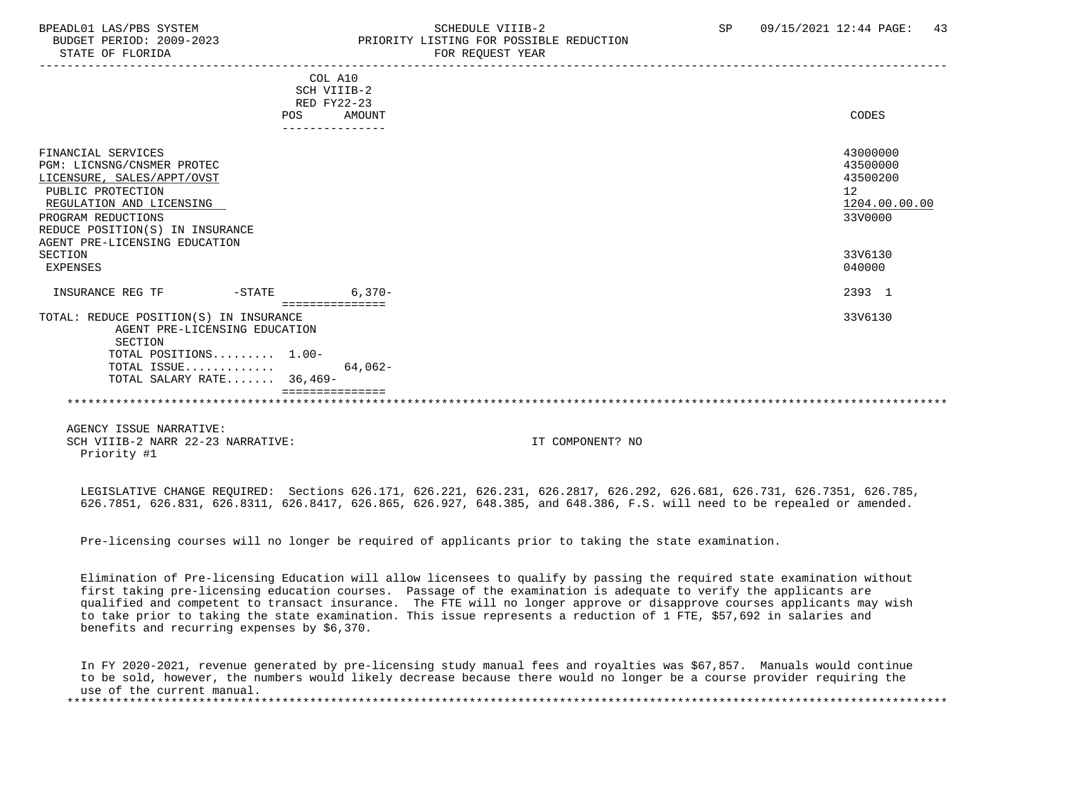| | COL A10 SCH VIIIB-2 RED FY22-23 POS | AMOUNT | CODES |
|---|---|---|---|
| FINANCIAL SERVICES | | | 43000000 |
| PGM: LICNSNG/CNSMER PROTEC | | | 43500000 |
| LICENSURE, SALES/APPT/OVST | | | 43500200 |
| PUBLIC PROTECTION | | | 12 |
| REGULATION AND LICENSING | | | 1204.00.00.00 |
| PROGRAM REDUCTIONS | | | 33V0000 |
| REDUCE POSITION(S) IN INSURANCE AGENT PRE-LICENSING EDUCATION SECTION | | | 33V6130 |
| EXPENSES | | | 040000 |
| INSURANCE REG TF -STATE | | 6,370- | 2393 1 |
| TOTAL: REDUCE POSITION(S) IN INSURANCE AGENT PRE-LICENSING EDUCATION SECTION | | | 33V6130 |
| TOTAL POSITIONS......... | 1.00- | | |
| TOTAL ISSUE............ | | 64,062- | |
| TOTAL SALARY RATE....... | 36,469- | | |

AGENCY ISSUE NARRATIVE:
SCH VIIIB-2 NARR 22-23 NARRATIVE: IT COMPONENT? NO
Priority #1

LEGISLATIVE CHANGE REQUIRED: Sections 626.171, 626.221, 626.231, 626.2817, 626.292, 626.681, 626.731, 626.7351, 626.785, 626.7851, 626.831, 626.8311, 626.8417, 626.865, 626.927, 648.385, and 648.386, F.S. will need to be repealed or amended.

Pre-licensing courses will no longer be required of applicants prior to taking the state examination.

Elimination of Pre-licensing Education will allow licensees to qualify by passing the required state examination without first taking pre-licensing education courses. Passage of the examination is adequate to verify the applicants are qualified and competent to transact insurance. The FTE will no longer approve or disapprove courses applicants may wish to take prior to taking the state examination. This issue represents a reduction of 1 FTE, $57,692 in salaries and benefits and recurring expenses by $6,370.

In FY 2020-2021, revenue generated by pre-licensing study manual fees and royalties was $67,857. Manuals would continue to be sold, however, the numbers would likely decrease because there would no longer be a course provider requiring the use of the current manual.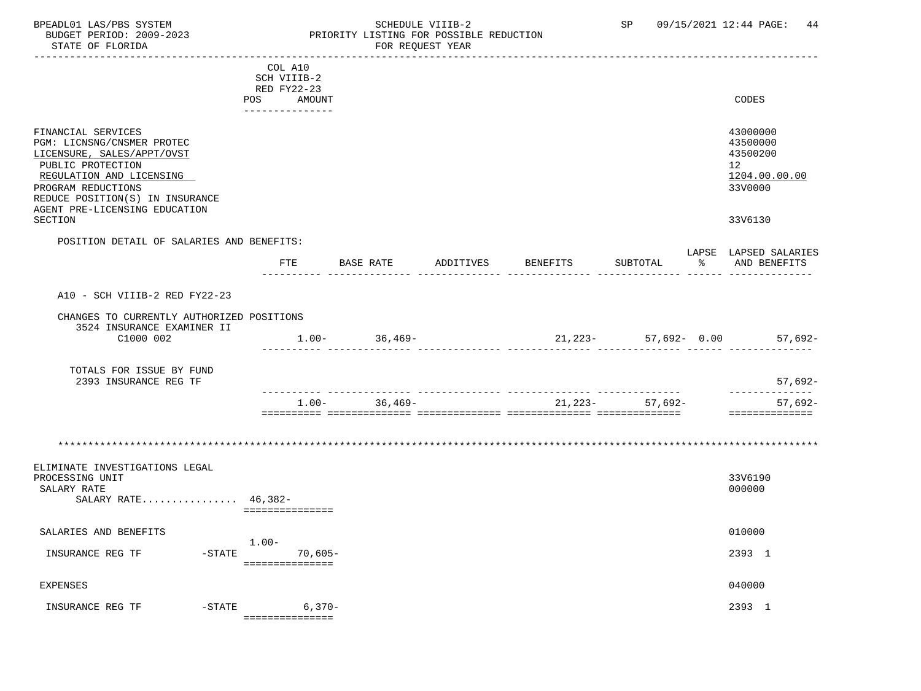COL A10
SCH VIIIB-2
RED FY22-23
POS AMOUNT

| | CODES |
|---|---|
| FINANCIAL SERVICES | 43000000 |
| PGM: LICNSNG/CNSMER PROTEC | 43500000 |
| LICENSURE, SALES/APPT/OVST | 43500200 |
| PUBLIC PROTECTION | 12 |
| REGULATION AND LICENSING | 1204.00.00.00 |
| PROGRAM REDUCTIONS | 33V0000 |
| REDUCE POSITION(S) IN INSURANCE AGENT PRE-LICENSING EDUCATION SECTION | 33V6130 |

POSITION DETAIL OF SALARIES AND BENEFITS:

| | FTE | BASE RATE | ADDITIVES | BENEFITS | SUBTOTAL | LAPSE % | LAPSED SALARIES AND BENEFITS |
|---|---|---|---|---|---|---|---|
| A10 - SCH VIIIB-2 RED FY22-23 | | | | | | | |
| CHANGES TO CURRENTLY AUTHORIZED POSITIONS | | | | | | | |
| 3524 INSURANCE EXAMINER II C1000 002 | 1.00- | 36,469- | | 21,223- | 57,692- | 0.00 | 57,692- |
| TOTALS FOR ISSUE BY FUND | | | | | | | |
| 2393 INSURANCE REG TF | | | | | | | 57,692- |
| | 1.00- | 36,469- | | 21,223- | 57,692- | | 57,692- |

\*\*\*\*\*\*\*\*\*\*\*\*\*\*\*\*\*\*\*\*\*\*\*\*\*\*\*\*\*\*\*\*\*\*\*\*\*\*\*\*\*\*\*\*\*\*\*\*\*\*\*\*\*\*\*\*\*\*\*\*\*\*\*\*\*\*\*\*\*\*\*\*\*\*\*\*\*\*\*\*

| | POS | AMOUNT | CODES |
|---|---|---|---|
| ELIMINATE INVESTIGATIONS LEGAL PROCESSING UNIT | | | 33V6190 |
| SALARY RATE | | | 000000 |
| SALARY RATE................ | | 46,382- | |
| SALARIES AND BENEFITS | | | 010000 |
| INSURANCE REG TF -STATE | 1.00- | 70,605- | 2393 1 |
| EXPENSES | | | 040000 |
| INSURANCE REG TF -STATE | | 6,370- | 2393 1 |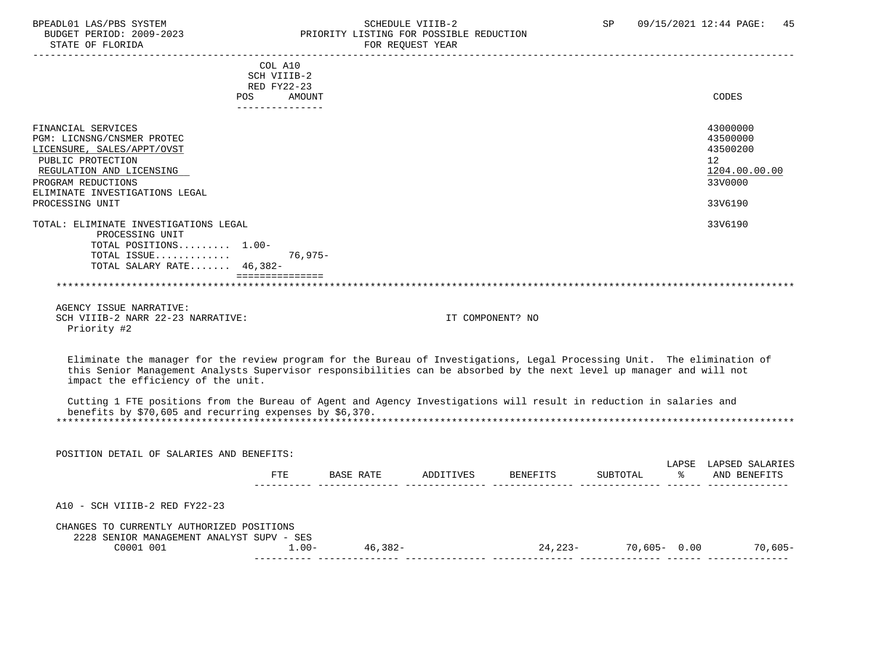BPEADL01 LAS/PBS SYSTEM — SCHEDULE VIIIB-2 — PRIORITY LISTING FOR POSSIBLE REDUCTION — FOR REQUEST YEAR
BUDGET PERIOD: 2009-2023
STATE OF FLORIDA
SP 09/15/2021 12:44 PAGE: 45

| | COL A10 SCH VIIIB-2 RED FY22-23 POS | AMOUNT | CODES |
|---|---|---|---|
| FINANCIAL SERVICES | | | 43000000 |
| PGM: LICNSNG/CNSMER PROTEC | | | 43500000 |
| LICENSURE, SALES/APPT/OVST | | | 43500200 |
| PUBLIC PROTECTION | | | 12 |
| REGULATION AND LICENSING | | | 1204.00.00.00 |
| PROGRAM REDUCTIONS | | | 33V0000 |
| ELIMINATE INVESTIGATIONS LEGAL PROCESSING UNIT | | | 33V6190 |
| TOTAL: ELIMINATE INVESTIGATIONS LEGAL PROCESSING UNIT | | | 33V6190 |
| TOTAL POSITIONS......... | 1.00- | | |
| TOTAL ISSUE............ | | 76,975- | |
| TOTAL SALARY RATE....... | 46,382- | | |

AGENCY ISSUE NARRATIVE:
SCH VIIIB-2 NARR 22-23 NARRATIVE: IT COMPONENT? NO
Priority #2

Eliminate the manager for the review program for the Bureau of Investigations, Legal Processing Unit. The elimination of this Senior Management Analysts Supervisor responsibilities can be absorbed by the next level up manager and will not impact the efficiency of the unit.

Cutting 1 FTE positions from the Bureau of Agent and Agency Investigations will result in reduction in salaries and benefits by $70,605 and recurring expenses by $6,370.

POSITION DETAIL OF SALARIES AND BENEFITS:

| | FTE | BASE RATE | ADDITIVES | BENEFITS | SUBTOTAL | LAPSE % | LAPSED SALARIES AND BENEFITS |
|---|---|---|---|---|---|---|---|
| A10 - SCH VIIIB-2 RED FY22-23 | | | | | | | |
| CHANGES TO CURRENTLY AUTHORIZED POSITIONS | | | | | | | |
| 2228 SENIOR MANAGEMENT ANALYST SUPV - SES C0001 001 | 1.00- | 46,382- | | 24,223- | 70,605- | 0.00 | 70,605- |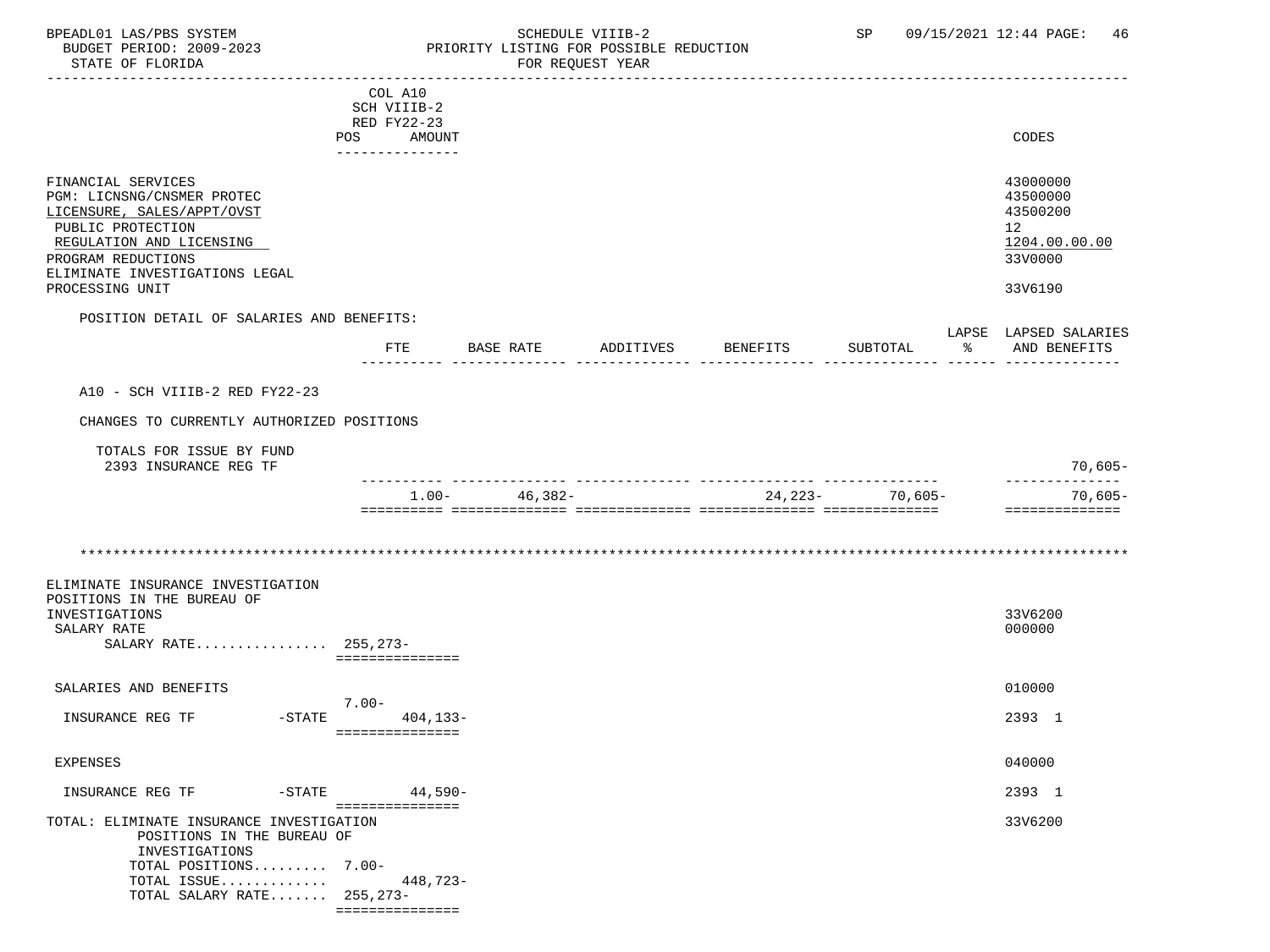COL A10
SCH VIIIB-2
RED FY22-23
POS AMOUNT

| | CODES |
|---|---|
| FINANCIAL SERVICES | 43000000 |
| PGM: LICNSNG/CNSMER PROTEC | 43500000 |
| LICENSURE, SALES/APPT/OVST | 43500200 |
| PUBLIC PROTECTION | 12 |
| REGULATION AND LICENSING | 1204.00.00.00 |
| PROGRAM REDUCTIONS | 33V0000 |
| ELIMINATE INVESTIGATIONS LEGAL PROCESSING UNIT | 33V6190 |

POSITION DETAIL OF SALARIES AND BENEFITS:

| | FTE | BASE RATE | ADDITIVES | BENEFITS | SUBTOTAL | LAPSE % | LAPSED SALARIES AND BENEFITS |
|---|---|---|---|---|---|---|---|
| A10 - SCH VIIIB-2 RED FY22-23 | | | | | | | |
| CHANGES TO CURRENTLY AUTHORIZED POSITIONS | | | | | | | |
| TOTALS FOR ISSUE BY FUND | | | | | | | |
| 2393 INSURANCE REG TF | | | | | | | 70,605- |
| | 1.00- | 46,382- | | 24,223- | 70,605- | | 70,605- |

*****************************************************************************************************************

| | POS | AMOUNT | CODES |
|---|---|---|---|
| ELIMINATE INSURANCE INVESTIGATION POSITIONS IN THE BUREAU OF INVESTIGATIONS | | | 33V6200 |
| SALARY RATE | | | 000000 |
| SALARY RATE................ | 255,273- | | |
| SALARIES AND BENEFITS | | | 010000 |
| INSURANCE REG TF -STATE | 7.00- | 404,133- | 2393 1 |
| EXPENSES | | | 040000 |
| INSURANCE REG TF -STATE | | 44,590- | 2393 1 |
| TOTAL: ELIMINATE INSURANCE INVESTIGATION POSITIONS IN THE BUREAU OF INVESTIGATIONS | | | 33V6200 |
| TOTAL POSITIONS......... | 7.00- | | |
| TOTAL ISSUE............. | | 448,723- | |
| TOTAL SALARY RATE....... | 255,273- | | |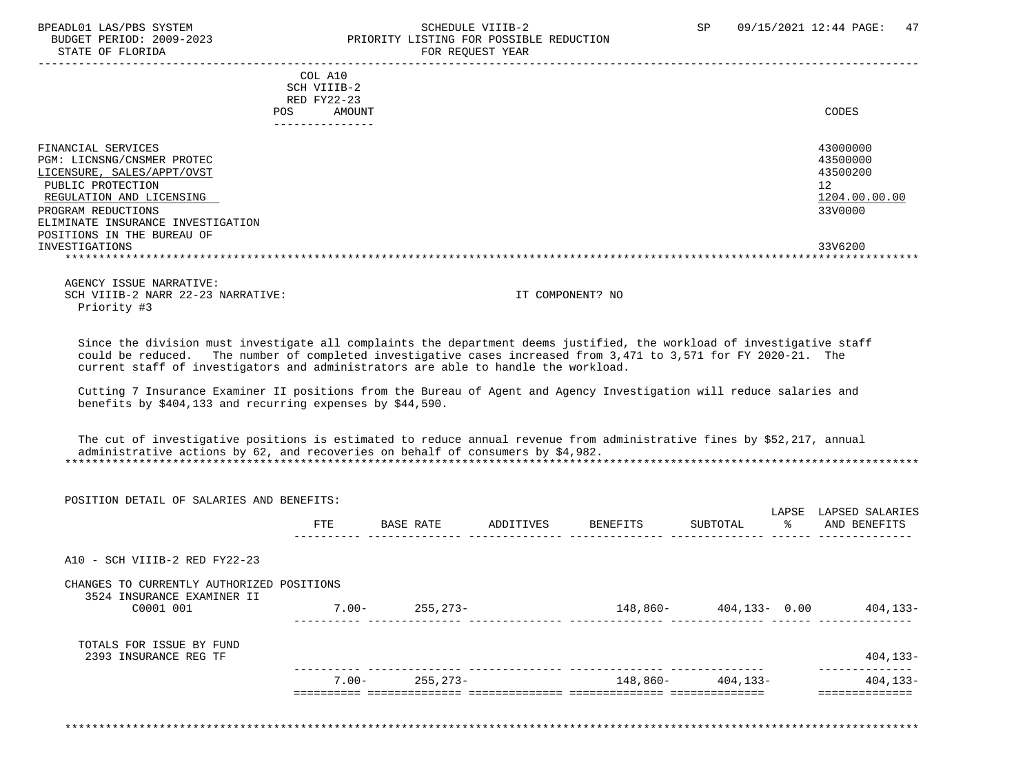| | COL A10 SCH VIIIB-2 RED FY22-23 POS AMOUNT | CODES |
|---|---|---|
| FINANCIAL SERVICES | | 43000000 |
| PGM: LICNSNG/CNSMER PROTEC | | 43500000 |
| LICENSURE, SALES/APPT/OVST | | 43500200 |
| PUBLIC PROTECTION | | 12 |
| REGULATION AND LICENSING | | 1204.00.00.00 |
| PROGRAM REDUCTIONS | | 33V0000 |
| ELIMINATE INSURANCE INVESTIGATION POSITIONS IN THE BUREAU OF INVESTIGATIONS | | 33V6200 |

AGENCY ISSUE NARRATIVE:
SCH VIIIB-2 NARR 22-23 NARRATIVE: IT COMPONENT? NO
Priority #3

Since the division must investigate all complaints the department deems justified, the workload of investigative staff could be reduced. The number of completed investigative cases increased from 3,471 to 3,571 for FY 2020-21. The current staff of investigators and administrators are able to handle the workload.

Cutting 7 Insurance Examiner II positions from the Bureau of Agent and Agency Investigation will reduce salaries and benefits by $404,133 and recurring expenses by $44,590.

The cut of investigative positions is estimated to reduce annual revenue from administrative fines by $52,217, annual administrative actions by 62, and recoveries on behalf of consumers by $4,982.

POSITION DETAIL OF SALARIES AND BENEFITS:

| | FTE | BASE RATE | ADDITIVES | BENEFITS | SUBTOTAL | LAPSE % | LAPSED SALARIES AND BENEFITS |
|---|---|---|---|---|---|---|---|
| A10 - SCH VIIIB-2 RED FY22-23 | | | | | | | |
| CHANGES TO CURRENTLY AUTHORIZED POSITIONS | | | | | | | |
| 3524 INSURANCE EXAMINER II C0001 001 | 7.00- | 255,273- | | 148,860- | 404,133- | 0.00 | 404,133- |
| TOTALS FOR ISSUE BY FUND | | | | | | | |
| 2393 INSURANCE REG TF | | | | | | | 404,133- |
| | 7.00- | 255,273- | | 148,860- | 404,133- | | 404,133- |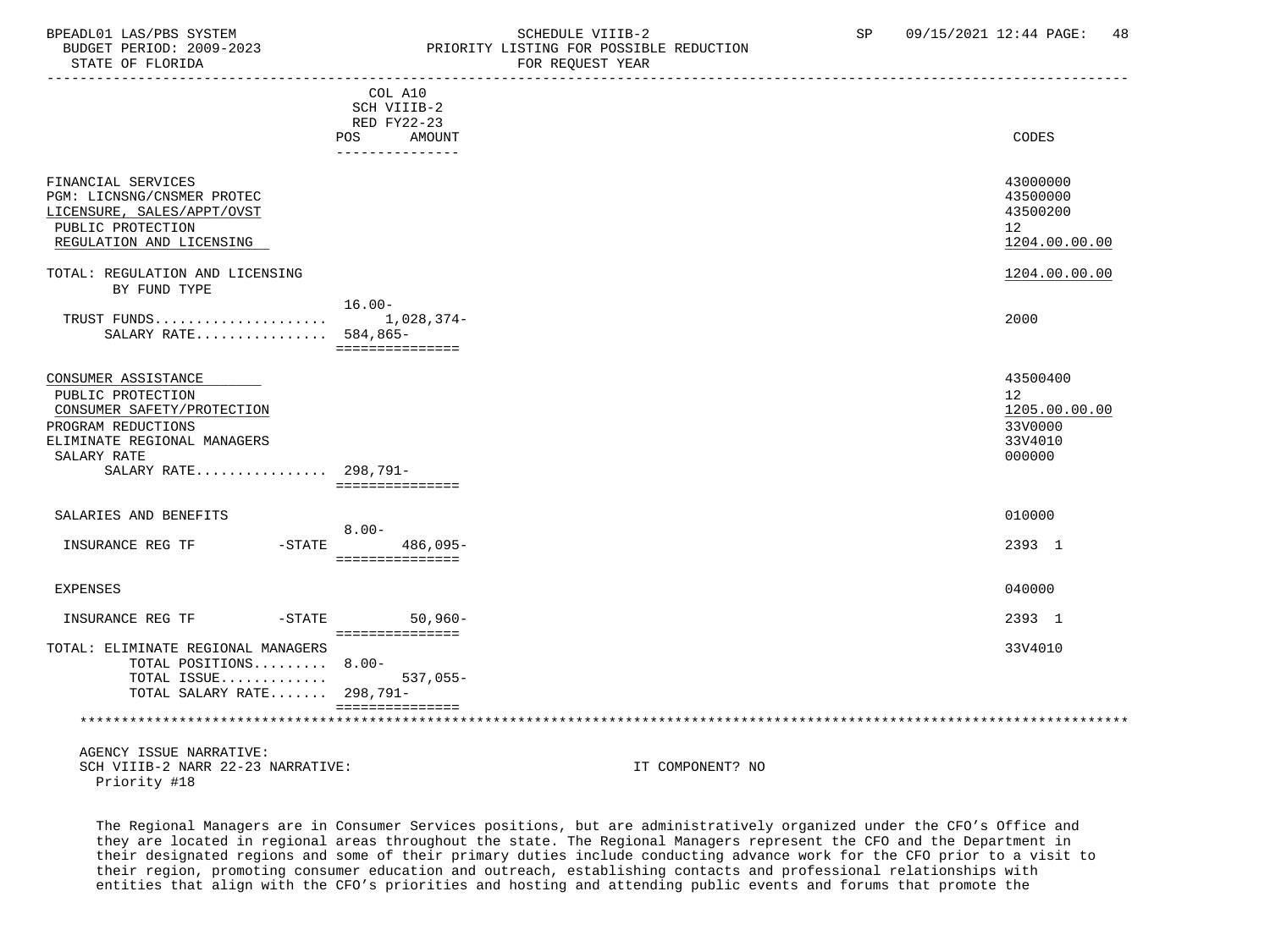| | COL A10 SCH VIIIB-2 RED FY22-23 POS | AMOUNT | CODES |
|---|---|---|---|
| FINANCIAL SERVICES | | | 43000000 |
| PGM: LICNSNG/CNSMER PROTEC | | | 43500000 |
| LICENSURE, SALES/APPT/OVST | | | 43500200 |
| PUBLIC PROTECTION | | | 12 |
| REGULATION AND LICENSING | | | 1204.00.00.00 |
| TOTAL: REGULATION AND LICENSING | | | 1204.00.00.00 |
| BY FUND TYPE | | | |
| TRUST FUNDS | 16.00- | 1,028,374- | 2000 |
| SALARY RATE | 584,865- | | |
| CONSUMER ASSISTANCE | | | 43500400 |
| PUBLIC PROTECTION | | | 12 |
| CONSUMER SAFETY/PROTECTION | | | 1205.00.00.00 |
| PROGRAM REDUCTIONS | | | 33V0000 |
| ELIMINATE REGIONAL MANAGERS | | | 33V4010 |
| SALARY RATE | | | 000000 |
| SALARY RATE | 298,791- | | |
| SALARIES AND BENEFITS | | | 010000 |
| INSURANCE REG TF -STATE | 8.00- | 486,095- | 2393 1 |
| EXPENSES | | | 040000 |
| INSURANCE REG TF -STATE | | 50,960- | 2393 1 |
| TOTAL: ELIMINATE REGIONAL MANAGERS | | | 33V4010 |
| TOTAL POSITIONS | 8.00- | | |
| TOTAL ISSUE | | 537,055- | |
| TOTAL SALARY RATE | 298,791- | | |

AGENCY ISSUE NARRATIVE:
SCH VIIIB-2 NARR 22-23 NARRATIVE: IT COMPONENT? NO
Priority #18

The Regional Managers are in Consumer Services positions, but are administratively organized under the CFO's Office and they are located in regional areas throughout the state. The Regional Managers represent the CFO and the Department in their designated regions and some of their primary duties include conducting advance work for the CFO prior to a visit to their region, promoting consumer education and outreach, establishing contacts and professional relationships with entities that align with the CFO's priorities and hosting and attending public events and forums that promote the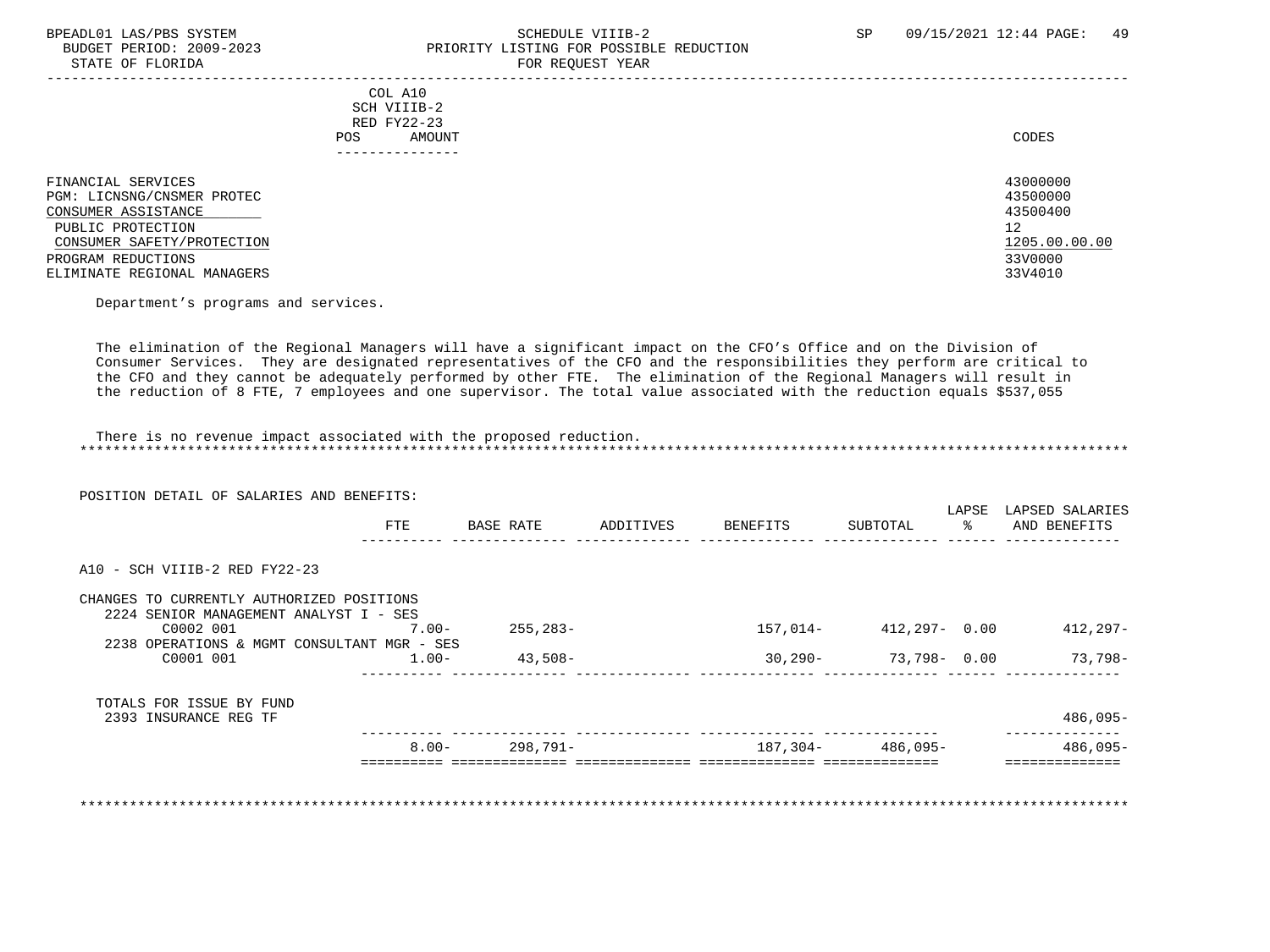| | COL A10 SCH VIIIB-2 RED FY22-23 POS AMOUNT | CODES |
|---|---|---|
| FINANCIAL SERVICES | | 43000000 |
| PGM: LICNSNG/CNSMER PROTEC | | 43500000 |
| CONSUMER ASSISTANCE | | 43500400 |
| PUBLIC PROTECTION | | 12 |
| CONSUMER SAFETY/PROTECTION | | 1205.00.00.00 |
| PROGRAM REDUCTIONS | | 33V0000 |
| ELIMINATE REGIONAL MANAGERS | | 33V4010 |

Department's programs and services.

The elimination of the Regional Managers will have a significant impact on the CFO's Office and on the Division of Consumer Services. They are designated representatives of the CFO and the responsibilities they perform are critical to the CFO and they cannot be adequately performed by other FTE. The elimination of the Regional Managers will result in the reduction of 8 FTE, 7 employees and one supervisor. The total value associated with the reduction equals $537,055

There is no revenue impact associated with the proposed reduction.

POSITION DETAIL OF SALARIES AND BENEFITS:

| | FTE | BASE RATE | ADDITIVES | BENEFITS | SUBTOTAL | LAPSE % | LAPSED SALARIES AND BENEFITS |
|---|---|---|---|---|---|---|---|
| A10 - SCH VIIIB-2 RED FY22-23 | | | | | | | |
| CHANGES TO CURRENTLY AUTHORIZED POSITIONS | | | | | | | |
| 2224 SENIOR MANAGEMENT ANALYST I - SES | | | | | | | |
| C0002 001 | 7.00- | 255,283- | | 157,014- | 412,297- | 0.00 | 412,297- |
| 2238 OPERATIONS & MGMT CONSULTANT MGR - SES | | | | | | | |
| C0001 001 | 1.00- | 43,508- | | 30,290- | 73,798- | 0.00 | 73,798- |
| TOTALS FOR ISSUE BY FUND | | | | | | | |
| 2393 INSURANCE REG TF | | | | | | | 486,095- |
| | 8.00- | 298,791- | | 187,304- | 486,095- | | 486,095- |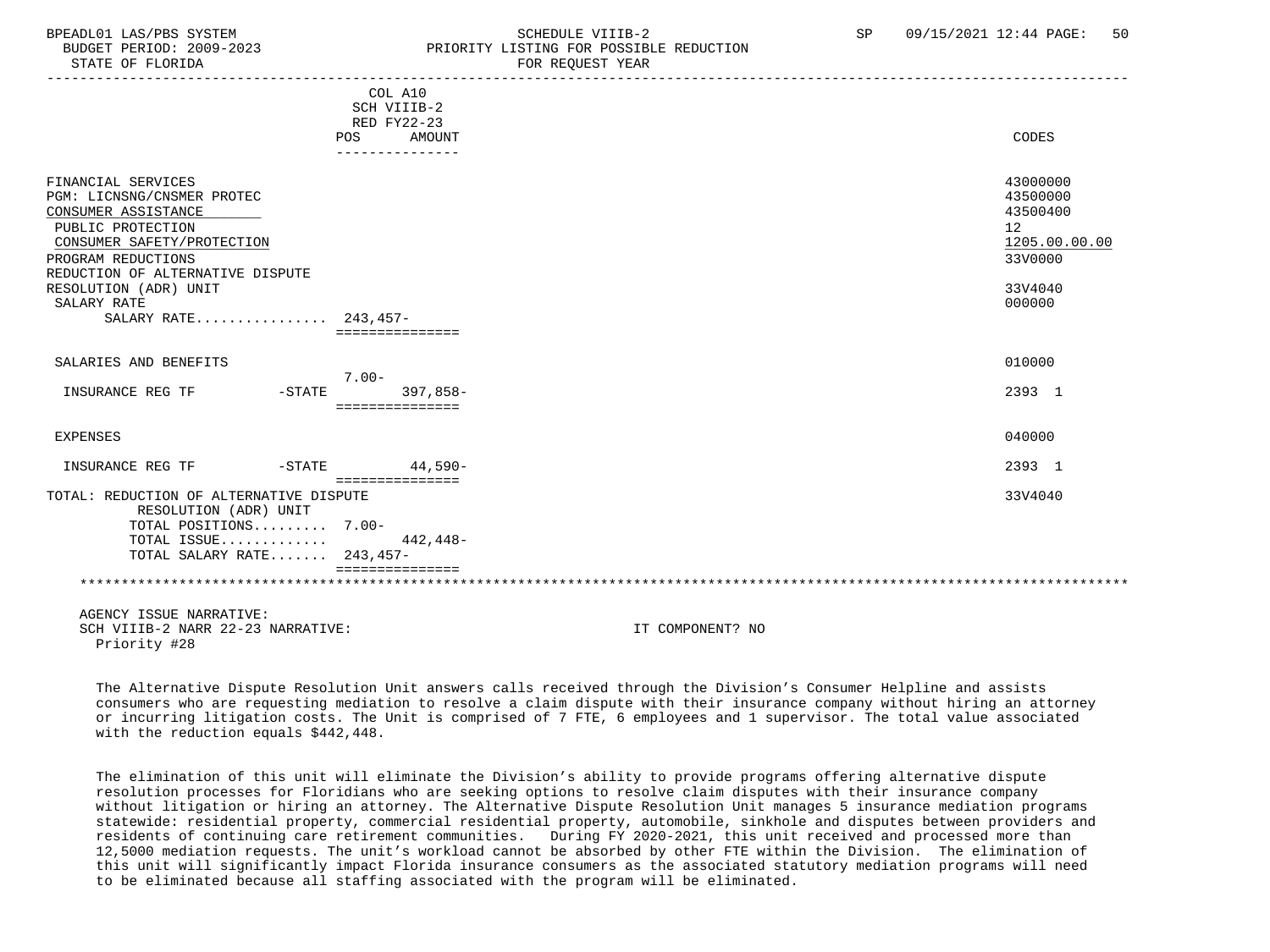BPEADL01 LAS/PBS SYSTEM — SCHEDULE VIIIB-2 — PRIORITY LISTING FOR POSSIBLE REDUCTION — FOR REQUEST YEAR
BUDGET PERIOD: 2009-2023
STATE OF FLORIDA

| | POS | COL A10 SCH VIIIB-2 RED FY22-23 AMOUNT | CODES |
|---|---|---|---|
| FINANCIAL SERVICES | | | 43000000 |
| PGM: LICNSNG/CNSMER PROTEC | | | 43500000 |
| CONSUMER ASSISTANCE | | | 43500400 |
| PUBLIC PROTECTION | | | 12 |
| CONSUMER SAFETY/PROTECTION | | | 1205.00.00.00 |
| PROGRAM REDUCTIONS | | | 33V0000 |
| REDUCTION OF ALTERNATIVE DISPUTE RESOLUTION (ADR) UNIT | | | 33V4040 |
| SALARY RATE | | | 000000 |
| SALARY RATE................ | 243,457- | | |
| SALARIES AND BENEFITS | | | 010000 |
| INSURANCE REG TF -STATE | 7.00- | 397,858- | 2393 1 |
| EXPENSES | | | 040000 |
| INSURANCE REG TF -STATE | | 44,590- | 2393 1 |
| TOTAL: REDUCTION OF ALTERNATIVE DISPUTE RESOLUTION (ADR) UNIT | | | 33V4040 |
| TOTAL POSITIONS......... | 7.00- | | |
| TOTAL ISSUE............. | | 442,448- | |
| TOTAL SALARY RATE....... | 243,457- | | |

AGENCY ISSUE NARRATIVE:
SCH VIIIB-2 NARR 22-23 NARRATIVE: IT COMPONENT? NO
Priority #28

The Alternative Dispute Resolution Unit answers calls received through the Division's Consumer Helpline and assists consumers who are requesting mediation to resolve a claim dispute with their insurance company without hiring an attorney or incurring litigation costs. The Unit is comprised of 7 FTE, 6 employees and 1 supervisor. The total value associated with the reduction equals $442,448.

The elimination of this unit will eliminate the Division's ability to provide programs offering alternative dispute resolution processes for Floridians who are seeking options to resolve claim disputes with their insurance company without litigation or hiring an attorney. The Alternative Dispute Resolution Unit manages 5 insurance mediation programs statewide: residential property, commercial residential property, automobile, sinkhole and disputes between providers and residents of continuing care retirement communities. During FY 2020-2021, this unit received and processed more than 12,5000 mediation requests. The unit's workload cannot be absorbed by other FTE within the Division. The elimination of this unit will significantly impact Florida insurance consumers as the associated statutory mediation programs will need to be eliminated because all staffing associated with the program will be eliminated.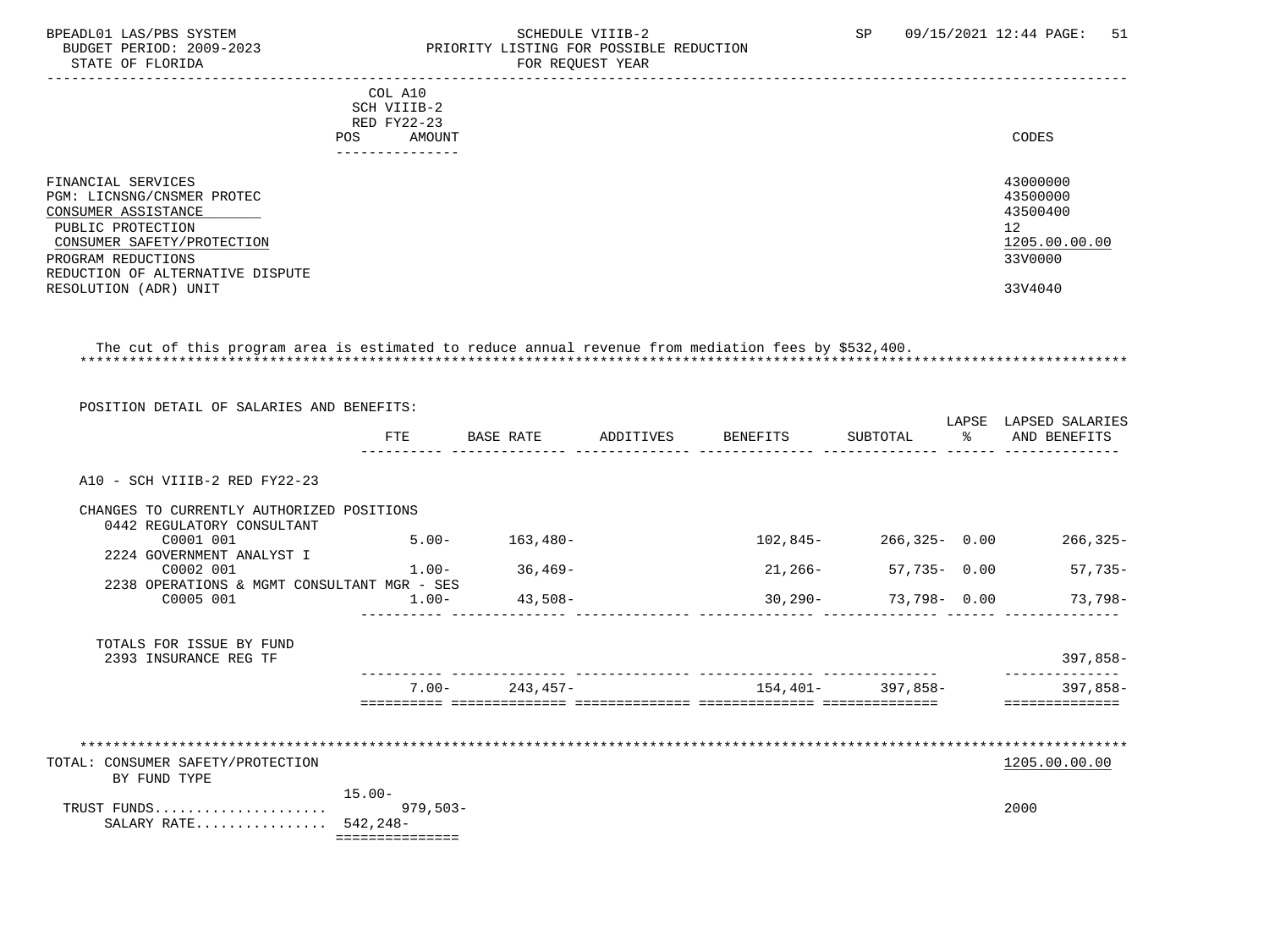BPEADL01 LAS/PBS SYSTEM — SCHEDULE VIIIB-2 — PRIORITY LISTING FOR POSSIBLE REDUCTION — FOR REQUEST YEAR

BUDGET PERIOD: 2009-2023

STATE OF FLORIDA

SP 09/15/2021 12:44

| | COL A10 SCH VIIIB-2 RED FY22-23 POS AMOUNT | CODES |
|---|---|---|
| FINANCIAL SERVICES | | 43000000 |
| PGM: LICNSNG/CNSMER PROTEC | | 43500000 |
| CONSUMER ASSISTANCE | | 43500400 |
| PUBLIC PROTECTION | | 12 |
| CONSUMER SAFETY/PROTECTION | | 1205.00.00.00 |
| PROGRAM REDUCTIONS | | 33V0000 |
| REDUCTION OF ALTERNATIVE DISPUTE RESOLUTION (ADR) UNIT | | 33V4040 |

The cut of this program area is estimated to reduce annual revenue from mediation fees by $532,400.

POSITION DETAIL OF SALARIES AND BENEFITS:

| | FTE | BASE RATE | ADDITIVES | BENEFITS | SUBTOTAL | LAPSE % | LAPSED SALARIES AND BENEFITS |
|---|---|---|---|---|---|---|---|
| A10 - SCH VIIIB-2 RED FY22-23 | | | | | | | |
| CHANGES TO CURRENTLY AUTHORIZED POSITIONS | | | | | | | |
| 0442 REGULATORY CONSULTANT C0001 001 | 5.00- | 163,480- | | 102,845- | 266,325- | 0.00 | 266,325- |
| 2224 GOVERNMENT ANALYST I C0002 001 | 1.00- | 36,469- | | 21,266- | 57,735- | 0.00 | 57,735- |
| 2238 OPERATIONS & MGMT CONSULTANT MGR - SES C0005 001 | 1.00- | 43,508- | | 30,290- | 73,798- | 0.00 | 73,798- |
| TOTALS FOR ISSUE BY FUND 2393 INSURANCE REG TF | | | | | | | 397,858- |
| | 7.00- | 243,457- | | 154,401- | 397,858- | | 397,858- |

| TOTAL: CONSUMER SAFETY/PROTECTION BY FUND TYPE | | 1205.00.00.00 |
|---|---|---|
| | 15.00- | |
| TRUST FUNDS..................... | 979,503- | 2000 |
| SALARY RATE................ | 542,248- | |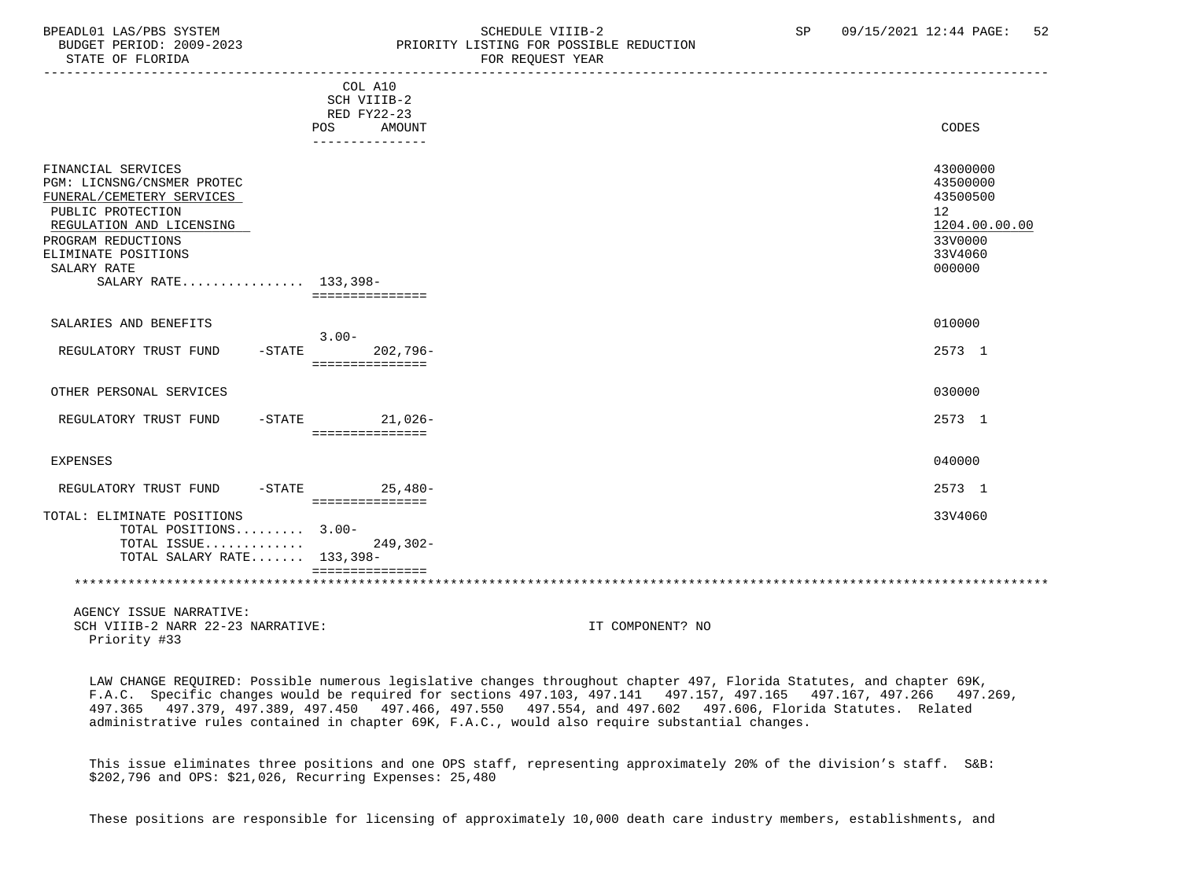| | COL A10 SCH VIIIB-2 RED FY22-23 POS AMOUNT | CODES |
|---|---|---|
| FINANCIAL SERVICES | | 43000000 |
| PGM: LICNSNG/CNSMER PROTEC | | 43500000 |
| FUNERAL/CEMETERY SERVICES | | 43500500 |
| PUBLIC PROTECTION | | 12 |
| REGULATION AND LICENSING | | 1204.00.00.00 |
| PROGRAM REDUCTIONS | | 33V0000 |
| ELIMINATE POSITIONS | | 33V4060 |
| SALARY RATE | | 000000 |
| SALARY RATE................ | 133,398- | |
| SALARIES AND BENEFITS | | 010000 |
| REGULATORY TRUST FUND -STATE | 3.00- 202,796- | 2573 1 |
| OTHER PERSONAL SERVICES | | 030000 |
| REGULATORY TRUST FUND -STATE | 21,026- | 2573 1 |
| EXPENSES | | 040000 |
| REGULATORY TRUST FUND -STATE | 25,480- | 2573 1 |
| TOTAL: ELIMINATE POSITIONS | | 33V4060 |
| TOTAL POSITIONS......... | 3.00- | |
| TOTAL ISSUE............ | 249,302- | |
| TOTAL SALARY RATE....... | 133,398- | |

AGENCY ISSUE NARRATIVE:
SCH VIIIB-2 NARR 22-23 NARRATIVE: IT COMPONENT? NO
Priority #33

LAW CHANGE REQUIRED: Possible numerous legislative changes throughout chapter 497, Florida Statutes, and chapter 69K, F.A.C. Specific changes would be required for sections 497.103, 497.141 497.157, 497.165 497.167, 497.266 497.269, 497.365 497.379, 497.389, 497.450 497.466, 497.550 497.554, and 497.602 497.606, Florida Statutes. Related administrative rules contained in chapter 69K, F.A.C., would also require substantial changes.

This issue eliminates three positions and one OPS staff, representing approximately 20% of the division's staff. S&B: $202,796 and OPS: $21,026, Recurring Expenses: 25,480

These positions are responsible for licensing of approximately 10,000 death care industry members, establishments, and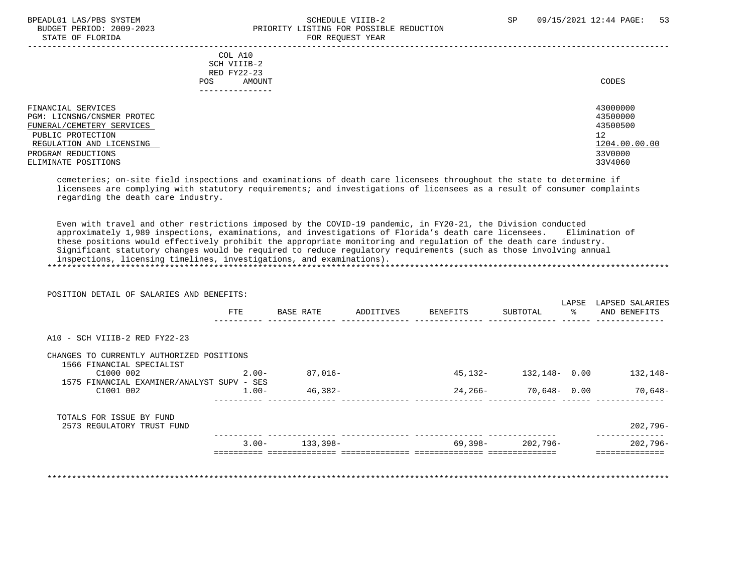COL A10
SCH VIIIB-2
RED FY22-23
POS AMOUNT

| | CODES |
|---|---|
| FINANCIAL SERVICES | 43000000 |
| PGM: LICNSNG/CNSMER PROTEC | 43500000 |
| FUNERAL/CEMETERY SERVICES | 43500500 |
| PUBLIC PROTECTION | 12 |
| REGULATION AND LICENSING | 1204.00.00.00 |
| PROGRAM REDUCTIONS | 33V0000 |
| ELIMINATE POSITIONS | 33V4060 |

cemeteries; on-site field inspections and examinations of death care licensees throughout the state to determine if licensees are complying with statutory requirements; and investigations of licensees as a result of consumer complaints regarding the death care industry.

Even with travel and other restrictions imposed by the COVID-19 pandemic, in FY20-21, the Division conducted approximately 1,989 inspections, examinations, and investigations of Florida's death care licensees. Elimination of these positions would effectively prohibit the appropriate monitoring and regulation of the death care industry. Significant statutory changes would be required to reduce regulatory requirements (such as those involving annual inspections, licensing timelines, investigations, and examinations).

POSITION DETAIL OF SALARIES AND BENEFITS:

| | FTE | BASE RATE | ADDITIVES | BENEFITS | SUBTOTAL | LAPSE % | LAPSED SALARIES AND BENEFITS |
|---|---|---|---|---|---|---|---|
| A10 - SCH VIIIB-2 RED FY22-23 | | | | | | | |
| CHANGES TO CURRENTLY AUTHORIZED POSITIONS | | | | | | | |
| 1566 FINANCIAL SPECIALIST | | | | | | | |
| C1000 002 | 2.00- | 87,016- | | 45,132- | 132,148- | 0.00 | 132,148- |
| 1575 FINANCIAL EXAMINER/ANALYST SUPV - SES | | | | | | | |
| C1001 002 | 1.00- | 46,382- | | 24,266- | 70,648- | 0.00 | 70,648- |
| TOTALS FOR ISSUE BY FUND | | | | | | | |
| 2573 REGULATORY TRUST FUND | | | | | | | 202,796- |
| | 3.00- | 133,398- | | 69,398- | 202,796- | | 202,796- |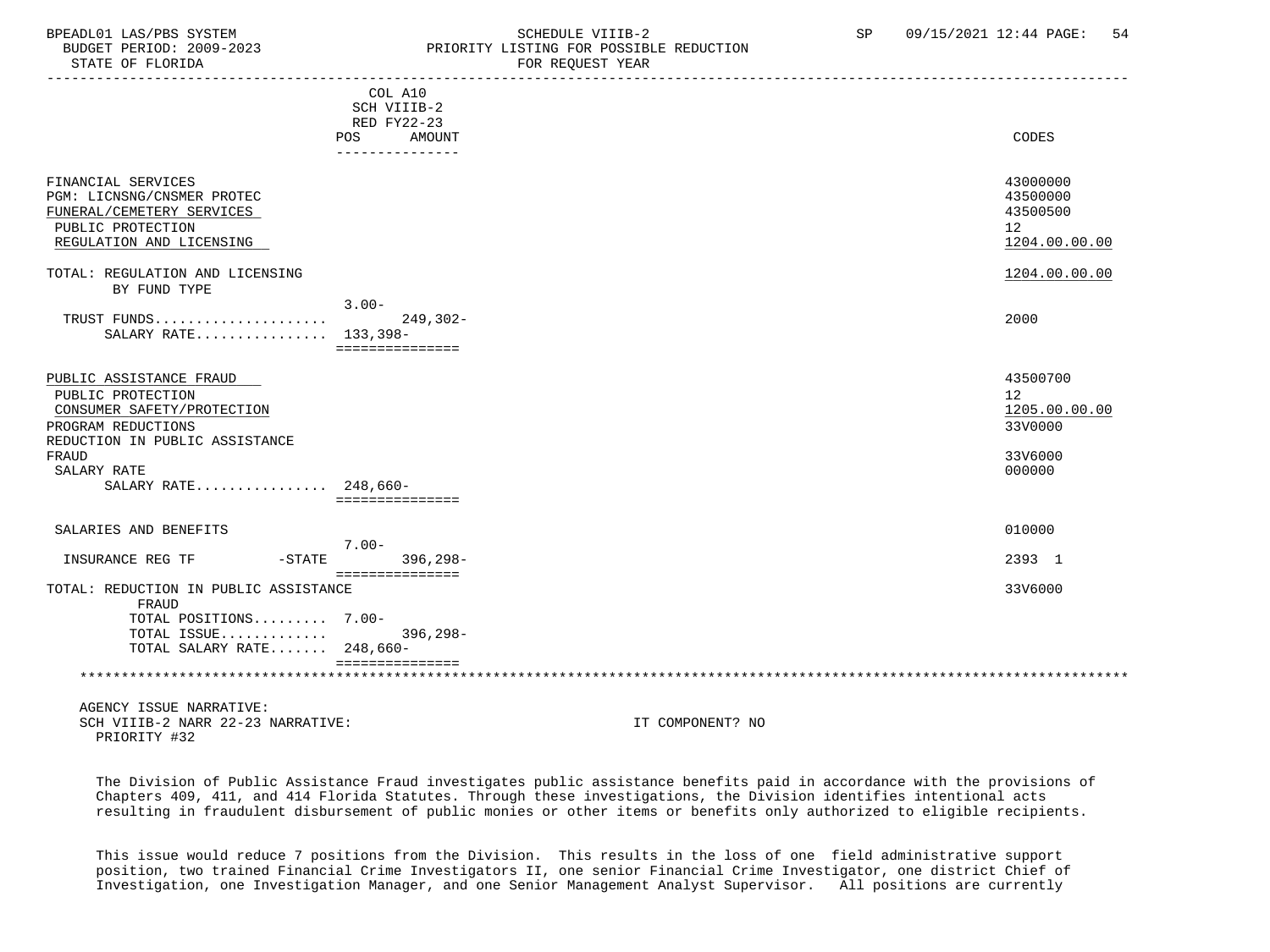COL A10
SCH VIIIB-2
RED FY22-23

| | POS | AMOUNT | CODES |
|---|---|---|---|
| FINANCIAL SERVICES | | | 43000000 |
| PGM: LICNSNG/CNSMER PROTEC | | | 43500000 |
| FUNERAL/CEMETERY SERVICES | | | 43500500 |
| PUBLIC PROTECTION | | | 12 |
| REGULATION AND LICENSING | | | 1204.00.00.00 |
| TOTAL: REGULATION AND LICENSING | | | 1204.00.00.00 |
| BY FUND TYPE | | | |
| TRUST FUNDS..................... | 3.00- | 249,302- | 2000 |
| SALARY RATE................ | 133,398- | | |
| PUBLIC ASSISTANCE FRAUD | | | 43500700 |
| PUBLIC PROTECTION | | | 12 |
| CONSUMER SAFETY/PROTECTION | | | 1205.00.00.00 |
| PROGRAM REDUCTIONS | | | 33V0000 |
| REDUCTION IN PUBLIC ASSISTANCE FRAUD | | | 33V6000 |
| SALARY RATE | | | 000000 |
| SALARY RATE................ | 248,660- | | |
| SALARIES AND BENEFITS | | | 010000 |
| INSURANCE REG TF -STATE | 7.00- | 396,298- | 2393 1 |
| TOTAL: REDUCTION IN PUBLIC ASSISTANCE FRAUD | | | 33V6000 |
| TOTAL POSITIONS......... | 7.00- | | |
| TOTAL ISSUE............. | | 396,298- | |
| TOTAL SALARY RATE....... | 248,660- | | |

AGENCY ISSUE NARRATIVE:
SCH VIIIB-2 NARR 22-23 NARRATIVE: IT COMPONENT? NO
PRIORITY #32

The Division of Public Assistance Fraud investigates public assistance benefits paid in accordance with the provisions of Chapters 409, 411, and 414 Florida Statutes. Through these investigations, the Division identifies intentional acts resulting in fraudulent disbursement of public monies or other items or benefits only authorized to eligible recipients.

This issue would reduce 7 positions from the Division. This results in the loss of one field administrative support position, two trained Financial Crime Investigators II, one senior Financial Crime Investigator, one district Chief of Investigation, one Investigation Manager, and one Senior Management Analyst Supervisor. All positions are currently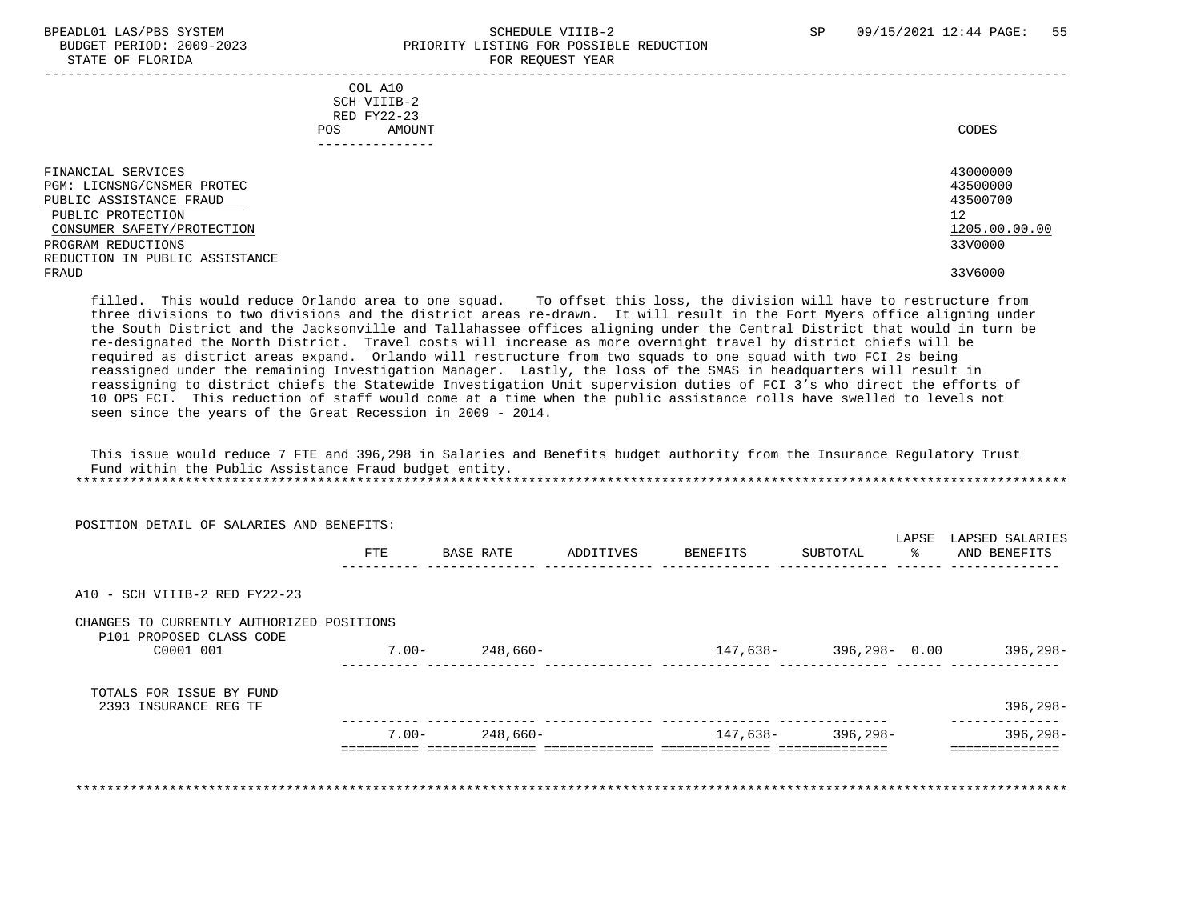| | COL A10 SCH VIIIB-2 RED FY22-23 POS AMOUNT | CODES |
|---|---|---|
| FINANCIAL SERVICES | | 43000000 |
| PGM: LICNSNG/CNSMER PROTEC | | 43500000 |
| PUBLIC ASSISTANCE FRAUD | | 43500700 |
| PUBLIC PROTECTION | | 12 |
| CONSUMER SAFETY/PROTECTION | | 1205.00.00.00 |
| PROGRAM REDUCTIONS | | 33V0000 |
| REDUCTION IN PUBLIC ASSISTANCE FRAUD | | 33V6000 |

filled. This would reduce Orlando area to one squad. To offset this loss, the division will have to restructure from three divisions to two divisions and the district areas re-drawn. It will result in the Fort Myers office aligning under the South District and the Jacksonville and Tallahassee offices aligning under the Central District that would in turn be re-designated the North District. Travel costs will increase as more overnight travel by district chiefs will be required as district areas expand. Orlando will restructure from two squads to one squad with two FCI 2s being reassigned under the remaining Investigation Manager. Lastly, the loss of the SMAS in headquarters will result in reassigning to district chiefs the Statewide Investigation Unit supervision duties of FCI 3's who direct the efforts of 10 OPS FCI. This reduction of staff would come at a time when the public assistance rolls have swelled to levels not seen since the years of the Great Recession in 2009 - 2014.

This issue would reduce 7 FTE and 396,298 in Salaries and Benefits budget authority from the Insurance Regulatory Trust Fund within the Public Assistance Fraud budget entity.

*******************************************************************************************************************

POSITION DETAIL OF SALARIES AND BENEFITS:

| | FTE | BASE RATE | ADDITIVES | BENEFITS | SUBTOTAL | LAPSE % | LAPSED SALARIES AND BENEFITS |
|---|---|---|---|---|---|---|---|
| A10 - SCH VIIIB-2 RED FY22-23 | | | | | | | |
| CHANGES TO CURRENTLY AUTHORIZED POSITIONS | | | | | | | |
| P101 PROPOSED CLASS CODE | | | | | | | |
| C0001 001 | 7.00- | 248,660- | | 147,638- | 396,298- | 0.00 | 396,298- |
| TOTALS FOR ISSUE BY FUND | | | | | | | |
| 2393 INSURANCE REG TF | | | | | | | 396,298- |
| | 7.00- | 248,660- | | 147,638- | 396,298- | | 396,298- |

*******************************************************************************************************************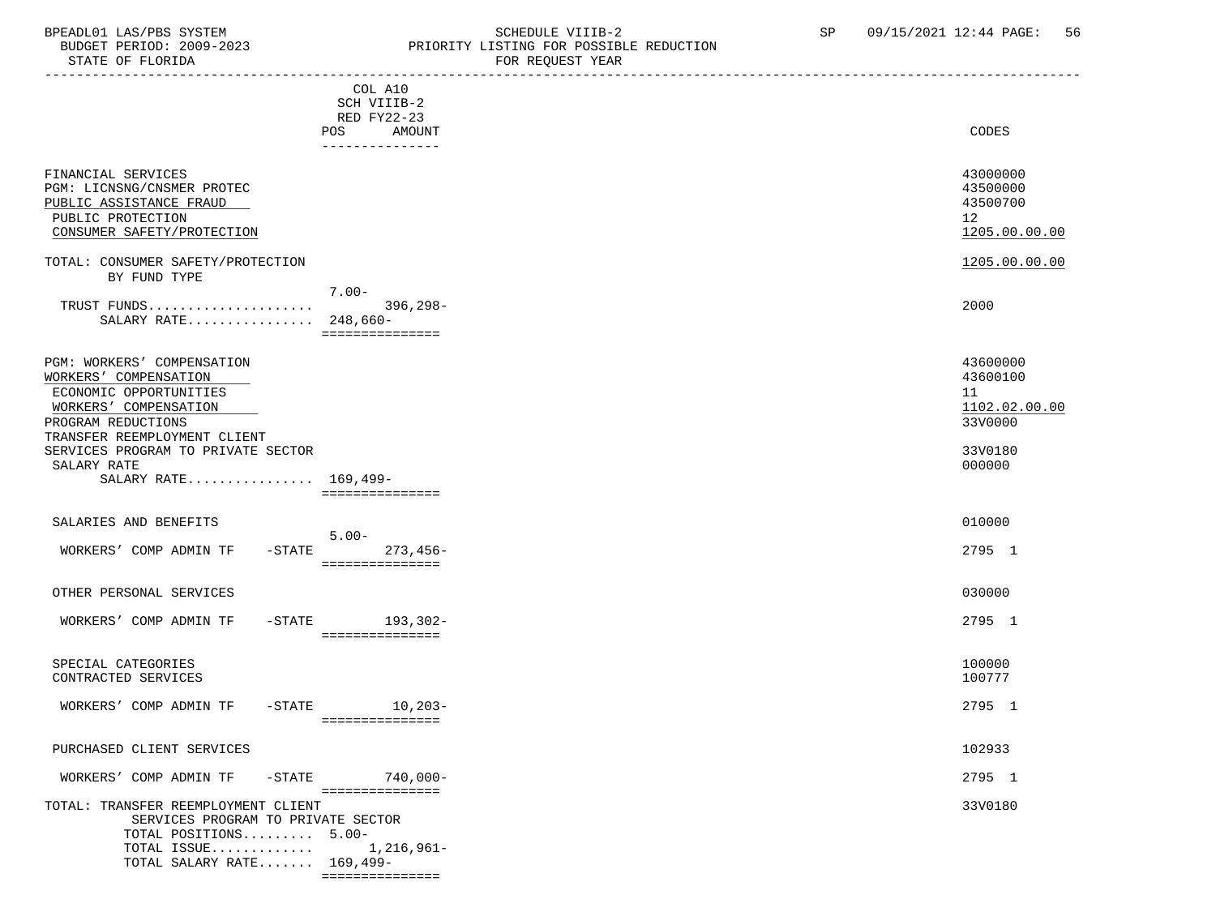BPEADL01 LAS/PBS SYSTEM — SCHEDULE VIIIB-2 — PRIORITY LISTING FOR POSSIBLE REDUCTION — FOR REQUEST YEAR
BUDGET PERIOD: 2009-2023 — STATE OF FLORIDA — SP 09/15/2021 12:44

| | COL A10 SCH VIIIB-2 RED FY22-23 POS | AMOUNT | CODES |
|---|---|---|---|
| FINANCIAL SERVICES | | | 43000000 |
| PGM: LICNSNG/CNSMER PROTEC | | | 43500000 |
| PUBLIC ASSISTANCE FRAUD | | | 43500700 |
| PUBLIC PROTECTION | | | 12 |
| CONSUMER SAFETY/PROTECTION | | | 1205.00.00.00 |
| TOTAL: CONSUMER SAFETY/PROTECTION | | | 1205.00.00.00 |
| BY FUND TYPE | | | |
| TRUST FUNDS..................... | 7.00- | 396,298- | 2000 |
| SALARY RATE................ | 248,660- | | |
| PGM: WORKERS' COMPENSATION | | | 43600000 |
| WORKERS' COMPENSATION | | | 43600100 |
| ECONOMIC OPPORTUNITIES | | | 11 |
| WORKERS' COMPENSATION | | | 1102.02.00.00 |
| PROGRAM REDUCTIONS | | | 33V0000 |
| TRANSFER REEMPLOYMENT CLIENT SERVICES PROGRAM TO PRIVATE SECTOR | | | 33V0180 |
| SALARY RATE | | | 000000 |
| SALARY RATE................ | 169,499- | | |
| SALARIES AND BENEFITS | | | 010000 |
| WORKERS' COMP ADMIN TF -STATE | 5.00- | 273,456- | 2795 1 |
| OTHER PERSONAL SERVICES | | | 030000 |
| WORKERS' COMP ADMIN TF -STATE | | 193,302- | 2795 1 |
| SPECIAL CATEGORIES | | | 100000 |
| CONTRACTED SERVICES | | | 100777 |
| WORKERS' COMP ADMIN TF -STATE | | 10,203- | 2795 1 |
| PURCHASED CLIENT SERVICES | | | 102933 |
| WORKERS' COMP ADMIN TF -STATE | | 740,000- | 2795 1 |
| TOTAL: TRANSFER REEMPLOYMENT CLIENT SERVICES PROGRAM TO PRIVATE SECTOR | | | 33V0180 |
| TOTAL POSITIONS......... | 5.00- | | |
| TOTAL ISSUE............ | | 1,216,961- | |
| TOTAL SALARY RATE....... | 169,499- | | |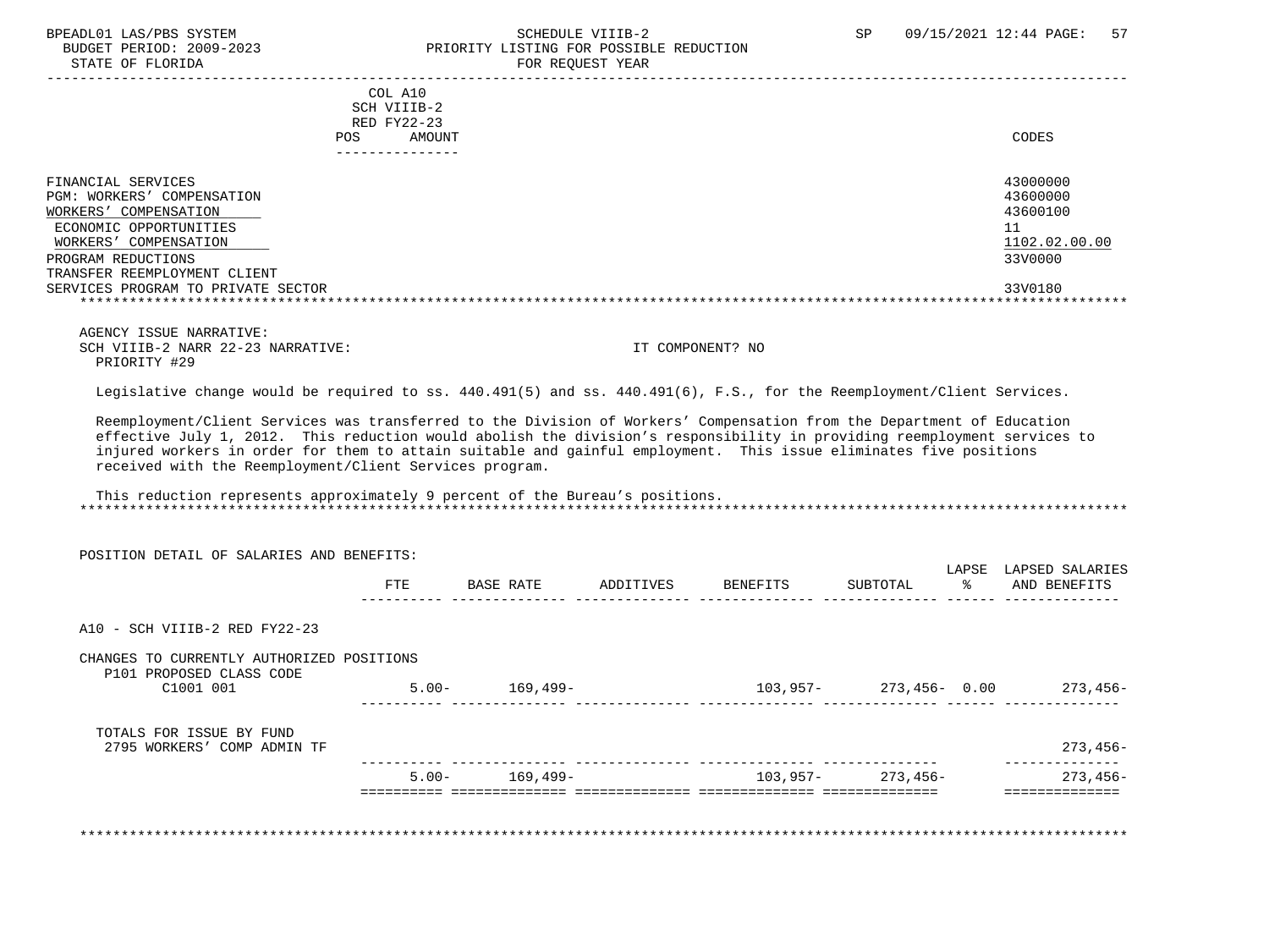BPEADL01 LAS/PBS SYSTEM SCHEDULE VIIIB-2 SP 09/15/2021 12:44 PAGE: 57
BUDGET PERIOD: 2009-2023 PRIORITY LISTING FOR POSSIBLE REDUCTION
STATE OF FLORIDA FOR REQUEST YEAR

| | COL A10 SCH VIIIB-2 RED FY22-23 POS AMOUNT | CODES |
|---|---|---|
| FINANCIAL SERVICES | | 43000000 |
| PGM: WORKERS' COMPENSATION | | 43600000 |
| WORKERS' COMPENSATION | | 43600100 |
| ECONOMIC OPPORTUNITIES | | 11 |
| WORKERS' COMPENSATION | | 1102.02.00.00 |
| PROGRAM REDUCTIONS | | 33V0000 |
| TRANSFER REEMPLOYMENT CLIENT SERVICES PROGRAM TO PRIVATE SECTOR | | 33V0180 |

AGENCY ISSUE NARRATIVE:
SCH VIIIB-2 NARR 22-23 NARRATIVE: IT COMPONENT? NO
PRIORITY #29

Legislative change would be required to ss. 440.491(5) and ss. 440.491(6), F.S., for the Reemployment/Client Services.

Reemployment/Client Services was transferred to the Division of Workers' Compensation from the Department of Education effective July 1, 2012. This reduction would abolish the division's responsibility in providing reemployment services to injured workers in order for them to attain suitable and gainful employment. This issue eliminates five positions received with the Reemployment/Client Services program.

This reduction represents approximately 9 percent of the Bureau's positions.

POSITION DETAIL OF SALARIES AND BENEFITS:

| | FTE | BASE RATE | ADDITIVES | BENEFITS | SUBTOTAL | LAPSE % | LAPSED SALARIES AND BENEFITS |
|---|---|---|---|---|---|---|---|
| A10 - SCH VIIIB-2 RED FY22-23 | | | | | | | |
| CHANGES TO CURRENTLY AUTHORIZED POSITIONS | | | | | | | |
| P101 PROPOSED CLASS CODE | | | | | | | |
| C1001 001 | 5.00- | 169,499- | | 103,957- | 273,456- | 0.00 | 273,456- |
| TOTALS FOR ISSUE BY FUND | | | | | | | |
| 2795 WORKERS' COMP ADMIN TF | | | | | | | 273,456- |
| | 5.00- | 169,499- | | 103,957- | 273,456- | | 273,456- |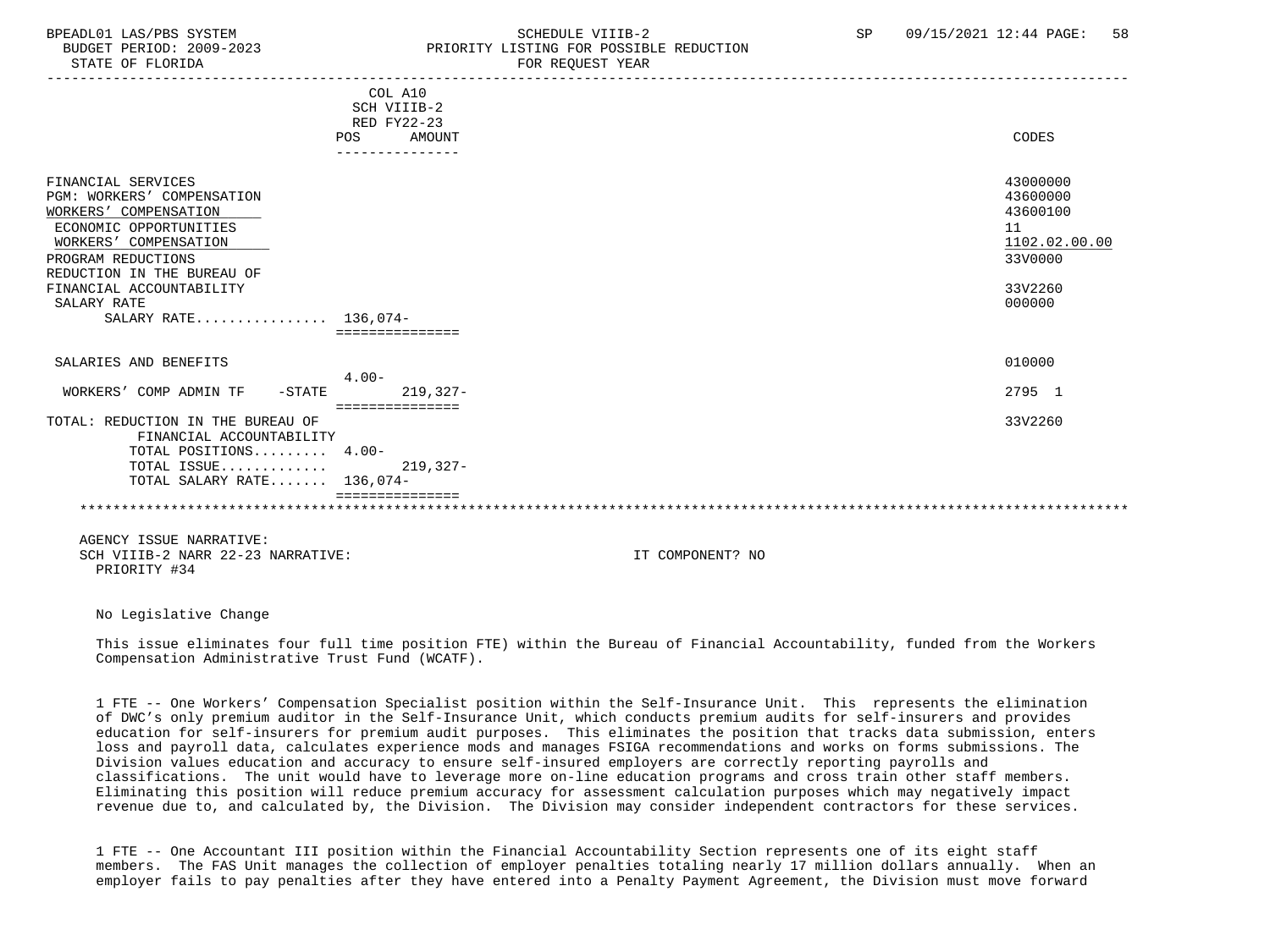| | COL A10 SCH VIIIB-2 RED FY22-23 POS | AMOUNT | CODES |
|---|---|---|---|
| FINANCIAL SERVICES | | | 43000000 |
| PGM: WORKERS' COMPENSATION | | | 43600000 |
| WORKERS' COMPENSATION | | | 43600100 |
| ECONOMIC OPPORTUNITIES | | | 11 |
| WORKERS' COMPENSATION | | | 1102.02.00.00 |
| PROGRAM REDUCTIONS | | | 33V0000 |
| REDUCTION IN THE BUREAU OF FINANCIAL ACCOUNTABILITY | | | 33V2260 |
| SALARY RATE | | | 000000 |
| SALARY RATE................ | 136,074- | | |
| SALARIES AND BENEFITS | | | 010000 |
| | 4.00- | | |
| WORKERS' COMP ADMIN TF -STATE | | 219,327- | 2795 1 |
| TOTAL: REDUCTION IN THE BUREAU OF FINANCIAL ACCOUNTABILITY | | | 33V2260 |
| TOTAL POSITIONS......... | 4.00- | | |
| TOTAL ISSUE............ | | 219,327- | |
| TOTAL SALARY RATE....... | 136,074- | | |

AGENCY ISSUE NARRATIVE:
SCH VIIIB-2 NARR 22-23 NARRATIVE: IT COMPONENT? NO
PRIORITY #34

No Legislative Change

This issue eliminates four full time position FTE) within the Bureau of Financial Accountability, funded from the Workers Compensation Administrative Trust Fund (WCATF).

1 FTE -- One Workers' Compensation Specialist position within the Self-Insurance Unit. This represents the elimination of DWC's only premium auditor in the Self-Insurance Unit, which conducts premium audits for self-insurers and provides education for self-insurers for premium audit purposes. This eliminates the position that tracks data submission, enters loss and payroll data, calculates experience mods and manages FSIGA recommendations and works on forms submissions. The Division values education and accuracy to ensure self-insured employers are correctly reporting payrolls and classifications. The unit would have to leverage more on-line education programs and cross train other staff members. Eliminating this position will reduce premium accuracy for assessment calculation purposes which may negatively impact revenue due to, and calculated by, the Division. The Division may consider independent contractors for these services.

1 FTE -- One Accountant III position within the Financial Accountability Section represents one of its eight staff members. The FAS Unit manages the collection of employer penalties totaling nearly 17 million dollars annually. When an employer fails to pay penalties after they have entered into a Penalty Payment Agreement, the Division must move forward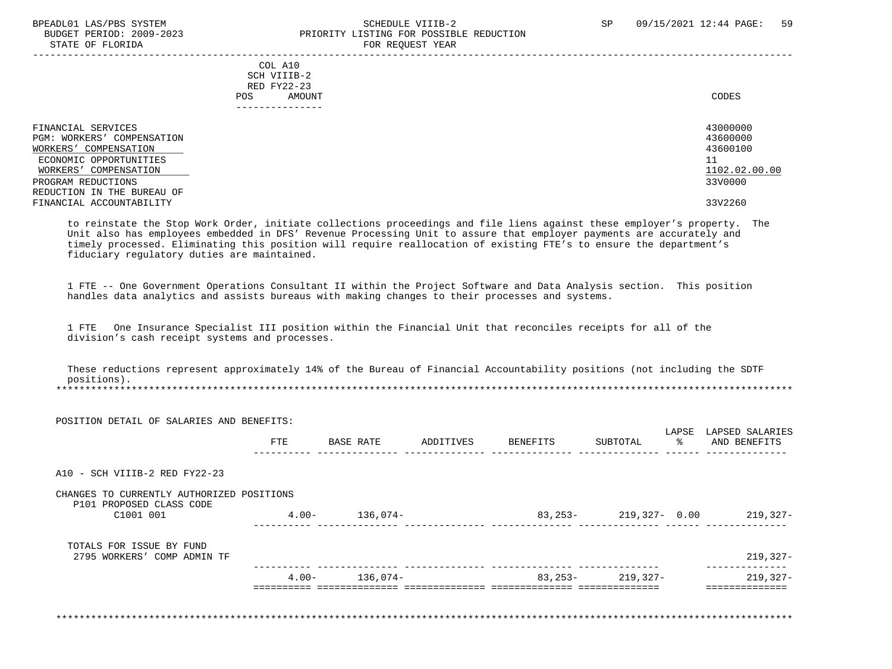COL A10
SCH VIIIB-2
RED FY22-23
POS AMOUNT

CODES

| | |
|---|---|
| FINANCIAL SERVICES | 43000000 |
| PGM: WORKERS' COMPENSATION | 43600000 |
| WORKERS' COMPENSATION | 43600100 |
| ECONOMIC OPPORTUNITIES | 11 |
| WORKERS' COMPENSATION | 1102.02.00.00 |
| PROGRAM REDUCTIONS | 33V0000 |
| REDUCTION IN THE BUREAU OF FINANCIAL ACCOUNTABILITY | 33V2260 |

to reinstate the Stop Work Order, initiate collections proceedings and file liens against these employer's property. The Unit also has employees embedded in DFS' Revenue Processing Unit to assure that employer payments are accurately and timely processed. Eliminating this position will require reallocation of existing FTE's to ensure the department's fiduciary regulatory duties are maintained.

1 FTE -- One Government Operations Consultant II within the Project Software and Data Analysis section. This position handles data analytics and assists bureaus with making changes to their processes and systems.

1 FTE One Insurance Specialist III position within the Financial Unit that reconciles receipts for all of the division's cash receipt systems and processes.

These reductions represent approximately 14% of the Bureau of Financial Accountability positions (not including the SDTF positions).

*******************************************************************************************************************

POSITION DETAIL OF SALARIES AND BENEFITS:

| | FTE | BASE RATE | ADDITIVES | BENEFITS | SUBTOTAL | LAPSE % | LAPSED SALARIES AND BENEFITS |
|---|---|---|---|---|---|---|---|
| A10 - SCH VIIIB-2 RED FY22-23 | | | | | | | |
| CHANGES TO CURRENTLY AUTHORIZED POSITIONS | | | | | | | |
| P101 PROPOSED CLASS CODE | | | | | | | |
| C1001 001 | 4.00- | 136,074- | | 83,253- | 219,327- | 0.00 | 219,327- |
| TOTALS FOR ISSUE BY FUND | | | | | | | |
| 2795 WORKERS' COMP ADMIN TF | | | | | | | 219,327- |
| | 4.00- | 136,074- | | 83,253- | 219,327- | | 219,327- |

*******************************************************************************************************************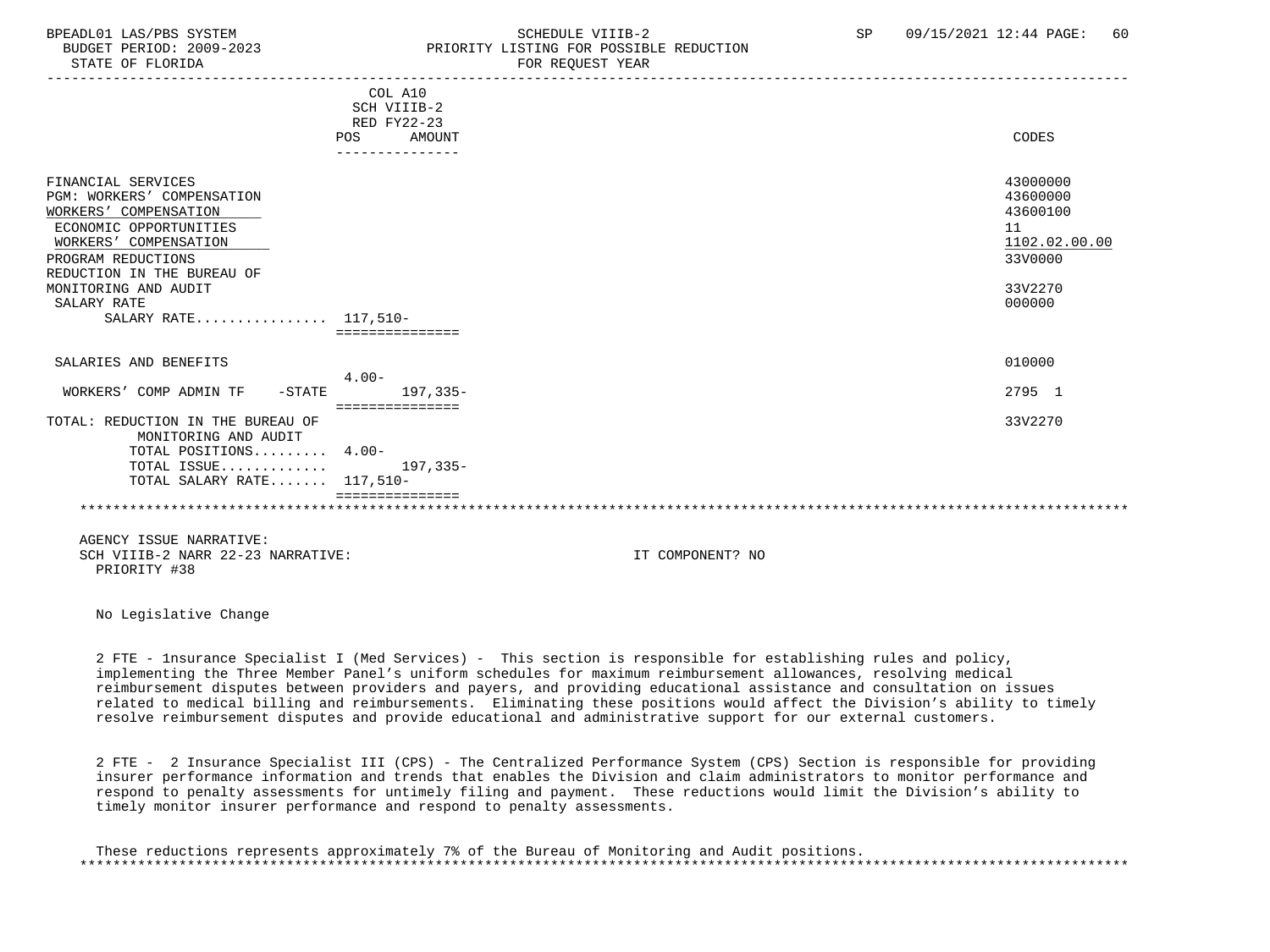BPEADL01 LAS/PBS SYSTEM — SCHEDULE VIIIB-2 — PRIORITY LISTING FOR POSSIBLE REDUCTION — FOR REQUEST YEAR
BUDGET PERIOD: 2009-2023
STATE OF FLORIDA

| | COL A10 SCH VIIIB-2 RED FY22-23 POS | AMOUNT | CODES |
|---|---|---|---|
| FINANCIAL SERVICES | | | 43000000 |
| PGM: WORKERS' COMPENSATION | | | 43600000 |
| WORKERS' COMPENSATION | | | 43600100 |
| ECONOMIC OPPORTUNITIES | | | 11 |
| WORKERS' COMPENSATION | | | 1102.02.00.00 |
| PROGRAM REDUCTIONS | | | 33V0000 |
| REDUCTION IN THE BUREAU OF MONITORING AND AUDIT | | | 33V2270 |
| SALARY RATE | | | 000000 |
| SALARY RATE................ | 117,510- | | |
| SALARIES AND BENEFITS | | | 010000 |
| WORKERS' COMP ADMIN TF -STATE | 4.00- | 197,335- | 2795 1 |
| TOTAL: REDUCTION IN THE BUREAU OF MONITORING AND AUDIT | | | 33V2270 |
| TOTAL POSITIONS......... | 4.00- | | |
| TOTAL ISSUE............. | | 197,335- | |
| TOTAL SALARY RATE....... | 117,510- | | |

AGENCY ISSUE NARRATIVE:
SCH VIIIB-2 NARR 22-23 NARRATIVE: IT COMPONENT? NO
PRIORITY #38

No Legislative Change

2 FTE - 1nsurance Specialist I (Med Services) - This section is responsible for establishing rules and policy, implementing the Three Member Panel's uniform schedules for maximum reimbursement allowances, resolving medical reimbursement disputes between providers and payers, and providing educational assistance and consultation on issues related to medical billing and reimbursements. Eliminating these positions would affect the Division's ability to timely resolve reimbursement disputes and provide educational and administrative support for our external customers.

2 FTE - 2 Insurance Specialist III (CPS) - The Centralized Performance System (CPS) Section is responsible for providing insurer performance information and trends that enables the Division and claim administrators to monitor performance and respond to penalty assessments for untimely filing and payment. These reductions would limit the Division's ability to timely monitor insurer performance and respond to penalty assessments.

These reductions represents approximately 7% of the Bureau of Monitoring and Audit positions.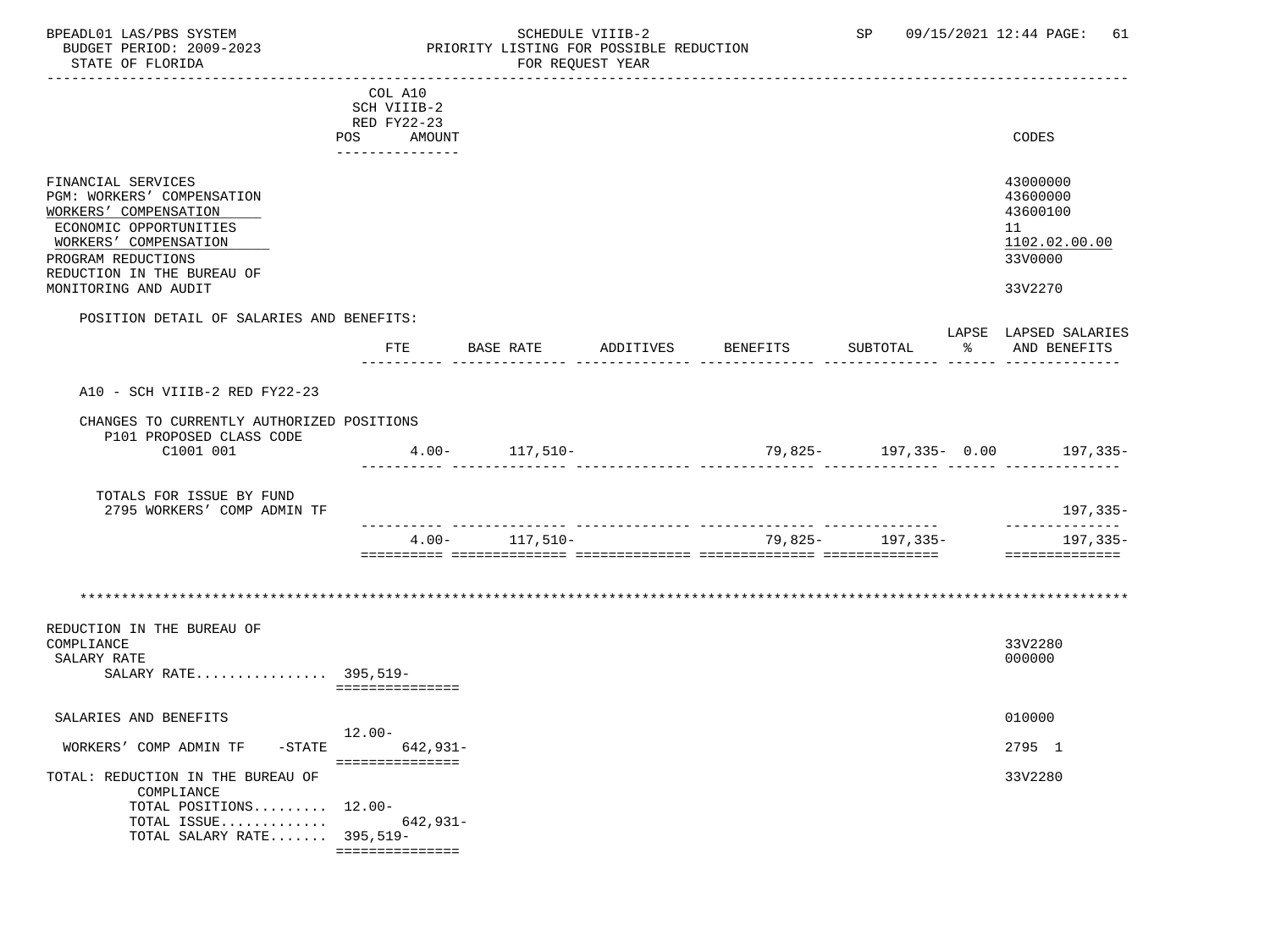BPEADL01 LAS/PBS SYSTEM — SCHEDULE VIIIB-2 — SP 09/15/2021 12:44
BUDGET PERIOD: 2009-2023 — PRIORITY LISTING FOR POSSIBLE REDUCTION
STATE OF FLORIDA — FOR REQUEST YEAR

| | COL A10 SCH VIIIB-2 RED FY22-23 POS AMOUNT | CODES |
|---|---|---|
| FINANCIAL SERVICES | | 43000000 |
| PGM: WORKERS' COMPENSATION | | 43600000 |
| WORKERS' COMPENSATION | | 43600100 |
| ECONOMIC OPPORTUNITIES | | 11 |
| WORKERS' COMPENSATION | | 1102.02.00.00 |
| PROGRAM REDUCTIONS | | 33V0000 |
| REDUCTION IN THE BUREAU OF MONITORING AND AUDIT | | 33V2270 |

POSITION DETAIL OF SALARIES AND BENEFITS:

| | FTE | BASE RATE | ADDITIVES | BENEFITS | SUBTOTAL | LAPSE % | LAPSED SALARIES AND BENEFITS |
|---|---|---|---|---|---|---|---|
| A10 - SCH VIIIB-2 RED FY22-23 | | | | | | | |
| CHANGES TO CURRENTLY AUTHORIZED POSITIONS | | | | | | | |
| P101 PROPOSED CLASS CODE C1001 001 | 4.00- | 117,510- | | 79,825- | 197,335- | 0.00 | 197,335- |
| TOTALS FOR ISSUE BY FUND | | | | | | | |
| 2795 WORKERS' COMP ADMIN TF | | | | | | | 197,335- |
| | 4.00- | 117,510- | | 79,825- | 197,335- | | 197,335- |

***************************************************************************************************

| | POS | AMOUNT | CODES |
|---|---|---|---|
| REDUCTION IN THE BUREAU OF COMPLIANCE | | | 33V2280 |
| SALARY RATE | | | 000000 |
| SALARY RATE................ | 395,519- | | |
| SALARIES AND BENEFITS | | | 010000 |
| WORKERS' COMP ADMIN TF -STATE | 12.00- | 642,931- | 2795 1 |
| TOTAL: REDUCTION IN THE BUREAU OF COMPLIANCE | | | 33V2280 |
| TOTAL POSITIONS......... | 12.00- | | |
| TOTAL ISSUE............ | | 642,931- | |
| TOTAL SALARY RATE....... | 395,519- | | |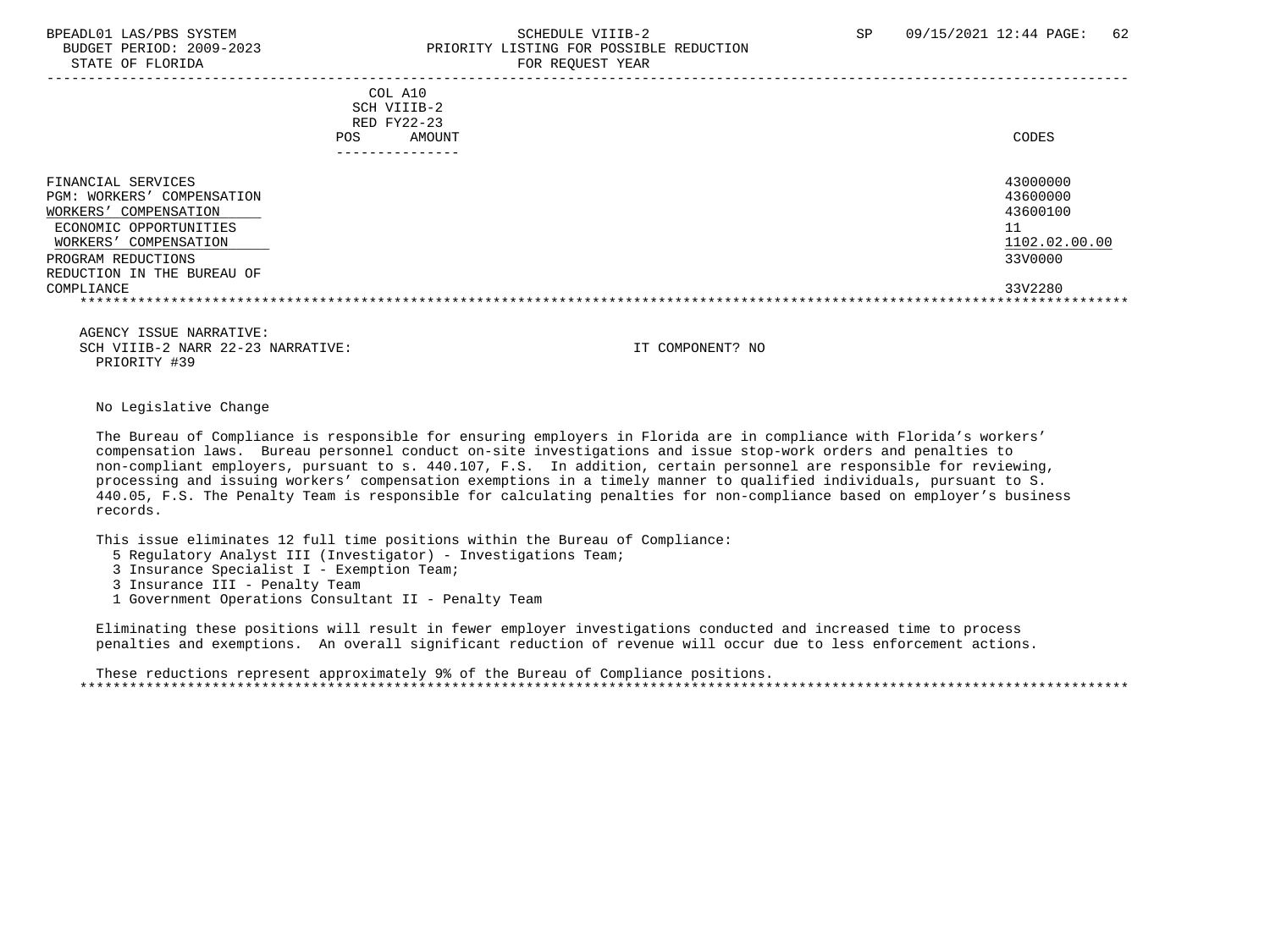COL A10
SCH VIIIB-2
RED FY22-23

| | POS | AMOUNT | CODES |
|---|---|---|---|
| FINANCIAL SERVICES | | | 43000000 |
| PGM: WORKERS' COMPENSATION | | | 43600000 |
| WORKERS' COMPENSATION | | | 43600100 |
| ECONOMIC OPPORTUNITIES | | | 11 |
| WORKERS' COMPENSATION | | | 1102.02.00.00 |
| PROGRAM REDUCTIONS | | | 33V0000 |
| REDUCTION IN THE BUREAU OF COMPLIANCE | | | 33V2280 |

AGENCY ISSUE NARRATIVE:
SCH VIIIB-2 NARR 22-23 NARRATIVE: IT COMPONENT? NO
PRIORITY #39

No Legislative Change

The Bureau of Compliance is responsible for ensuring employers in Florida are in compliance with Florida's workers' compensation laws. Bureau personnel conduct on-site investigations and issue stop-work orders and penalties to non-compliant employers, pursuant to s. 440.107, F.S. In addition, certain personnel are responsible for reviewing, processing and issuing workers' compensation exemptions in a timely manner to qualified individuals, pursuant to S. 440.05, F.S. The Penalty Team is responsible for calculating penalties for non-compliance based on employer's business records.

This issue eliminates 12 full time positions within the Bureau of Compliance:
- 5 Regulatory Analyst III (Investigator) - Investigations Team;
- 3 Insurance Specialist I - Exemption Team;
- 3 Insurance III - Penalty Team
- 1 Government Operations Consultant II - Penalty Team

Eliminating these positions will result in fewer employer investigations conducted and increased time to process penalties and exemptions. An overall significant reduction of revenue will occur due to less enforcement actions.

These reductions represent approximately 9% of the Bureau of Compliance positions.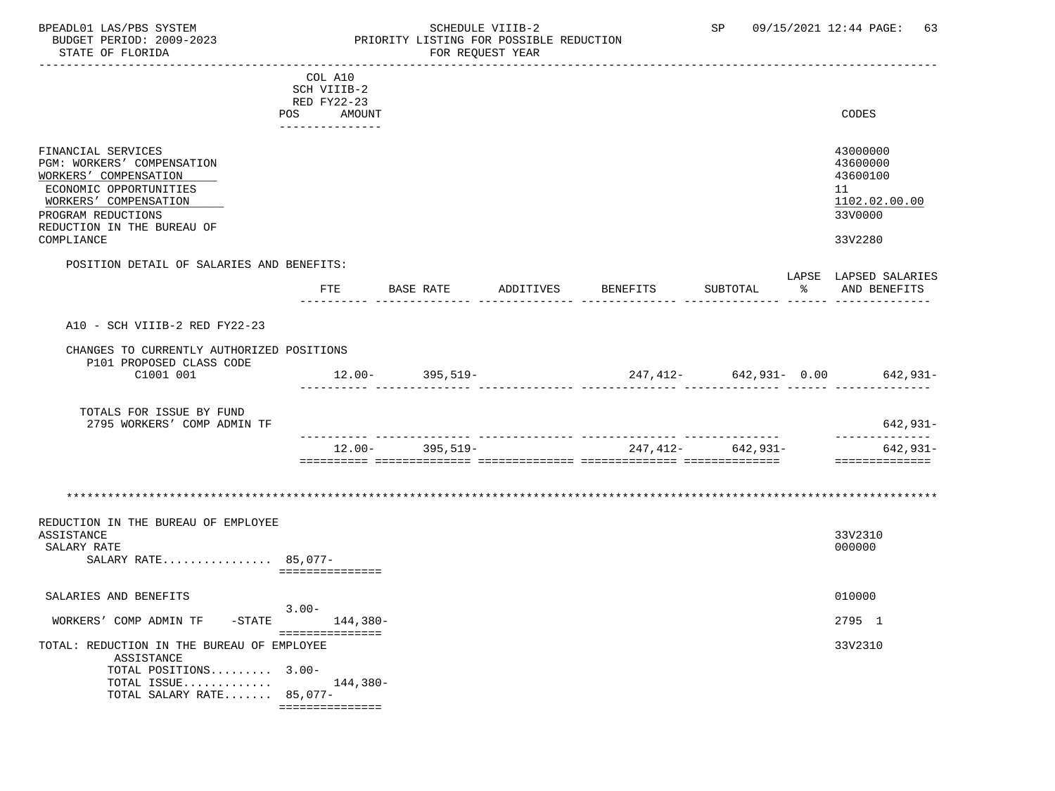BPEADL01 LAS/PBS SYSTEM — SCHEDULE VIIIB-2 — SP 09/15/2021 12:44

BUDGET PERIOD: 2009-2023 — PRIORITY LISTING FOR POSSIBLE REDUCTION

STATE OF FLORIDA — FOR REQUEST YEAR

| | POS | COL A10 SCH VIIIB-2 RED FY22-23 AMOUNT | CODES |
|---|---|---|---|
| FINANCIAL SERVICES | | | 43000000 |
| PGM: WORKERS' COMPENSATION | | | 43600000 |
| WORKERS' COMPENSATION | | | 43600100 |
| ECONOMIC OPPORTUNITIES | | | 11 |
| WORKERS' COMPENSATION | | | 1102.02.00.00 |
| PROGRAM REDUCTIONS | | | 33V0000 |
| REDUCTION IN THE BUREAU OF COMPLIANCE | | | 33V2280 |

POSITION DETAIL OF SALARIES AND BENEFITS:

| | FTE | BASE RATE | ADDITIVES | BENEFITS | SUBTOTAL | LAPSE % | LAPSED SALARIES AND BENEFITS |
|---|---|---|---|---|---|---|---|
| A10 - SCH VIIIB-2 RED FY22-23 | | | | | | | |
| CHANGES TO CURRENTLY AUTHORIZED POSITIONS | | | | | | | |
| P101 PROPOSED CLASS CODE | | | | | | | |
| C1001 001 | 12.00- | 395,519- | | 247,412- | 642,931- | 0.00 | 642,931- |
| TOTALS FOR ISSUE BY FUND | | | | | | | |
| 2795 WORKERS' COMP ADMIN TF | | | | | | | 642,931- |
| | 12.00- | 395,519- | | 247,412- | 642,931- | | 642,931- |

*******************************************************************************************************************

| | POS | AMOUNT | CODES |
|---|---|---|---|
| REDUCTION IN THE BUREAU OF EMPLOYEE ASSISTANCE | | | 33V2310 |
| SALARY RATE | | | 000000 |
| SALARY RATE................ | 85,077- | | |
| SALARIES AND BENEFITS | | | 010000 |
| WORKERS' COMP ADMIN TF -STATE | 3.00- | 144,380- | 2795 1 |
| TOTAL: REDUCTION IN THE BUREAU OF EMPLOYEE ASSISTANCE | | | 33V2310 |
| TOTAL POSITIONS......... | 3.00- | | |
| TOTAL ISSUE............. | | 144,380- | |
| TOTAL SALARY RATE....... | 85,077- | | |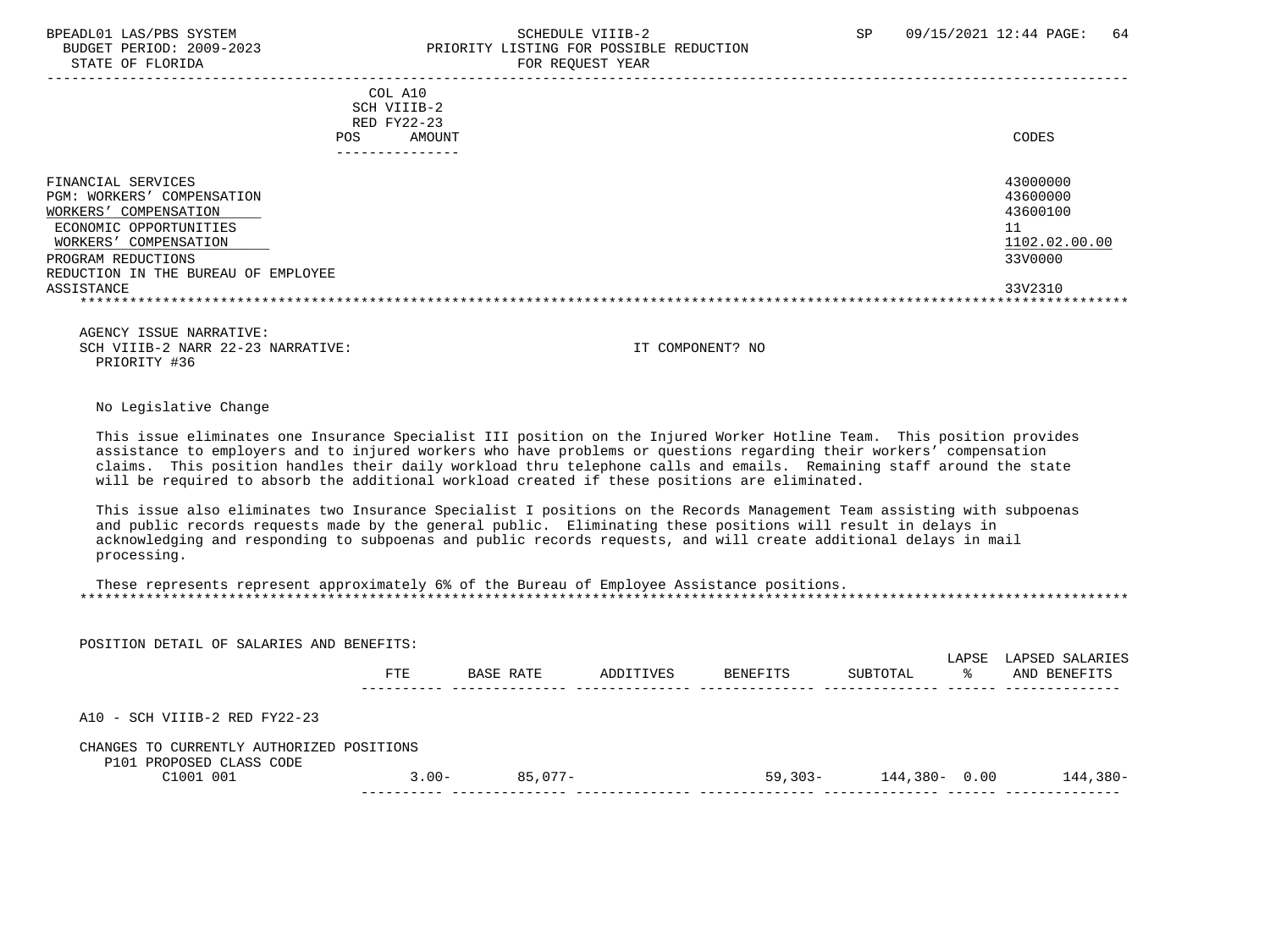BPEADL01 LAS/PBS SYSTEM — SCHEDULE VIIIB-2 — SP 09/15/2021 12:44

BUDGET PERIOD: 2009-2023 — PRIORITY LISTING FOR POSSIBLE REDUCTION

STATE OF FLORIDA — FOR REQUEST YEAR

| | COL A10 SCH VIIIB-2 RED FY22-23 POS AMOUNT | CODES |
|---|---|---|
| FINANCIAL SERVICES | | 43000000 |
| PGM: WORKERS' COMPENSATION | | 43600000 |
| WORKERS' COMPENSATION | | 43600100 |
| ECONOMIC OPPORTUNITIES | | 11 |
| WORKERS' COMPENSATION | | 1102.02.00.00 |
| PROGRAM REDUCTIONS | | 33V0000 |
| REDUCTION IN THE BUREAU OF EMPLOYEE ASSISTANCE | | 33V2310 |

AGENCY ISSUE NARRATIVE:

SCH VIIIB-2 NARR 22-23 NARRATIVE: IT COMPONENT? NO

PRIORITY #36

No Legislative Change

This issue eliminates one Insurance Specialist III position on the Injured Worker Hotline Team. This position provides assistance to employers and to injured workers who have problems or questions regarding their workers' compensation claims. This position handles their daily workload thru telephone calls and emails. Remaining staff around the state will be required to absorb the additional workload created if these positions are eliminated.

This issue also eliminates two Insurance Specialist I positions on the Records Management Team assisting with subpoenas and public records requests made by the general public. Eliminating these positions will result in delays in acknowledging and responding to subpoenas and public records requests, and will create additional delays in mail processing.

These represents represent approximately 6% of the Bureau of Employee Assistance positions.

POSITION DETAIL OF SALARIES AND BENEFITS:

| | FTE | BASE RATE | ADDITIVES | BENEFITS | SUBTOTAL | LAPSE % | LAPSED SALARIES AND BENEFITS |
|---|---|---|---|---|---|---|---|
| A10 - SCH VIIIB-2 RED FY22-23 | | | | | | | |
| CHANGES TO CURRENTLY AUTHORIZED POSITIONS | | | | | | | |
| P101 PROPOSED CLASS CODE | | | | | | | |
| C1001 001 | 3.00- | 85,077- | | 59,303- | 144,380- | 0.00 | 144,380- |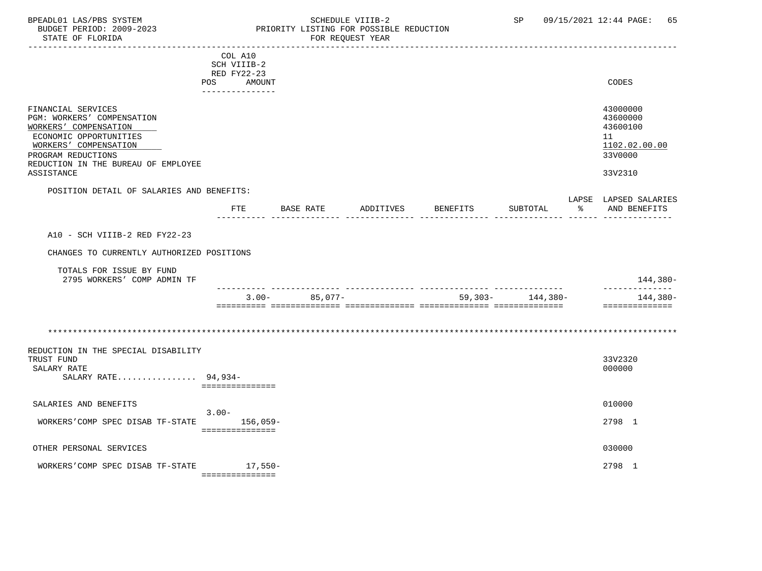COL A10
SCH VIIIB-2
RED FY22-23

| | POS | AMOUNT | CODES |
|---|---|---|---|
| FINANCIAL SERVICES | | | 43000000 |
| PGM: WORKERS' COMPENSATION | | | 43600000 |
| WORKERS' COMPENSATION | | | 43600100 |
| ECONOMIC OPPORTUNITIES | | | 11 |
| WORKERS' COMPENSATION | | | 1102.02.00.00 |
| PROGRAM REDUCTIONS | | | 33V0000 |
| REDUCTION IN THE BUREAU OF EMPLOYEE ASSISTANCE | | | 33V2310 |

POSITION DETAIL OF SALARIES AND BENEFITS:

| | FTE | BASE RATE | ADDITIVES | BENEFITS | SUBTOTAL | LAPSE % | LAPSED SALARIES AND BENEFITS |
|---|---|---|---|---|---|---|---|
| A10 - SCH VIIIB-2 RED FY22-23 | | | | | | | |
| CHANGES TO CURRENTLY AUTHORIZED POSITIONS | | | | | | | |
| TOTALS FOR ISSUE BY FUND | | | | | | | |
| 2795 WORKERS' COMP ADMIN TF | | | | | | | 144,380- |
| | 3.00- | 85,077- | | 59,303- | 144,380- | | 144,380- |

**************************************************************************************************************

| | POS | AMOUNT | CODES |
|---|---|---|---|
| REDUCTION IN THE SPECIAL DISABILITY TRUST FUND | | | 33V2320 |
| SALARY RATE | | | 000000 |
| SALARY RATE................ | 94,934- | | |
| SALARIES AND BENEFITS | | | 010000 |
| WORKERS'COMP SPEC DISAB TF-STATE | 3.00- | 156,059- | 2798 1 |
| OTHER PERSONAL SERVICES | | | 030000 |
| WORKERS'COMP SPEC DISAB TF-STATE | | 17,550- | 2798 1 |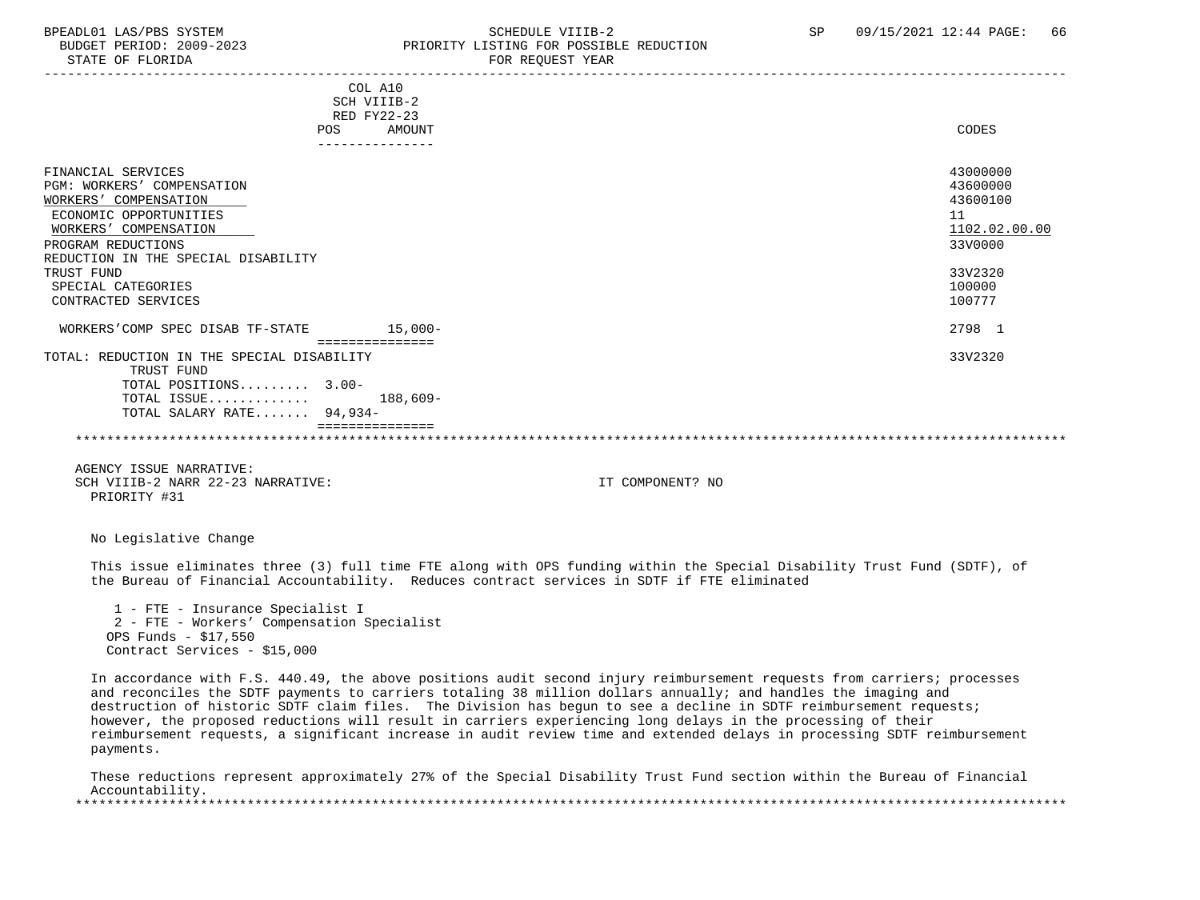COL A10
SCH VIIIB-2
RED FY22-23

| | POS | AMOUNT | CODES |
|---|---|---|---|
| FINANCIAL SERVICES | | | 43000000 |
| PGM: WORKERS' COMPENSATION | | | 43600000 |
| WORKERS' COMPENSATION | | | 43600100 |
| ECONOMIC OPPORTUNITIES | | | 11 |
| WORKERS' COMPENSATION | | | 1102.02.00.00 |
| PROGRAM REDUCTIONS | | | 33V0000 |
| REDUCTION IN THE SPECIAL DISABILITY TRUST FUND | | | 33V2320 |
| SPECIAL CATEGORIES | | | 100000 |
| CONTRACTED SERVICES | | | 100777 |
| WORKERS'COMP SPEC DISAB TF-STATE | | 15,000- | 2798 1 |
| TOTAL: REDUCTION IN THE SPECIAL DISABILITY TRUST FUND | | | 33V2320 |
| TOTAL POSITIONS......... | 3.00- | | |
| TOTAL ISSUE............ | | 188,609- | |
| TOTAL SALARY RATE....... | 94,934- | | |

AGENCY ISSUE NARRATIVE:
SCH VIIIB-2 NARR 22-23 NARRATIVE: IT COMPONENT? NO
PRIORITY #31

No Legislative Change

This issue eliminates three (3) full time FTE along with OPS funding within the Special Disability Trust Fund (SDTF), of the Bureau of Financial Accountability. Reduces contract services in SDTF if FTE eliminated

1 - FTE - Insurance Specialist I
2 - FTE - Workers' Compensation Specialist
OPS Funds - $17,550
Contract Services - $15,000

In accordance with F.S. 440.49, the above positions audit second injury reimbursement requests from carriers; processes and reconciles the SDTF payments to carriers totaling 38 million dollars annually; and handles the imaging and destruction of historic SDTF claim files. The Division has begun to see a decline in SDTF reimbursement requests; however, the proposed reductions will result in carriers experiencing long delays in the processing of their reimbursement requests, a significant increase in audit review time and extended delays in processing SDTF reimbursement payments.

These reductions represent approximately 27% of the Special Disability Trust Fund section within the Bureau of Financial Accountability.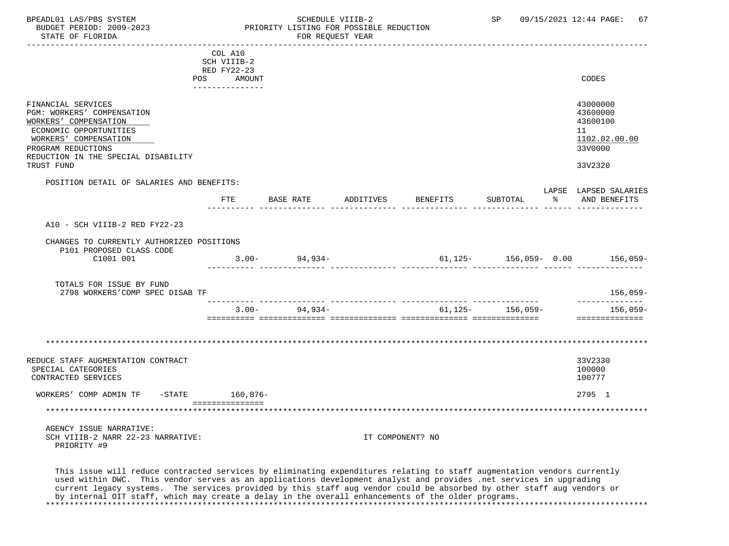| | COL A10 SCH VIIIB-2 RED FY22-23 POS AMOUNT | CODES |
|---|---|---|
| FINANCIAL SERVICES | | 43000000 |
| PGM: WORKERS' COMPENSATION | | 43600000 |
| WORKERS' COMPENSATION | | 43600100 |
| ECONOMIC OPPORTUNITIES | | 11 |
| WORKERS' COMPENSATION | | 1102.02.00.00 |
| PROGRAM REDUCTIONS | | 33V0000 |
| REDUCTION IN THE SPECIAL DISABILITY TRUST FUND | | 33V2320 |

POSITION DETAIL OF SALARIES AND BENEFITS:

| | FTE | BASE RATE | ADDITIVES | BENEFITS | SUBTOTAL | LAPSE % | LAPSED SALARIES AND BENEFITS |
|---|---|---|---|---|---|---|---|
| A10 - SCH VIIIB-2 RED FY22-23 | | | | | | | |
| CHANGES TO CURRENTLY AUTHORIZED POSITIONS | | | | | | | |
| P101 PROPOSED CLASS CODE | | | | | | | |
| C1001 001 | 3.00- | 94,934- | | 61,125- | 156,059- | 0.00 | 156,059- |
| TOTALS FOR ISSUE BY FUND | | | | | | | |
| 2798 WORKERS'COMP SPEC DISAB TF | | | | | | | 156,059- |
| | 3.00- | 94,934- | | 61,125- | 156,059- | | 156,059- |

*****************************************************************************************************************************

| | POS AMOUNT | CODES |
|---|---|---|
| REDUCE STAFF AUGMENTATION CONTRACT | | 33V2330 |
| SPECIAL CATEGORIES | | 100000 |
| CONTRACTED SERVICES | | 100777 |
| WORKERS' COMP ADMIN TF -STATE | 160,876- | 2795 1 |

*****************************************************************************************************************************

AGENCY ISSUE NARRATIVE:
SCH VIIIB-2 NARR 22-23 NARRATIVE: IT COMPONENT? NO
PRIORITY #9

This issue will reduce contracted services by eliminating expenditures relating to staff augmentation vendors currently used within DWC. This vendor serves as an applications development analyst and provides .net services in upgrading current legacy systems. The services provided by this staff aug vendor could be absorbed by other staff aug vendors or by internal OIT staff, which may create a delay in the overall enhancements of the older programs.

*****************************************************************************************************************************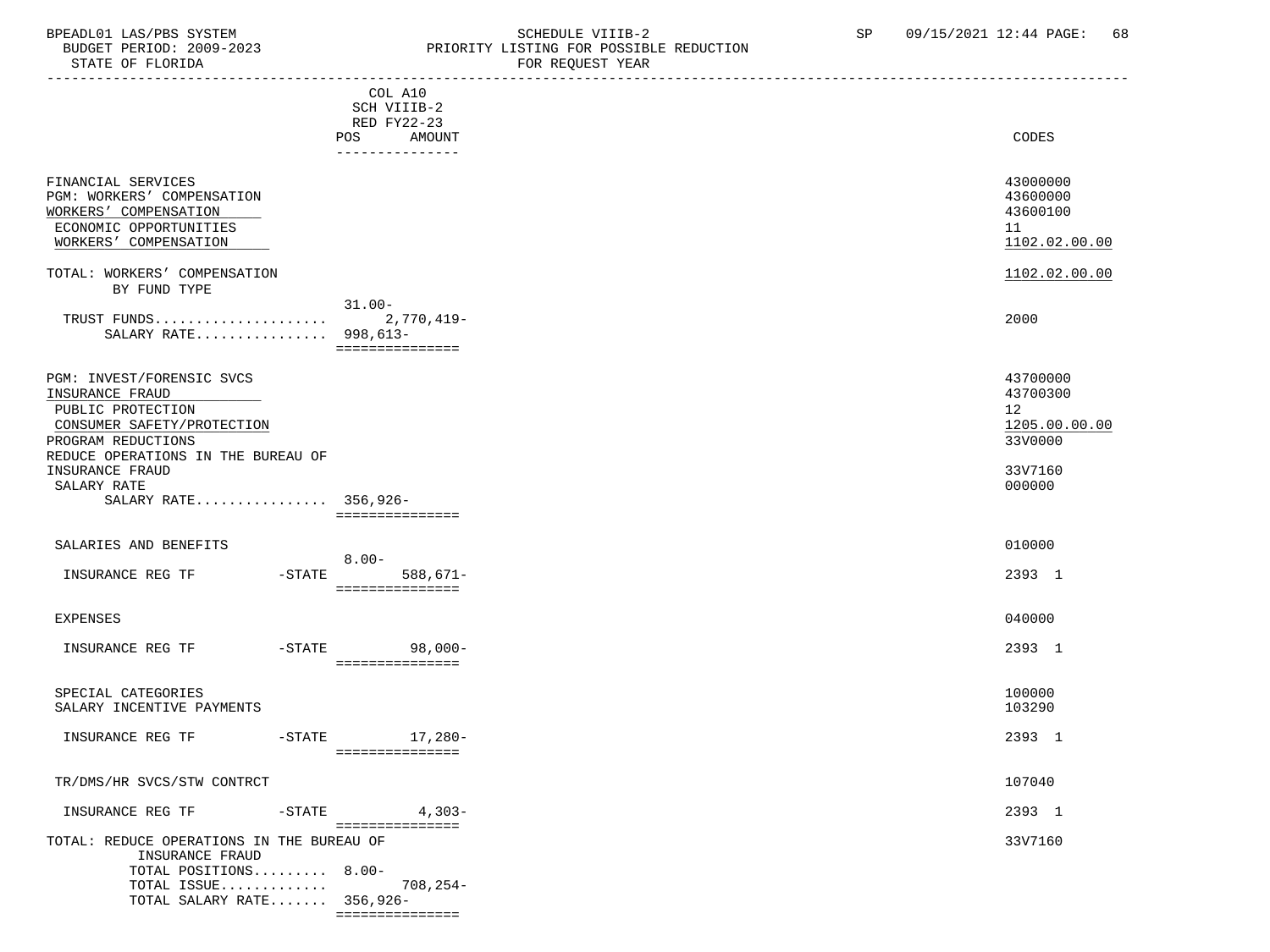| | COL A10 SCH VIIIB-2 RED FY22-23 POS AMOUNT | CODES |
|---|---|---|
| FINANCIAL SERVICES | | 43000000 |
| PGM: WORKERS' COMPENSATION | | 43600000 |
| WORKERS' COMPENSATION | | 43600100 |
| ECONOMIC OPPORTUNITIES | | 11 |
| WORKERS' COMPENSATION | | 1102.02.00.00 |
| TOTAL: WORKERS' COMPENSATION | | 1102.02.00.00 |
| BY FUND TYPE | | |
| TRUST FUNDS..................... | 31.00- 2,770,419- | 2000 |
| SALARY RATE................ | 998,613- | |
| PGM: INVEST/FORENSIC SVCS | | 43700000 |
| INSURANCE FRAUD | | 43700300 |
| PUBLIC PROTECTION | | 12 |
| CONSUMER SAFETY/PROTECTION | | 1205.00.00.00 |
| PROGRAM REDUCTIONS | | 33V0000 |
| REDUCE OPERATIONS IN THE BUREAU OF INSURANCE FRAUD | | 33V7160 |
| SALARY RATE | | 000000 |
| SALARY RATE................ | 356,926- | |
| SALARIES AND BENEFITS | | 010000 |
| INSURANCE REG TF -STATE | 8.00- 588,671- | 2393 1 |
| EXPENSES | | 040000 |
| INSURANCE REG TF -STATE | 98,000- | 2393 1 |
| SPECIAL CATEGORIES | | 100000 |
| SALARY INCENTIVE PAYMENTS | | 103290 |
| INSURANCE REG TF -STATE | 17,280- | 2393 1 |
| TR/DMS/HR SVCS/STW CONTRCT | | 107040 |
| INSURANCE REG TF -STATE | 4,303- | 2393 1 |
| TOTAL: REDUCE OPERATIONS IN THE BUREAU OF INSURANCE FRAUD | | 33V7160 |
| TOTAL POSITIONS......... | 8.00- | |
| TOTAL ISSUE............. | 708,254- | |
| TOTAL SALARY RATE....... | 356,926- | |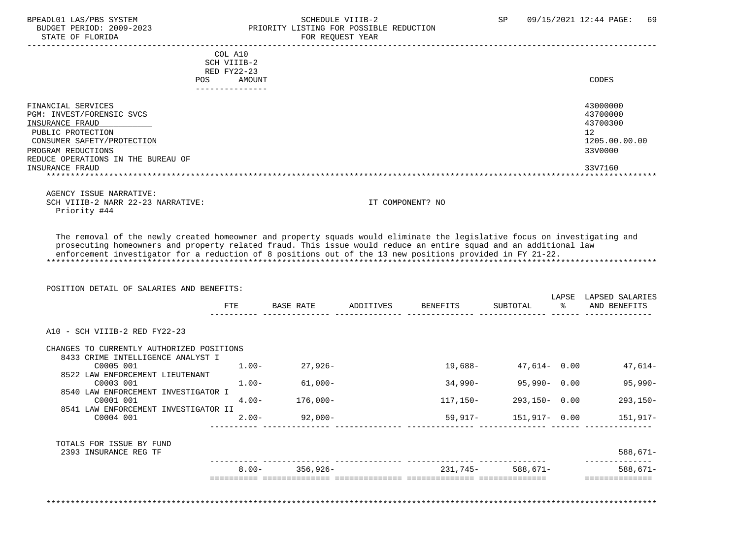BPEADL01 LAS/PBS SYSTEM — SCHEDULE VIIIB-2 — PRIORITY LISTING FOR POSSIBLE REDUCTION — FOR REQUEST YEAR
BUDGET PERIOD: 2009-2023
STATE OF FLORIDA
SP 09/15/2021 12:44

| | COL A10 SCH VIIIB-2 RED FY22-23 POS AMOUNT | CODES |
|---|---|---|
| FINANCIAL SERVICES | | 43000000 |
| PGM: INVEST/FORENSIC SVCS | | 43700000 |
| INSURANCE FRAUD | | 43700300 |
| PUBLIC PROTECTION | | 12 |
| CONSUMER SAFETY/PROTECTION | | 1205.00.00.00 |
| PROGRAM REDUCTIONS | | 33V0000 |
| REDUCE OPERATIONS IN THE BUREAU OF INSURANCE FRAUD | | 33V7160 |

AGENCY ISSUE NARRATIVE:
SCH VIIIB-2 NARR 22-23 NARRATIVE: IT COMPONENT? NO
Priority #44

The removal of the newly created homeowner and property squads would eliminate the legislative focus on investigating and prosecuting homeowners and property related fraud. This issue would reduce an entire squad and an additional law enforcement investigator for a reduction of 8 positions out of the 13 new positions provided in FY 21-22.

POSITION DETAIL OF SALARIES AND BENEFITS:

| | FTE | BASE RATE | ADDITIVES | BENEFITS | SUBTOTAL | LAPSE % | LAPSED SALARIES AND BENEFITS |
|---|---|---|---|---|---|---|---|
| A10 - SCH VIIIB-2 RED FY22-23 | | | | | | | |
| CHANGES TO CURRENTLY AUTHORIZED POSITIONS | | | | | | | |
| 8433 CRIME INTELLIGENCE ANALYST I C0005 001 | 1.00- | 27,926- | | 19,688- | 47,614- | 0.00 | 47,614- |
| 8522 LAW ENFORCEMENT LIEUTENANT C0003 001 | 1.00- | 61,000- | | 34,990- | 95,990- | 0.00 | 95,990- |
| 8540 LAW ENFORCEMENT INVESTIGATOR I C0001 001 | 4.00- | 176,000- | | 117,150- | 293,150- | 0.00 | 293,150- |
| 8541 LAW ENFORCEMENT INVESTIGATOR II C0004 001 | 2.00- | 92,000- | | 59,917- | 151,917- | 0.00 | 151,917- |
| TOTALS FOR ISSUE BY FUND | | | | | | | |
| 2393 INSURANCE REG TF | | | | | | | 588,671- |
| | 8.00- | 356,926- | | 231,745- | 588,671- | | 588,671- |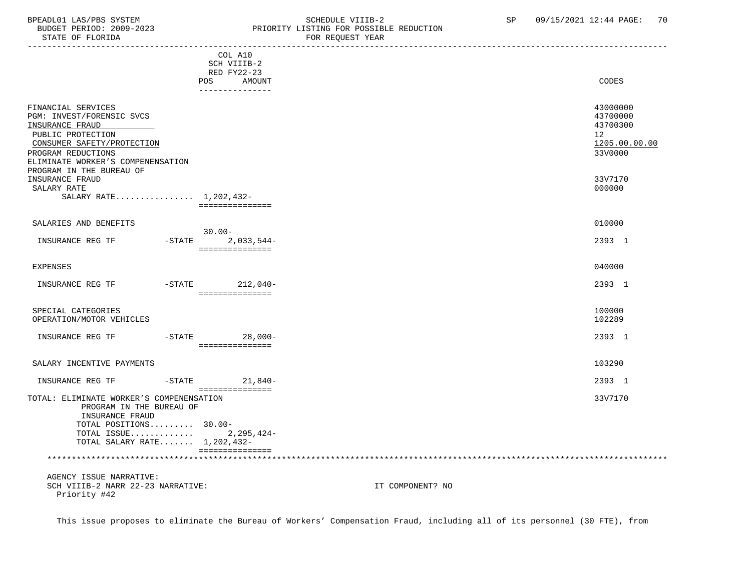COL A10
SCH VIIIB-2
RED FY22-23

| | POS | AMOUNT | CODES |
|---|---|---|---|
| FINANCIAL SERVICES | | | 43000000 |
| PGM: INVEST/FORENSIC SVCS | | | 43700000 |
| INSURANCE FRAUD | | | 43700300 |
| PUBLIC PROTECTION | | | 12 |
| CONSUMER SAFETY/PROTECTION | | | 1205.00.00.00 |
| PROGRAM REDUCTIONS | | | 33V0000 |
| ELIMINATE WORKER'S COMPENSATION PROGRAM IN THE BUREAU OF INSURANCE FRAUD | | | 33V7170 |
| SALARY RATE | | | 000000 |
| SALARY RATE................ | | 1,202,432- | |
| SALARIES AND BENEFITS | | | 010000 |
| INSURANCE REG TF -STATE | 30.00- | 2,033,544- | 2393 1 |
| EXPENSES | | | 040000 |
| INSURANCE REG TF -STATE | | 212,040- | 2393 1 |
| SPECIAL CATEGORIES | | | 100000 |
| OPERATION/MOTOR VEHICLES | | | 102289 |
| INSURANCE REG TF -STATE | | 28,000- | 2393 1 |
| SALARY INCENTIVE PAYMENTS | | | 103290 |
| INSURANCE REG TF -STATE | | 21,840- | 2393 1 |
| TOTAL: ELIMINATE WORKER'S COMPENSATION PROGRAM IN THE BUREAU OF INSURANCE FRAUD | | | 33V7170 |
| TOTAL POSITIONS......... | 30.00- | | |
| TOTAL ISSUE............. | | 2,295,424- | |
| TOTAL SALARY RATE....... | | 1,202,432- | |

AGENCY ISSUE NARRATIVE:
SCH VIIIB-2 NARR 22-23 NARRATIVE: IT COMPONENT? NO
Priority #42

This issue proposes to eliminate the Bureau of Workers' Compensation Fraud, including all of its personnel (30 FTE), from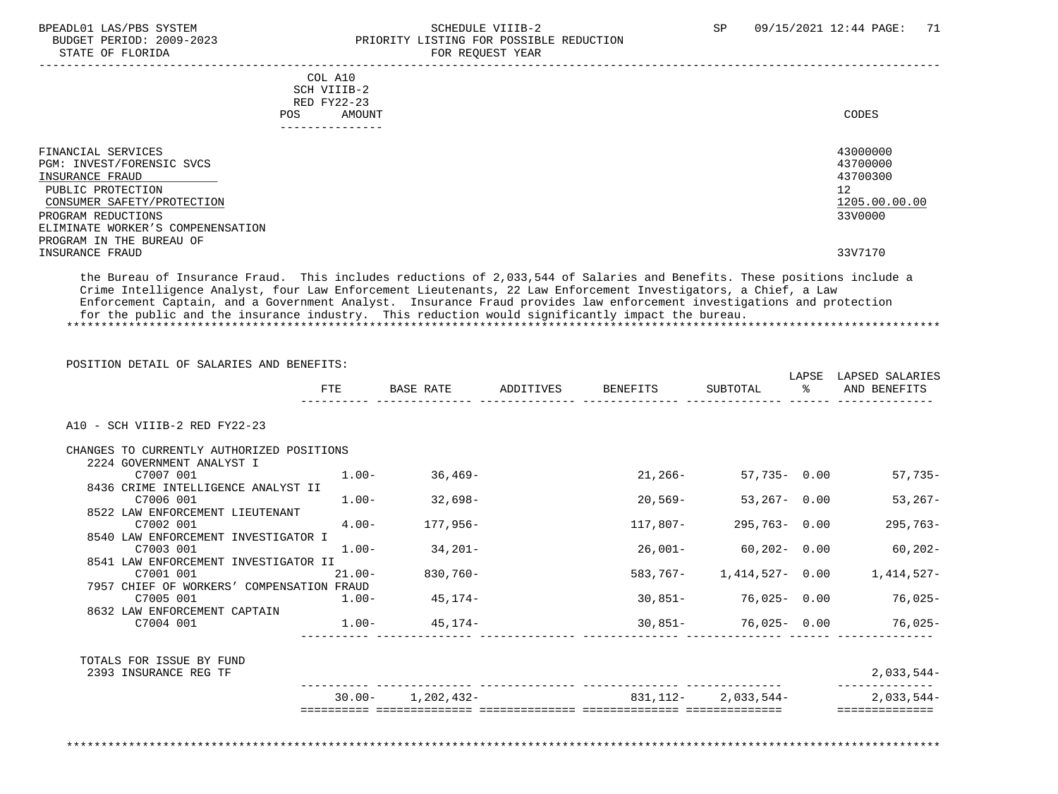COL A10
SCH VIIIB-2
RED FY22-23
POS AMOUNT

CODES

| | CODES |
|---|---|
| FINANCIAL SERVICES | 43000000 |
| PGM: INVEST/FORENSIC SVCS | 43700000 |
| INSURANCE FRAUD | 43700300 |
| PUBLIC PROTECTION | 12 |
| CONSUMER SAFETY/PROTECTION | 1205.00.00.00 |
| PROGRAM REDUCTIONS | 33V0000 |
| ELIMINATE WORKER'S COMPENSATION PROGRAM IN THE BUREAU OF INSURANCE FRAUD | 33V7170 |

the Bureau of Insurance Fraud. This includes reductions of 2,033,544 of Salaries and Benefits. These positions include a Crime Intelligence Analyst, four Law Enforcement Lieutenants, 22 Law Enforcement Investigators, a Chief, a Law Enforcement Captain, and a Government Analyst. Insurance Fraud provides law enforcement investigations and protection for the public and the insurance industry. This reduction would significantly impact the bureau.

POSITION DETAIL OF SALARIES AND BENEFITS:

| | FTE | BASE RATE | ADDITIVES | BENEFITS | SUBTOTAL | LAPSE % | LAPSED SALARIES AND BENEFITS |
|---|---|---|---|---|---|---|---|
| A10 - SCH VIIIB-2 RED FY22-23 | | | | | | | |
| CHANGES TO CURRENTLY AUTHORIZED POSITIONS | | | | | | | |
| 2224 GOVERNMENT ANALYST I | | | | | | | |
| C7007 001 | 1.00- | 36,469- | | 21,266- | 57,735- | 0.00 | 57,735- |
| 8436 CRIME INTELLIGENCE ANALYST II | | | | | | | |
| C7006 001 | 1.00- | 32,698- | | 20,569- | 53,267- | 0.00 | 53,267- |
| 8522 LAW ENFORCEMENT LIEUTENANT | | | | | | | |
| C7002 001 | 4.00- | 177,956- | | 117,807- | 295,763- | 0.00 | 295,763- |
| 8540 LAW ENFORCEMENT INVESTIGATOR I | | | | | | | |
| C7003 001 | 1.00- | 34,201- | | 26,001- | 60,202- | 0.00 | 60,202- |
| 8541 LAW ENFORCEMENT INVESTIGATOR II | | | | | | | |
| C7001 001 | 21.00- | 830,760- | | 583,767- | 1,414,527- | 0.00 | 1,414,527- |
| 7957 CHIEF OF WORKERS' COMPENSATION FRAUD | | | | | | | |
| C7005 001 | 1.00- | 45,174- | | 30,851- | 76,025- | 0.00 | 76,025- |
| 8632 LAW ENFORCEMENT CAPTAIN | | | | | | | |
| C7004 001 | 1.00- | 45,174- | | 30,851- | 76,025- | 0.00 | 76,025- |
| TOTALS FOR ISSUE BY FUND | | | | | | | |
| 2393 INSURANCE REG TF | | | | | | | 2,033,544- |
| | 30.00- | 1,202,432- | | 831,112- | 2,033,544- | | 2,033,544- |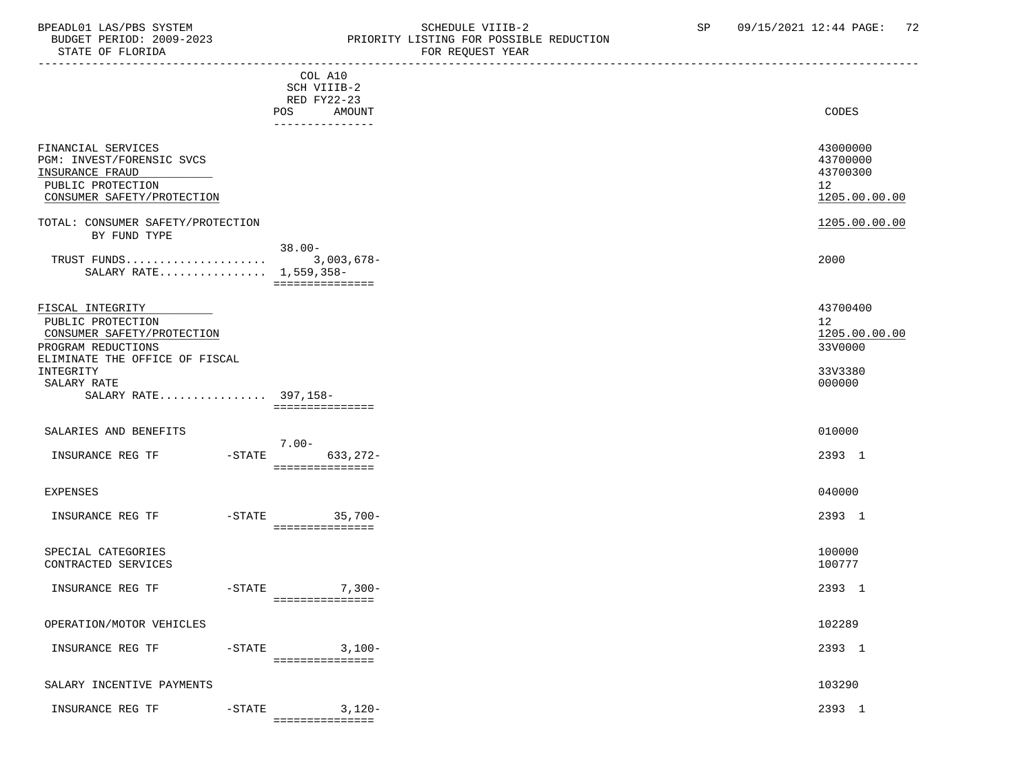BPEADL01 LAS/PBS SYSTEM — SCHEDULE VIIIB-2 — SP 09/15/2021 12:44
BUDGET PERIOD: 2009-2023 — PRIORITY LISTING FOR POSSIBLE REDUCTION
STATE OF FLORIDA — FOR REQUEST YEAR

| | COL A10 SCH VIIIB-2 RED FY22-23 POS | AMOUNT | CODES |
|---|---|---|---|
| FINANCIAL SERVICES | | | 43000000 |
| PGM: INVEST/FORENSIC SVCS | | | 43700000 |
| INSURANCE FRAUD | | | 43700300 |
| PUBLIC PROTECTION | | | 12 |
| CONSUMER SAFETY/PROTECTION | | | 1205.00.00.00 |
| TOTAL: CONSUMER SAFETY/PROTECTION | | | 1205.00.00.00 |
| BY FUND TYPE | | | |
| TRUST FUNDS | 38.00- | 3,003,678- | 2000 |
| SALARY RATE | 1,559,358- | | |
| FISCAL INTEGRITY | | | 43700400 |
| PUBLIC PROTECTION | | | 12 |
| CONSUMER SAFETY/PROTECTION | | | 1205.00.00.00 |
| PROGRAM REDUCTIONS | | | 33V0000 |
| ELIMINATE THE OFFICE OF FISCAL INTEGRITY | | | 33V3380 |
| SALARY RATE | | | 000000 |
| SALARY RATE | 397,158- | | |
| SALARIES AND BENEFITS | | | 010000 |
| INSURANCE REG TF -STATE | 7.00- | 633,272- | 2393 1 |
| EXPENSES | | | 040000 |
| INSURANCE REG TF -STATE | | 35,700- | 2393 1 |
| SPECIAL CATEGORIES | | | 100000 |
| CONTRACTED SERVICES | | | 100777 |
| INSURANCE REG TF -STATE | | 7,300- | 2393 1 |
| OPERATION/MOTOR VEHICLES | | | 102289 |
| INSURANCE REG TF -STATE | | 3,100- | 2393 1 |
| SALARY INCENTIVE PAYMENTS | | | 103290 |
| INSURANCE REG TF -STATE | | 3,120- | 2393 1 |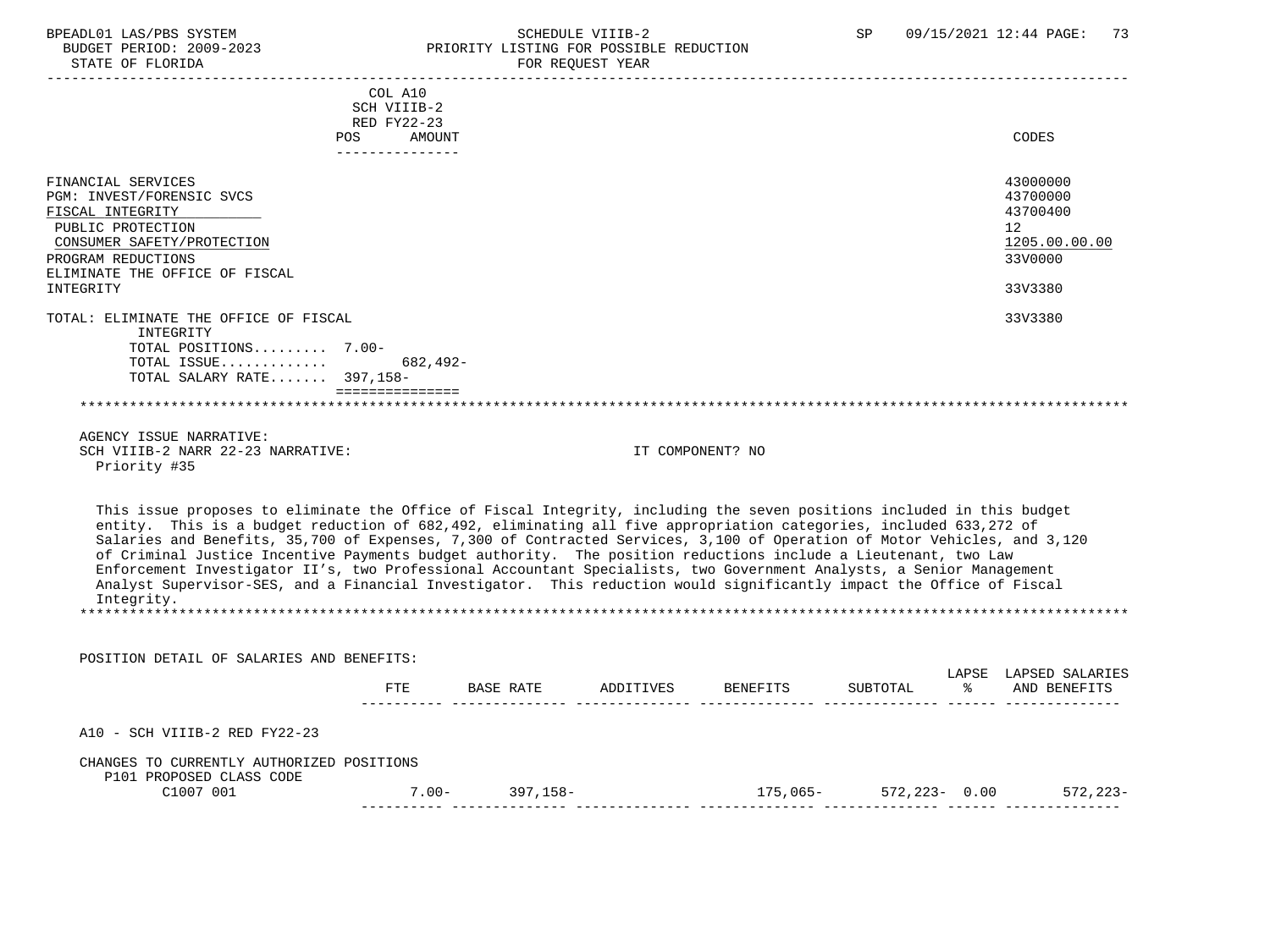COL A10
SCH VIIIB-2
RED FY22-23

| | POS | AMOUNT | CODES |
|---|---|---|---|
| FINANCIAL SERVICES | | | 43000000 |
| PGM: INVEST/FORENSIC SVCS | | | 43700000 |
| FISCAL INTEGRITY | | | 43700400 |
| PUBLIC PROTECTION | | | 12 |
| CONSUMER SAFETY/PROTECTION | | | 1205.00.00.00 |
| PROGRAM REDUCTIONS | | | 33V0000 |
| ELIMINATE THE OFFICE OF FISCAL INTEGRITY | | | 33V3380 |
| TOTAL: ELIMINATE THE OFFICE OF FISCAL INTEGRITY | | | 33V3380 |
| TOTAL POSITIONS......... | 7.00- | | |
| TOTAL ISSUE............ | | 682,492- | |
| TOTAL SALARY RATE....... | 397,158- | | |

AGENCY ISSUE NARRATIVE:
SCH VIIIB-2 NARR 22-23 NARRATIVE: IT COMPONENT? NO
Priority #35

This issue proposes to eliminate the Office of Fiscal Integrity, including the seven positions included in this budget entity. This is a budget reduction of 682,492, eliminating all five appropriation categories, included 633,272 of Salaries and Benefits, 35,700 of Expenses, 7,300 of Contracted Services, 3,100 of Operation of Motor Vehicles, and 3,120 of Criminal Justice Incentive Payments budget authority. The position reductions include a Lieutenant, two Law Enforcement Investigator II's, two Professional Accountant Specialists, two Government Analysts, a Senior Management Analyst Supervisor-SES, and a Financial Investigator. This reduction would significantly impact the Office of Fiscal Integrity.

POSITION DETAIL OF SALARIES AND BENEFITS:

| | FTE | BASE RATE | ADDITIVES | BENEFITS | SUBTOTAL | LAPSE % | LAPSED SALARIES AND BENEFITS |
|---|---|---|---|---|---|---|---|
| A10 - SCH VIIIB-2 RED FY22-23 | | | | | | | |
| CHANGES TO CURRENTLY AUTHORIZED POSITIONS | | | | | | | |
| P101 PROPOSED CLASS CODE | | | | | | | |
| C1007 001 | 7.00- | 397,158- | | 175,065- | 572,223- | 0.00 | 572,223- |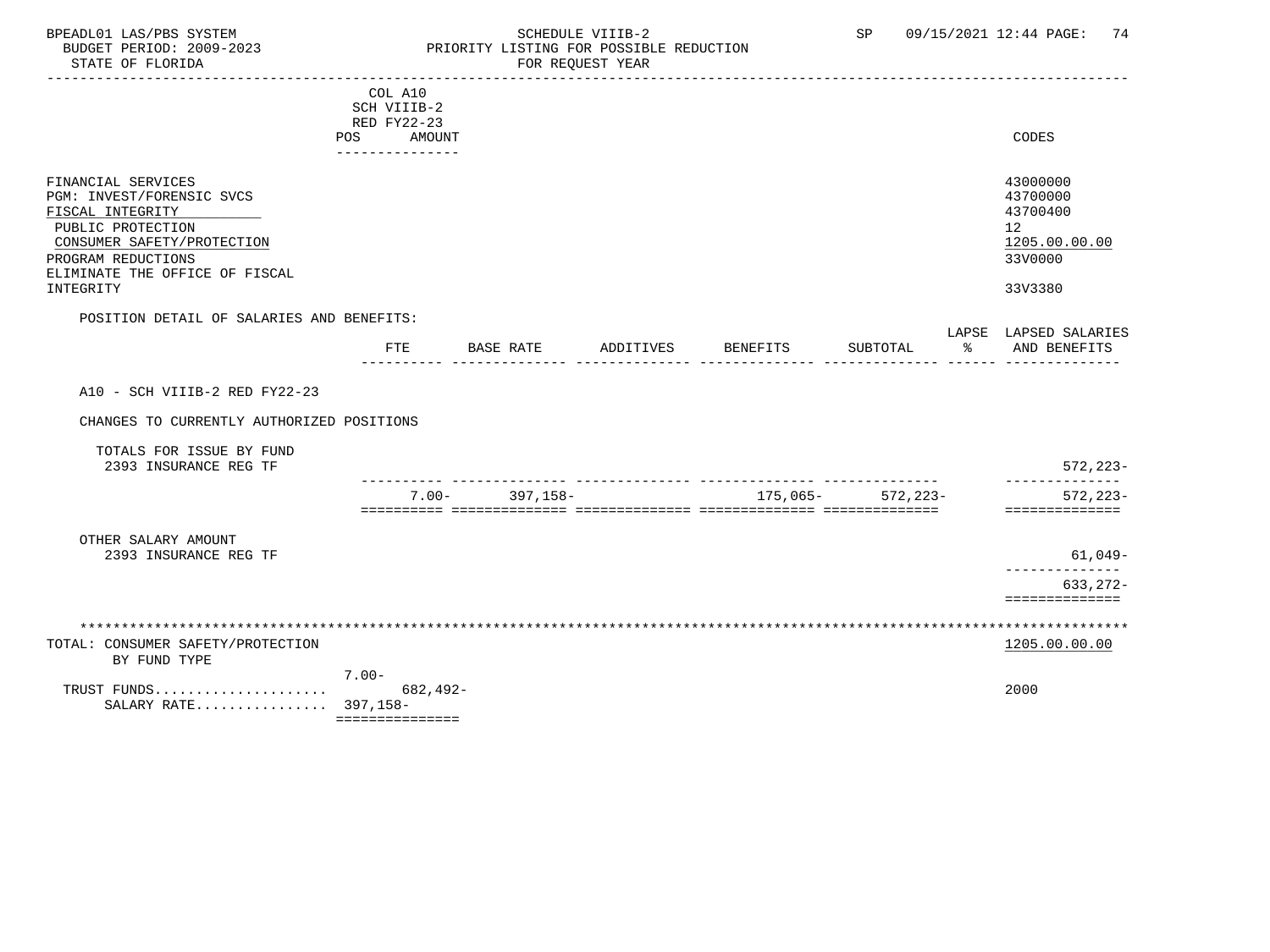BPEADL01 LAS/PBS SYSTEM — SCHEDULE VIIIB-2 — SP 09/15/2021 12:44 PAGE: 74
BUDGET PERIOD: 2009-2023 — PRIORITY LISTING FOR POSSIBLE REDUCTION
STATE OF FLORIDA — FOR REQUEST YEAR

| | COL A10 SCH VIIIB-2 RED FY22-23 POS AMOUNT | CODES |
|---|---|---|
| FINANCIAL SERVICES | | 43000000 |
| PGM: INVEST/FORENSIC SVCS | | 43700000 |
| FISCAL INTEGRITY | | 43700400 |
| PUBLIC PROTECTION | | 12 |
| CONSUMER SAFETY/PROTECTION | | 1205.00.00.00 |
| PROGRAM REDUCTIONS | | 33V0000 |
| ELIMINATE THE OFFICE OF FISCAL INTEGRITY | | 33V3380 |

POSITION DETAIL OF SALARIES AND BENEFITS:

| | FTE | BASE RATE | ADDITIVES | BENEFITS | SUBTOTAL | LAPSE % | LAPSED SALARIES AND BENEFITS |
|---|---|---|---|---|---|---|---|
| A10 - SCH VIIIB-2 RED FY22-23 | | | | | | | |
| CHANGES TO CURRENTLY AUTHORIZED POSITIONS | | | | | | | |
| TOTALS FOR ISSUE BY FUND | | | | | | | |
| 2393 INSURANCE REG TF | | | | | | | 572,223- |
| | 7.00- | 397,158- | | 175,065- | 572,223- | | 572,223- |
| OTHER SALARY AMOUNT | | | | | | | |
| 2393 INSURANCE REG TF | | | | | | | 61,049- |
| | | | | | | | 633,272- |

| TOTAL: CONSUMER SAFETY/PROTECTION BY FUND TYPE | POS / AMOUNT | CODES |
|---|---|---|
| | 7.00- | 1205.00.00.00 |
| TRUST FUNDS | 682,492- | 2000 |
| SALARY RATE | 397,158- | |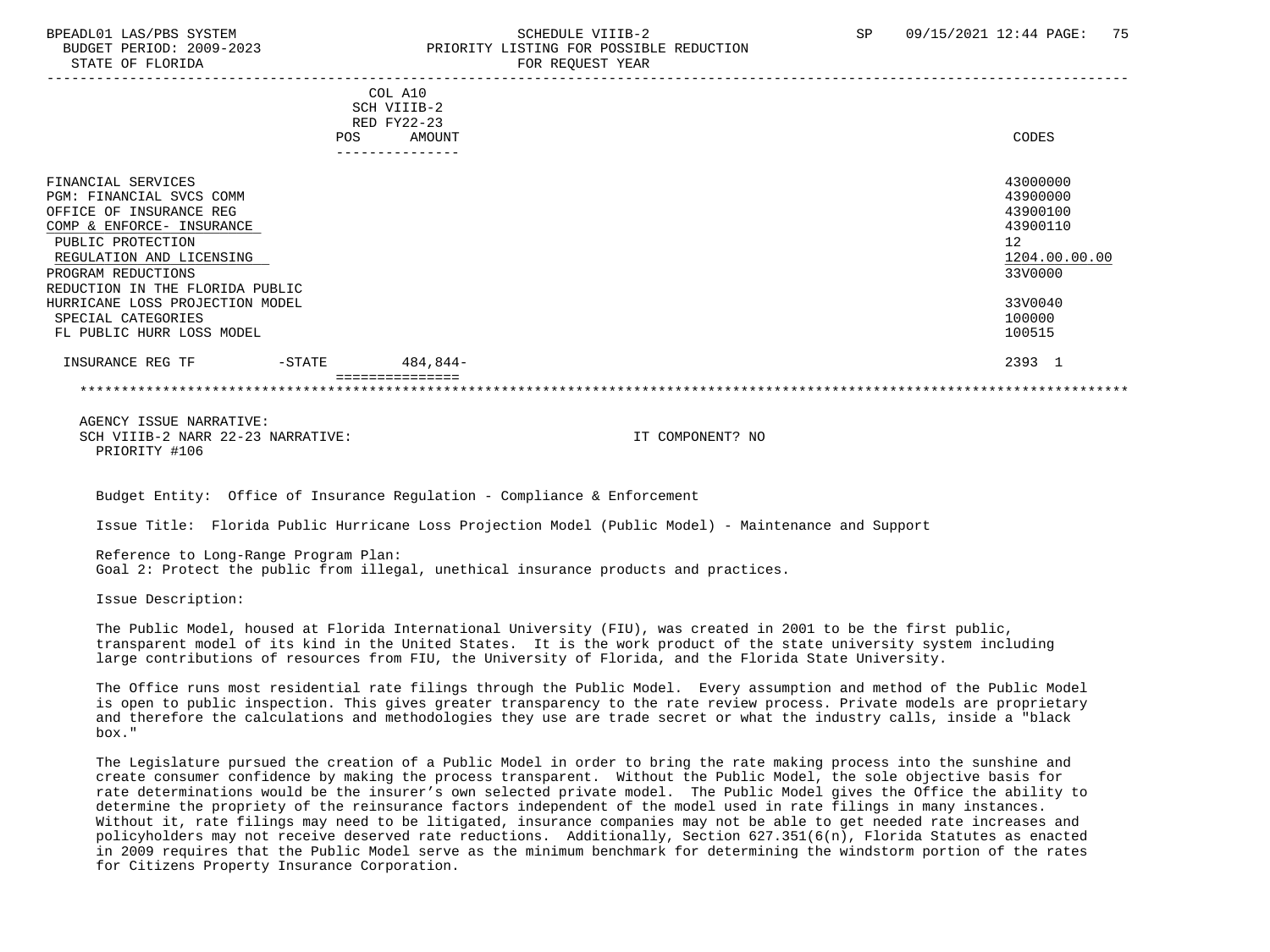COL A10
SCH VIIIB-2
RED FY22-23

| | POS | AMOUNT | CODES |
|---|---|---|---|
| FINANCIAL SERVICES | | | 43000000 |
| PGM: FINANCIAL SVCS COMM | | | 43900000 |
| OFFICE OF INSURANCE REG | | | 43900100 |
| COMP & ENFORCE- INSURANCE | | | 43900110 |
| PUBLIC PROTECTION | | | 12 |
| REGULATION AND LICENSING | | | 1204.00.00.00 |
| PROGRAM REDUCTIONS | | | 33V0000 |
| REDUCTION IN THE FLORIDA PUBLIC HURRICANE LOSS PROJECTION MODEL | | | 33V0040 |
| SPECIAL CATEGORIES | | | 100000 |
| FL PUBLIC HURR LOSS MODEL | | | 100515 |
| INSURANCE REG TF -STATE | | 484,844- | 2393 1 |

AGENCY ISSUE NARRATIVE:
SCH VIIIB-2 NARR 22-23 NARRATIVE: IT COMPONENT? NO
PRIORITY #106

Budget Entity: Office of Insurance Regulation - Compliance & Enforcement

Issue Title: Florida Public Hurricane Loss Projection Model (Public Model) - Maintenance and Support

Reference to Long-Range Program Plan:
Goal 2: Protect the public from illegal, unethical insurance products and practices.

Issue Description:

The Public Model, housed at Florida International University (FIU), was created in 2001 to be the first public, transparent model of its kind in the United States. It is the work product of the state university system including large contributions of resources from FIU, the University of Florida, and the Florida State University.

The Office runs most residential rate filings through the Public Model. Every assumption and method of the Public Model is open to public inspection. This gives greater transparency to the rate review process. Private models are proprietary and therefore the calculations and methodologies they use are trade secret or what the industry calls, inside a "black box."

The Legislature pursued the creation of a Public Model in order to bring the rate making process into the sunshine and create consumer confidence by making the process transparent. Without the Public Model, the sole objective basis for rate determinations would be the insurer's own selected private model. The Public Model gives the Office the ability to determine the propriety of the reinsurance factors independent of the model used in rate filings in many instances. Without it, rate filings may need to be litigated, insurance companies may not be able to get needed rate increases and policyholders may not receive deserved rate reductions. Additionally, Section 627.351(6(n), Florida Statutes as enacted in 2009 requires that the Public Model serve as the minimum benchmark for determining the windstorm portion of the rates for Citizens Property Insurance Corporation.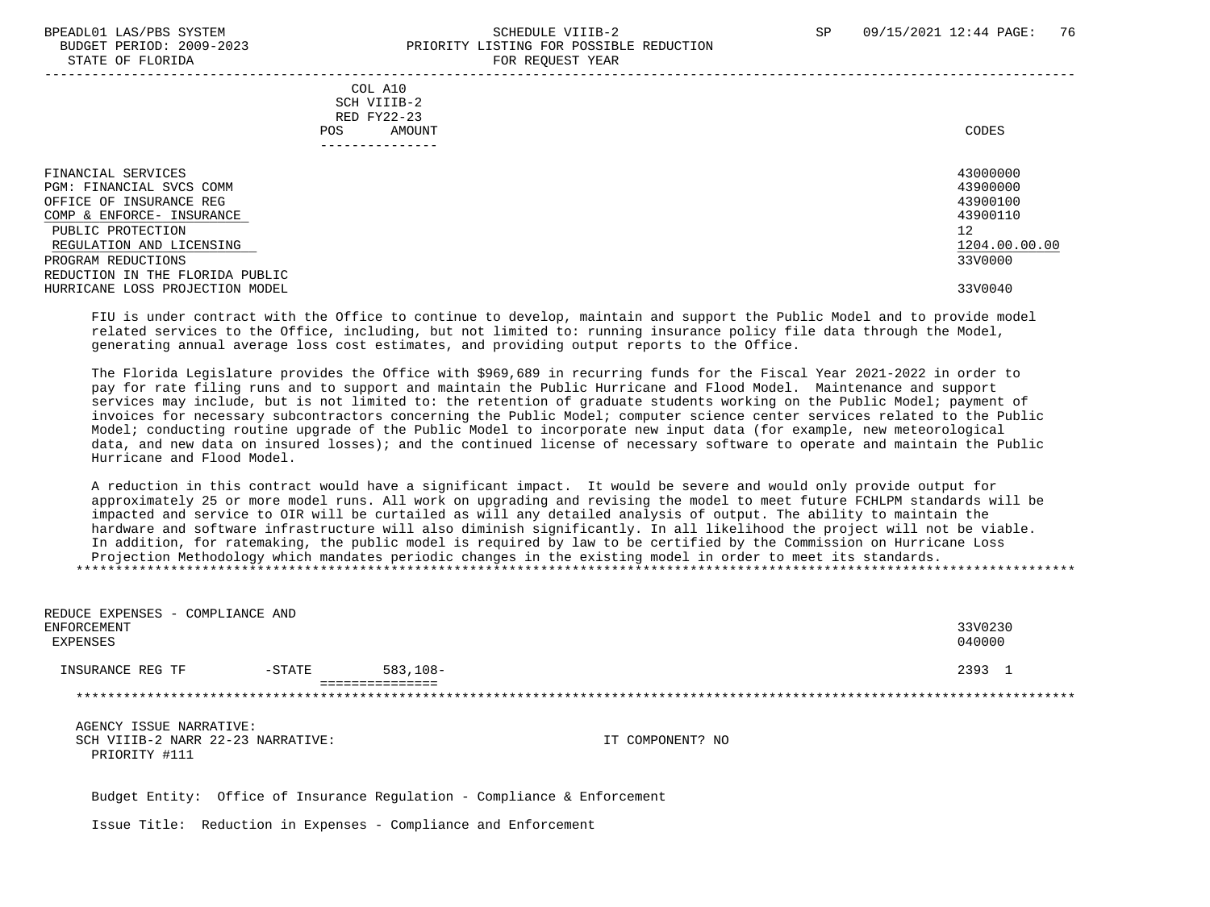| | COL A10 SCH VIIIB-2 RED FY22-23 POS AMOUNT | CODES |
|---|---|---|
| FINANCIAL SERVICES | | 43000000 |
| PGM: FINANCIAL SVCS COMM | | 43900000 |
| OFFICE OF INSURANCE REG | | 43900100 |
| COMP & ENFORCE- INSURANCE | | 43900110 |
| PUBLIC PROTECTION | | 12 |
| REGULATION AND LICENSING | | 1204.00.00.00 |
| PROGRAM REDUCTIONS | | 33V0000 |
| REDUCTION IN THE FLORIDA PUBLIC HURRICANE LOSS PROJECTION MODEL | | 33V0040 |

FIU is under contract with the Office to continue to develop, maintain and support the Public Model and to provide model related services to the Office, including, but not limited to: running insurance policy file data through the Model, generating annual average loss cost estimates, and providing output reports to the Office.

The Florida Legislature provides the Office with $969,689 in recurring funds for the Fiscal Year 2021-2022 in order to pay for rate filing runs and to support and maintain the Public Hurricane and Flood Model. Maintenance and support services may include, but is not limited to: the retention of graduate students working on the Public Model; payment of invoices for necessary subcontractors concerning the Public Model; computer science center services related to the Public Model; conducting routine upgrade of the Public Model to incorporate new input data (for example, new meteorological data, and new data on insured losses); and the continued license of necessary software to operate and maintain the Public Hurricane and Flood Model.

A reduction in this contract would have a significant impact. It would be severe and would only provide output for approximately 25 or more model runs. All work on upgrading and revising the model to meet future FCHLPM standards will be impacted and service to OIR will be curtailed as will any detailed analysis of output. The ability to maintain the hardware and software infrastructure will also diminish significantly. In all likelihood the project will not be viable. In addition, for ratemaking, the public model is required by law to be certified by the Commission on Hurricane Loss Projection Methodology which mandates periodic changes in the existing model in order to meet its standards.

*******************************************************************************************************************************

| | | | CODES |
|---|---|---|---|
| REDUCE EXPENSES - COMPLIANCE AND ENFORCEMENT | | | 33V0230 |
| EXPENSES | | | 040000 |
| INSURANCE REG TF | -STATE | 583,108- | 2393 1 |

*******************************************************************************************************************************

AGENCY ISSUE NARRATIVE:
SCH VIIIB-2 NARR 22-23 NARRATIVE: IT COMPONENT? NO
PRIORITY #111

Budget Entity: Office of Insurance Regulation - Compliance & Enforcement

Issue Title: Reduction in Expenses - Compliance and Enforcement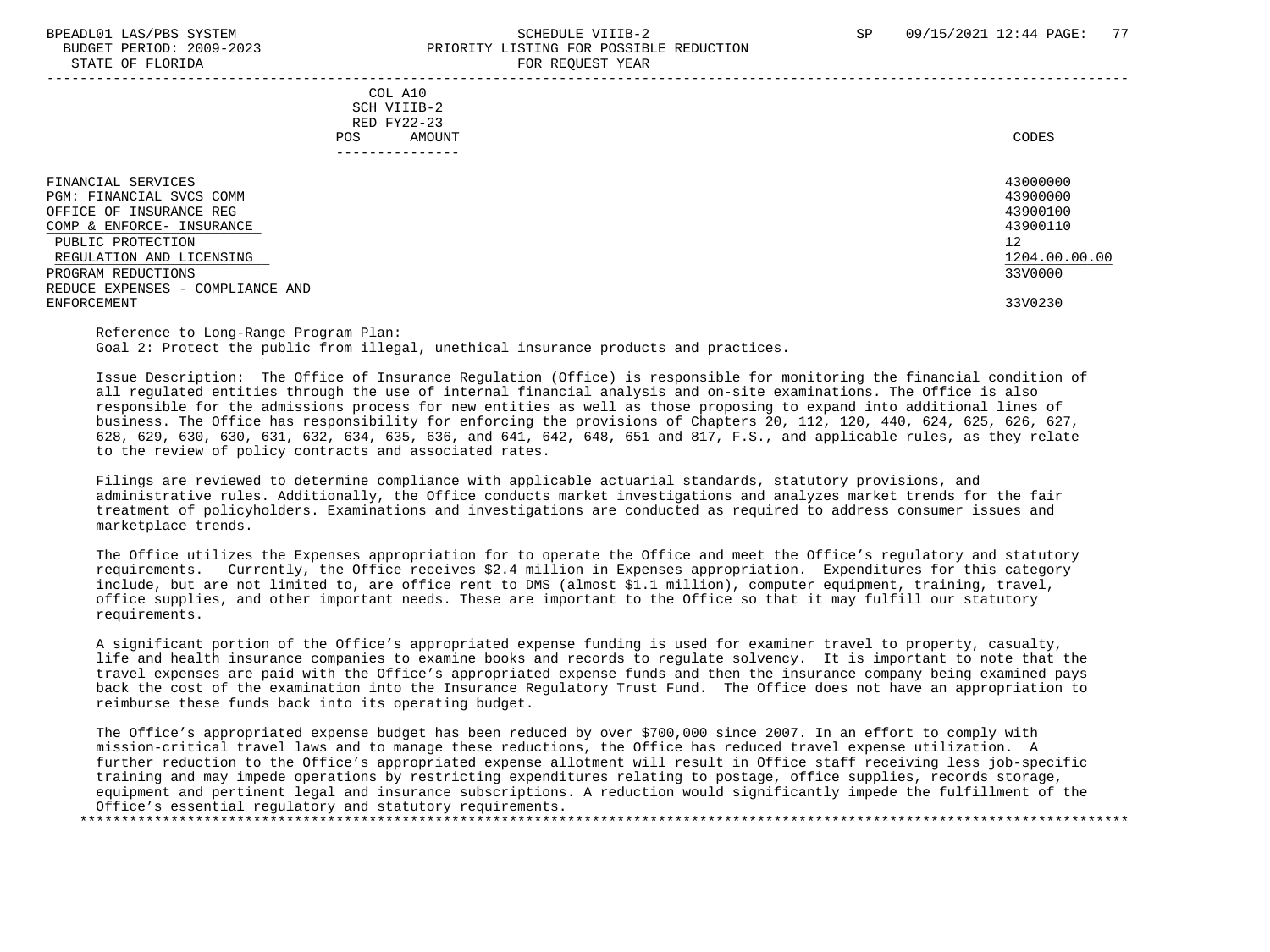COL A10
SCH VIIIB-2
RED FY22-23
POS AMOUNT

CODES

| | CODES |
|---|---|
| FINANCIAL SERVICES | 43000000 |
| PGM: FINANCIAL SVCS COMM | 43900000 |
| OFFICE OF INSURANCE REG | 43900100 |
| COMP & ENFORCE- INSURANCE | 43900110 |
| PUBLIC PROTECTION | 12 |
| REGULATION AND LICENSING | 1204.00.00.00 |
| PROGRAM REDUCTIONS | 33V0000 |
| REDUCE EXPENSES - COMPLIANCE AND ENFORCEMENT | 33V0230 |

Reference to Long-Range Program Plan:
Goal 2: Protect the public from illegal, unethical insurance products and practices.

Issue Description: The Office of Insurance Regulation (Office) is responsible for monitoring the financial condition of all regulated entities through the use of internal financial analysis and on-site examinations. The Office is also responsible for the admissions process for new entities as well as those proposing to expand into additional lines of business. The Office has responsibility for enforcing the provisions of Chapters 20, 112, 120, 440, 624, 625, 626, 627, 628, 629, 630, 630, 631, 632, 634, 635, 636, and 641, 642, 648, 651 and 817, F.S., and applicable rules, as they relate to the review of policy contracts and associated rates.

Filings are reviewed to determine compliance with applicable actuarial standards, statutory provisions, and administrative rules. Additionally, the Office conducts market investigations and analyzes market trends for the fair treatment of policyholders. Examinations and investigations are conducted as required to address consumer issues and marketplace trends.

The Office utilizes the Expenses appropriation for to operate the Office and meet the Office's regulatory and statutory requirements. Currently, the Office receives $2.4 million in Expenses appropriation. Expenditures for this category include, but are not limited to, are office rent to DMS (almost $1.1 million), computer equipment, training, travel, office supplies, and other important needs. These are important to the Office so that it may fulfill our statutory requirements.

A significant portion of the Office's appropriated expense funding is used for examiner travel to property, casualty, life and health insurance companies to examine books and records to regulate solvency. It is important to note that the travel expenses are paid with the Office's appropriated expense funds and then the insurance company being examined pays back the cost of the examination into the Insurance Regulatory Trust Fund. The Office does not have an appropriation to reimburse these funds back into its operating budget.

The Office's appropriated expense budget has been reduced by over $700,000 since 2007. In an effort to comply with mission-critical travel laws and to manage these reductions, the Office has reduced travel expense utilization. A further reduction to the Office's appropriated expense allotment will result in Office staff receiving less job-specific training and may impede operations by restricting expenditures relating to postage, office supplies, records storage, equipment and pertinent legal and insurance subscriptions. A reduction would significantly impede the fulfillment of the Office's essential regulatory and statutory requirements.

*******************************************************************************************************************************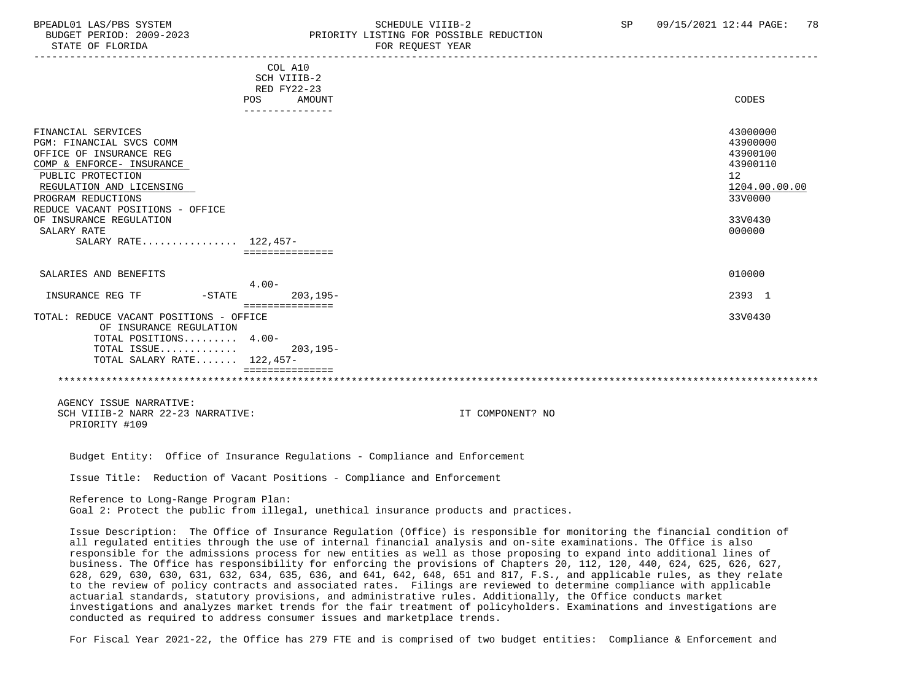BPEADL01 LAS/PBS SYSTEM | SCHEDULE VIIIB-2 | SP 09/15/2021 12:44
BUDGET PERIOD: 2009-2023 | PRIORITY LISTING FOR POSSIBLE REDUCTION
STATE OF FLORIDA | FOR REQUEST YEAR

| | COL A10 SCH VIIIB-2 RED FY22-23 POS | AMOUNT | CODES |
|---|---|---|---|
| FINANCIAL SERVICES | | | 43000000 |
| PGM: FINANCIAL SVCS COMM | | | 43900000 |
| OFFICE OF INSURANCE REG | | | 43900100 |
| COMP & ENFORCE- INSURANCE | | | 43900110 |
| PUBLIC PROTECTION | | | 12 |
| REGULATION AND LICENSING | | | 1204.00.00.00 |
| PROGRAM REDUCTIONS | | | 33V0000 |
| REDUCE VACANT POSITIONS - OFFICE OF INSURANCE REGULATION | | | 33V0430 |
| SALARY RATE | | | 000000 |
| SALARY RATE................ | 122,457- | | |
| SALARIES AND BENEFITS | | | 010000 |
| | 4.00- | | |
| INSURANCE REG TF -STATE | | 203,195- | 2393 1 |
| TOTAL: REDUCE VACANT POSITIONS - OFFICE OF INSURANCE REGULATION | | | 33V0430 |
| TOTAL POSITIONS......... | 4.00- | | |
| TOTAL ISSUE............. | | 203,195- | |
| TOTAL SALARY RATE....... | 122,457- | | |

AGENCY ISSUE NARRATIVE:
SCH VIIIB-2 NARR 22-23 NARRATIVE: IT COMPONENT? NO
PRIORITY #109

Budget Entity: Office of Insurance Regulations - Compliance and Enforcement

Issue Title: Reduction of Vacant Positions - Compliance and Enforcement

Reference to Long-Range Program Plan:
Goal 2: Protect the public from illegal, unethical insurance products and practices.

Issue Description: The Office of Insurance Regulation (Office) is responsible for monitoring the financial condition of all regulated entities through the use of internal financial analysis and on-site examinations. The Office is also responsible for the admissions process for new entities as well as those proposing to expand into additional lines of business. The Office has responsibility for enforcing the provisions of Chapters 20, 112, 120, 440, 624, 625, 626, 627, 628, 629, 630, 630, 631, 632, 634, 635, 636, and 641, 642, 648, 651 and 817, F.S., and applicable rules, as they relate to the review of policy contracts and associated rates. Filings are reviewed to determine compliance with applicable actuarial standards, statutory provisions, and administrative rules. Additionally, the Office conducts market investigations and analyzes market trends for the fair treatment of policyholders. Examinations and investigations are conducted as required to address consumer issues and marketplace trends.

For Fiscal Year 2021-22, the Office has 279 FTE and is comprised of two budget entities: Compliance & Enforcement and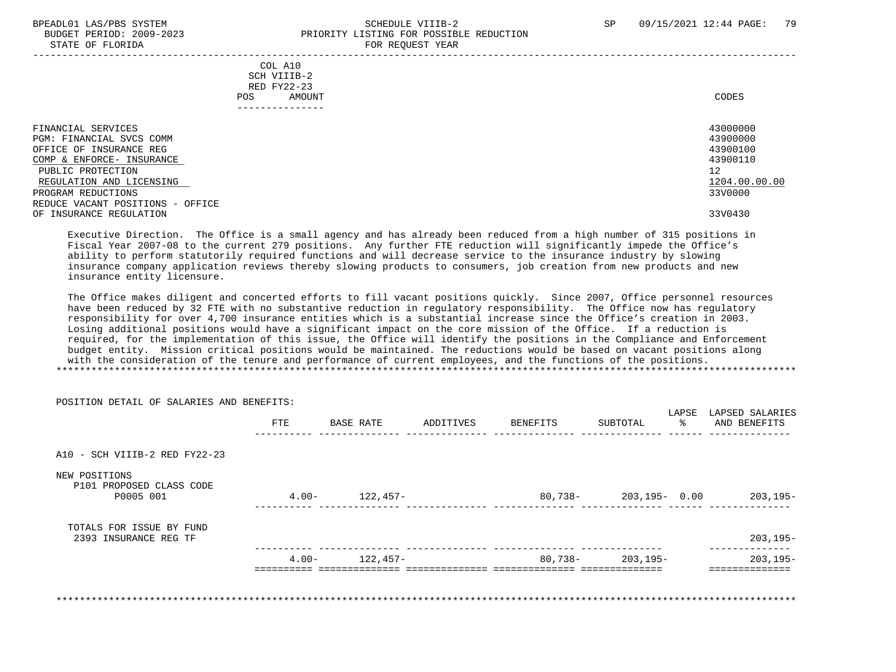BPEADL01 LAS/PBS SYSTEM — SCHEDULE VIIIB-2 — SP 09/15/2021 12:44

BUDGET PERIOD: 2009-2023 — PRIORITY LISTING FOR POSSIBLE REDUCTION

STATE OF FLORIDA — FOR REQUEST YEAR

| | COL A10 SCH VIIIB-2 RED FY22-23 POS AMOUNT | CODES |
|---|---|---|
| FINANCIAL SERVICES | | 43000000 |
| PGM: FINANCIAL SVCS COMM | | 43900000 |
| OFFICE OF INSURANCE REG | | 43900100 |
| COMP & ENFORCE- INSURANCE | | 43900110 |
| PUBLIC PROTECTION | | 12 |
| REGULATION AND LICENSING | | 1204.00.00.00 |
| PROGRAM REDUCTIONS | | 33V0000 |
| REDUCE VACANT POSITIONS - OFFICE OF INSURANCE REGULATION | | 33V0430 |

Executive Direction. The Office is a small agency and has already been reduced from a high number of 315 positions in Fiscal Year 2007-08 to the current 279 positions. Any further FTE reduction will significantly impede the Office's ability to perform statutorily required functions and will decrease service to the insurance industry by slowing insurance company application reviews thereby slowing products to consumers, job creation from new products and new insurance entity licensure.

The Office makes diligent and concerted efforts to fill vacant positions quickly. Since 2007, Office personnel resources have been reduced by 32 FTE with no substantive reduction in regulatory responsibility. The Office now has regulatory responsibility for over 4,700 insurance entities which is a substantial increase since the Office's creation in 2003. Losing additional positions would have a significant impact on the core mission of the Office. If a reduction is required, for the implementation of this issue, the Office will identify the positions in the Compliance and Enforcement budget entity. Mission critical positions would be maintained. The reductions would be based on vacant positions along with the consideration of the tenure and performance of current employees, and the functions of the positions.

POSITION DETAIL OF SALARIES AND BENEFITS:

| | FTE | BASE RATE | ADDITIVES | BENEFITS | SUBTOTAL | LAPSE % | LAPSED SALARIES AND BENEFITS |
|---|---|---|---|---|---|---|---|
| A10 - SCH VIIIB-2 RED FY22-23 | | | | | | | |
| NEW POSITIONS | | | | | | | |
| P101 PROPOSED CLASS CODE P0005 001 | 4.00- | 122,457- | | 80,738- | 203,195- | 0.00 | 203,195- |
| TOTALS FOR ISSUE BY FUND | | | | | | | |
| 2393 INSURANCE REG TF | | | | | | | 203,195- |
| | 4.00- | 122,457- | | 80,738- | 203,195- | | 203,195- |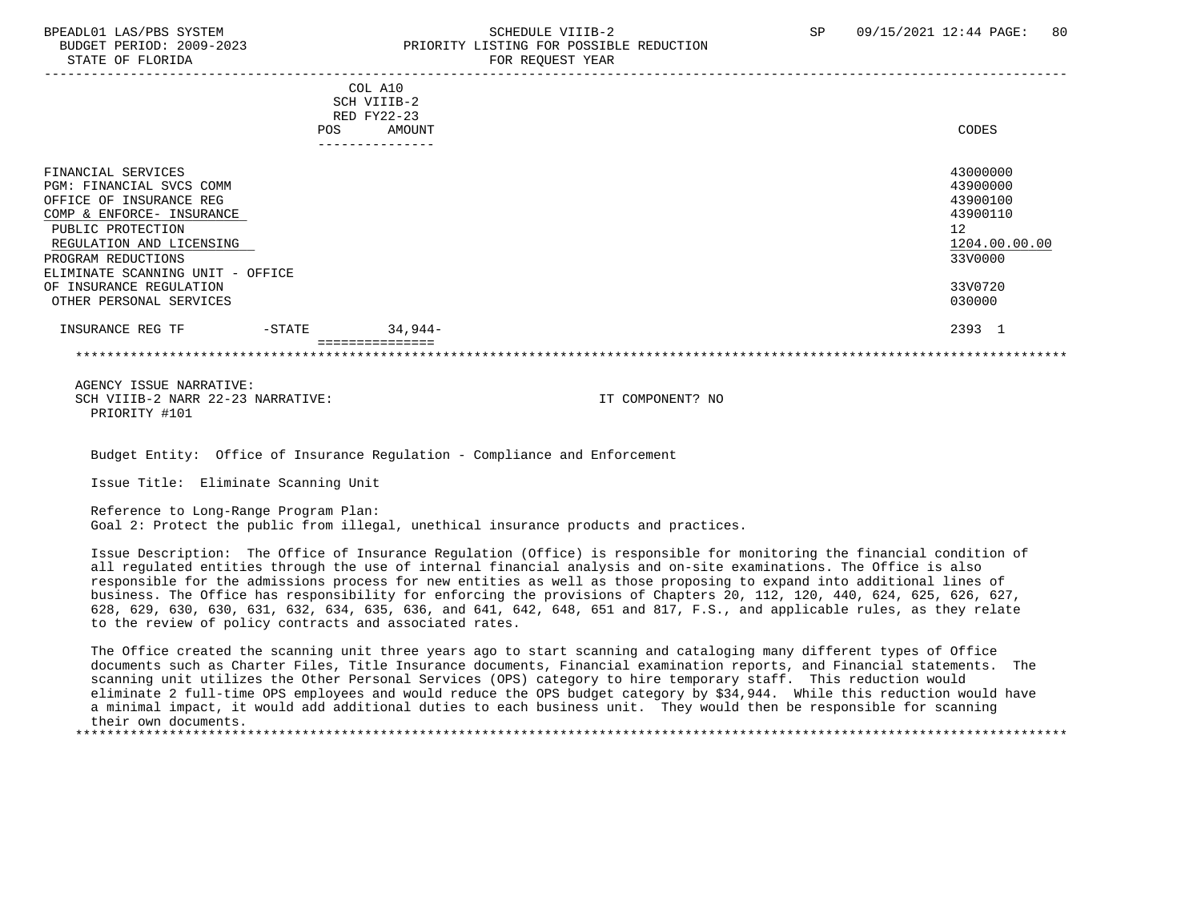| | COL A10 SCH VIIIB-2 RED FY22-23 POS AMOUNT | CODES |
|---|---|---|
| FINANCIAL SERVICES | | 43000000 |
| PGM: FINANCIAL SVCS COMM | | 43900000 |
| OFFICE OF INSURANCE REG | | 43900100 |
| COMP & ENFORCE- INSURANCE | | 43900110 |
| PUBLIC PROTECTION | | 12 |
| REGULATION AND LICENSING | | 1204.00.00.00 |
| PROGRAM REDUCTIONS | | 33V0000 |
| ELIMINATE SCANNING UNIT - OFFICE OF INSURANCE REGULATION | | 33V0720 |
| OTHER PERSONAL SERVICES | | 030000 |
| INSURANCE REG TF -STATE | 34,944- | 2393 1 |

AGENCY ISSUE NARRATIVE:
SCH VIIIB-2 NARR 22-23 NARRATIVE: IT COMPONENT? NO
PRIORITY #101

Budget Entity: Office of Insurance Regulation - Compliance and Enforcement

Issue Title: Eliminate Scanning Unit

Reference to Long-Range Program Plan:
Goal 2: Protect the public from illegal, unethical insurance products and practices.

Issue Description: The Office of Insurance Regulation (Office) is responsible for monitoring the financial condition of all regulated entities through the use of internal financial analysis and on-site examinations. The Office is also responsible for the admissions process for new entities as well as those proposing to expand into additional lines of business. The Office has responsibility for enforcing the provisions of Chapters 20, 112, 120, 440, 624, 625, 626, 627, 628, 629, 630, 630, 631, 632, 634, 635, 636, and 641, 642, 648, 651 and 817, F.S., and applicable rules, as they relate to the review of policy contracts and associated rates.

The Office created the scanning unit three years ago to start scanning and cataloging many different types of Office documents such as Charter Files, Title Insurance documents, Financial examination reports, and Financial statements. The scanning unit utilizes the Other Personal Services (OPS) category to hire temporary staff. This reduction would eliminate 2 full-time OPS employees and would reduce the OPS budget category by $34,944. While this reduction would have a minimal impact, it would add additional duties to each business unit. They would then be responsible for scanning their own documents.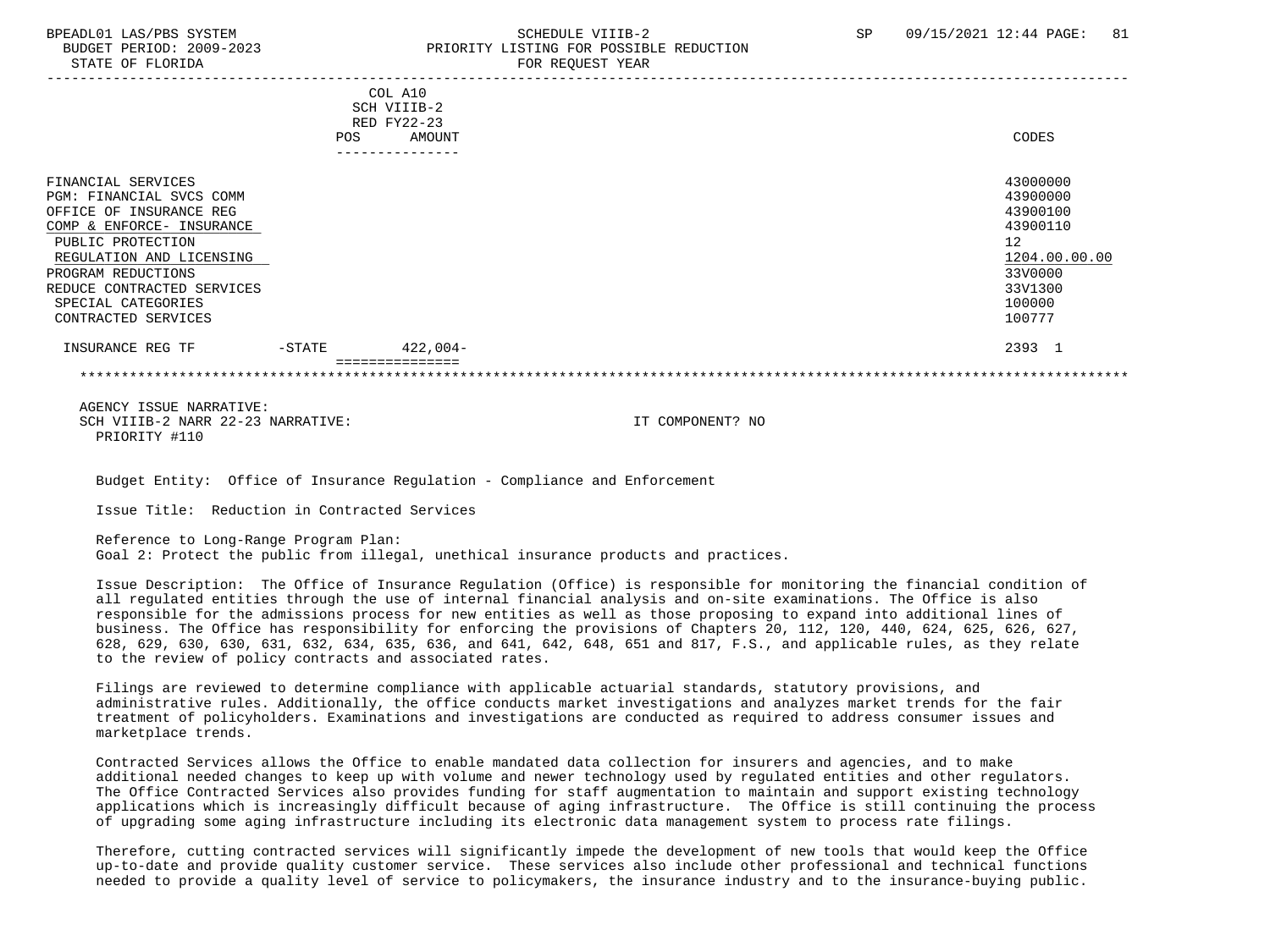| | COL A10 SCH VIIIB-2 RED FY22-23 POS AMOUNT | CODES |
|---|---|---|
| FINANCIAL SERVICES | | 43000000 |
| PGM: FINANCIAL SVCS COMM | | 43900000 |
| OFFICE OF INSURANCE REG | | 43900100 |
| COMP & ENFORCE- INSURANCE | | 43900110 |
| PUBLIC PROTECTION | | 12 |
| REGULATION AND LICENSING | | 1204.00.00.00 |
| PROGRAM REDUCTIONS | | 33V0000 |
| REDUCE CONTRACTED SERVICES | | 33V1300 |
| SPECIAL CATEGORIES | | 100000 |
| CONTRACTED SERVICES | | 100777 |
| INSURANCE REG TF -STATE | 422,004- | 2393 1 |

AGENCY ISSUE NARRATIVE:
SCH VIIIB-2 NARR 22-23 NARRATIVE: IT COMPONENT? NO
PRIORITY #110

Budget Entity: Office of Insurance Regulation - Compliance and Enforcement

Issue Title: Reduction in Contracted Services

Reference to Long-Range Program Plan:
Goal 2: Protect the public from illegal, unethical insurance products and practices.

Issue Description: The Office of Insurance Regulation (Office) is responsible for monitoring the financial condition of all regulated entities through the use of internal financial analysis and on-site examinations. The Office is also responsible for the admissions process for new entities as well as those proposing to expand into additional lines of business. The Office has responsibility for enforcing the provisions of Chapters 20, 112, 120, 440, 624, 625, 626, 627, 628, 629, 630, 630, 631, 632, 634, 635, 636, and 641, 642, 648, 651 and 817, F.S., and applicable rules, as they relate to the review of policy contracts and associated rates.

Filings are reviewed to determine compliance with applicable actuarial standards, statutory provisions, and administrative rules. Additionally, the office conducts market investigations and analyzes market trends for the fair treatment of policyholders. Examinations and investigations are conducted as required to address consumer issues and marketplace trends.

Contracted Services allows the Office to enable mandated data collection for insurers and agencies, and to make additional needed changes to keep up with volume and newer technology used by regulated entities and other regulators. The Office Contracted Services also provides funding for staff augmentation to maintain and support existing technology applications which is increasingly difficult because of aging infrastructure. The Office is still continuing the process of upgrading some aging infrastructure including its electronic data management system to process rate filings.

Therefore, cutting contracted services will significantly impede the development of new tools that would keep the Office up-to-date and provide quality customer service. These services also include other professional and technical functions needed to provide a quality level of service to policymakers, the insurance industry and to the insurance-buying public.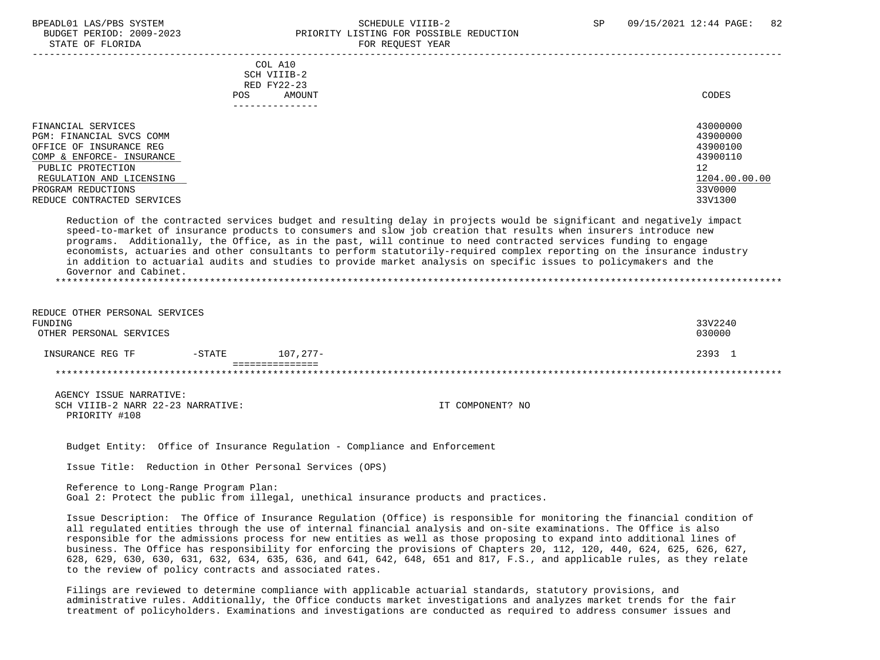COL A10
SCH VIIIB-2
RED FY22-23
POS AMOUNT

| | | CODES |
|---|---|---|
| FINANCIAL SERVICES | | 43000000 |
| PGM: FINANCIAL SVCS COMM | | 43900000 |
| OFFICE OF INSURANCE REG | | 43900100 |
| COMP & ENFORCE- INSURANCE | | 43900110 |
| PUBLIC PROTECTION | | 12 |
| REGULATION AND LICENSING | | 1204.00.00.00 |
| PROGRAM REDUCTIONS | | 33V0000 |
| REDUCE CONTRACTED SERVICES | | 33V1300 |

Reduction of the contracted services budget and resulting delay in projects would be significant and negatively impact speed-to-market of insurance products to consumers and slow job creation that results when insurers introduce new programs. Additionally, the Office, as in the past, will continue to need contracted services funding to engage economists, actuaries and other consultants to perform statutorily-required complex reporting on the insurance industry in addition to actuarial audits and studies to provide market analysis on specific issues to policymakers and the Governor and Cabinet.

*************************************************************************************************************************

| | | | CODES |
|---|---|---|---|
| REDUCE OTHER PERSONAL SERVICES FUNDING | | | 33V2240 |
| OTHER PERSONAL SERVICES | | | 030000 |
| INSURANCE REG TF | -STATE | 107,277- | 2393 1 |

*************************************************************************************************************************

AGENCY ISSUE NARRATIVE:
SCH VIIIB-2 NARR 22-23 NARRATIVE: IT COMPONENT? NO
PRIORITY #108

Budget Entity: Office of Insurance Regulation - Compliance and Enforcement

Issue Title: Reduction in Other Personal Services (OPS)

Reference to Long-Range Program Plan:
Goal 2: Protect the public from illegal, unethical insurance products and practices.

Issue Description: The Office of Insurance Regulation (Office) is responsible for monitoring the financial condition of all regulated entities through the use of internal financial analysis and on-site examinations. The Office is also responsible for the admissions process for new entities as well as those proposing to expand into additional lines of business. The Office has responsibility for enforcing the provisions of Chapters 20, 112, 120, 440, 624, 625, 626, 627, 628, 629, 630, 630, 631, 632, 634, 635, 636, and 641, 642, 648, 651 and 817, F.S., and applicable rules, as they relate to the review of policy contracts and associated rates.

Filings are reviewed to determine compliance with applicable actuarial standards, statutory provisions, and administrative rules. Additionally, the Office conducts market investigations and analyzes market trends for the fair treatment of policyholders. Examinations and investigations are conducted as required to address consumer issues and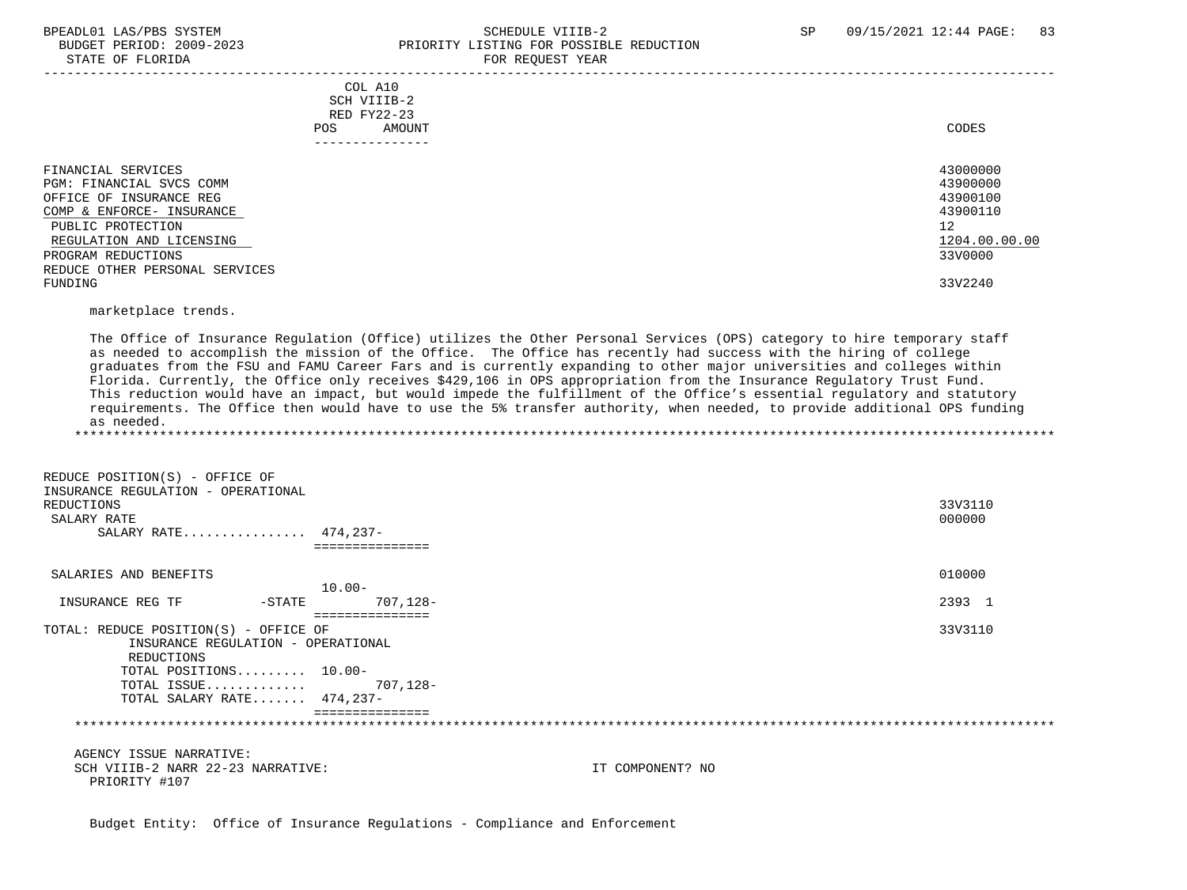| | COL A10<br>SCH VIIIB-2<br>RED FY22-23<br>POS AMOUNT | CODES |
|---|---|---|
| FINANCIAL SERVICES | | 43000000 |
| PGM: FINANCIAL SVCS COMM | | 43900000 |
| OFFICE OF INSURANCE REG | | 43900100 |
| COMP & ENFORCE- INSURANCE | | 43900110 |
| PUBLIC PROTECTION | | 12 |
| REGULATION AND LICENSING | | 1204.00.00.00 |
| PROGRAM REDUCTIONS | | 33V0000 |
| REDUCE OTHER PERSONAL SERVICES FUNDING | | 33V2240 |

marketplace trends.

The Office of Insurance Regulation (Office) utilizes the Other Personal Services (OPS) category to hire temporary staff as needed to accomplish the mission of the Office. The Office has recently had success with the hiring of college graduates from the FSU and FAMU Career Fars and is currently expanding to other major universities and colleges within Florida. Currently, the Office only receives $429,106 in OPS appropriation from the Insurance Regulatory Trust Fund. This reduction would have an impact, but would impede the fulfillment of the Office's essential regulatory and statutory requirements. The Office then would have to use the 5% transfer authority, when needed, to provide additional OPS funding as needed.

*******************************************************************************************************************

| | POS | AMOUNT | CODES |
|---|---|---|---|
| REDUCE POSITION(S) - OFFICE OF INSURANCE REGULATION - OPERATIONAL REDUCTIONS | | | 33V3110 |
| SALARY RATE | | | 000000 |
| SALARY RATE................ | 474,237- | | |
| SALARIES AND BENEFITS | | | 010000 |
| | 10.00- | | |
| INSURANCE REG TF -STATE | | 707,128- | 2393 1 |
| TOTAL: REDUCE POSITION(S) - OFFICE OF INSURANCE REGULATION - OPERATIONAL REDUCTIONS | | | 33V3110 |
| TOTAL POSITIONS......... | 10.00- | | |
| TOTAL ISSUE............. | | 707,128- | |
| TOTAL SALARY RATE....... | 474,237- | | |

*******************************************************************************************************************

AGENCY ISSUE NARRATIVE:
SCH VIIIB-2 NARR 22-23 NARRATIVE: IT COMPONENT? NO
PRIORITY #107

Budget Entity: Office of Insurance Regulations - Compliance and Enforcement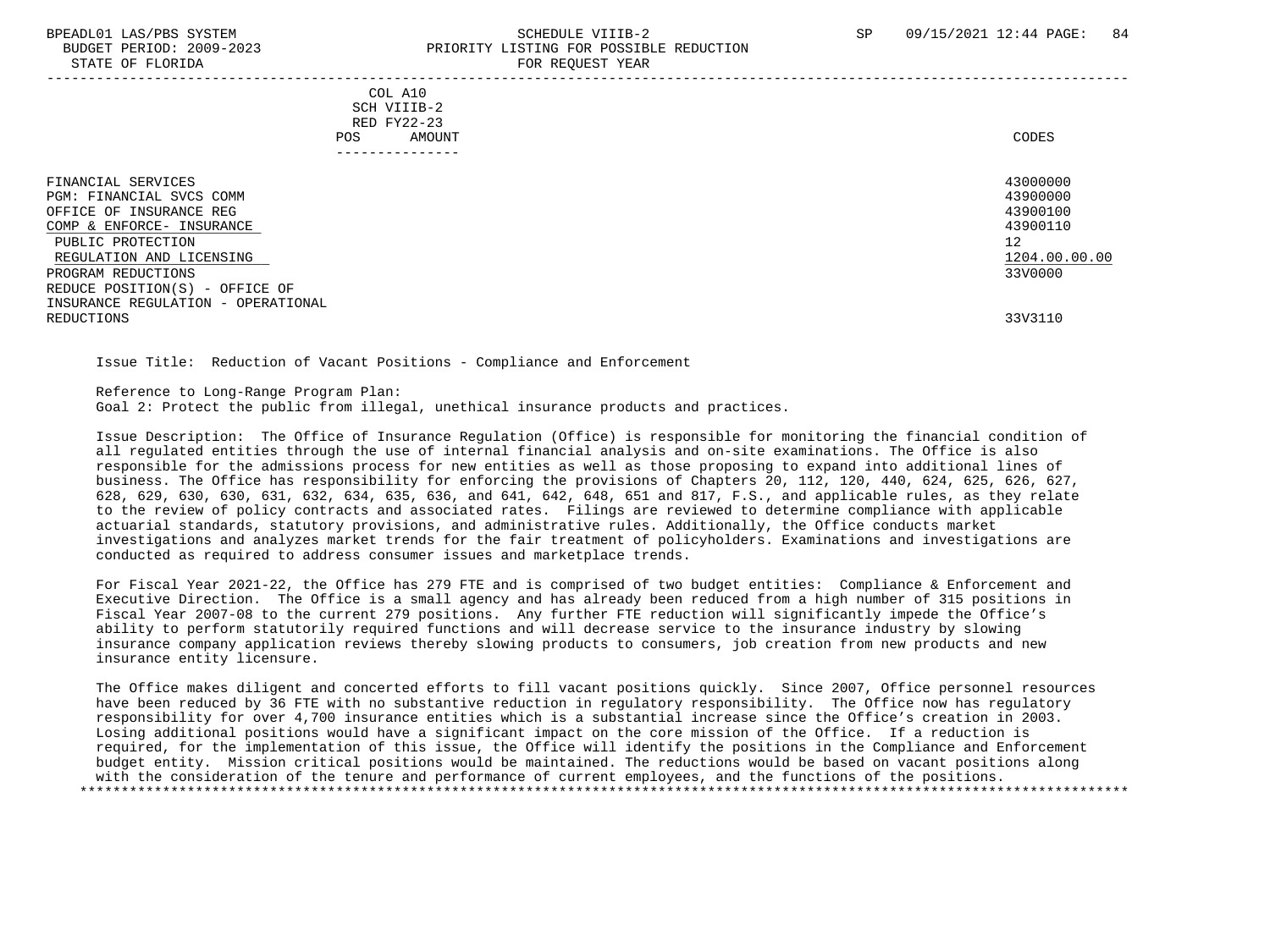COL A10
SCH VIIIB-2
RED FY22-23
POS AMOUNT
---------------

| | CODES |
|---|---|
| FINANCIAL SERVICES | 43000000 |
| PGM: FINANCIAL SVCS COMM | 43900000 |
| OFFICE OF INSURANCE REG | 43900100 |
| COMP & ENFORCE- INSURANCE | 43900110 |
| PUBLIC PROTECTION | 12 |
| REGULATION AND LICENSING | 1204.00.00.00 |
| PROGRAM REDUCTIONS | 33V0000 |
| REDUCE POSITION(S) - OFFICE OF INSURANCE REGULATION - OPERATIONAL REDUCTIONS | 33V3110 |

Issue Title: Reduction of Vacant Positions - Compliance and Enforcement

Reference to Long-Range Program Plan:
Goal 2: Protect the public from illegal, unethical insurance products and practices.

Issue Description: The Office of Insurance Regulation (Office) is responsible for monitoring the financial condition of all regulated entities through the use of internal financial analysis and on-site examinations. The Office is also responsible for the admissions process for new entities as well as those proposing to expand into additional lines of business. The Office has responsibility for enforcing the provisions of Chapters 20, 112, 120, 440, 624, 625, 626, 627, 628, 629, 630, 630, 631, 632, 634, 635, 636, and 641, 642, 648, 651 and 817, F.S., and applicable rules, as they relate to the review of policy contracts and associated rates. Filings are reviewed to determine compliance with applicable actuarial standards, statutory provisions, and administrative rules. Additionally, the Office conducts market investigations and analyzes market trends for the fair treatment of policyholders. Examinations and investigations are conducted as required to address consumer issues and marketplace trends.

For Fiscal Year 2021-22, the Office has 279 FTE and is comprised of two budget entities: Compliance & Enforcement and Executive Direction. The Office is a small agency and has already been reduced from a high number of 315 positions in Fiscal Year 2007-08 to the current 279 positions. Any further FTE reduction will significantly impede the Office's ability to perform statutorily required functions and will decrease service to the insurance industry by slowing insurance company application reviews thereby slowing products to consumers, job creation from new products and new insurance entity licensure.

The Office makes diligent and concerted efforts to fill vacant positions quickly. Since 2007, Office personnel resources have been reduced by 36 FTE with no substantive reduction in regulatory responsibility. The Office now has regulatory responsibility for over 4,700 insurance entities which is a substantial increase since the Office's creation in 2003. Losing additional positions would have a significant impact on the core mission of the Office. If a reduction is required, for the implementation of this issue, the Office will identify the positions in the Compliance and Enforcement budget entity. Mission critical positions would be maintained. The reductions would be based on vacant positions along with the consideration of the tenure and performance of current employees, and the functions of the positions.

*******************************************************************************************************************************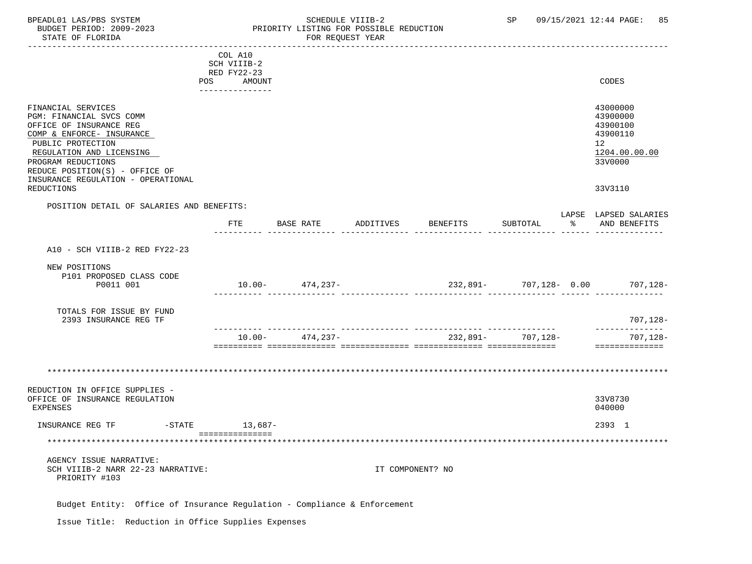COL A10
SCH VIIIB-2
RED FY22-23
POS AMOUNT

CODES

FINANCIAL SERVICES — 43000000
PGM: FINANCIAL SVCS COMM — 43900000
OFFICE OF INSURANCE REG — 43900100
COMP & ENFORCE- INSURANCE — 43900110
PUBLIC PROTECTION — 12
REGULATION AND LICENSING — 1204.00.00.00
PROGRAM REDUCTIONS — 33V0000
REDUCE POSITION(S) - OFFICE OF INSURANCE REGULATION - OPERATIONAL REDUCTIONS — 33V3110

POSITION DETAIL OF SALARIES AND BENEFITS:

| | FTE | BASE RATE | ADDITIVES | BENEFITS | SUBTOTAL | LAPSE % | LAPSED SALARIES AND BENEFITS |
|---|---|---|---|---|---|---|---|
| A10 - SCH VIIIB-2 RED FY22-23 | | | | | | | |
| NEW POSITIONS | | | | | | | |
| P101 PROPOSED CLASS CODE P0011 001 | 10.00- | 474,237- | | 232,891- | 707,128- | 0.00 | 707,128- |
| TOTALS FOR ISSUE BY FUND | | | | | | | |
| 2393 INSURANCE REG TF | | | | | | | 707,128- |
| | 10.00- | 474,237- | | 232,891- | 707,128- | | 707,128- |

REDUCTION IN OFFICE SUPPLIES - OFFICE OF INSURANCE REGULATION — 33V8730
EXPENSES — 040000

| | | AMOUNT | CODES |
|---|---|---|---|
| INSURANCE REG TF | -STATE | 13,687- | 2393 1 |

AGENCY ISSUE NARRATIVE:
SCH VIIIB-2 NARR 22-23 NARRATIVE: IT COMPONENT? NO
PRIORITY #103

Budget Entity: Office of Insurance Regulation - Compliance & Enforcement

Issue Title: Reduction in Office Supplies Expenses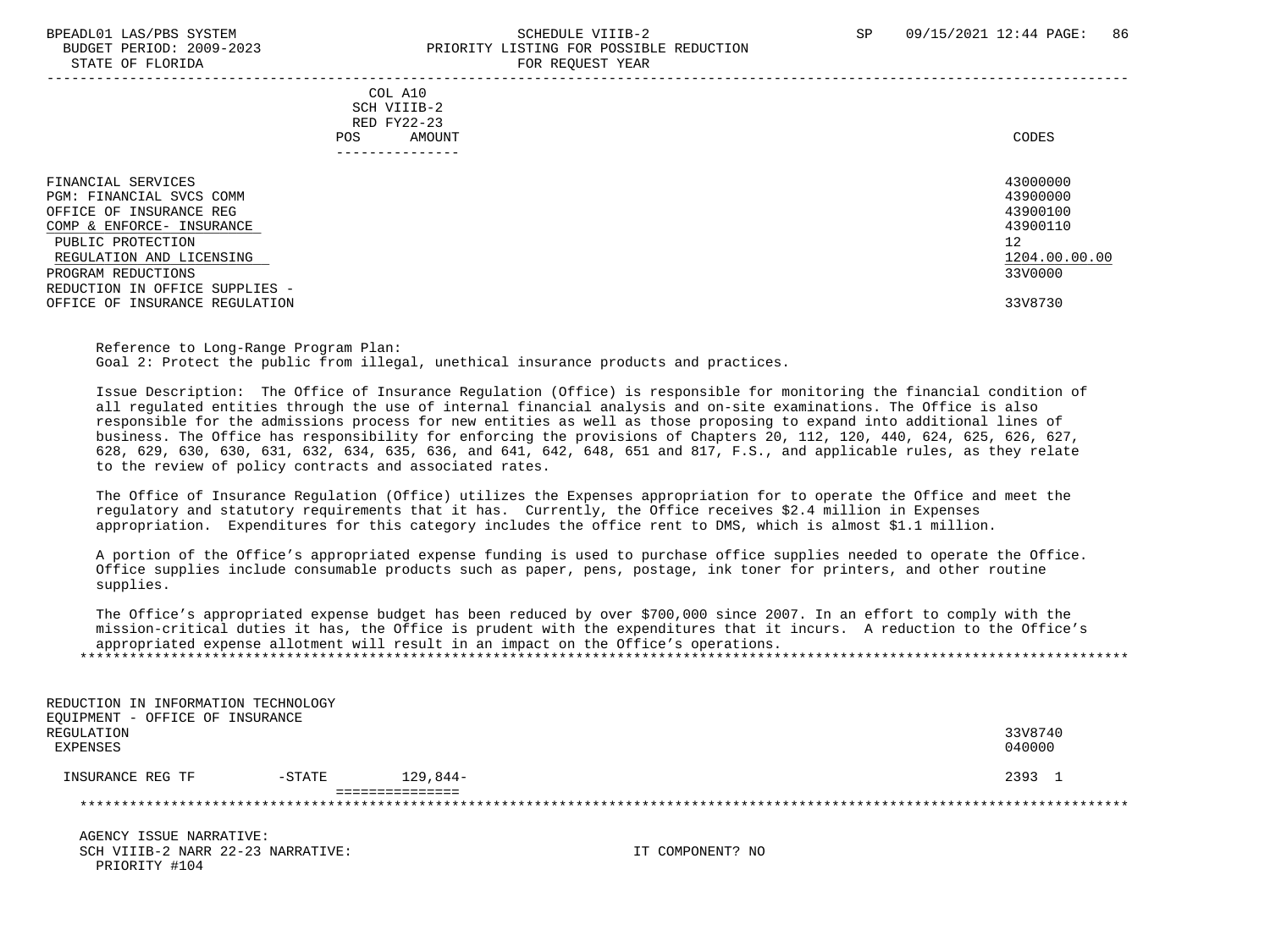| | COL A10<br>SCH VIIIB-2<br>RED FY22-23<br>POS AMOUNT | CODES |
|---|---|---|
| FINANCIAL SERVICES | | 43000000 |
| PGM: FINANCIAL SVCS COMM | | 43900000 |
| OFFICE OF INSURANCE REG | | 43900100 |
| COMP & ENFORCE- INSURANCE | | 43900110 |
| PUBLIC PROTECTION | | 12 |
| REGULATION AND LICENSING | | 1204.00.00.00 |
| PROGRAM REDUCTIONS | | 33V0000 |
| REDUCTION IN OFFICE SUPPLIES - OFFICE OF INSURANCE REGULATION | | 33V8730 |

Reference to Long-Range Program Plan:
Goal 2: Protect the public from illegal, unethical insurance products and practices.

Issue Description: The Office of Insurance Regulation (Office) is responsible for monitoring the financial condition of all regulated entities through the use of internal financial analysis and on-site examinations. The Office is also responsible for the admissions process for new entities as well as those proposing to expand into additional lines of business. The Office has responsibility for enforcing the provisions of Chapters 20, 112, 120, 440, 624, 625, 626, 627, 628, 629, 630, 630, 631, 632, 634, 635, 636, and 641, 642, 648, 651 and 817, F.S., and applicable rules, as they relate to the review of policy contracts and associated rates.

The Office of Insurance Regulation (Office) utilizes the Expenses appropriation for to operate the Office and meet the regulatory and statutory requirements that it has. Currently, the Office receives $2.4 million in Expenses appropriation. Expenditures for this category includes the office rent to DMS, which is almost $1.1 million.

A portion of the Office's appropriated expense funding is used to purchase office supplies needed to operate the Office. Office supplies include consumable products such as paper, pens, postage, ink toner for printers, and other routine supplies.

The Office's appropriated expense budget has been reduced by over $700,000 since 2007. In an effort to comply with the mission-critical duties it has, the Office is prudent with the expenditures that it incurs. A reduction to the Office's appropriated expense allotment will result in an impact on the Office's operations.

*******************************************************************************************************************

| | | COL A10 AMOUNT | CODES |
|---|---|---|---|
| REDUCTION IN INFORMATION TECHNOLOGY EQUIPMENT - OFFICE OF INSURANCE REGULATION | | | 33V8740 |
| EXPENSES | | | 040000 |
| INSURANCE REG TF | -STATE | 129,844- | 2393 1 |

*******************************************************************************************************************

AGENCY ISSUE NARRATIVE:
SCH VIIIB-2 NARR 22-23 NARRATIVE: IT COMPONENT? NO
PRIORITY #104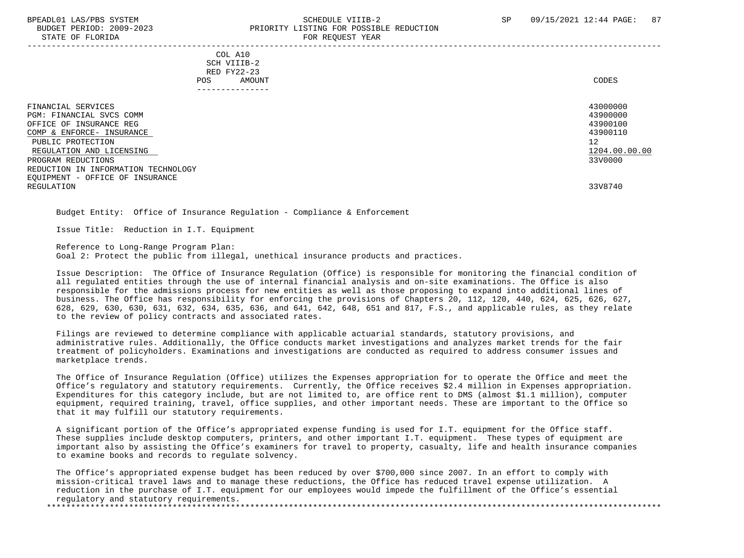| | COL A10<br>SCH VIIIB-2<br>RED FY22-23<br>POS AMOUNT | CODES |
|---|---|---|
| FINANCIAL SERVICES | | 43000000 |
| PGM: FINANCIAL SVCS COMM | | 43900000 |
| OFFICE OF INSURANCE REG | | 43900100 |
| COMP & ENFORCE- INSURANCE | | 43900110 |
| PUBLIC PROTECTION | | 12 |
| REGULATION AND LICENSING | | 1204.00.00.00 |
| PROGRAM REDUCTIONS | | 33V0000 |
| REDUCTION IN INFORMATION TECHNOLOGY EQUIPMENT - OFFICE OF INSURANCE REGULATION | | 33V8740 |

Budget Entity: Office of Insurance Regulation - Compliance & Enforcement

Issue Title: Reduction in I.T. Equipment

Reference to Long-Range Program Plan:
Goal 2: Protect the public from illegal, unethical insurance products and practices.

Issue Description: The Office of Insurance Regulation (Office) is responsible for monitoring the financial condition of all regulated entities through the use of internal financial analysis and on-site examinations. The Office is also responsible for the admissions process for new entities as well as those proposing to expand into additional lines of business. The Office has responsibility for enforcing the provisions of Chapters 20, 112, 120, 440, 624, 625, 626, 627, 628, 629, 630, 630, 631, 632, 634, 635, 636, and 641, 642, 648, 651 and 817, F.S., and applicable rules, as they relate to the review of policy contracts and associated rates.

Filings are reviewed to determine compliance with applicable actuarial standards, statutory provisions, and administrative rules. Additionally, the Office conducts market investigations and analyzes market trends for the fair treatment of policyholders. Examinations and investigations are conducted as required to address consumer issues and marketplace trends.

The Office of Insurance Regulation (Office) utilizes the Expenses appropriation for to operate the Office and meet the Office's regulatory and statutory requirements. Currently, the Office receives $2.4 million in Expenses appropriation. Expenditures for this category include, but are not limited to, are office rent to DMS (almost $1.1 million), computer equipment, required training, travel, office supplies, and other important needs. These are important to the Office so that it may fulfill our statutory requirements.

A significant portion of the Office's appropriated expense funding is used for I.T. equipment for the Office staff. These supplies include desktop computers, printers, and other important I.T. equipment. These types of equipment are important also by assisting the Office's examiners for travel to property, casualty, life and health insurance companies to examine books and records to regulate solvency.

The Office's appropriated expense budget has been reduced by over $700,000 since 2007. In an effort to comply with mission-critical travel laws and to manage these reductions, the Office has reduced travel expense utilization. A reduction in the purchase of I.T. equipment for our employees would impede the fulfillment of the Office's essential regulatory and statutory requirements.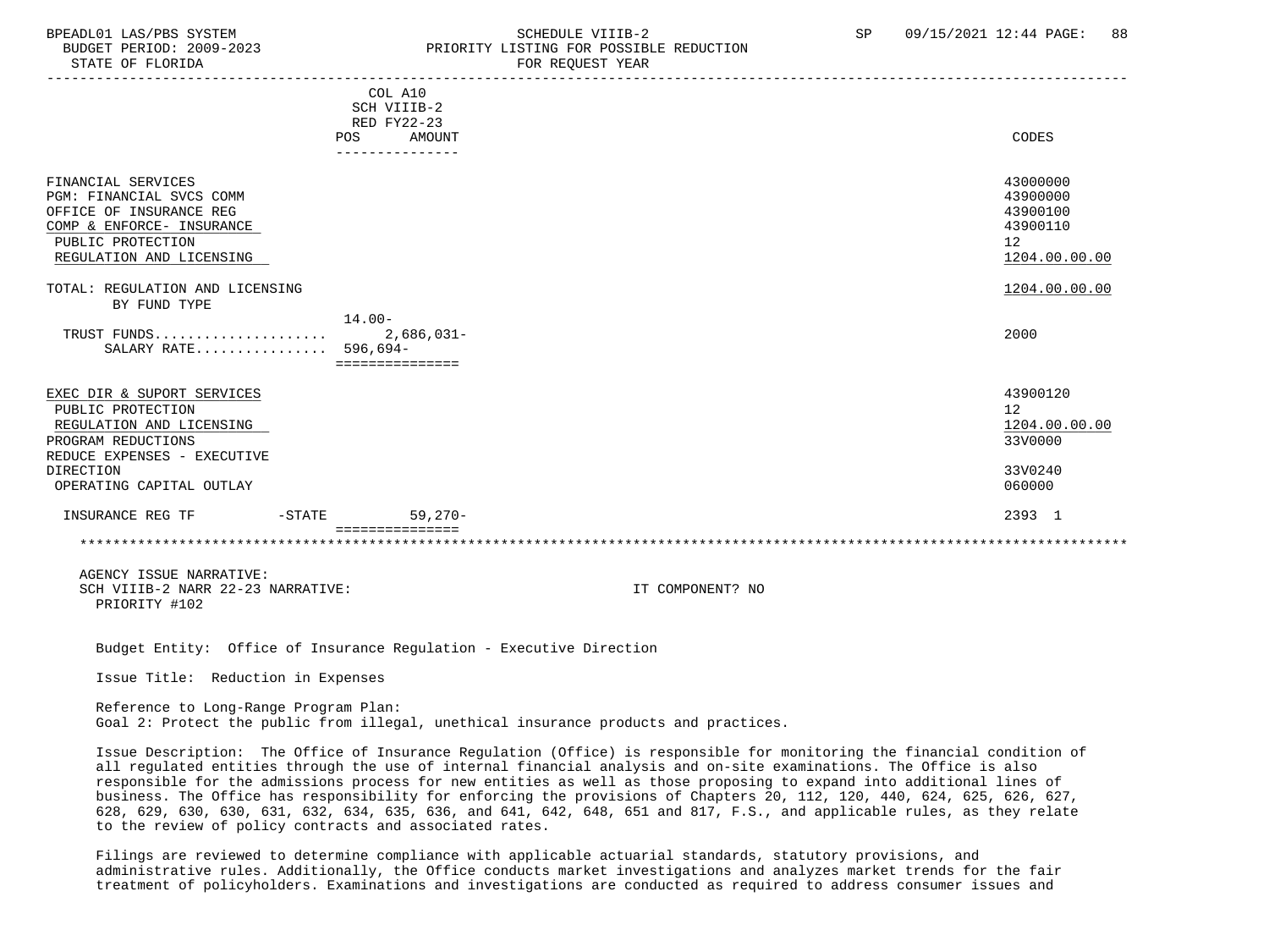| | COL A10 SCH VIIIB-2 RED FY22-23 POS AMOUNT | CODES |
|---|---|---|
| FINANCIAL SERVICES | | 43000000 |
| PGM: FINANCIAL SVCS COMM | | 43900000 |
| OFFICE OF INSURANCE REG | | 43900100 |
| COMP & ENFORCE- INSURANCE | | 43900110 |
| PUBLIC PROTECTION | | 12 |
| REGULATION AND LICENSING | | 1204.00.00.00 |
| TOTAL: REGULATION AND LICENSING | | 1204.00.00.00 |
| BY FUND TYPE | | |
| | 14.00- | |
| TRUST FUNDS..................... | 2,686,031- | 2000 |
| SALARY RATE................ | 596,694- | |
| EXEC DIR & SUPORT SERVICES | | 43900120 |
| PUBLIC PROTECTION | | 12 |
| REGULATION AND LICENSING | | 1204.00.00.00 |
| PROGRAM REDUCTIONS | | 33V0000 |
| REDUCE EXPENSES - EXECUTIVE DIRECTION | | 33V0240 |
| OPERATING CAPITAL OUTLAY | | 060000 |
| INSURANCE REG TF -STATE | 59,270- | 2393 1 |

AGENCY ISSUE NARRATIVE:
SCH VIIIB-2 NARR 22-23 NARRATIVE: IT COMPONENT? NO
PRIORITY #102

Budget Entity: Office of Insurance Regulation - Executive Direction

Issue Title: Reduction in Expenses

Reference to Long-Range Program Plan:
Goal 2: Protect the public from illegal, unethical insurance products and practices.

Issue Description: The Office of Insurance Regulation (Office) is responsible for monitoring the financial condition of all regulated entities through the use of internal financial analysis and on-site examinations. The Office is also responsible for the admissions process for new entities as well as those proposing to expand into additional lines of business. The Office has responsibility for enforcing the provisions of Chapters 20, 112, 120, 440, 624, 625, 626, 627, 628, 629, 630, 630, 631, 632, 634, 635, 636, and 641, 642, 648, 651 and 817, F.S., and applicable rules, as they relate to the review of policy contracts and associated rates.

Filings are reviewed to determine compliance with applicable actuarial standards, statutory provisions, and administrative rules. Additionally, the Office conducts market investigations and analyzes market trends for the fair treatment of policyholders. Examinations and investigations are conducted as required to address consumer issues and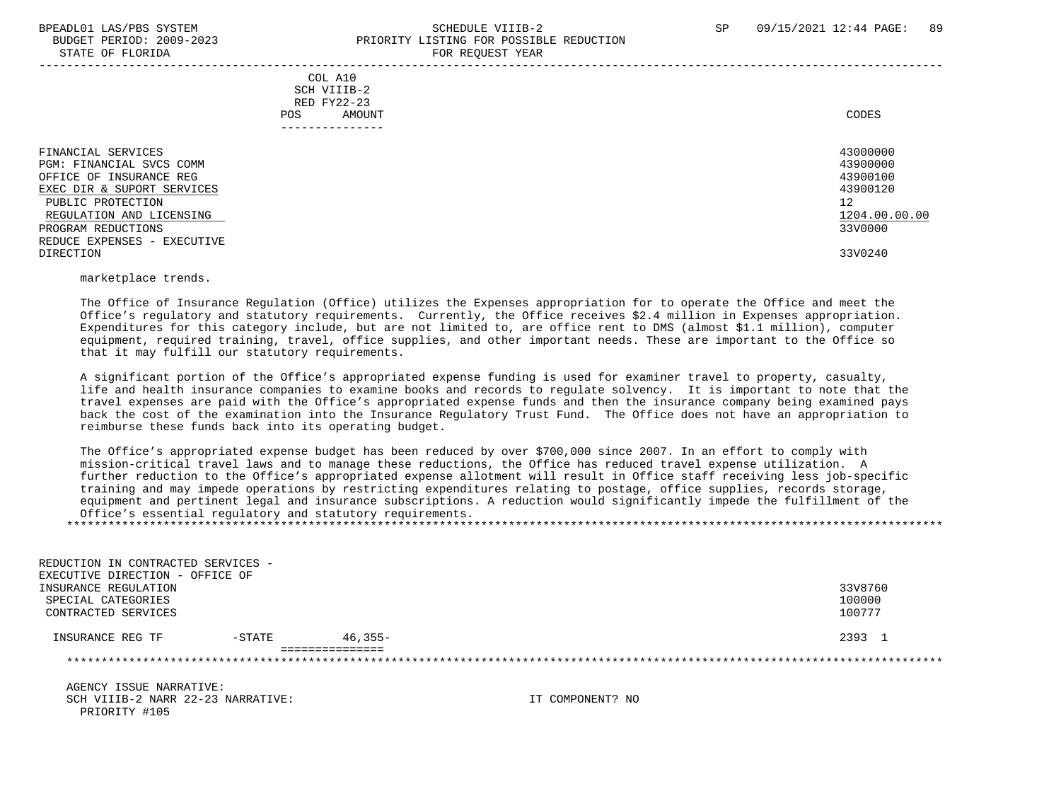COL A10
SCH VIIIB-2
RED FY22-23
POS AMOUNT

CODES

| | | |
|---|---|---|
| FINANCIAL SERVICES | | 43000000 |
| PGM: FINANCIAL SVCS COMM | | 43900000 |
| OFFICE OF INSURANCE REG | | 43900100 |
| EXEC DIR & SUPORT SERVICES | | 43900120 |
| PUBLIC PROTECTION | | 12 |
| REGULATION AND LICENSING | | 1204.00.00.00 |
| PROGRAM REDUCTIONS | | 33V0000 |
| REDUCE EXPENSES - EXECUTIVE DIRECTION | | 33V0240 |

marketplace trends.

The Office of Insurance Regulation (Office) utilizes the Expenses appropriation for to operate the Office and meet the Office's regulatory and statutory requirements. Currently, the Office receives $2.4 million in Expenses appropriation. Expenditures for this category include, but are not limited to, are office rent to DMS (almost $1.1 million), computer equipment, required training, travel, office supplies, and other important needs. These are important to the Office so that it may fulfill our statutory requirements.

A significant portion of the Office's appropriated expense funding is used for examiner travel to property, casualty, life and health insurance companies to examine books and records to regulate solvency. It is important to note that the travel expenses are paid with the Office's appropriated expense funds and then the insurance company being examined pays back the cost of the examination into the Insurance Regulatory Trust Fund. The Office does not have an appropriation to reimburse these funds back into its operating budget.

The Office's appropriated expense budget has been reduced by over $700,000 since 2007. In an effort to comply with mission-critical travel laws and to manage these reductions, the Office has reduced travel expense utilization. A further reduction to the Office's appropriated expense allotment will result in Office staff receiving less job-specific training and may impede operations by restricting expenditures relating to postage, office supplies, records storage, equipment and pertinent legal and insurance subscriptions. A reduction would significantly impede the fulfillment of the Office's essential regulatory and statutory requirements.

*******************************************************************************************************************************

| | | |
|---|---|---|
| REDUCTION IN CONTRACTED SERVICES - EXECUTIVE DIRECTION - OFFICE OF INSURANCE REGULATION | | 33V8760 |
| SPECIAL CATEGORIES | | 100000 |
| CONTRACTED SERVICES | | 100777 |
| INSURANCE REG TF -STATE | 46,355- | 2393 1 |

*******************************************************************************************************************************

AGENCY ISSUE NARRATIVE:
SCH VIIIB-2 NARR 22-23 NARRATIVE: IT COMPONENT? NO
PRIORITY #105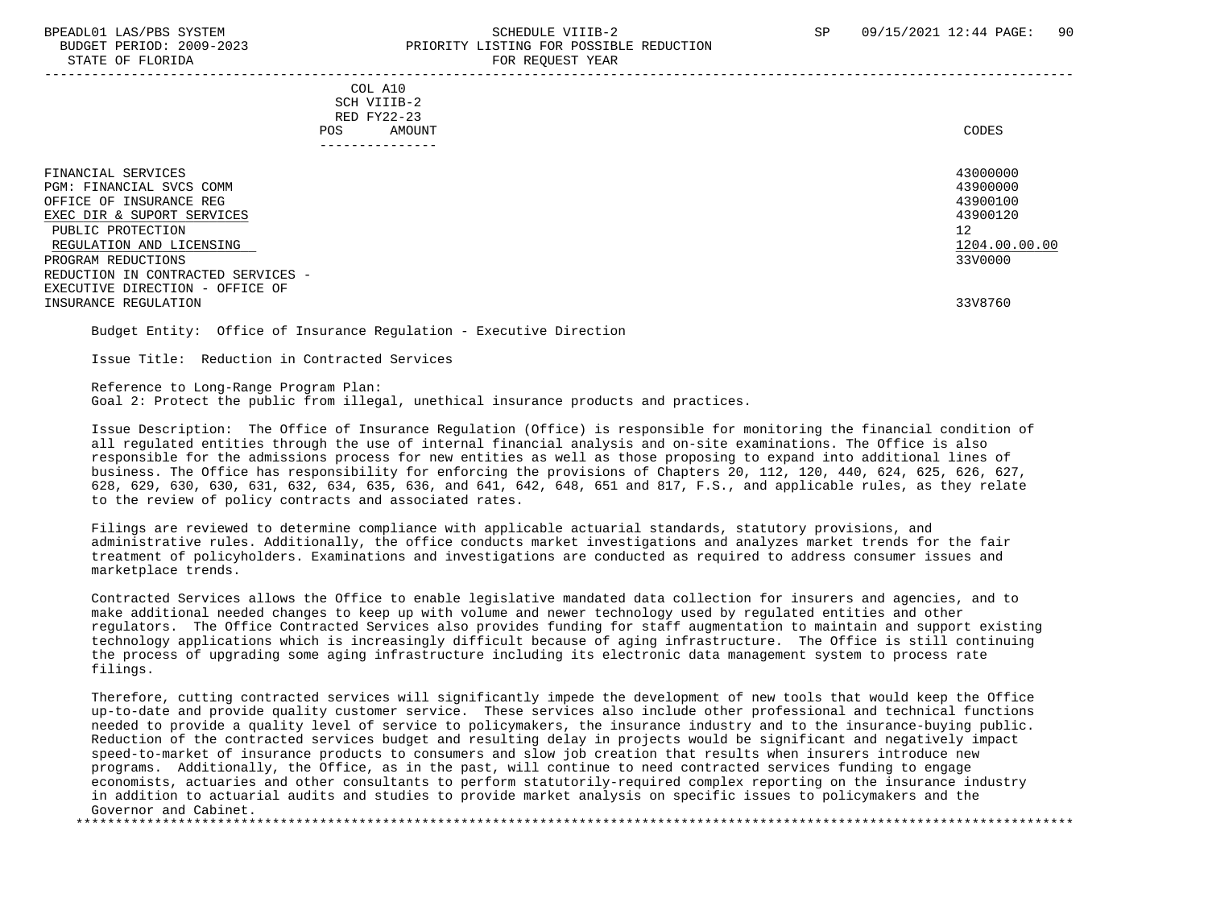| | COL A10 SCH VIIIB-2 RED FY22-23 POS AMOUNT | CODES |
|---|---|---|
| FINANCIAL SERVICES | | 43000000 |
| PGM: FINANCIAL SVCS COMM | | 43900000 |
| OFFICE OF INSURANCE REG | | 43900100 |
| EXEC DIR & SUPORT SERVICES | | 43900120 |
| PUBLIC PROTECTION | | 12 |
| REGULATION AND LICENSING | | 1204.00.00.00 |
| PROGRAM REDUCTIONS | | 33V0000 |
| REDUCTION IN CONTRACTED SERVICES - EXECUTIVE DIRECTION - OFFICE OF INSURANCE REGULATION | | 33V8760 |

Budget Entity: Office of Insurance Regulation - Executive Direction

Issue Title: Reduction in Contracted Services

Reference to Long-Range Program Plan:
Goal 2: Protect the public from illegal, unethical insurance products and practices.

Issue Description: The Office of Insurance Regulation (Office) is responsible for monitoring the financial condition of all regulated entities through the use of internal financial analysis and on-site examinations. The Office is also responsible for the admissions process for new entities as well as those proposing to expand into additional lines of business. The Office has responsibility for enforcing the provisions of Chapters 20, 112, 120, 440, 624, 625, 626, 627, 628, 629, 630, 630, 631, 632, 634, 635, 636, and 641, 642, 648, 651 and 817, F.S., and applicable rules, as they relate to the review of policy contracts and associated rates.

Filings are reviewed to determine compliance with applicable actuarial standards, statutory provisions, and administrative rules. Additionally, the office conducts market investigations and analyzes market trends for the fair treatment of policyholders. Examinations and investigations are conducted as required to address consumer issues and marketplace trends.

Contracted Services allows the Office to enable legislative mandated data collection for insurers and agencies, and to make additional needed changes to keep up with volume and newer technology used by regulated entities and other regulators. The Office Contracted Services also provides funding for staff augmentation to maintain and support existing technology applications which is increasingly difficult because of aging infrastructure. The Office is still continuing the process of upgrading some aging infrastructure including its electronic data management system to process rate filings.

Therefore, cutting contracted services will significantly impede the development of new tools that would keep the Office up-to-date and provide quality customer service. These services also include other professional and technical functions needed to provide a quality level of service to policymakers, the insurance industry and to the insurance-buying public. Reduction of the contracted services budget and resulting delay in projects would be significant and negatively impact speed-to-market of insurance products to consumers and slow job creation that results when insurers introduce new programs. Additionally, the Office, as in the past, will continue to need contracted services funding to engage economists, actuaries and other consultants to perform statutorily-required complex reporting on the insurance industry in addition to actuarial audits and studies to provide market analysis on specific issues to policymakers and the Governor and Cabinet.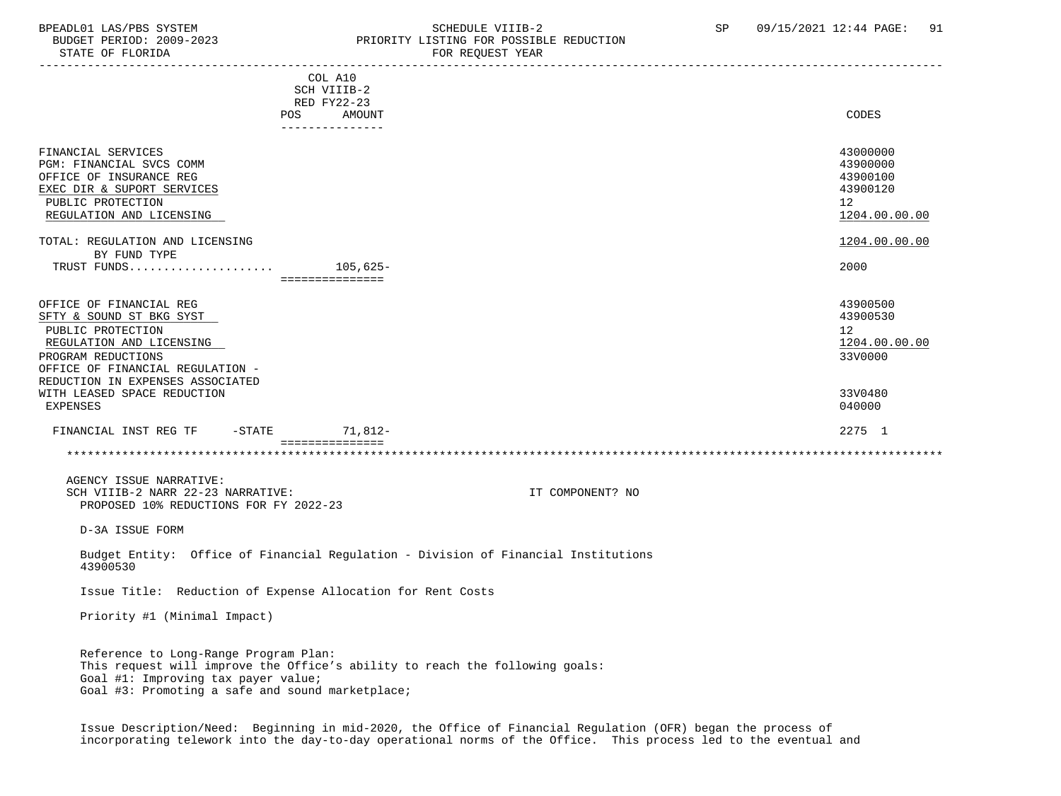| | COL A10 SCH VIIIB-2 RED FY22-23 POS AMOUNT | CODES |
|---|---|---|
| FINANCIAL SERVICES | | 43000000 |
| PGM: FINANCIAL SVCS COMM | | 43900000 |
| OFFICE OF INSURANCE REG | | 43900100 |
| EXEC DIR & SUPORT SERVICES | | 43900120 |
| PUBLIC PROTECTION | | 12 |
| REGULATION AND LICENSING | | 1204.00.00.00 |
| TOTAL: REGULATION AND LICENSING | | 1204.00.00.00 |
| BY FUND TYPE | | |
| TRUST FUNDS.................... | 105,625- | 2000 |
| OFFICE OF FINANCIAL REG | | 43900500 |
| SFTY & SOUND ST BKG SYST | | 43900530 |
| PUBLIC PROTECTION | | 12 |
| REGULATION AND LICENSING | | 1204.00.00.00 |
| PROGRAM REDUCTIONS | | 33V0000 |
| OFFICE OF FINANCIAL REGULATION - REDUCTION IN EXPENSES ASSOCIATED WITH LEASED SPACE REDUCTION | | 33V0480 |
| EXPENSES | | 040000 |
| FINANCIAL INST REG TF -STATE | 71,812- | 2275 1 |

AGENCY ISSUE NARRATIVE:
SCH VIIIB-2 NARR 22-23 NARRATIVE: IT COMPONENT? NO
PROPOSED 10% REDUCTIONS FOR FY 2022-23

D-3A ISSUE FORM

Budget Entity: Office of Financial Regulation - Division of Financial Institutions 43900530

Issue Title: Reduction of Expense Allocation for Rent Costs

Priority #1 (Minimal Impact)

Reference to Long-Range Program Plan:
This request will improve the Office's ability to reach the following goals:
Goal #1: Improving tax payer value;
Goal #3: Promoting a safe and sound marketplace;

Issue Description/Need: Beginning in mid-2020, the Office of Financial Regulation (OFR) began the process of incorporating telework into the day-to-day operational norms of the Office. This process led to the eventual and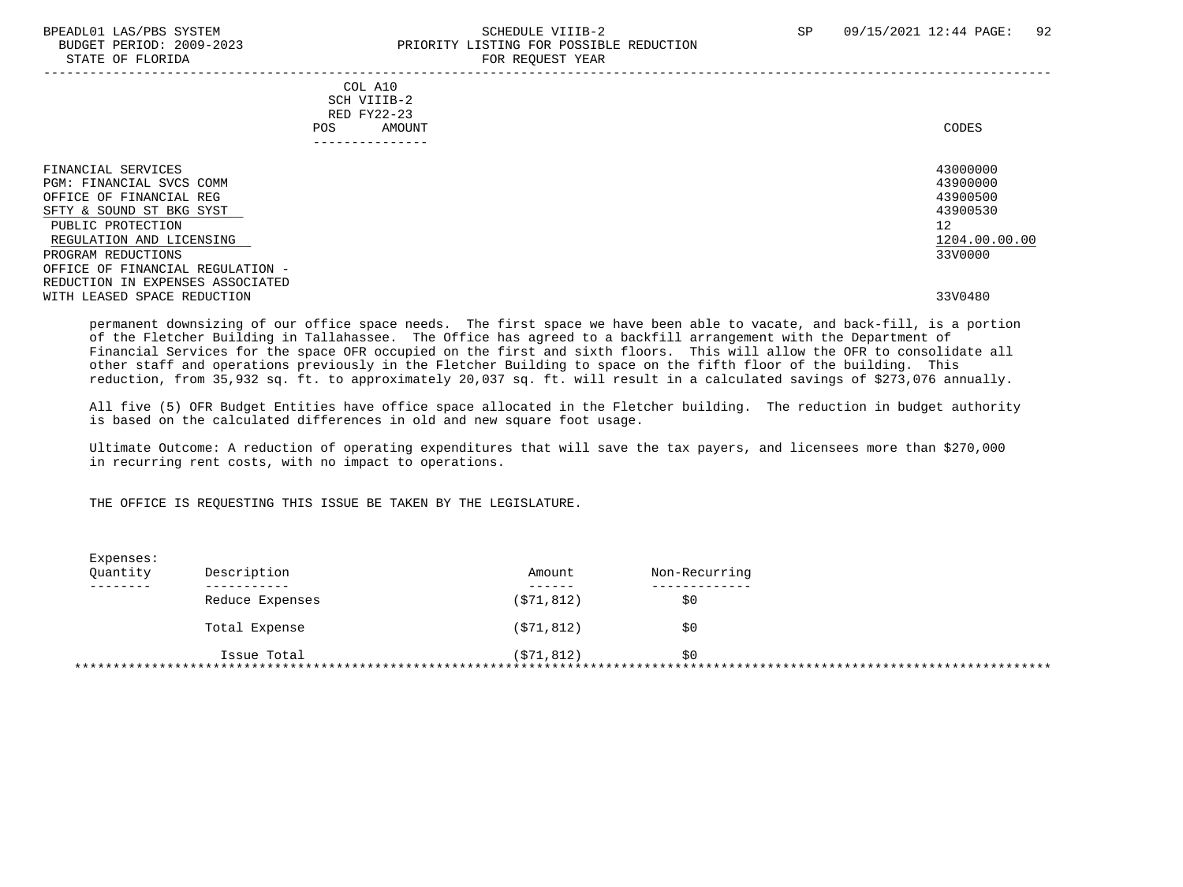COL A10
SCH VIIIB-2
RED FY22-23
POS AMOUNT

| | CODES |
|---|---|
| FINANCIAL SERVICES | 43000000 |
| PGM: FINANCIAL SVCS COMM | 43900000 |
| OFFICE OF FINANCIAL REG | 43900500 |
| SFTY & SOUND ST BKG SYST | 43900530 |
| PUBLIC PROTECTION | 12 |
| REGULATION AND LICENSING | 1204.00.00.00 |
| PROGRAM REDUCTIONS | 33V0000 |
| OFFICE OF FINANCIAL REGULATION - REDUCTION IN EXPENSES ASSOCIATED WITH LEASED SPACE REDUCTION | 33V0480 |

permanent downsizing of our office space needs. The first space we have been able to vacate, and back-fill, is a portion of the Fletcher Building in Tallahassee. The Office has agreed to a backfill arrangement with the Department of Financial Services for the space OFR occupied on the first and sixth floors. This will allow the OFR to consolidate all other staff and operations previously in the Fletcher Building to space on the fifth floor of the building. This reduction, from 35,932 sq. ft. to approximately 20,037 sq. ft. will result in a calculated savings of $273,076 annually.

All five (5) OFR Budget Entities have office space allocated in the Fletcher building. The reduction in budget authority is based on the calculated differences in old and new square foot usage.

Ultimate Outcome: A reduction of operating expenditures that will save the tax payers, and licensees more than $270,000 in recurring rent costs, with no impact to operations.

THE OFFICE IS REQUESTING THIS ISSUE BE TAKEN BY THE LEGISLATURE.

Expenses:

| Quantity | Description | Amount | Non-Recurring |
|---|---|---|---|
| | Reduce Expenses | ($71,812) | $0 |
| | Total Expense | ($71,812) | $0 |
| | Issue Total | ($71,812) | $0 |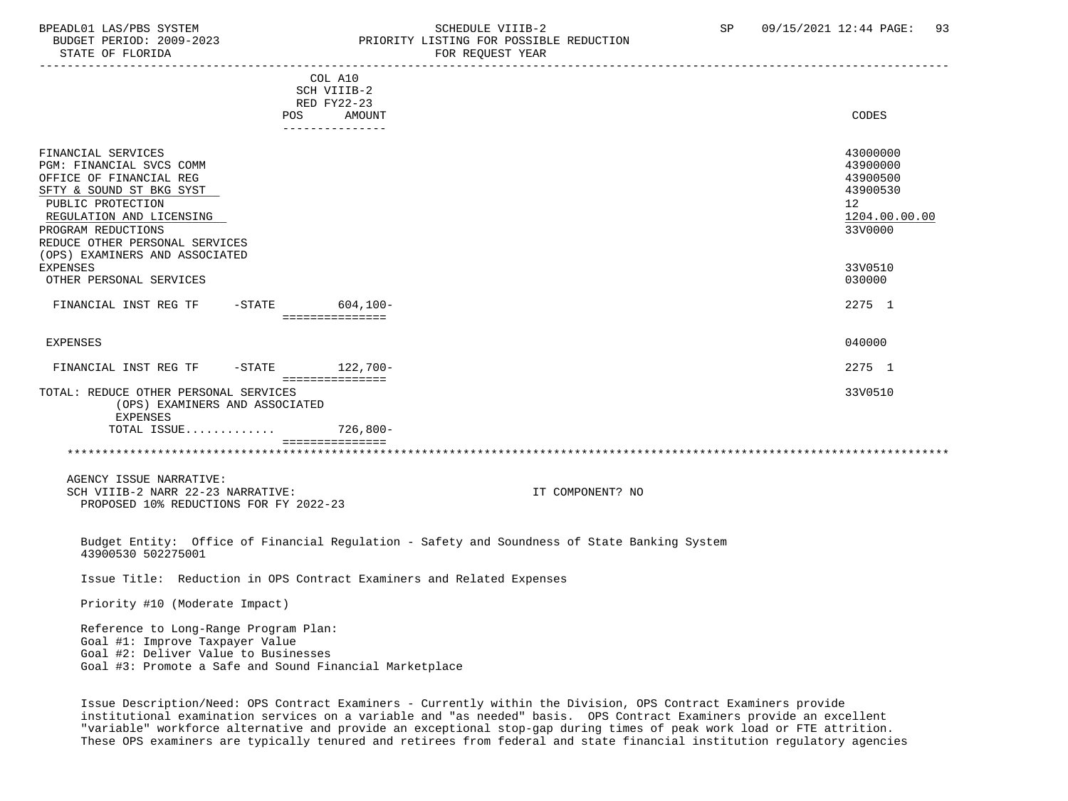| | COL A10 SCH VIIIB-2 RED FY22-23 POS AMOUNT | CODES |
|---|---|---|
| FINANCIAL SERVICES | | 43000000 |
| PGM: FINANCIAL SVCS COMM | | 43900000 |
| OFFICE OF FINANCIAL REG | | 43900500 |
| SFTY & SOUND ST BKG SYST | | 43900530 |
| PUBLIC PROTECTION | | 12 |
| REGULATION AND LICENSING | | 1204.00.00.00 |
| PROGRAM REDUCTIONS | | 33V0000 |
| REDUCE OTHER PERSONAL SERVICES (OPS) EXAMINERS AND ASSOCIATED EXPENSES | | 33V0510 |
| OTHER PERSONAL SERVICES | | 030000 |
| FINANCIAL INST REG TF -STATE | 604,100- | 2275 1 |
| EXPENSES | | 040000 |
| FINANCIAL INST REG TF -STATE | 122,700- | 2275 1 |
| TOTAL: REDUCE OTHER PERSONAL SERVICES (OPS) EXAMINERS AND ASSOCIATED EXPENSES | | 33V0510 |
| TOTAL ISSUE............ | 726,800- | |

AGENCY ISSUE NARRATIVE:
SCH VIIIB-2 NARR 22-23 NARRATIVE: IT COMPONENT? NO
PROPOSED 10% REDUCTIONS FOR FY 2022-23

Budget Entity: Office of Financial Regulation - Safety and Soundness of State Banking System
43900530 502275001

Issue Title: Reduction in OPS Contract Examiners and Related Expenses

Priority #10 (Moderate Impact)

Reference to Long-Range Program Plan:
Goal #1: Improve Taxpayer Value
Goal #2: Deliver Value to Businesses
Goal #3: Promote a Safe and Sound Financial Marketplace

Issue Description/Need: OPS Contract Examiners - Currently within the Division, OPS Contract Examiners provide institutional examination services on a variable and "as needed" basis. OPS Contract Examiners provide an excellent "variable" workforce alternative and provide an exceptional stop-gap during times of peak work load or FTE attrition. These OPS examiners are typically tenured and retirees from federal and state financial institution regulatory agencies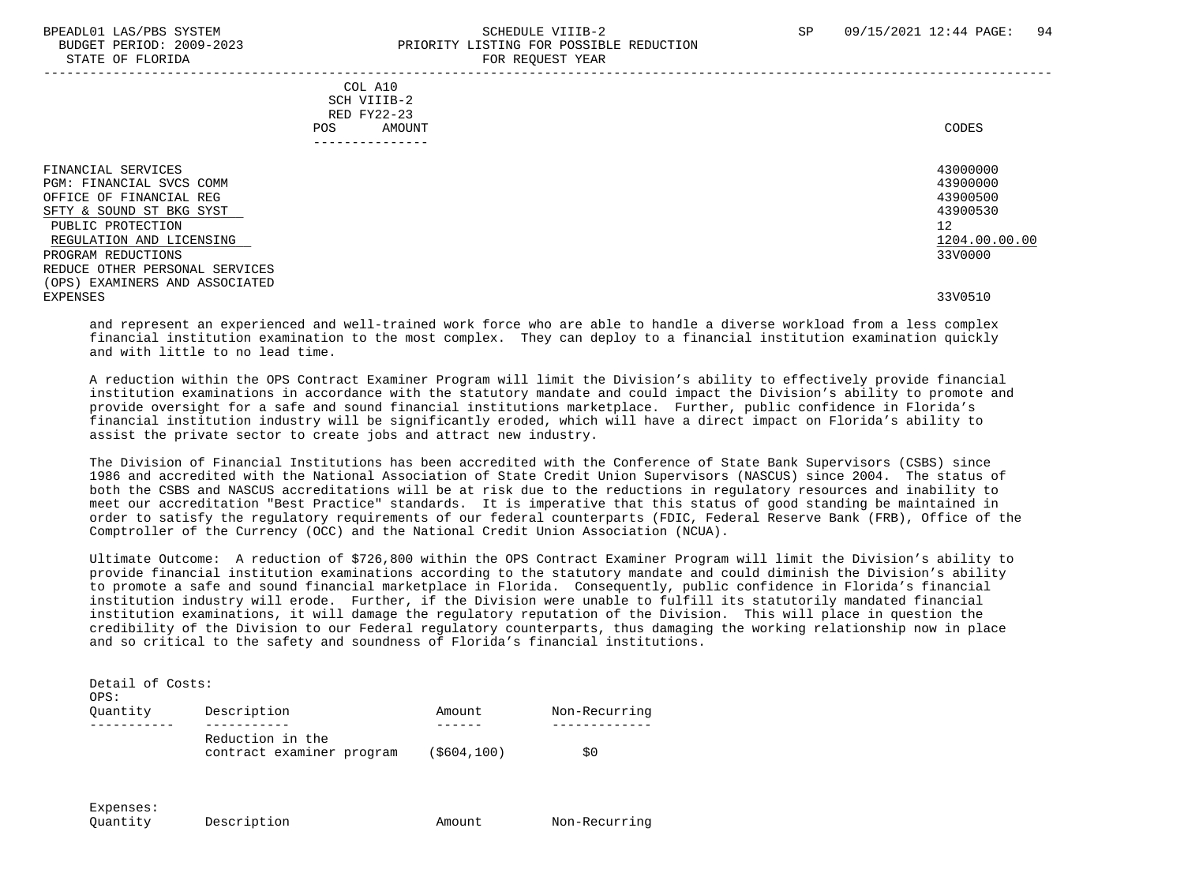COL A10
SCH VIIIB-2
RED FY22-23
POS AMOUNT

| | CODES |
|---|---|
| FINANCIAL SERVICES | 43000000 |
| PGM: FINANCIAL SVCS COMM | 43900000 |
| OFFICE OF FINANCIAL REG | 43900500 |
| SFTY & SOUND ST BKG SYST | 43900530 |
| PUBLIC PROTECTION | 12 |
| REGULATION AND LICENSING | 1204.00.00.00 |
| PROGRAM REDUCTIONS | 33V0000 |
| REDUCE OTHER PERSONAL SERVICES (OPS) EXAMINERS AND ASSOCIATED EXPENSES | 33V0510 |

and represent an experienced and well-trained work force who are able to handle a diverse workload from a less complex financial institution examination to the most complex. They can deploy to a financial institution examination quickly and with little to no lead time.

A reduction within the OPS Contract Examiner Program will limit the Division's ability to effectively provide financial institution examinations in accordance with the statutory mandate and could impact the Division's ability to promote and provide oversight for a safe and sound financial institutions marketplace. Further, public confidence in Florida's financial institution industry will be significantly eroded, which will have a direct impact on Florida's ability to assist the private sector to create jobs and attract new industry.

The Division of Financial Institutions has been accredited with the Conference of State Bank Supervisors (CSBS) since 1986 and accredited with the National Association of State Credit Union Supervisors (NASCUS) since 2004. The status of both the CSBS and NASCUS accreditations will be at risk due to the reductions in regulatory resources and inability to meet our accreditation "Best Practice" standards. It is imperative that this status of good standing be maintained in order to satisfy the regulatory requirements of our federal counterparts (FDIC, Federal Reserve Bank (FRB), Office of the Comptroller of the Currency (OCC) and the National Credit Union Association (NCUA).

Ultimate Outcome: A reduction of $726,800 within the OPS Contract Examiner Program will limit the Division's ability to provide financial institution examinations according to the statutory mandate and could diminish the Division's ability to promote a safe and sound financial marketplace in Florida. Consequently, public confidence in Florida's financial institution industry will erode. Further, if the Division were unable to fulfill its statutorily mandated financial institution examinations, it will damage the regulatory reputation of the Division. This will place in question the credibility of the Division to our Federal regulatory counterparts, thus damaging the working relationship now in place and so critical to the safety and soundness of Florida's financial institutions.

Detail of Costs:
OPS:

| Quantity | Description | Amount | Non-Recurring |
|---|---|---|---|
| | Reduction in the contract examiner program | ($604,100) | $0 |

Expenses:

| Quantity | Description | Amount | Non-Recurring |
|---|---|---|---|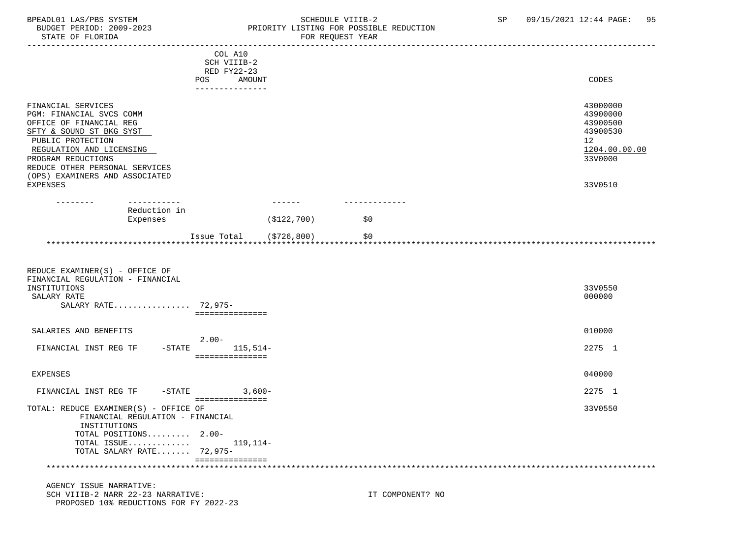| | COL A10 SCH VIIIB-2 RED FY22-23 POS AMOUNT | | | CODES |
|---|---|---|---|---|
| FINANCIAL SERVICES | | | | 43000000 |
| PGM: FINANCIAL SVCS COMM | | | | 43900000 |
| OFFICE OF FINANCIAL REG | | | | 43900500 |
| SFTY & SOUND ST BKG SYST | | | | 43900530 |
| PUBLIC PROTECTION | | | | 12 |
| REGULATION AND LICENSING | | | | 1204.00.00.00 |
| PROGRAM REDUCTIONS | | | | 33V0000 |
| REDUCE OTHER PERSONAL SERVICES (OPS) EXAMINERS AND ASSOCIATED EXPENSES | | | | 33V0510 |

| -------- | ----------- | ------ | ------------- |
|---|---|---|---|
| | Reduction in Expenses | ($122,700) | $0 |
| | Issue Total | ($726,800) | $0 |

REDUCE EXAMINER(S) - OFFICE OF FINANCIAL REGULATION - FINANCIAL INSTITUTIONS — 33V0550

| | POS | AMOUNT | CODES |
|---|---|---|---|
| SALARY RATE | | | 000000 |
| SALARY RATE................ | 72,975- | | |
| SALARIES AND BENEFITS | | | 010000 |
| FINANCIAL INST REG TF -STATE | 2.00- | 115,514- | 2275 1 |
| EXPENSES | | | 040000 |
| FINANCIAL INST REG TF -STATE | | 3,600- | 2275 1 |
| TOTAL: REDUCE EXAMINER(S) - OFFICE OF FINANCIAL REGULATION - FINANCIAL INSTITUTIONS | | | 33V0550 |
| TOTAL POSITIONS......... | 2.00- | | |
| TOTAL ISSUE............. | | 119,114- | |
| TOTAL SALARY RATE....... | 72,975- | | |

AGENCY ISSUE NARRATIVE:

SCH VIIIB-2 NARR 22-23 NARRATIVE: IT COMPONENT? NO

PROPOSED 10% REDUCTIONS FOR FY 2022-23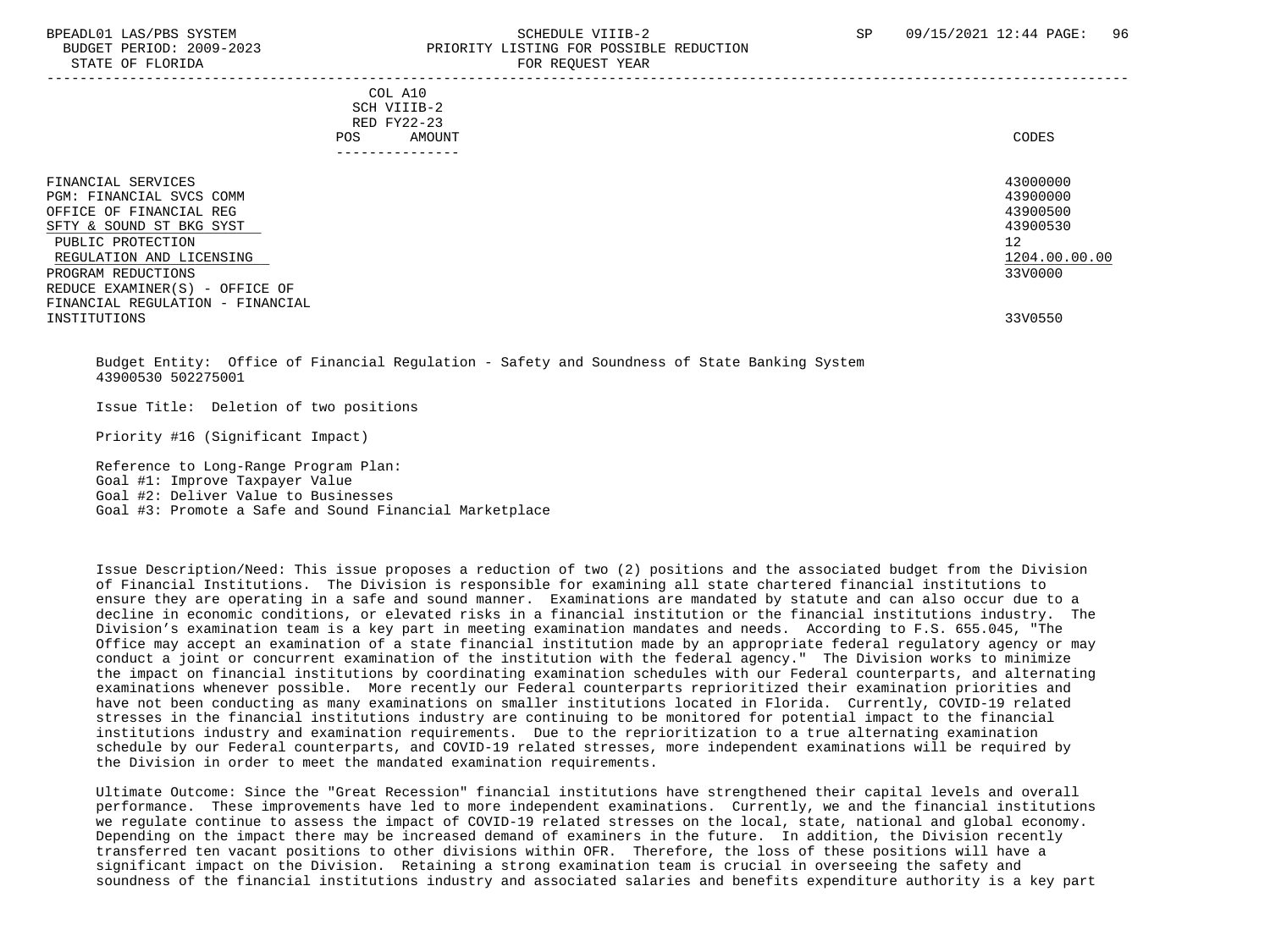COL A10
SCH VIIIB-2
RED FY22-23
POS AMOUNT
---------------

| | CODES |
|---|---|
| FINANCIAL SERVICES | 43000000 |
| PGM: FINANCIAL SVCS COMM | 43900000 |
| OFFICE OF FINANCIAL REG | 43900500 |
| SFTY & SOUND ST BKG SYST | 43900530 |
| PUBLIC PROTECTION | 12 |
| REGULATION AND LICENSING | 1204.00.00.00 |
| PROGRAM REDUCTIONS | 33V0000 |
| REDUCE EXAMINER(S) - OFFICE OF FINANCIAL REGULATION - FINANCIAL INSTITUTIONS | 33V0550 |

Budget Entity: Office of Financial Regulation - Safety and Soundness of State Banking System
43900530 502275001

Issue Title: Deletion of two positions

Priority #16 (Significant Impact)

Reference to Long-Range Program Plan:
Goal #1: Improve Taxpayer Value
Goal #2: Deliver Value to Businesses
Goal #3: Promote a Safe and Sound Financial Marketplace

Issue Description/Need: This issue proposes a reduction of two (2) positions and the associated budget from the Division of Financial Institutions. The Division is responsible for examining all state chartered financial institutions to ensure they are operating in a safe and sound manner. Examinations are mandated by statute and can also occur due to a decline in economic conditions, or elevated risks in a financial institution or the financial institutions industry. The Division's examination team is a key part in meeting examination mandates and needs. According to F.S. 655.045, "The Office may accept an examination of a state financial institution made by an appropriate federal regulatory agency or may conduct a joint or concurrent examination of the institution with the federal agency." The Division works to minimize the impact on financial institutions by coordinating examination schedules with our Federal counterparts, and alternating examinations whenever possible. More recently our Federal counterparts reprioritized their examination priorities and have not been conducting as many examinations on smaller institutions located in Florida. Currently, COVID-19 related stresses in the financial institutions industry are continuing to be monitored for potential impact to the financial institutions industry and examination requirements. Due to the reprioritization to a true alternating examination schedule by our Federal counterparts, and COVID-19 related stresses, more independent examinations will be required by the Division in order to meet the mandated examination requirements.

Ultimate Outcome: Since the "Great Recession" financial institutions have strengthened their capital levels and overall performance. These improvements have led to more independent examinations. Currently, we and the financial institutions we regulate continue to assess the impact of COVID-19 related stresses on the local, state, national and global economy. Depending on the impact there may be increased demand of examiners in the future. In addition, the Division recently transferred ten vacant positions to other divisions within OFR. Therefore, the loss of these positions will have a significant impact on the Division. Retaining a strong examination team is crucial in overseeing the safety and soundness of the financial institutions industry and associated salaries and benefits expenditure authority is a key part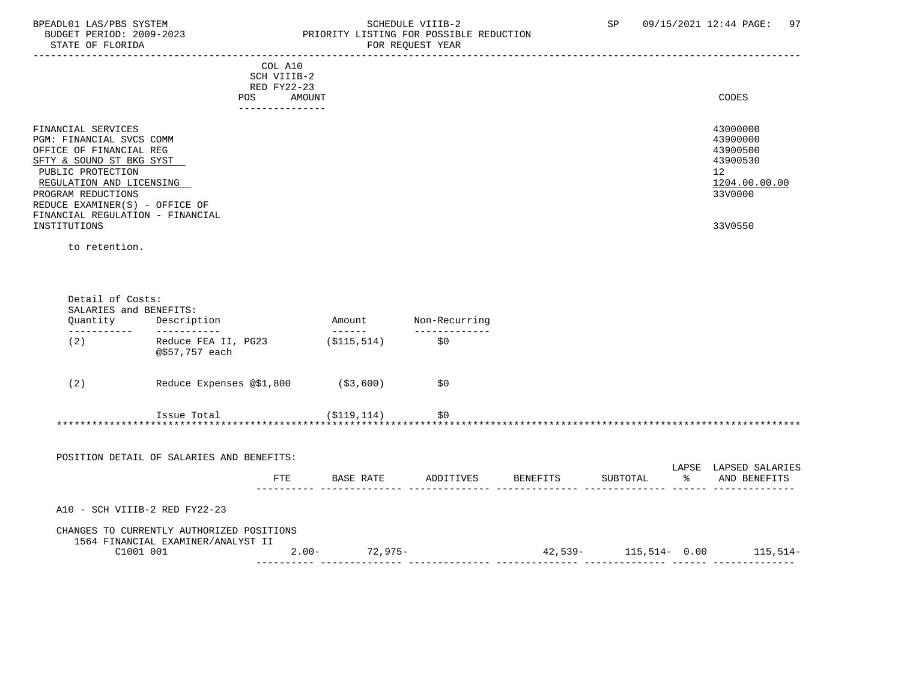| | COL A10 SCH VIIIB-2 RED FY22-23 POS AMOUNT | CODES |
|---|---|---|
| FINANCIAL SERVICES | | 43000000 |
| PGM: FINANCIAL SVCS COMM | | 43900000 |
| OFFICE OF FINANCIAL REG | | 43900500 |
| SFTY & SOUND ST BKG SYST | | 43900530 |
| PUBLIC PROTECTION | | 12 |
| REGULATION AND LICENSING | | 1204.00.00.00 |
| PROGRAM REDUCTIONS | | 33V0000 |
| REDUCE EXAMINER(S) - OFFICE OF FINANCIAL REGULATION - FINANCIAL INSTITUTIONS | | 33V0550 |

to retention.

Detail of Costs:
SALARIES and BENEFITS:

| Quantity | Description | Amount | Non-Recurring |
|---|---|---|---|
| (2) | Reduce FEA II, PG23 @$57,757 each | ($115,514) | $0 |
| (2) | Reduce Expenses @$1,800 | ($3,600) | $0 |
| | Issue Total | ($119,114) | $0 |

POSITION DETAIL OF SALARIES AND BENEFITS:

| | FTE | BASE RATE | ADDITIVES | BENEFITS | SUBTOTAL | LAPSE % | LAPSED SALARIES AND BENEFITS |
|---|---|---|---|---|---|---|---|
| A10 - SCH VIIIB-2 RED FY22-23 | | | | | | | |
| CHANGES TO CURRENTLY AUTHORIZED POSITIONS | | | | | | | |
| 1564 FINANCIAL EXAMINER/ANALYST II C1001 001 | 2.00- | 72,975- | | 42,539- | 115,514- | 0.00 | 115,514- |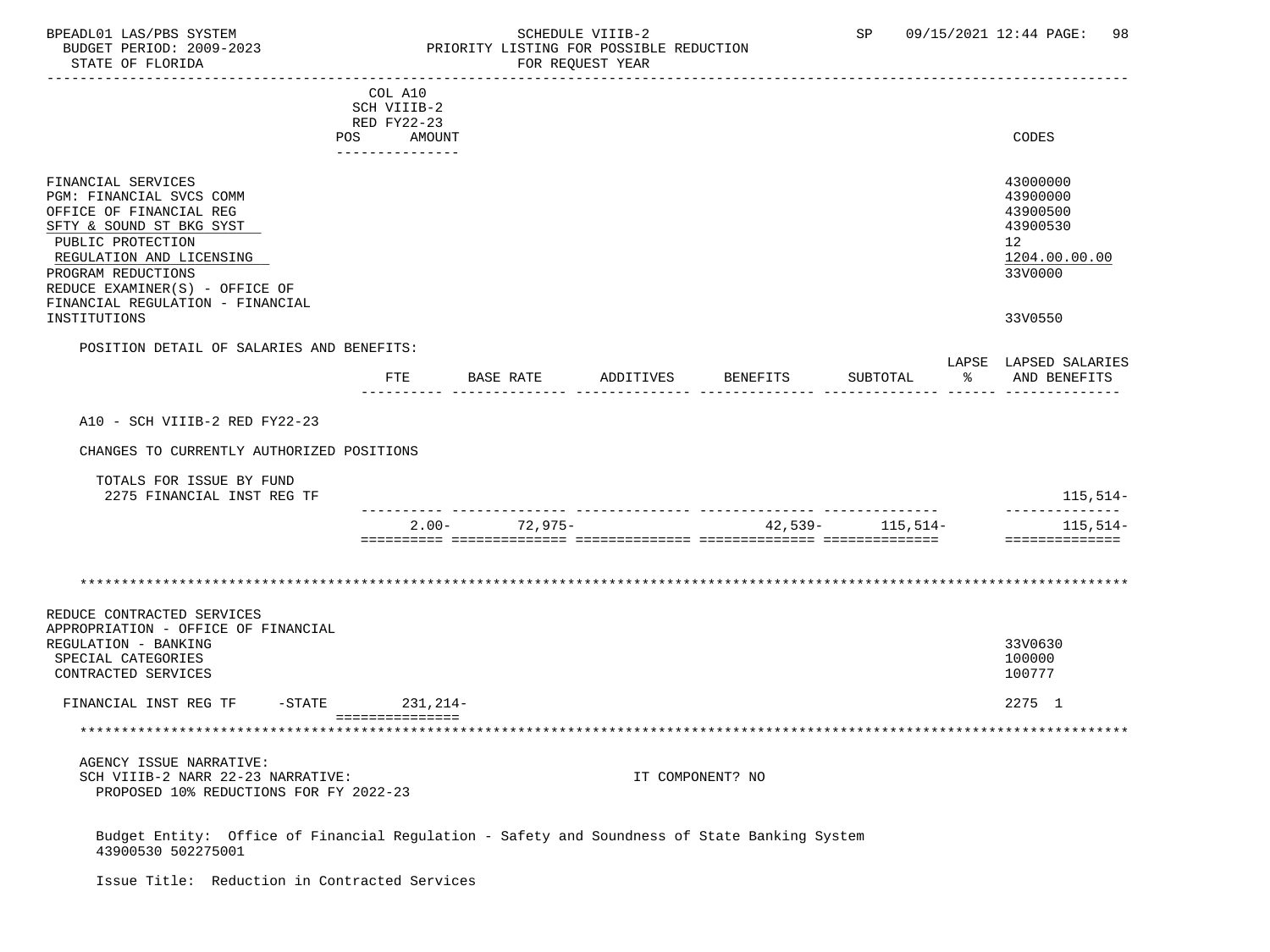COL A10
SCH VIIIB-2
RED FY22-23

| | POS | AMOUNT | CODES |
|---|---|---|---|
| FINANCIAL SERVICES | | | 43000000 |
| PGM: FINANCIAL SVCS COMM | | | 43900000 |
| OFFICE OF FINANCIAL REG | | | 43900500 |
| SFTY & SOUND ST BKG SYST | | | 43900530 |
| PUBLIC PROTECTION | | | 12 |
| REGULATION AND LICENSING | | | 1204.00.00.00 |
| PROGRAM REDUCTIONS | | | 33V0000 |
| REDUCE EXAMINER(S) - OFFICE OF FINANCIAL REGULATION - FINANCIAL INSTITUTIONS | | | 33V0550 |

POSITION DETAIL OF SALARIES AND BENEFITS:

| | FTE | BASE RATE | ADDITIVES | BENEFITS | SUBTOTAL | LAPSE % | LAPSED SALARIES AND BENEFITS |
|---|---|---|---|---|---|---|---|
| A10 - SCH VIIIB-2 RED FY22-23 | | | | | | | |
| CHANGES TO CURRENTLY AUTHORIZED POSITIONS | | | | | | | |
| TOTALS FOR ISSUE BY FUND | | | | | | | |
| 2275 FINANCIAL INST REG TF | | | | | | | 115,514- |
| | 2.00- | 72,975- | | 42,539- | 115,514- | | 115,514- |

************************************************************************************************************************

| | AMOUNT | CODES |
|---|---|---|
| REDUCE CONTRACTED SERVICES | | |
| APPROPRIATION - OFFICE OF FINANCIAL REGULATION - BANKING | | 33V0630 |
| SPECIAL CATEGORIES | | 100000 |
| CONTRACTED SERVICES | | 100777 |
| FINANCIAL INST REG TF -STATE | 231,214- | 2275 1 |

************************************************************************************************************************

AGENCY ISSUE NARRATIVE:
SCH VIIIB-2 NARR 22-23 NARRATIVE: IT COMPONENT? NO
PROPOSED 10% REDUCTIONS FOR FY 2022-23

Budget Entity: Office of Financial Regulation - Safety and Soundness of State Banking System
43900530 502275001

Issue Title: Reduction in Contracted Services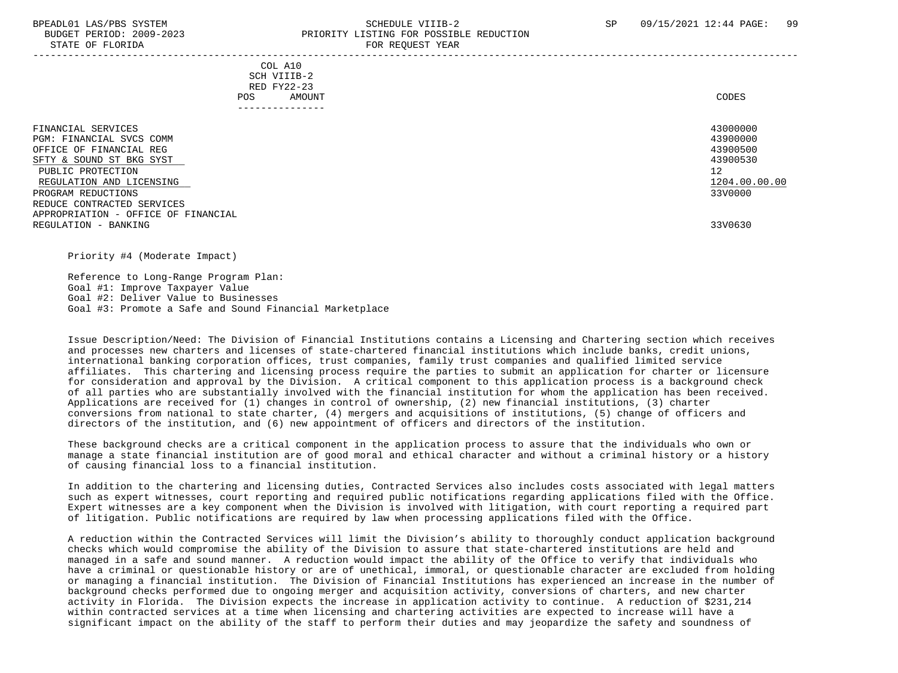COL A10
SCH VIIIB-2
RED FY22-23
POS AMOUNT

| | CODES |
|---|---|
| FINANCIAL SERVICES | 43000000 |
| PGM: FINANCIAL SVCS COMM | 43900000 |
| OFFICE OF FINANCIAL REG | 43900500 |
| SFTY & SOUND ST BKG SYST | 43900530 |
| PUBLIC PROTECTION | 12 |
| REGULATION AND LICENSING | 1204.00.00.00 |
| PROGRAM REDUCTIONS | 33V0000 |
| REDUCE CONTRACTED SERVICES APPROPRIATION - OFFICE OF FINANCIAL REGULATION - BANKING | 33V0630 |

Priority #4 (Moderate Impact)

Reference to Long-Range Program Plan:
Goal #1: Improve Taxpayer Value
Goal #2: Deliver Value to Businesses
Goal #3: Promote a Safe and Sound Financial Marketplace

Issue Description/Need: The Division of Financial Institutions contains a Licensing and Chartering section which receives and processes new charters and licenses of state-chartered financial institutions which include banks, credit unions, international banking corporation offices, trust companies, family trust companies and qualified limited service affiliates. This chartering and licensing process require the parties to submit an application for charter or licensure for consideration and approval by the Division. A critical component to this application process is a background check of all parties who are substantially involved with the financial institution for whom the application has been received. Applications are received for (1) changes in control of ownership, (2) new financial institutions, (3) charter conversions from national to state charter, (4) mergers and acquisitions of institutions, (5) change of officers and directors of the institution, and (6) new appointment of officers and directors of the institution.

These background checks are a critical component in the application process to assure that the individuals who own or manage a state financial institution are of good moral and ethical character and without a criminal history or a history of causing financial loss to a financial institution.

In addition to the chartering and licensing duties, Contracted Services also includes costs associated with legal matters such as expert witnesses, court reporting and required public notifications regarding applications filed with the Office. Expert witnesses are a key component when the Division is involved with litigation, with court reporting a required part of litigation. Public notifications are required by law when processing applications filed with the Office.

A reduction within the Contracted Services will limit the Division's ability to thoroughly conduct application background checks which would compromise the ability of the Division to assure that state-chartered institutions are held and managed in a safe and sound manner. A reduction would impact the ability of the Office to verify that individuals who have a criminal or questionable history or are of unethical, immoral, or questionable character are excluded from holding or managing a financial institution. The Division of Financial Institutions has experienced an increase in the number of background checks performed due to ongoing merger and acquisition activity, conversions of charters, and new charter activity in Florida. The Division expects the increase in application activity to continue. A reduction of $231,214 within contracted services at a time when licensing and chartering activities are expected to increase will have a significant impact on the ability of the staff to perform their duties and may jeopardize the safety and soundness of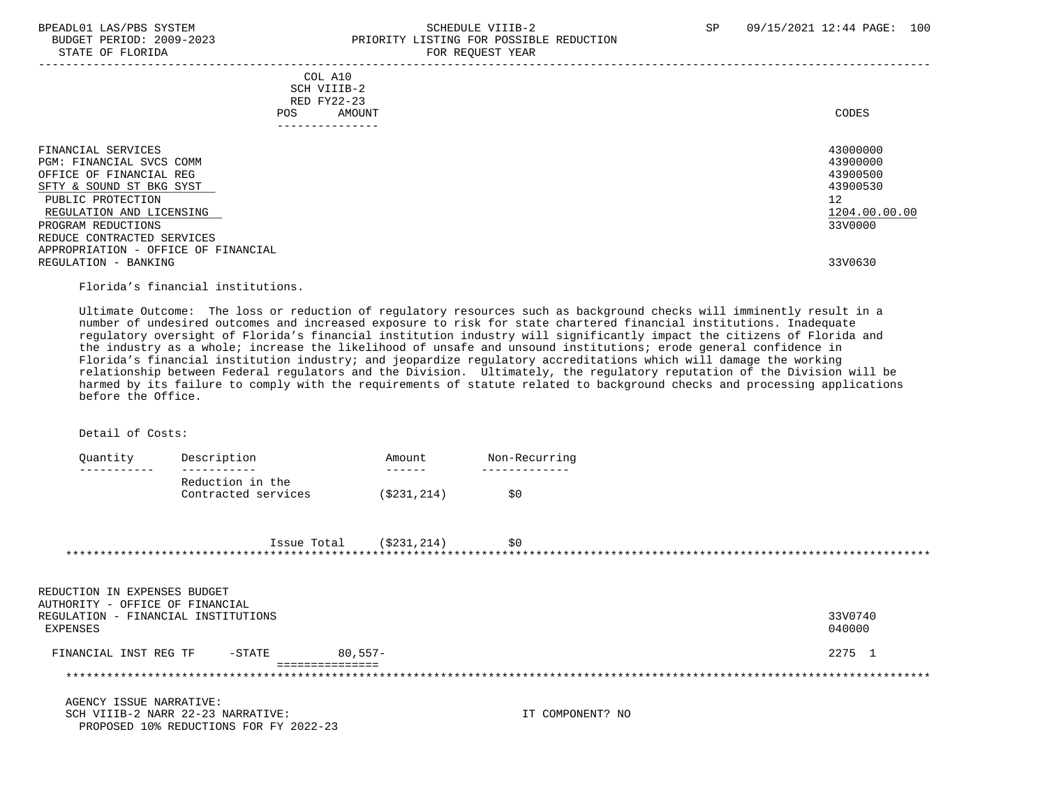| | COL A10 SCH VIIIB-2 RED FY22-23 POS AMOUNT | CODES |
|---|---|---|
| FINANCIAL SERVICES | | 43000000 |
| PGM: FINANCIAL SVCS COMM | | 43900000 |
| OFFICE OF FINANCIAL REG | | 43900500 |
| SFTY & SOUND ST BKG SYST | | 43900530 |
| PUBLIC PROTECTION | | 12 |
| REGULATION AND LICENSING | | 1204.00.00.00 |
| PROGRAM REDUCTIONS | | 33V0000 |
| REDUCE CONTRACTED SERVICES APPROPRIATION - OFFICE OF FINANCIAL REGULATION - BANKING | | 33V0630 |

Florida's financial institutions.

Ultimate Outcome: The loss or reduction of regulatory resources such as background checks will imminently result in a number of undesired outcomes and increased exposure to risk for state chartered financial institutions. Inadequate regulatory oversight of Florida's financial institution industry will significantly impact the citizens of Florida and the industry as a whole; increase the likelihood of unsafe and unsound institutions; erode general confidence in Florida's financial institution industry; and jeopardize regulatory accreditations which will damage the working relationship between Federal regulators and the Division. Ultimately, the regulatory reputation of the Division will be harmed by its failure to comply with the requirements of statute related to background checks and processing applications before the Office.

Detail of Costs:

| Quantity | Description | Amount | Non-Recurring |
|---|---|---|---|
| | Reduction in the Contracted services | ($231,214) | $0 |
| | Issue Total | ($231,214) | $0 |

| | | CODES |
|---|---|---|
| REDUCTION IN EXPENSES BUDGET AUTHORITY - OFFICE OF FINANCIAL REGULATION - FINANCIAL INSTITUTIONS | | 33V0740 |
| EXPENSES | | 040000 |
| FINANCIAL INST REG TF -STATE | 80,557- | 2275 1 |

AGENCY ISSUE NARRATIVE:
SCH VIIIB-2 NARR 22-23 NARRATIVE: IT COMPONENT? NO
PROPOSED 10% REDUCTIONS FOR FY 2022-23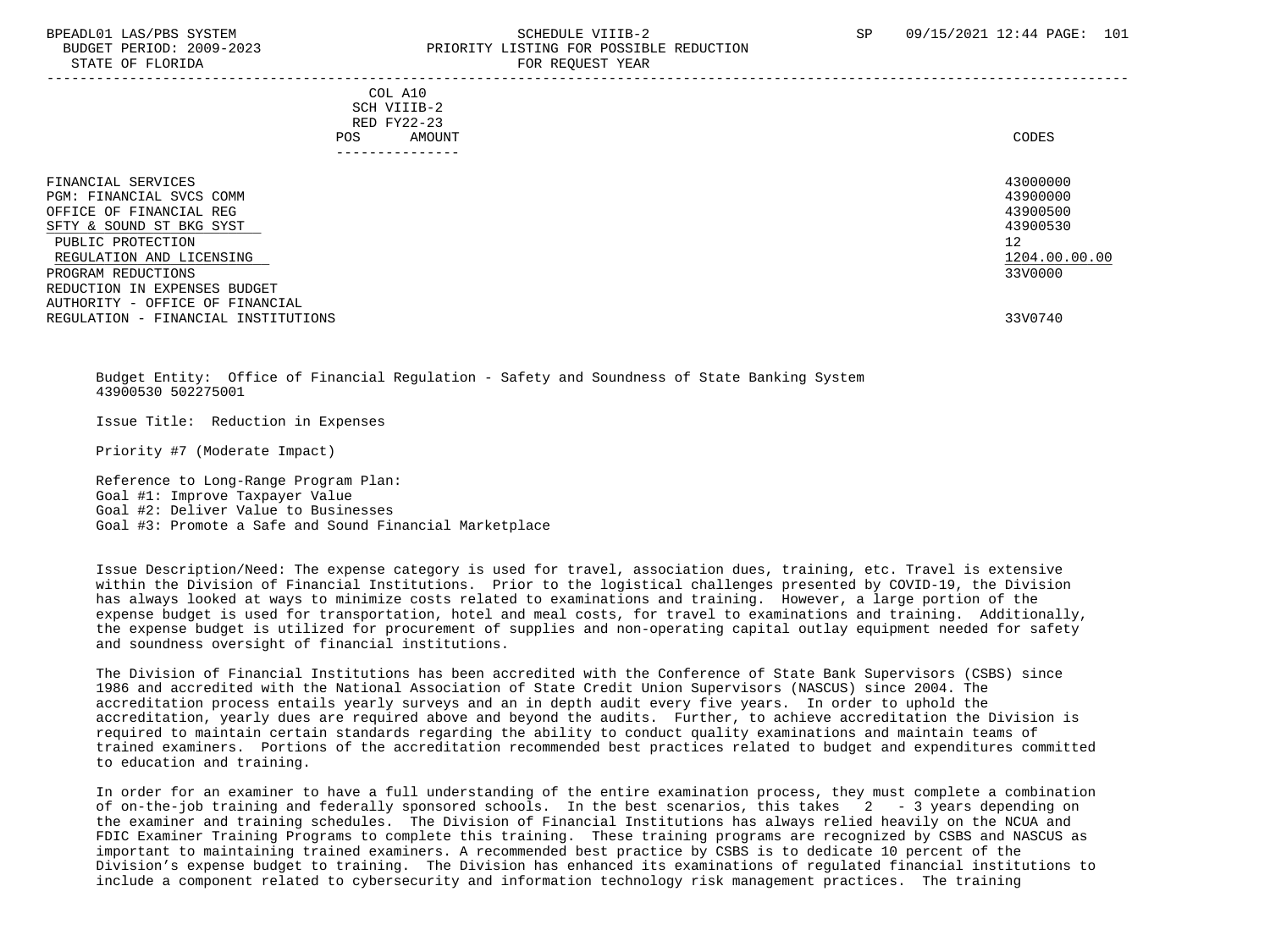| | COL A10 SCH VIIIB-2 RED FY22-23 POS AMOUNT | CODES |
|---|---|---|
| FINANCIAL SERVICES | | 43000000 |
| PGM: FINANCIAL SVCS COMM | | 43900000 |
| OFFICE OF FINANCIAL REG | | 43900500 |
| SFTY & SOUND ST BKG SYST | | 43900530 |
| PUBLIC PROTECTION | | 12 |
| REGULATION AND LICENSING | | 1204.00.00.00 |
| PROGRAM REDUCTIONS | | 33V0000 |
| REDUCTION IN EXPENSES BUDGET AUTHORITY - OFFICE OF FINANCIAL REGULATION - FINANCIAL INSTITUTIONS | | 33V0740 |

Budget Entity: Office of Financial Regulation - Safety and Soundness of State Banking System 43900530 502275001

Issue Title: Reduction in Expenses

Priority #7 (Moderate Impact)

Reference to Long-Range Program Plan:
Goal #1: Improve Taxpayer Value
Goal #2: Deliver Value to Businesses
Goal #3: Promote a Safe and Sound Financial Marketplace

Issue Description/Need: The expense category is used for travel, association dues, training, etc. Travel is extensive within the Division of Financial Institutions. Prior to the logistical challenges presented by COVID-19, the Division has always looked at ways to minimize costs related to examinations and training. However, a large portion of the expense budget is used for transportation, hotel and meal costs, for travel to examinations and training. Additionally, the expense budget is utilized for procurement of supplies and non-operating capital outlay equipment needed for safety and soundness oversight of financial institutions.

The Division of Financial Institutions has been accredited with the Conference of State Bank Supervisors (CSBS) since 1986 and accredited with the National Association of State Credit Union Supervisors (NASCUS) since 2004. The accreditation process entails yearly surveys and an in depth audit every five years. In order to uphold the accreditation, yearly dues are required above and beyond the audits. Further, to achieve accreditation the Division is required to maintain certain standards regarding the ability to conduct quality examinations and maintain teams of trained examiners. Portions of the accreditation recommended best practices related to budget and expenditures committed to education and training.

In order for an examiner to have a full understanding of the entire examination process, they must complete a combination of on-the-job training and federally sponsored schools. In the best scenarios, this takes 2 - 3 years depending on the examiner and training schedules. The Division of Financial Institutions has always relied heavily on the NCUA and FDIC Examiner Training Programs to complete this training. These training programs are recognized by CSBS and NASCUS as important to maintaining trained examiners. A recommended best practice by CSBS is to dedicate 10 percent of the Division's expense budget to training. The Division has enhanced its examinations of regulated financial institutions to include a component related to cybersecurity and information technology risk management practices. The training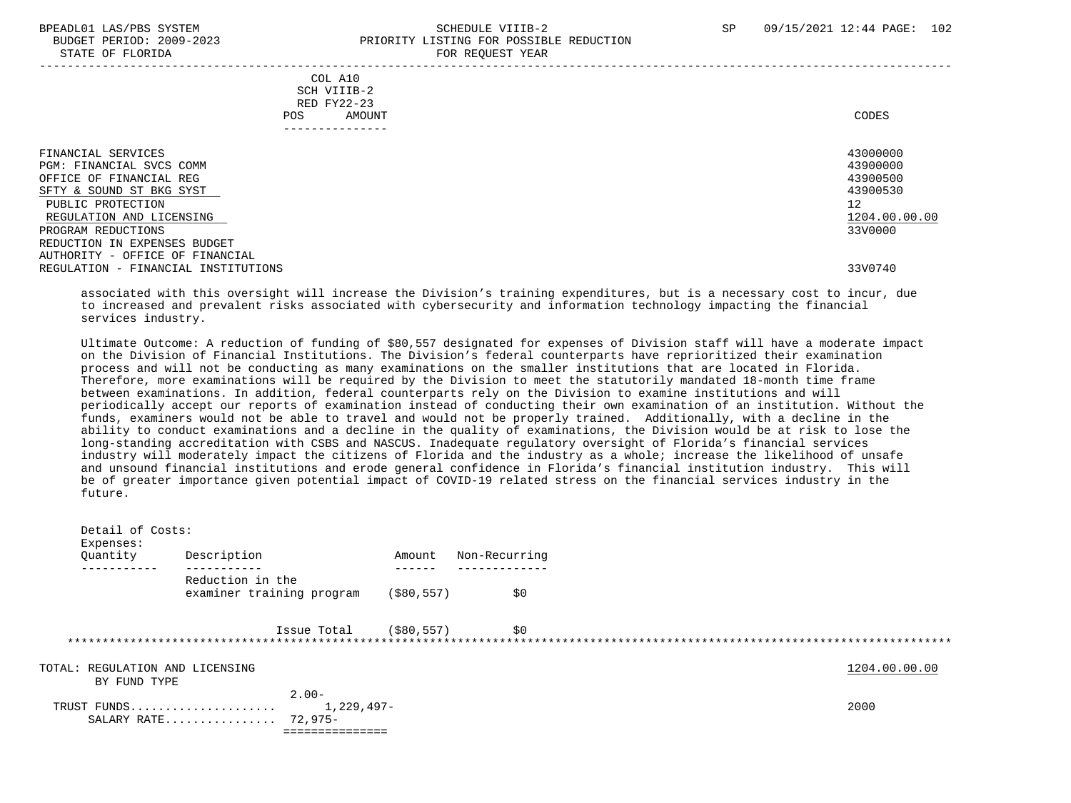COL A10
SCH VIIIB-2
RED FY22-23

| | POS | AMOUNT | CODES |
|---|---|---|---|
| FINANCIAL SERVICES | | | 43000000 |
| PGM: FINANCIAL SVCS COMM | | | 43900000 |
| OFFICE OF FINANCIAL REG | | | 43900500 |
| SFTY & SOUND ST BKG SYST | | | 43900530 |
| PUBLIC PROTECTION | | | 12 |
| REGULATION AND LICENSING | | | 1204.00.00.00 |
| PROGRAM REDUCTIONS | | | 33V0000 |
| REDUCTION IN EXPENSES BUDGET AUTHORITY - OFFICE OF FINANCIAL REGULATION - FINANCIAL INSTITUTIONS | | | 33V0740 |

associated with this oversight will increase the Division's training expenditures, but is a necessary cost to incur, due to increased and prevalent risks associated with cybersecurity and information technology impacting the financial services industry.

Ultimate Outcome: A reduction of funding of $80,557 designated for expenses of Division staff will have a moderate impact on the Division of Financial Institutions. The Division's federal counterparts have reprioritized their examination process and will not be conducting as many examinations on the smaller institutions that are located in Florida. Therefore, more examinations will be required by the Division to meet the statutorily mandated 18-month time frame between examinations. In addition, federal counterparts rely on the Division to examine institutions and will periodically accept our reports of examination instead of conducting their own examination of an institution. Without the funds, examiners would not be able to travel and would not be properly trained. Additionally, with a decline in the ability to conduct examinations and a decline in the quality of examinations, the Division would be at risk to lose the long-standing accreditation with CSBS and NASCUS. Inadequate regulatory oversight of Florida's financial services industry will moderately impact the citizens of Florida and the industry as a whole; increase the likelihood of unsafe and unsound financial institutions and erode general confidence in Florida's financial institution industry. This will be of greater importance given potential impact of COVID-19 related stress on the financial services industry in the future.

Detail of Costs:
Expenses:

| Quantity | Description | Amount | Non-Recurring |
|---|---|---|---|
| | Reduction in the examiner training program | ($80,557) | $0 |
| | Issue Total | ($80,557) | $0 |

| TOTAL: REGULATION AND LICENSING BY FUND TYPE | POS | AMOUNT | CODES |
|---|---|---|---|
| | 2.00- | | 1204.00.00.00 |
| TRUST FUNDS | | 1,229,497- | 2000 |
| SALARY RATE | 72,975- | | |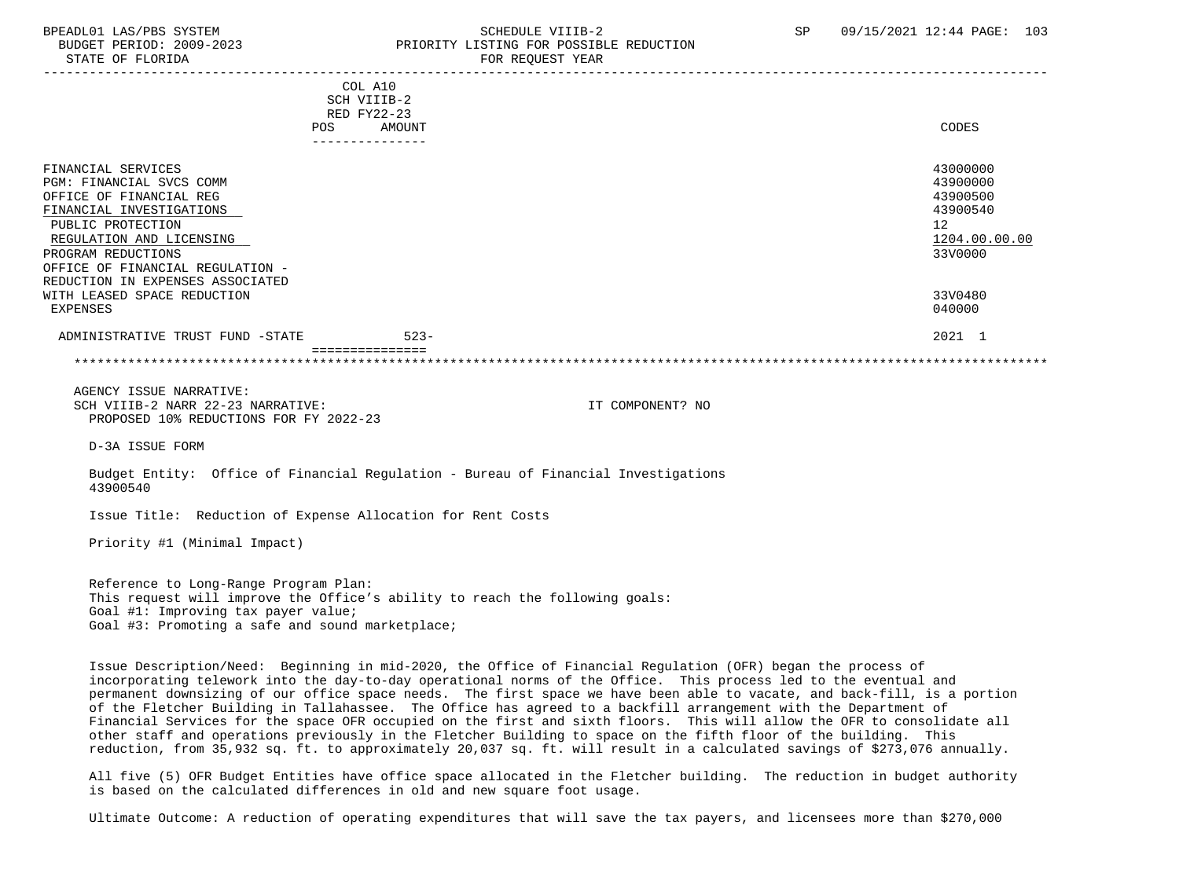| | COL A10 SCH VIIIB-2 RED FY22-23 POS AMOUNT | CODES |
|---|---|---|
| FINANCIAL SERVICES | | 43000000 |
| PGM: FINANCIAL SVCS COMM | | 43900000 |
| OFFICE OF FINANCIAL REG | | 43900500 |
| FINANCIAL INVESTIGATIONS | | 43900540 |
| PUBLIC PROTECTION | | 12 |
| REGULATION AND LICENSING | | 1204.00.00.00 |
| PROGRAM REDUCTIONS | | 33V0000 |
| OFFICE OF FINANCIAL REGULATION - REDUCTION IN EXPENSES ASSOCIATED WITH LEASED SPACE REDUCTION | | 33V0480 |
| EXPENSES | | 040000 |
| ADMINISTRATIVE TRUST FUND -STATE | 523- | 2021 1 |

AGENCY ISSUE NARRATIVE:
SCH VIIIB-2 NARR 22-23 NARRATIVE: IT COMPONENT? NO
PROPOSED 10% REDUCTIONS FOR FY 2022-23

D-3A ISSUE FORM

Budget Entity: Office of Financial Regulation - Bureau of Financial Investigations
43900540

Issue Title: Reduction of Expense Allocation for Rent Costs

Priority #1 (Minimal Impact)

Reference to Long-Range Program Plan:
This request will improve the Office's ability to reach the following goals:
Goal #1: Improving tax payer value;
Goal #3: Promoting a safe and sound marketplace;

Issue Description/Need: Beginning in mid-2020, the Office of Financial Regulation (OFR) began the process of incorporating telework into the day-to-day operational norms of the Office. This process led to the eventual and permanent downsizing of our office space needs. The first space we have been able to vacate, and back-fill, is a portion of the Fletcher Building in Tallahassee. The Office has agreed to a backfill arrangement with the Department of Financial Services for the space OFR occupied on the first and sixth floors. This will allow the OFR to consolidate all other staff and operations previously in the Fletcher Building to space on the fifth floor of the building. This reduction, from 35,932 sq. ft. to approximately 20,037 sq. ft. will result in a calculated savings of $273,076 annually.

All five (5) OFR Budget Entities have office space allocated in the Fletcher building. The reduction in budget authority is based on the calculated differences in old and new square foot usage.

Ultimate Outcome: A reduction of operating expenditures that will save the tax payers, and licensees more than $270,000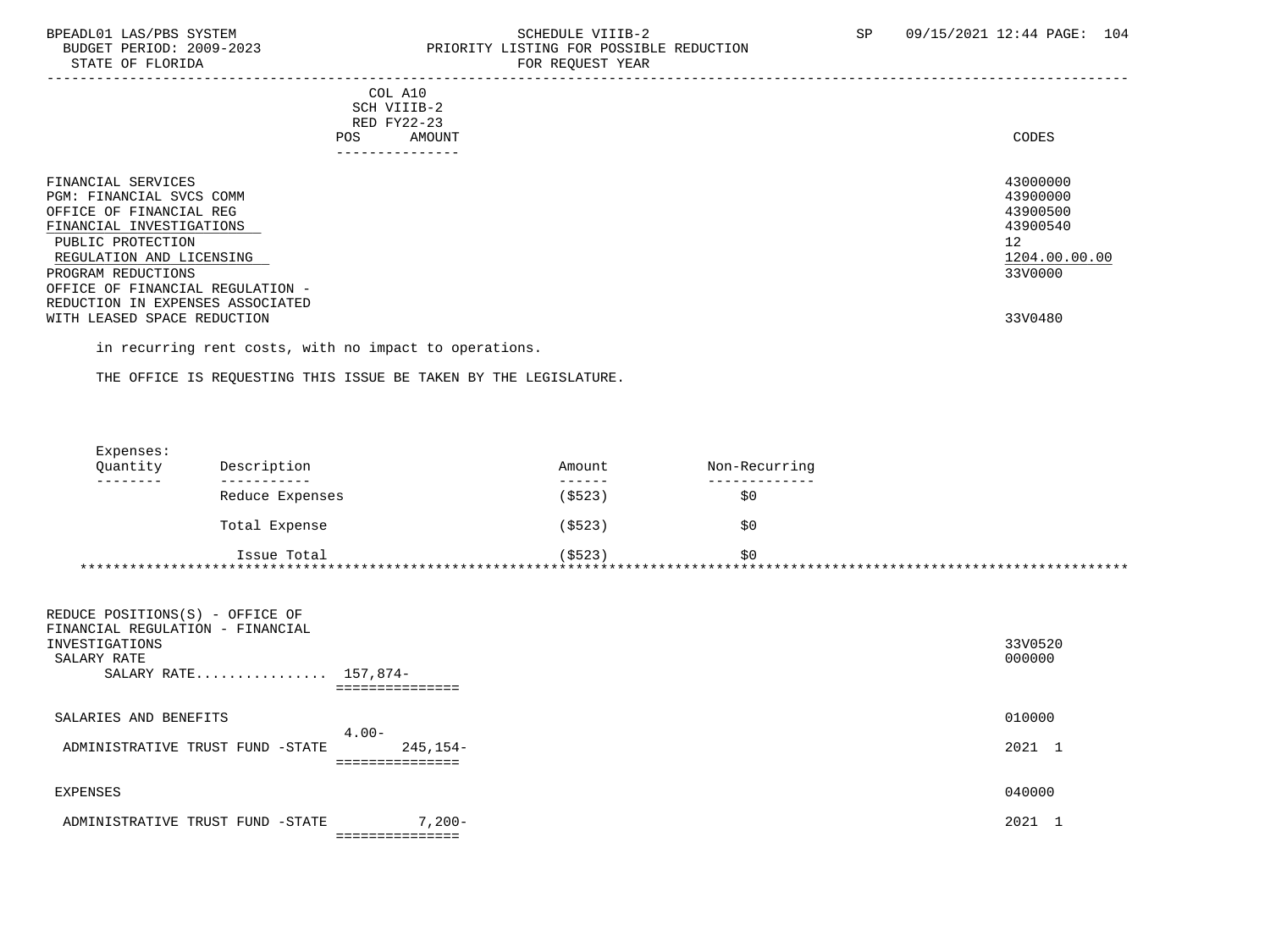| | COL A10 SCH VIIIB-2 RED FY22-23 POS AMOUNT | CODES |
|---|---|---|
| FINANCIAL SERVICES | | 43000000 |
| PGM: FINANCIAL SVCS COMM | | 43900000 |
| OFFICE OF FINANCIAL REG | | 43900500 |
| FINANCIAL INVESTIGATIONS | | 43900540 |
| PUBLIC PROTECTION | | 12 |
| REGULATION AND LICENSING | | 1204.00.00.00 |
| PROGRAM REDUCTIONS | | 33V0000 |
| OFFICE OF FINANCIAL REGULATION - REDUCTION IN EXPENSES ASSOCIATED WITH LEASED SPACE REDUCTION | | 33V0480 |

in recurring rent costs, with no impact to operations.

THE OFFICE IS REQUESTING THIS ISSUE BE TAKEN BY THE LEGISLATURE.

Expenses:

| Quantity | Description | Amount | Non-Recurring |
|---|---|---|---|
| | Reduce Expenses | ($523) | $0 |
| | Total Expense | ($523) | $0 |
| | Issue Total | ($523) | $0 |

*****************************************************************************************************************************

| | POS | AMOUNT | CODES |
|---|---|---|---|
| REDUCE POSITIONS(S) - OFFICE OF FINANCIAL REGULATION - FINANCIAL INVESTIGATIONS | | | 33V0520 |
| SALARY RATE | | | 000000 |
| SALARY RATE................ | | 157,874- | |
| SALARIES AND BENEFITS | | | 010000 |
| ADMINISTRATIVE TRUST FUND -STATE | 4.00- | 245,154- | 2021 1 |
| EXPENSES | | | 040000 |
| ADMINISTRATIVE TRUST FUND -STATE | | 7,200- | 2021 1 |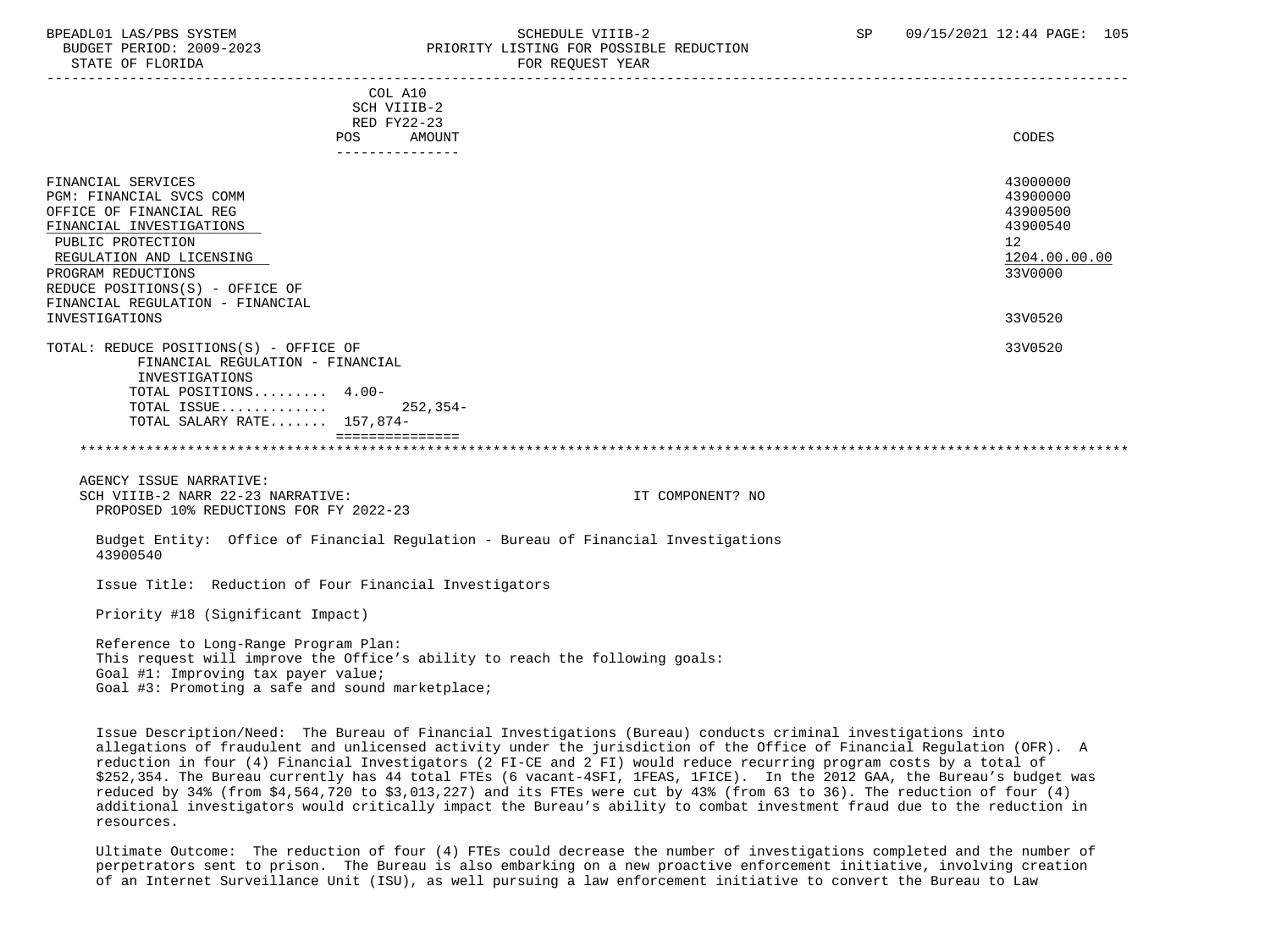COL A10
SCH VIIIB-2
RED FY22-23

| | POS | AMOUNT | CODES |
|---|---|---|---|
| FINANCIAL SERVICES | | | 43000000 |
| PGM: FINANCIAL SVCS COMM | | | 43900000 |
| OFFICE OF FINANCIAL REG | | | 43900500 |
| FINANCIAL INVESTIGATIONS | | | 43900540 |
| PUBLIC PROTECTION | | | 12 |
| REGULATION AND LICENSING | | | 1204.00.00.00 |
| PROGRAM REDUCTIONS | | | 33V0000 |
| REDUCE POSITIONS(S) - OFFICE OF FINANCIAL REGULATION - FINANCIAL INVESTIGATIONS | | | 33V0520 |
| TOTAL: REDUCE POSITIONS(S) - OFFICE OF FINANCIAL REGULATION - FINANCIAL INVESTIGATIONS | | | 33V0520 |
| TOTAL POSITIONS......... | 4.00- | | |
| TOTAL ISSUE............. | | 252,354- | |
| TOTAL SALARY RATE....... | 157,874- | | |

AGENCY ISSUE NARRATIVE:
SCH VIIIB-2 NARR 22-23 NARRATIVE: IT COMPONENT? NO
PROPOSED 10% REDUCTIONS FOR FY 2022-23

Budget Entity: Office of Financial Regulation - Bureau of Financial Investigations
43900540

Issue Title: Reduction of Four Financial Investigators

Priority #18 (Significant Impact)

Reference to Long-Range Program Plan:
This request will improve the Office's ability to reach the following goals:
Goal #1: Improving tax payer value;
Goal #3: Promoting a safe and sound marketplace;

Issue Description/Need: The Bureau of Financial Investigations (Bureau) conducts criminal investigations into allegations of fraudulent and unlicensed activity under the jurisdiction of the Office of Financial Regulation (OFR). A reduction in four (4) Financial Investigators (2 FI-CE and 2 FI) would reduce recurring program costs by a total of $252,354. The Bureau currently has 44 total FTEs (6 vacant-4SFI, 1FEAS, 1FICE). In the 2012 GAA, the Bureau's budget was reduced by 34% (from $4,564,720 to $3,013,227) and its FTEs were cut by 43% (from 63 to 36). The reduction of four (4) additional investigators would critically impact the Bureau's ability to combat investment fraud due to the reduction in resources.

Ultimate Outcome: The reduction of four (4) FTEs could decrease the number of investigations completed and the number of perpetrators sent to prison. The Bureau is also embarking on a new proactive enforcement initiative, involving creation of an Internet Surveillance Unit (ISU), as well pursuing a law enforcement initiative to convert the Bureau to Law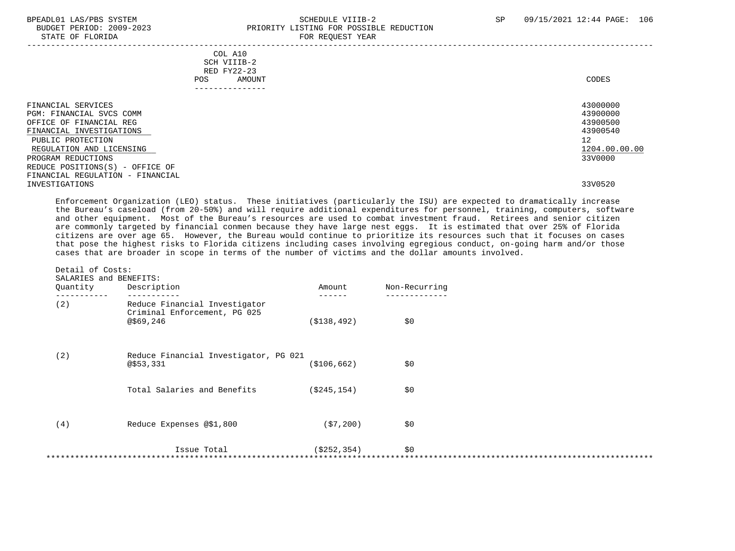COL A10
SCH VIIIB-2
RED FY22-23

| | POS | AMOUNT | CODES |
|---|---|---|---|
| FINANCIAL SERVICES | | | 43000000 |
| PGM: FINANCIAL SVCS COMM | | | 43900000 |
| OFFICE OF FINANCIAL REG | | | 43900500 |
| FINANCIAL INVESTIGATIONS | | | 43900540 |
| PUBLIC PROTECTION | | | 12 |
| REGULATION AND LICENSING | | | 1204.00.00.00 |
| PROGRAM REDUCTIONS | | | 33V0000 |
| REDUCE POSITIONS(S) - OFFICE OF FINANCIAL REGULATION - FINANCIAL INVESTIGATIONS | | | 33V0520 |

Enforcement Organization (LEO) status. These initiatives (particularly the ISU) are expected to dramatically increase the Bureau's caseload (from 20-50%) and will require additional expenditures for personnel, training, computers, software and other equipment. Most of the Bureau's resources are used to combat investment fraud. Retirees and senior citizen are commonly targeted by financial conmen because they have large nest eggs. It is estimated that over 25% of Florida citizens are over age 65. However, the Bureau would continue to prioritize its resources such that it focuses on cases that pose the highest risks to Florida citizens including cases involving egregious conduct, on-going harm and/or those cases that are broader in scope in terms of the number of victims and the dollar amounts involved.

Detail of Costs:
SALARIES and BENEFITS:

| Quantity | Description | Amount | Non-Recurring |
|---|---|---|---|
| (2) | Reduce Financial Investigator Criminal Enforcement, PG 025 @$69,246 | ($138,492) | $0 |
| (2) | Reduce Financial Investigator, PG 021 @$53,331 | ($106,662) | $0 |
| | Total Salaries and Benefits | ($245,154) | $0 |
| (4) | Reduce Expenses @$1,800 | ($7,200) | $0 |
| | Issue Total | ($252,354) | $0 |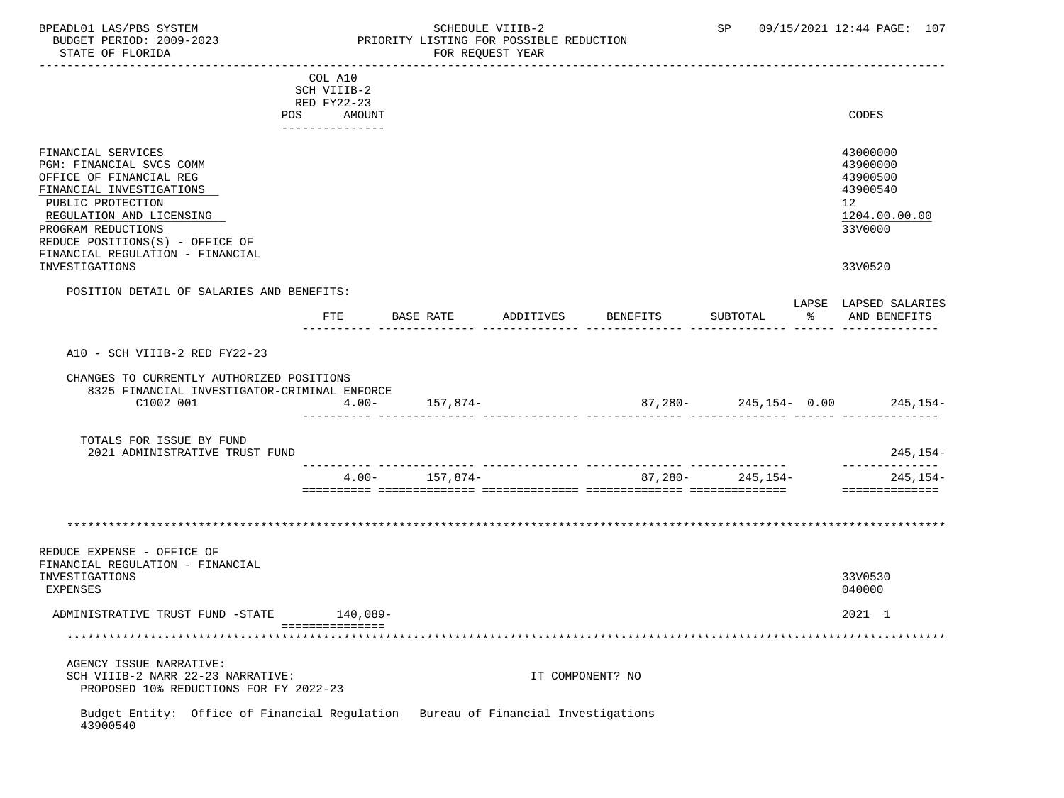COL A10
SCH VIIIB-2
RED FY22-23
POS AMOUNT

| | POS | AMOUNT | CODES |
|---|---|---|---|
| FINANCIAL SERVICES | | | 43000000 |
| PGM: FINANCIAL SVCS COMM | | | 43900000 |
| OFFICE OF FINANCIAL REG | | | 43900500 |
| FINANCIAL INVESTIGATIONS | | | 43900540 |
| PUBLIC PROTECTION | | | 12 |
| REGULATION AND LICENSING | | | 1204.00.00.00 |
| PROGRAM REDUCTIONS | | | 33V0000 |
| REDUCE POSITIONS(S) - OFFICE OF FINANCIAL REGULATION - FINANCIAL INVESTIGATIONS | | | 33V0520 |

POSITION DETAIL OF SALARIES AND BENEFITS:

| | FTE | BASE RATE | ADDITIVES | BENEFITS | SUBTOTAL | LAPSE % | LAPSED SALARIES AND BENEFITS |
|---|---|---|---|---|---|---|---|
| A10 - SCH VIIIB-2 RED FY22-23 | | | | | | | |
| CHANGES TO CURRENTLY AUTHORIZED POSITIONS | | | | | | | |
| 8325 FINANCIAL INVESTIGATOR-CRIMINAL ENFORCE C1002 001 | 4.00- | 157,874- | | 87,280- | 245,154- | 0.00 | 245,154- |
| TOTALS FOR ISSUE BY FUND | | | | | | | |
| 2021 ADMINISTRATIVE TRUST FUND | | | | | | | 245,154- |
| | 4.00- | 157,874- | | 87,280- | 245,154- | | 245,154- |

********************************************************************************

| | POS | AMOUNT | CODES |
|---|---|---|---|
| REDUCE EXPENSE - OFFICE OF FINANCIAL REGULATION - FINANCIAL INVESTIGATIONS | | | 33V0530 |
| EXPENSES | | | 040000 |
| ADMINISTRATIVE TRUST FUND -STATE | | 140,089- | 2021 1 |

********************************************************************************

AGENCY ISSUE NARRATIVE:
SCH VIIIB-2 NARR 22-23 NARRATIVE: IT COMPONENT? NO
PROPOSED 10% REDUCTIONS FOR FY 2022-23

Budget Entity: Office of Financial Regulation Bureau of Financial Investigations
43900540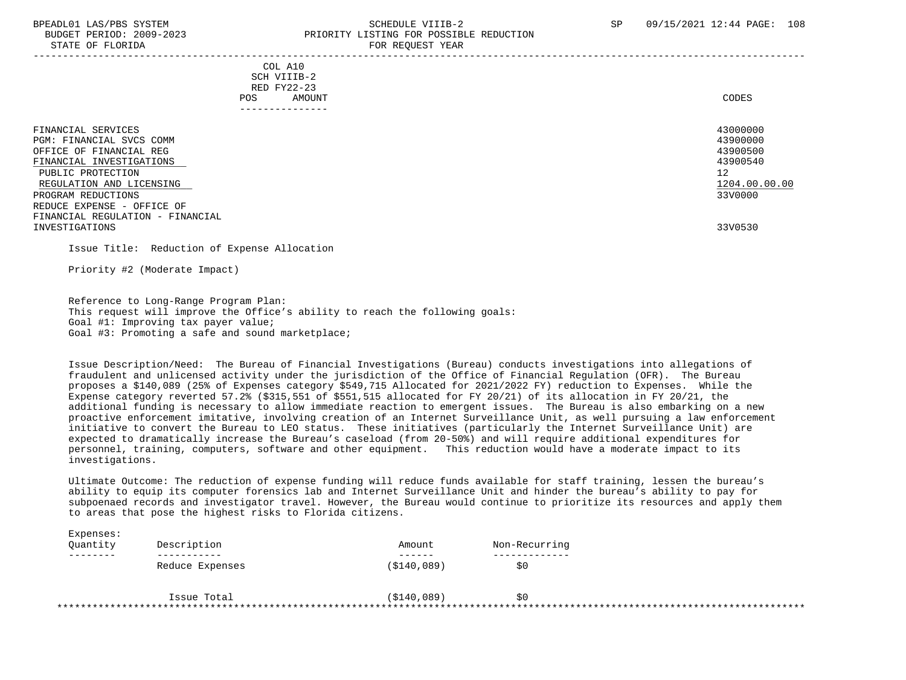COL A10
SCH VIIIB-2
RED FY22-23
POS AMOUNT

CODES

| | CODES |
|---|---|
| FINANCIAL SERVICES | 43000000 |
| PGM: FINANCIAL SVCS COMM | 43900000 |
| OFFICE OF FINANCIAL REG | 43900500 |
| FINANCIAL INVESTIGATIONS | 43900540 |
| PUBLIC PROTECTION | 12 |
| REGULATION AND LICENSING | 1204.00.00.00 |
| PROGRAM REDUCTIONS | 33V0000 |
| REDUCE EXPENSE - OFFICE OF FINANCIAL REGULATION - FINANCIAL INVESTIGATIONS | 33V0530 |

Issue Title: Reduction of Expense Allocation

Priority #2 (Moderate Impact)

Reference to Long-Range Program Plan:
This request will improve the Office's ability to reach the following goals:
Goal #1: Improving tax payer value;
Goal #3: Promoting a safe and sound marketplace;

Issue Description/Need: The Bureau of Financial Investigations (Bureau) conducts investigations into allegations of fraudulent and unlicensed activity under the jurisdiction of the Office of Financial Regulation (OFR). The Bureau proposes a $140,089 (25% of Expenses category $549,715 Allocated for 2021/2022 FY) reduction to Expenses. While the Expense category reverted 57.2% ($315,551 of $551,515 allocated for FY 20/21) of its allocation in FY 20/21, the additional funding is necessary to allow immediate reaction to emergent issues. The Bureau is also embarking on a new proactive enforcement imitative, involving creation of an Internet Surveillance Unit, as well pursuing a law enforcement initiative to convert the Bureau to LEO status. These initiatives (particularly the Internet Surveillance Unit) are expected to dramatically increase the Bureau's caseload (from 20-50%) and will require additional expenditures for personnel, training, computers, software and other equipment. This reduction would have a moderate impact to its investigations.

Ultimate Outcome: The reduction of expense funding will reduce funds available for staff training, lessen the bureau's ability to equip its computer forensics lab and Internet Surveillance Unit and hinder the bureau's ability to pay for subpoenaed records and investigator travel. However, the Bureau would continue to prioritize its resources and apply them to areas that pose the highest risks to Florida citizens.

Expenses:

| Quantity | Description | Amount | Non-Recurring |
|---|---|---|---|
| | Reduce Expenses | ($140,089) | $0 |
| | Issue Total | ($140,089) | $0 |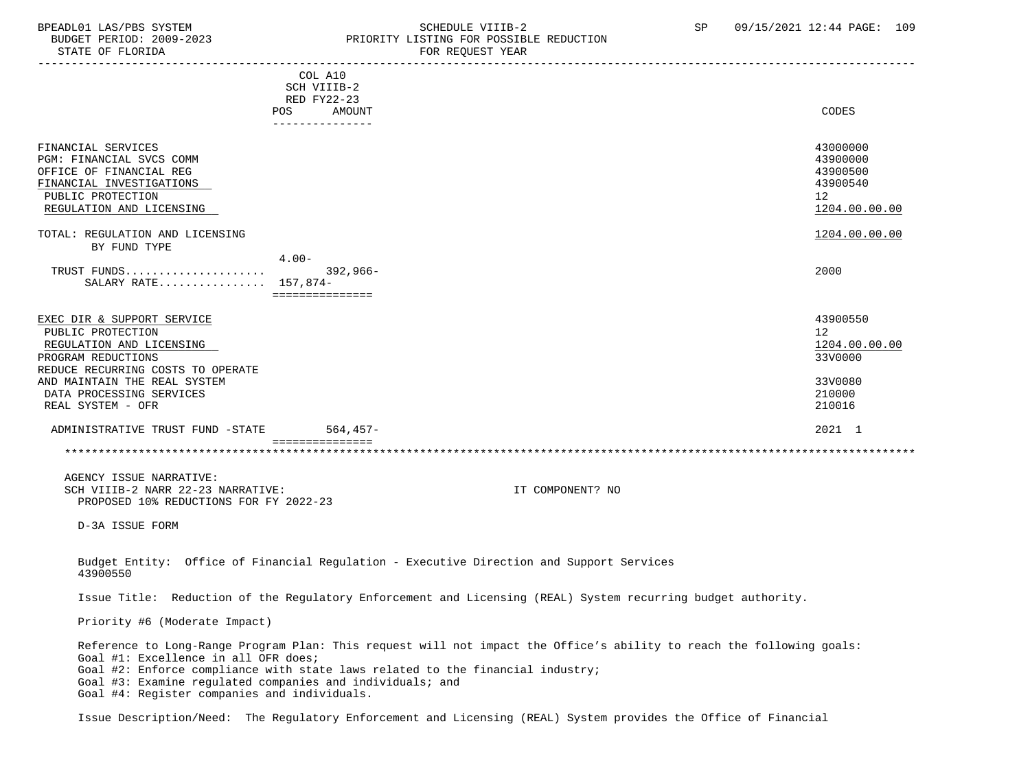COL A10
SCH VIIIB-2
RED FY22-23

| | POS | AMOUNT | CODES |
|---|---|---|---|
| FINANCIAL SERVICES | | | 43000000 |
| PGM: FINANCIAL SVCS COMM | | | 43900000 |
| OFFICE OF FINANCIAL REG | | | 43900500 |
| FINANCIAL INVESTIGATIONS | | | 43900540 |
| PUBLIC PROTECTION | | | 12 |
| REGULATION AND LICENSING | | | 1204.00.00.00 |
| TOTAL: REGULATION AND LICENSING | | | 1204.00.00.00 |
| BY FUND TYPE | | | |
| TRUST FUNDS | 4.00- | 392,966- | 2000 |
| SALARY RATE | 157,874- | | |
| EXEC DIR & SUPPORT SERVICE | | | 43900550 |
| PUBLIC PROTECTION | | | 12 |
| REGULATION AND LICENSING | | | 1204.00.00.00 |
| PROGRAM REDUCTIONS | | | 33V0000 |
| REDUCE RECURRING COSTS TO OPERATE AND MAINTAIN THE REAL SYSTEM | | | 33V0080 |
| DATA PROCESSING SERVICES | | | 210000 |
| REAL SYSTEM - OFR | | | 210016 |
| ADMINISTRATIVE TRUST FUND -STATE | | 564,457- | 2021 1 |

AGENCY ISSUE NARRATIVE:
SCH VIIIB-2 NARR 22-23 NARRATIVE: IT COMPONENT? NO
PROPOSED 10% REDUCTIONS FOR FY 2022-23

D-3A ISSUE FORM

Budget Entity: Office of Financial Regulation - Executive Direction and Support Services
43900550

Issue Title: Reduction of the Regulatory Enforcement and Licensing (REAL) System recurring budget authority.

Priority #6 (Moderate Impact)

Reference to Long-Range Program Plan: This request will not impact the Office's ability to reach the following goals:
Goal #1: Excellence in all OFR does;
Goal #2: Enforce compliance with state laws related to the financial industry;
Goal #3: Examine regulated companies and individuals; and
Goal #4: Register companies and individuals.

Issue Description/Need: The Regulatory Enforcement and Licensing (REAL) System provides the Office of Financial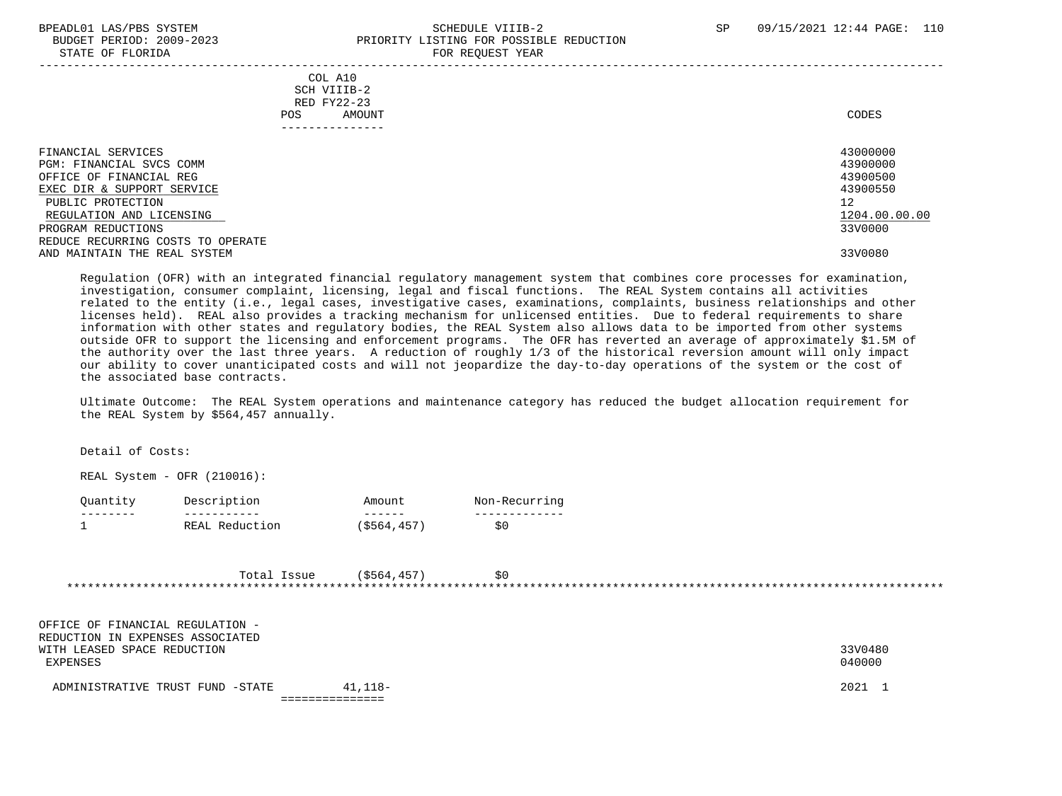COL A10
SCH VIIIB-2
RED FY22-23
POS AMOUNT

| | CODES |
|---|---|
| FINANCIAL SERVICES | 43000000 |
| PGM: FINANCIAL SVCS COMM | 43900000 |
| OFFICE OF FINANCIAL REG | 43900500 |
| EXEC DIR & SUPPORT SERVICE | 43900550 |
| PUBLIC PROTECTION | 12 |
| REGULATION AND LICENSING | 1204.00.00.00 |
| PROGRAM REDUCTIONS | 33V0000 |
| REDUCE RECURRING COSTS TO OPERATE AND MAINTAIN THE REAL SYSTEM | 33V0080 |

Regulation (OFR) with an integrated financial regulatory management system that combines core processes for examination, investigation, consumer complaint, licensing, legal and fiscal functions. The REAL System contains all activities related to the entity (i.e., legal cases, investigative cases, examinations, complaints, business relationships and other licenses held). REAL also provides a tracking mechanism for unlicensed entities. Due to federal requirements to share information with other states and regulatory bodies, the REAL System also allows data to be imported from other systems outside OFR to support the licensing and enforcement programs. The OFR has reverted an average of approximately $1.5M of the authority over the last three years. A reduction of roughly 1/3 of the historical reversion amount will only impact our ability to cover unanticipated costs and will not jeopardize the day-to-day operations of the system or the cost of the associated base contracts.

Ultimate Outcome: The REAL System operations and maintenance category has reduced the budget allocation requirement for the REAL System by $564,457 annually.

Detail of Costs:

REAL System - OFR (210016):

| Quantity | Description | Amount | Non-Recurring |
|---|---|---|---|
| 1 | REAL Reduction | ($564,457) | $0 |
| | Total Issue | ($564,457) | $0 |

*****************************************************************************************************************************

| | POS | AMOUNT | CODES |
|---|---|---|---|
| OFFICE OF FINANCIAL REGULATION - REDUCTION IN EXPENSES ASSOCIATED WITH LEASED SPACE REDUCTION | | | 33V0480 |
| EXPENSES | | | 040000 |
| ADMINISTRATIVE TRUST FUND -STATE | | 41,118- | 2021 1 |
| | | =============== | |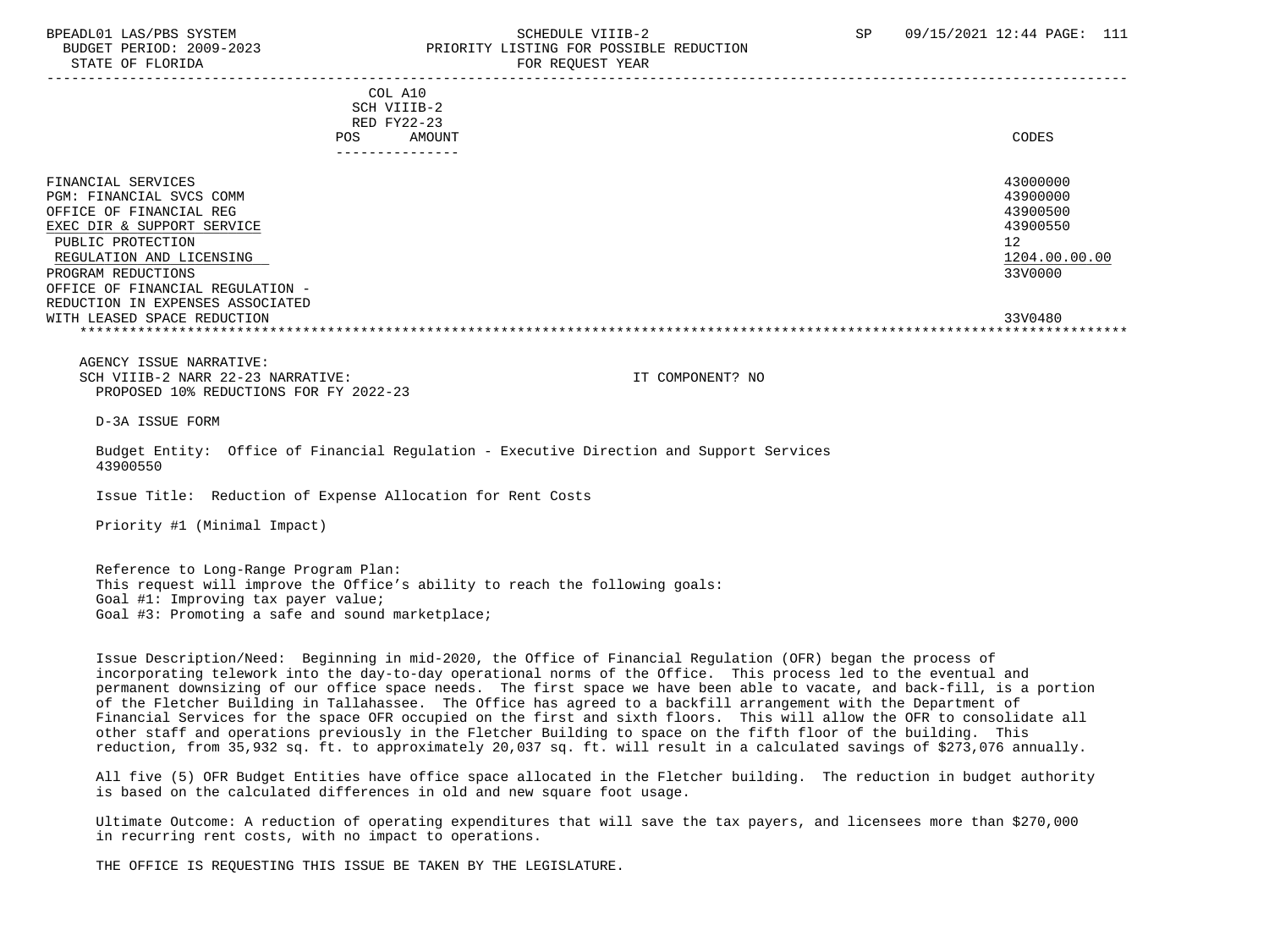COL A10
SCH VIIIB-2
RED FY22-23
POS AMOUNT
---------------

| | CODES |
|---|---|
| FINANCIAL SERVICES | 43000000 |
| PGM: FINANCIAL SVCS COMM | 43900000 |
| OFFICE OF FINANCIAL REG | 43900500 |
| EXEC DIR & SUPPORT SERVICE | 43900550 |
| PUBLIC PROTECTION | 12 |
| REGULATION AND LICENSING | 1204.00.00.00 |
| PROGRAM REDUCTIONS | 33V0000 |
| OFFICE OF FINANCIAL REGULATION - REDUCTION IN EXPENSES ASSOCIATED WITH LEASED SPACE REDUCTION | 33V0480 |

AGENCY ISSUE NARRATIVE:
SCH VIIIB-2 NARR 22-23 NARRATIVE: IT COMPONENT? NO
PROPOSED 10% REDUCTIONS FOR FY 2022-23

D-3A ISSUE FORM

Budget Entity: Office of Financial Regulation - Executive Direction and Support Services 43900550

Issue Title: Reduction of Expense Allocation for Rent Costs

Priority #1 (Minimal Impact)

Reference to Long-Range Program Plan:
This request will improve the Office's ability to reach the following goals:
Goal #1: Improving tax payer value;
Goal #3: Promoting a safe and sound marketplace;

Issue Description/Need: Beginning in mid-2020, the Office of Financial Regulation (OFR) began the process of incorporating telework into the day-to-day operational norms of the Office. This process led to the eventual and permanent downsizing of our office space needs. The first space we have been able to vacate, and back-fill, is a portion of the Fletcher Building in Tallahassee. The Office has agreed to a backfill arrangement with the Department of Financial Services for the space OFR occupied on the first and sixth floors. This will allow the OFR to consolidate all other staff and operations previously in the Fletcher Building to space on the fifth floor of the building. This reduction, from 35,932 sq. ft. to approximately 20,037 sq. ft. will result in a calculated savings of $273,076 annually.

All five (5) OFR Budget Entities have office space allocated in the Fletcher building. The reduction in budget authority is based on the calculated differences in old and new square foot usage.

Ultimate Outcome: A reduction of operating expenditures that will save the tax payers, and licensees more than $270,000 in recurring rent costs, with no impact to operations.

THE OFFICE IS REQUESTING THIS ISSUE BE TAKEN BY THE LEGISLATURE.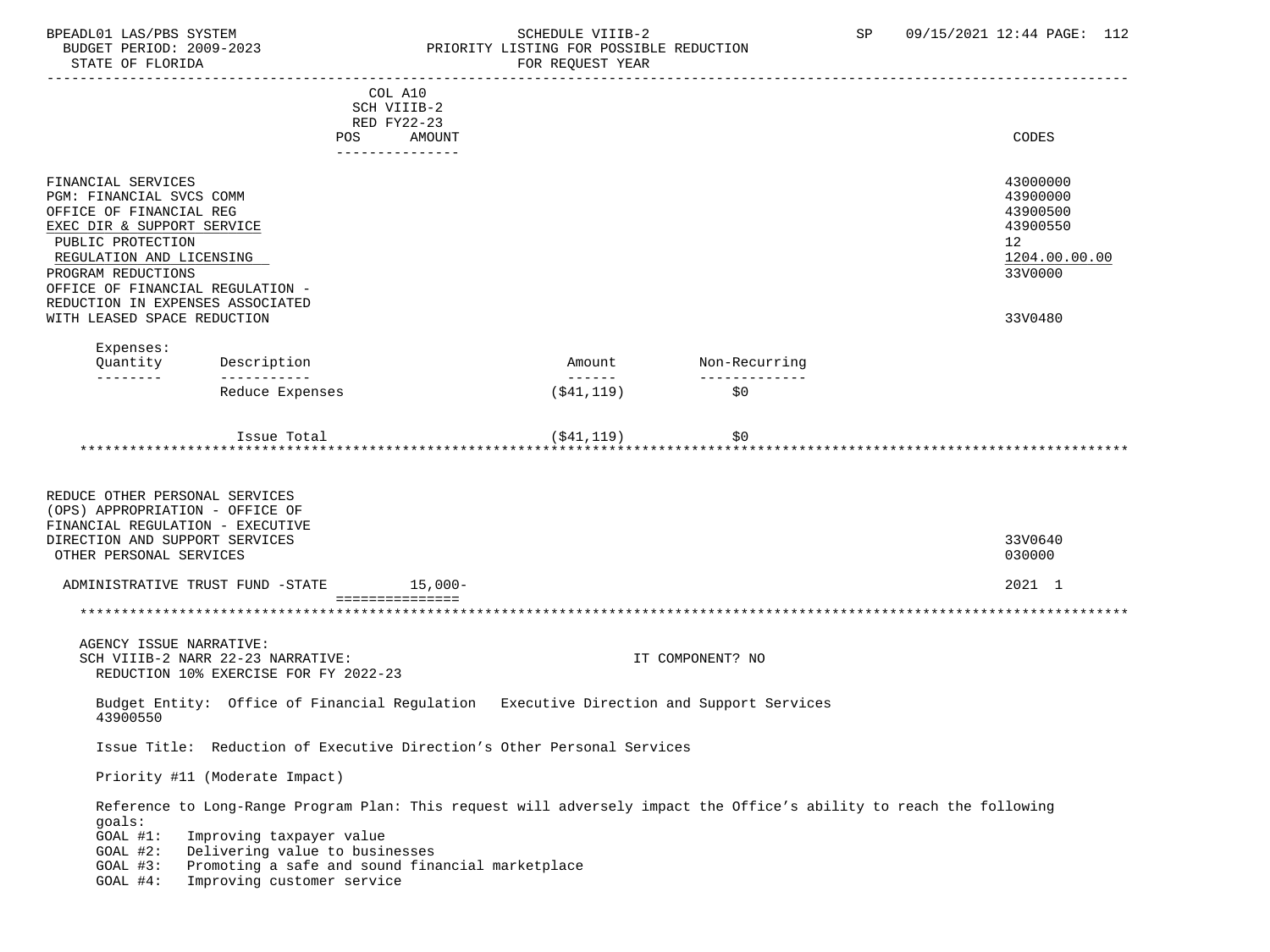| | COL A10 SCH VIIIB-2 RED FY22-23 POS AMOUNT | CODES |
|---|---|---|
| FINANCIAL SERVICES | | 43000000 |
| PGM: FINANCIAL SVCS COMM | | 43900000 |
| OFFICE OF FINANCIAL REG | | 43900500 |
| EXEC DIR & SUPPORT SERVICE | | 43900550 |
| PUBLIC PROTECTION | | 12 |
| REGULATION AND LICENSING | | 1204.00.00.00 |
| PROGRAM REDUCTIONS | | 33V0000 |
| OFFICE OF FINANCIAL REGULATION - REDUCTION IN EXPENSES ASSOCIATED WITH LEASED SPACE REDUCTION | | 33V0480 |

Expenses:

| Quantity | Description | Amount | Non-Recurring |
|---|---|---|---|
| | Reduce Expenses | ($41,119) | $0 |
| | Issue Total | ($41,119) | $0 |

*****************************************************************************************************************************

| | COL A10 SCH VIIIB-2 RED FY22-23 POS AMOUNT | CODES |
|---|---|---|
| REDUCE OTHER PERSONAL SERVICES (OPS) APPROPRIATION - OFFICE OF FINANCIAL REGULATION - EXECUTIVE DIRECTION AND SUPPORT SERVICES | | 33V0640 |
| OTHER PERSONAL SERVICES | | 030000 |
| ADMINISTRATIVE TRUST FUND -STATE | 15,000- | 2021 1 |

*****************************************************************************************************************************

AGENCY ISSUE NARRATIVE:

SCH VIIIB-2 NARR 22-23 NARRATIVE: IT COMPONENT? NO

REDUCTION 10% EXERCISE FOR FY 2022-23

Budget Entity: Office of Financial Regulation Executive Direction and Support Services 43900550

Issue Title: Reduction of Executive Direction's Other Personal Services

Priority #11 (Moderate Impact)

Reference to Long-Range Program Plan: This request will adversely impact the Office's ability to reach the following goals:

GOAL #1: Improving taxpayer value
GOAL #2: Delivering value to businesses
GOAL #3: Promoting a safe and sound financial marketplace
GOAL #4: Improving customer service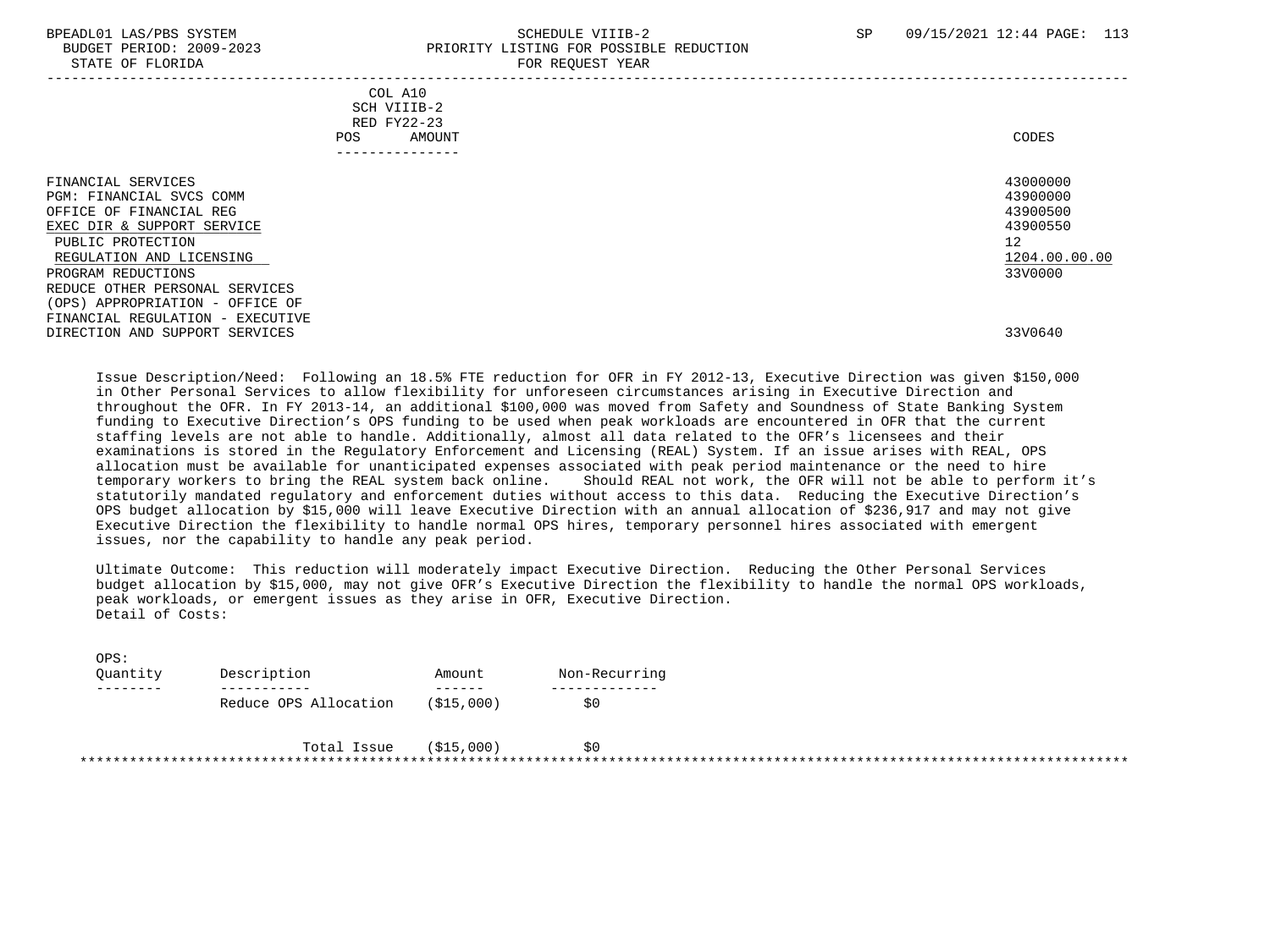| | COL A10 SCH VIIIB-2 RED FY22-23 POS AMOUNT | CODES |
|---|---|---|
| FINANCIAL SERVICES | | 43000000 |
| PGM: FINANCIAL SVCS COMM | | 43900000 |
| OFFICE OF FINANCIAL REG | | 43900500 |
| EXEC DIR & SUPPORT SERVICE | | 43900550 |
| PUBLIC PROTECTION | | 12 |
| REGULATION AND LICENSING | | 1204.00.00.00 |
| PROGRAM REDUCTIONS | | 33V0000 |
| REDUCE OTHER PERSONAL SERVICES (OPS) APPROPRIATION - OFFICE OF FINANCIAL REGULATION - EXECUTIVE DIRECTION AND SUPPORT SERVICES | | 33V0640 |

Issue Description/Need: Following an 18.5% FTE reduction for OFR in FY 2012-13, Executive Direction was given $150,000 in Other Personal Services to allow flexibility for unforeseen circumstances arising in Executive Direction and throughout the OFR. In FY 2013-14, an additional $100,000 was moved from Safety and Soundness of State Banking System funding to Executive Direction's OPS funding to be used when peak workloads are encountered in OFR that the current staffing levels are not able to handle. Additionally, almost all data related to the OFR's licensees and their examinations is stored in the Regulatory Enforcement and Licensing (REAL) System. If an issue arises with REAL, OPS allocation must be available for unanticipated expenses associated with peak period maintenance or the need to hire temporary workers to bring the REAL system back online. Should REAL not work, the OFR will not be able to perform it's statutorily mandated regulatory and enforcement duties without access to this data. Reducing the Executive Direction's OPS budget allocation by $15,000 will leave Executive Direction with an annual allocation of $236,917 and may not give Executive Direction the flexibility to handle normal OPS hires, temporary personnel hires associated with emergent issues, nor the capability to handle any peak period.

Ultimate Outcome: This reduction will moderately impact Executive Direction. Reducing the Other Personal Services budget allocation by $15,000, may not give OFR's Executive Direction the flexibility to handle the normal OPS workloads, peak workloads, or emergent issues as they arise in OFR, Executive Direction.

Detail of Costs:

OPS:

| Quantity | Description | Amount | Non-Recurring |
|---|---|---|---|
| | Reduce OPS Allocation | ($15,000) | $0 |
| | Total Issue | ($15,000) | $0 |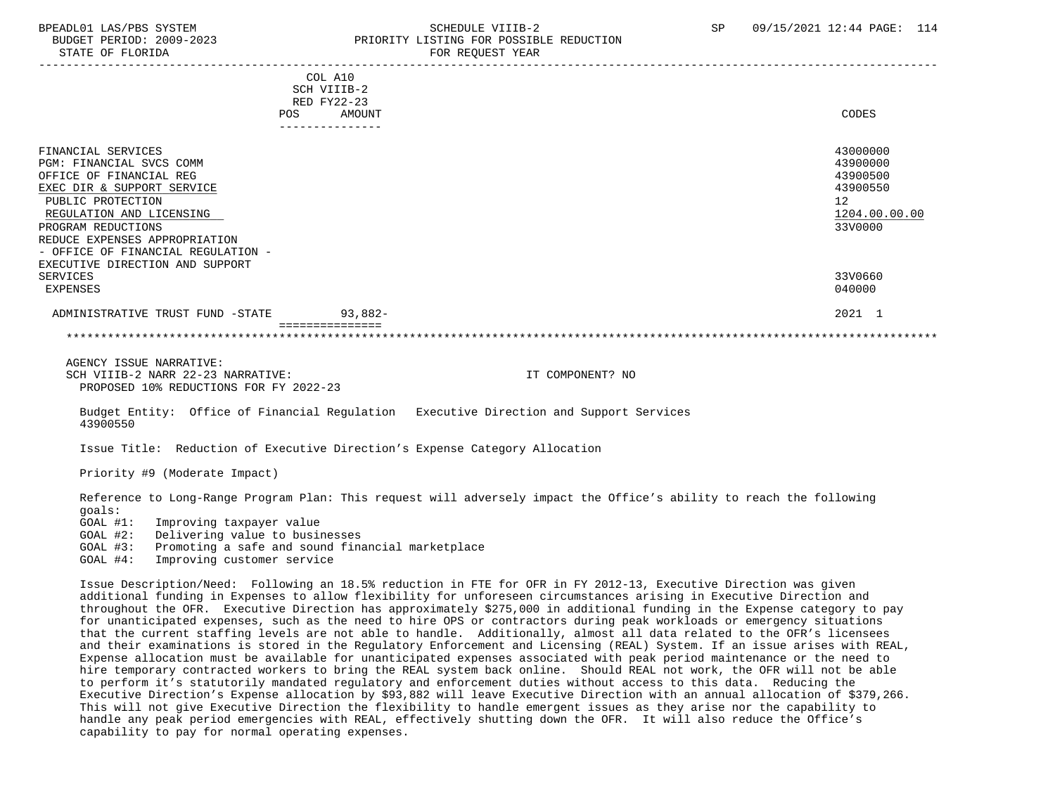| | COL A10 SCH VIIIB-2 RED FY22-23 POS AMOUNT | CODES |
|---|---|---|
| FINANCIAL SERVICES | | 43000000 |
| PGM: FINANCIAL SVCS COMM | | 43900000 |
| OFFICE OF FINANCIAL REG | | 43900500 |
| EXEC DIR & SUPPORT SERVICE | | 43900550 |
| PUBLIC PROTECTION | | 12 |
| REGULATION AND LICENSING | | 1204.00.00.00 |
| PROGRAM REDUCTIONS | | 33V0000 |
| REDUCE EXPENSES APPROPRIATION - OFFICE OF FINANCIAL REGULATION - EXECUTIVE DIRECTION AND SUPPORT SERVICES | | 33V0660 |
| EXPENSES | | 040000 |
| ADMINISTRATIVE TRUST FUND -STATE | 93,882- | 2021 1 |

AGENCY ISSUE NARRATIVE:
SCH VIIIB-2 NARR 22-23 NARRATIVE: IT COMPONENT? NO
PROPOSED 10% REDUCTIONS FOR FY 2022-23

Budget Entity: Office of Financial Regulation Executive Direction and Support Services 43900550

Issue Title: Reduction of Executive Direction's Expense Category Allocation

Priority #9 (Moderate Impact)

Reference to Long-Range Program Plan: This request will adversely impact the Office's ability to reach the following goals:

- GOAL #1: Improving taxpayer value
- GOAL #2: Delivering value to businesses
- GOAL #3: Promoting a safe and sound financial marketplace
- GOAL #4: Improving customer service

Issue Description/Need: Following an 18.5% reduction in FTE for OFR in FY 2012-13, Executive Direction was given additional funding in Expenses to allow flexibility for unforeseen circumstances arising in Executive Direction and throughout the OFR. Executive Direction has approximately $275,000 in additional funding in the Expense category to pay for unanticipated expenses, such as the need to hire OPS or contractors during peak workloads or emergency situations that the current staffing levels are not able to handle. Additionally, almost all data related to the OFR's licensees and their examinations is stored in the Regulatory Enforcement and Licensing (REAL) System. If an issue arises with REAL, Expense allocation must be available for unanticipated expenses associated with peak period maintenance or the need to hire temporary contracted workers to bring the REAL system back online. Should REAL not work, the OFR will not be able to perform it's statutorily mandated regulatory and enforcement duties without access to this data. Reducing the Executive Direction's Expense allocation by $93,882 will leave Executive Direction with an annual allocation of $379,266. This will not give Executive Direction the flexibility to handle emergent issues as they arise nor the capability to handle any peak period emergencies with REAL, effectively shutting down the OFR. It will also reduce the Office's capability to pay for normal operating expenses.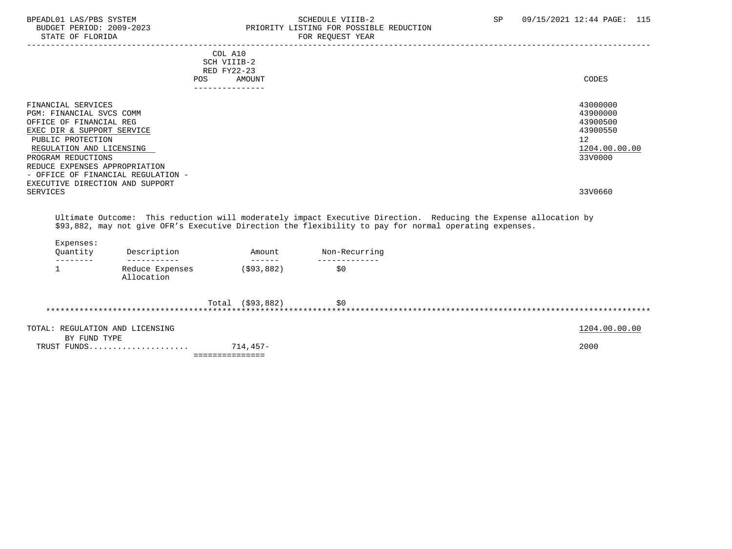COL A10
SCH VIIIB-2
RED FY22-23

| | POS | AMOUNT | CODES |
|---|---|---|---|
| FINANCIAL SERVICES | | | 43000000 |
| PGM: FINANCIAL SVCS COMM | | | 43900000 |
| OFFICE OF FINANCIAL REG | | | 43900500 |
| EXEC DIR & SUPPORT SERVICE | | | 43900550 |
| PUBLIC PROTECTION | | | 12 |
| REGULATION AND LICENSING | | | 1204.00.00.00 |
| PROGRAM REDUCTIONS | | | 33V0000 |
| REDUCE EXPENSES APPROPRIATION - OFFICE OF FINANCIAL REGULATION - EXECUTIVE DIRECTION AND SUPPORT SERVICES | | | 33V0660 |

Ultimate Outcome: This reduction will moderately impact Executive Direction. Reducing the Expense allocation by $93,882, may not give OFR's Executive Direction the flexibility to pay for normal operating expenses.

Expenses:

| Quantity | Description | Amount | Non-Recurring |
|---|---|---|---|
| 1 | Reduce Expenses Allocation | ($93,882) | $0 |
| | Total | ($93,882) | $0 |

| | AMOUNT | CODES |
|---|---|---|
| TOTAL: REGULATION AND LICENSING | | 1204.00.00.00 |
| BY FUND TYPE | | |
| TRUST FUNDS.................... | 714,457- | 2000 |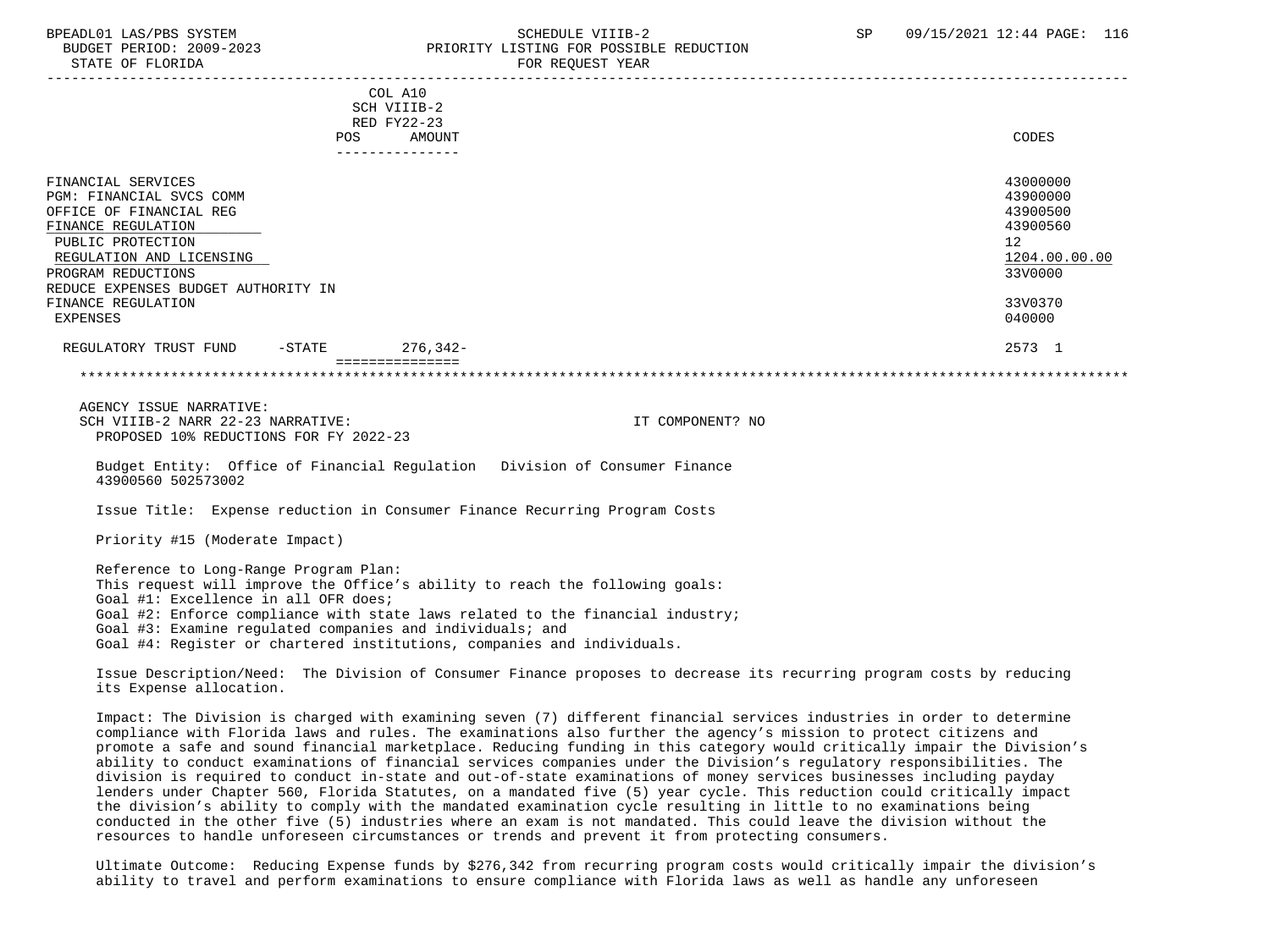COL A10
SCH VIIIB-2
RED FY22-23

| | POS | AMOUNT | CODES |
|---|---|---|---|
| FINANCIAL SERVICES | | | 43000000 |
| PGM: FINANCIAL SVCS COMM | | | 43900000 |
| OFFICE OF FINANCIAL REG | | | 43900500 |
| FINANCE REGULATION | | | 43900560 |
| PUBLIC PROTECTION | | | 12 |
| REGULATION AND LICENSING | | | 1204.00.00.00 |
| PROGRAM REDUCTIONS | | | 33V0000 |
| REDUCE EXPENSES BUDGET AUTHORITY IN FINANCE REGULATION | | | 33V0370 |
| EXPENSES | | | 040000 |
| REGULATORY TRUST FUND -STATE | | 276,342- | 2573 1 |

AGENCY ISSUE NARRATIVE:
SCH VIIIB-2 NARR 22-23 NARRATIVE: IT COMPONENT? NO
PROPOSED 10% REDUCTIONS FOR FY 2022-23

Budget Entity: Office of Financial Regulation Division of Consumer Finance
43900560 502573002

Issue Title: Expense reduction in Consumer Finance Recurring Program Costs

Priority #15 (Moderate Impact)

Reference to Long-Range Program Plan:
This request will improve the Office's ability to reach the following goals:
Goal #1: Excellence in all OFR does;
Goal #2: Enforce compliance with state laws related to the financial industry;
Goal #3: Examine regulated companies and individuals; and
Goal #4: Register or chartered institutions, companies and individuals.

Issue Description/Need: The Division of Consumer Finance proposes to decrease its recurring program costs by reducing its Expense allocation.

Impact: The Division is charged with examining seven (7) different financial services industries in order to determine compliance with Florida laws and rules. The examinations also further the agency's mission to protect citizens and promote a safe and sound financial marketplace. Reducing funding in this category would critically impair the Division's ability to conduct examinations of financial services companies under the Division's regulatory responsibilities. The division is required to conduct in-state and out-of-state examinations of money services businesses including payday lenders under Chapter 560, Florida Statutes, on a mandated five (5) year cycle. This reduction could critically impact the division's ability to comply with the mandated examination cycle resulting in little to no examinations being conducted in the other five (5) industries where an exam is not mandated. This could leave the division without the resources to handle unforeseen circumstances or trends and prevent it from protecting consumers.

Ultimate Outcome: Reducing Expense funds by $276,342 from recurring program costs would critically impair the division's ability to travel and perform examinations to ensure compliance with Florida laws as well as handle any unforeseen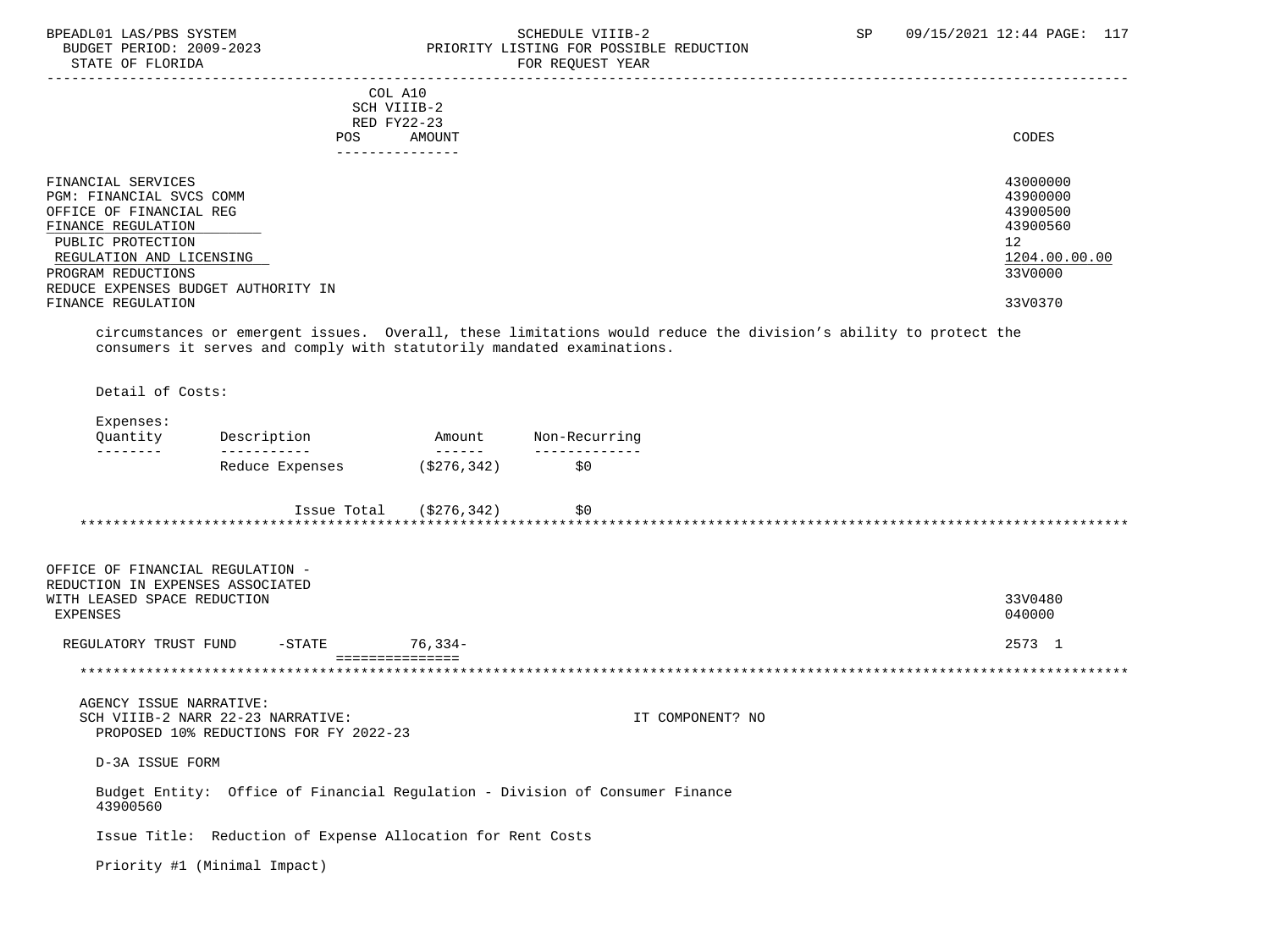| | COL A10 SCH VIIIB-2 RED FY22-23 POS AMOUNT | CODES |
|---|---|---|
| FINANCIAL SERVICES | | 43000000 |
| PGM: FINANCIAL SVCS COMM | | 43900000 |
| OFFICE OF FINANCIAL REG | | 43900500 |
| FINANCE REGULATION | | 43900560 |
| PUBLIC PROTECTION | | 12 |
| REGULATION AND LICENSING | | 1204.00.00.00 |
| PROGRAM REDUCTIONS | | 33V0000 |
| REDUCE EXPENSES BUDGET AUTHORITY IN FINANCE REGULATION | | 33V0370 |

circumstances or emergent issues. Overall, these limitations would reduce the division's ability to protect the consumers it serves and comply with statutorily mandated examinations.

Detail of Costs:

Expenses:

| Quantity | Description | Amount | Non-Recurring |
|---|---|---|---|
| | Reduce Expenses | ($276,342) | $0 |
| | Issue Total | ($276,342) | $0 |

*****************************************************************************************************************************

| | | CODES |
|---|---|---|
| OFFICE OF FINANCIAL REGULATION - REDUCTION IN EXPENSES ASSOCIATED WITH LEASED SPACE REDUCTION | | 33V0480 |
| EXPENSES | | 040000 |
| REGULATORY TRUST FUND -STATE | 76,334- | 2573 1 |

*****************************************************************************************************************************

AGENCY ISSUE NARRATIVE:
SCH VIIIB-2 NARR 22-23 NARRATIVE: IT COMPONENT? NO
PROPOSED 10% REDUCTIONS FOR FY 2022-23

D-3A ISSUE FORM

Budget Entity: Office of Financial Regulation - Division of Consumer Finance 43900560

Issue Title: Reduction of Expense Allocation for Rent Costs

Priority #1 (Minimal Impact)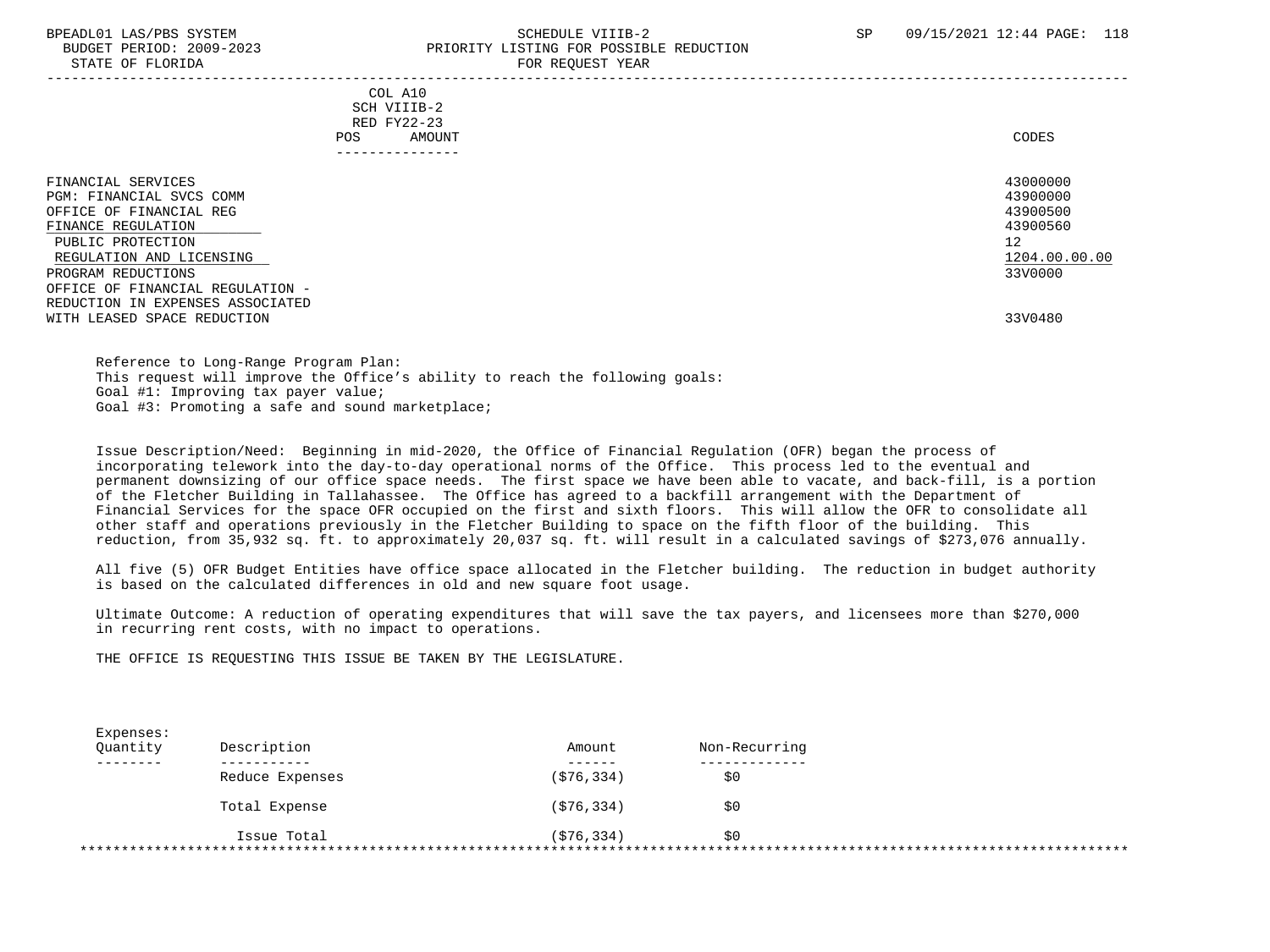COL A10
SCH VIIIB-2
RED FY22-23
POS AMOUNT

| | CODES |
|---|---|
| FINANCIAL SERVICES | 43000000 |
| PGM: FINANCIAL SVCS COMM | 43900000 |
| OFFICE OF FINANCIAL REG | 43900500 |
| FINANCE REGULATION | 43900560 |
| PUBLIC PROTECTION | 12 |
| REGULATION AND LICENSING | 1204.00.00.00 |
| PROGRAM REDUCTIONS | 33V0000 |
| OFFICE OF FINANCIAL REGULATION - REDUCTION IN EXPENSES ASSOCIATED WITH LEASED SPACE REDUCTION | 33V0480 |

Reference to Long-Range Program Plan:
This request will improve the Office's ability to reach the following goals:
Goal #1: Improving tax payer value;
Goal #3: Promoting a safe and sound marketplace;

Issue Description/Need: Beginning in mid-2020, the Office of Financial Regulation (OFR) began the process of incorporating telework into the day-to-day operational norms of the Office. This process led to the eventual and permanent downsizing of our office space needs. The first space we have been able to vacate, and back-fill, is a portion of the Fletcher Building in Tallahassee. The Office has agreed to a backfill arrangement with the Department of Financial Services for the space OFR occupied on the first and sixth floors. This will allow the OFR to consolidate all other staff and operations previously in the Fletcher Building to space on the fifth floor of the building. This reduction, from 35,932 sq. ft. to approximately 20,037 sq. ft. will result in a calculated savings of $273,076 annually.

All five (5) OFR Budget Entities have office space allocated in the Fletcher building. The reduction in budget authority is based on the calculated differences in old and new square foot usage.

Ultimate Outcome: A reduction of operating expenditures that will save the tax payers, and licensees more than $270,000 in recurring rent costs, with no impact to operations.

THE OFFICE IS REQUESTING THIS ISSUE BE TAKEN BY THE LEGISLATURE.

Expenses:

| Quantity | Description | Amount | Non-Recurring |
|---|---|---|---|
| | Reduce Expenses | ($76,334) | $0 |
| | Total Expense | ($76,334) | $0 |
| | Issue Total | ($76,334) | $0 |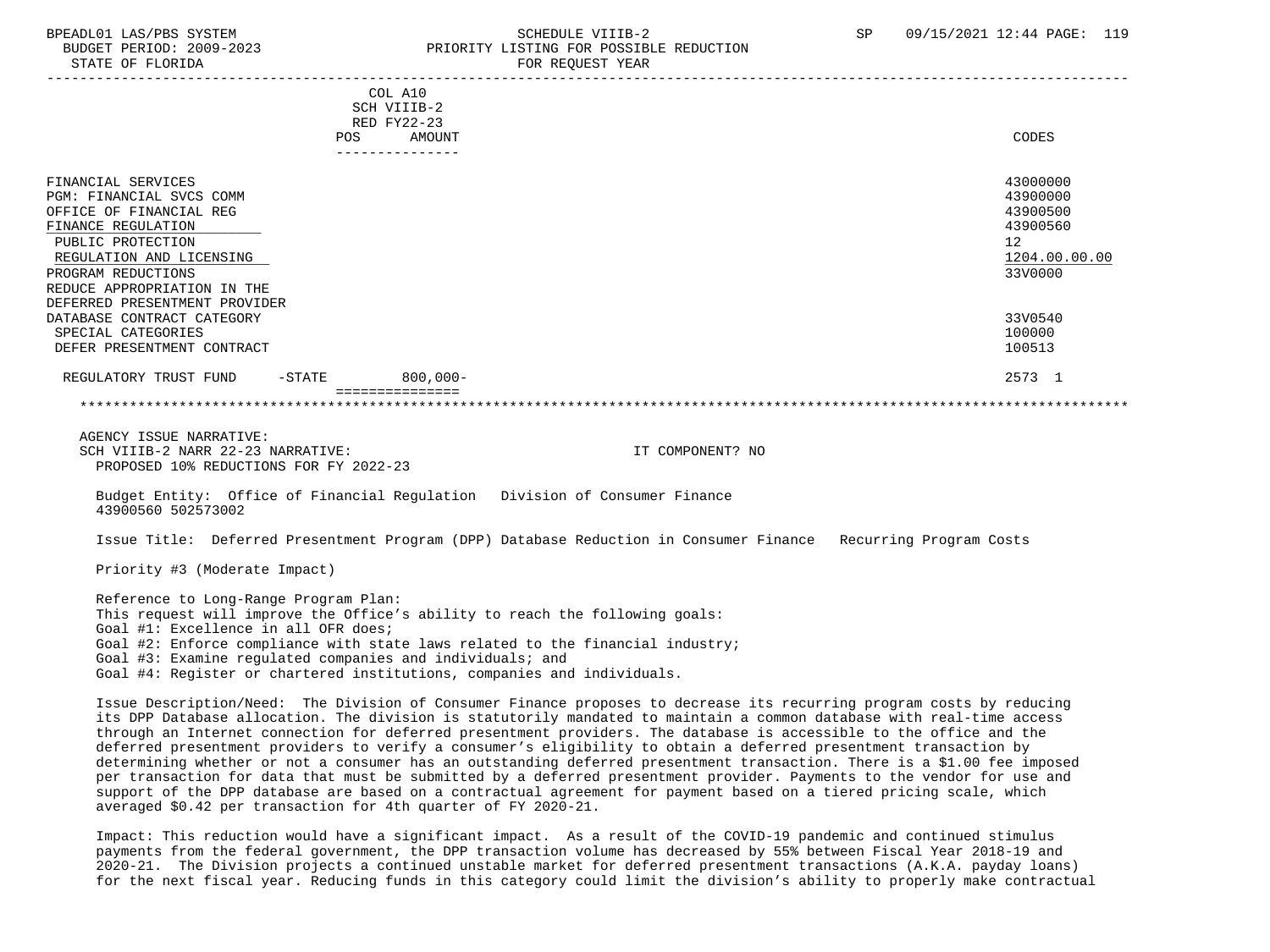| | COL A10 SCH VIIIB-2 RED FY22-23 POS AMOUNT | CODES |
|---|---|---|
| FINANCIAL SERVICES | | 43000000 |
| PGM: FINANCIAL SVCS COMM | | 43900000 |
| OFFICE OF FINANCIAL REG | | 43900500 |
| FINANCE REGULATION | | 43900560 |
| PUBLIC PROTECTION | | 12 |
| REGULATION AND LICENSING | | 1204.00.00.00 |
| PROGRAM REDUCTIONS | | 33V0000 |
| REDUCE APPROPRIATION IN THE DEFERRED PRESENTMENT PROVIDER DATABASE CONTRACT CATEGORY | | 33V0540 |
| SPECIAL CATEGORIES | | 100000 |
| DEFER PRESENTMENT CONTRACT | | 100513 |
| REGULATORY TRUST FUND -STATE | 800,000- | 2573 1 |

AGENCY ISSUE NARRATIVE:
SCH VIIIB-2 NARR 22-23 NARRATIVE: IT COMPONENT? NO
PROPOSED 10% REDUCTIONS FOR FY 2022-23

Budget Entity: Office of Financial Regulation Division of Consumer Finance
43900560 502573002

Issue Title: Deferred Presentment Program (DPP) Database Reduction in Consumer Finance Recurring Program Costs

Priority #3 (Moderate Impact)

Reference to Long-Range Program Plan:
This request will improve the Office's ability to reach the following goals:
Goal #1: Excellence in all OFR does;
Goal #2: Enforce compliance with state laws related to the financial industry;
Goal #3: Examine regulated companies and individuals; and
Goal #4: Register or chartered institutions, companies and individuals.

Issue Description/Need: The Division of Consumer Finance proposes to decrease its recurring program costs by reducing its DPP Database allocation. The division is statutorily mandated to maintain a common database with real-time access through an Internet connection for deferred presentment providers. The database is accessible to the office and the deferred presentment providers to verify a consumer's eligibility to obtain a deferred presentment transaction by determining whether or not a consumer has an outstanding deferred presentment transaction. There is a $1.00 fee imposed per transaction for data that must be submitted by a deferred presentment provider. Payments to the vendor for use and support of the DPP database are based on a contractual agreement for payment based on a tiered pricing scale, which averaged $0.42 per transaction for 4th quarter of FY 2020-21.

Impact: This reduction would have a significant impact. As a result of the COVID-19 pandemic and continued stimulus payments from the federal government, the DPP transaction volume has decreased by 55% between Fiscal Year 2018-19 and 2020-21. The Division projects a continued unstable market for deferred presentment transactions (A.K.A. payday loans) for the next fiscal year. Reducing funds in this category could limit the division's ability to properly make contractual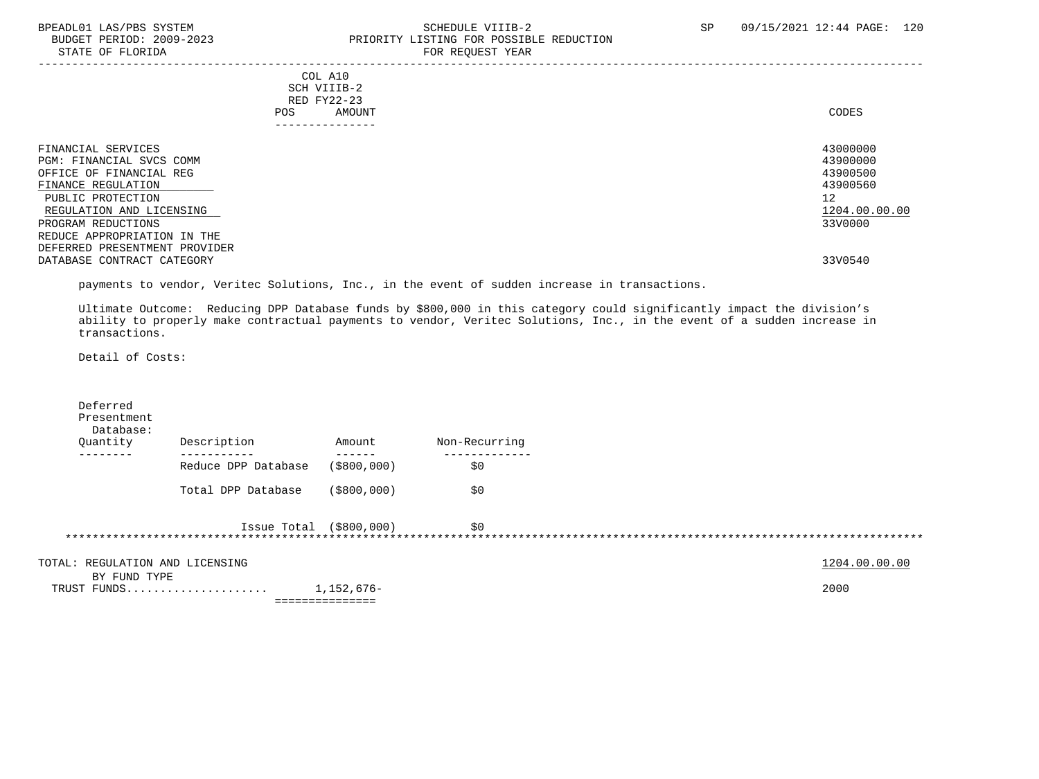| | COL A10 SCH VIIIB-2 RED FY22-23 POS AMOUNT | CODES |
|---|---|---|
| FINANCIAL SERVICES | | 43000000 |
| PGM: FINANCIAL SVCS COMM | | 43900000 |
| OFFICE OF FINANCIAL REG | | 43900500 |
| FINANCE REGULATION | | 43900560 |
| PUBLIC PROTECTION | | 12 |
| REGULATION AND LICENSING | | 1204.00.00.00 |
| PROGRAM REDUCTIONS | | 33V0000 |
| REDUCE APPROPRIATION IN THE DEFERRED PRESENTMENT PROVIDER DATABASE CONTRACT CATEGORY | | 33V0540 |

payments to vendor, Veritec Solutions, Inc., in the event of sudden increase in transactions.

Ultimate Outcome: Reducing DPP Database funds by $800,000 in this category could significantly impact the division's ability to properly make contractual payments to vendor, Veritec Solutions, Inc., in the event of a sudden increase in transactions.

Detail of Costs:

Deferred Presentment Database:

| Quantity | Description | Amount | Non-Recurring |
|---|---|---|---|
| | Reduce DPP Database | ($800,000) | $0 |
| | Total DPP Database | ($800,000) | $0 |
| | Issue Total | ($800,000) | $0 |

| | | |
|---|---|---|
| TOTAL: REGULATION AND LICENSING | | 1204.00.00.00 |
| BY FUND TYPE | | |
| TRUST FUNDS.................... | 1,152,676- | 2000 |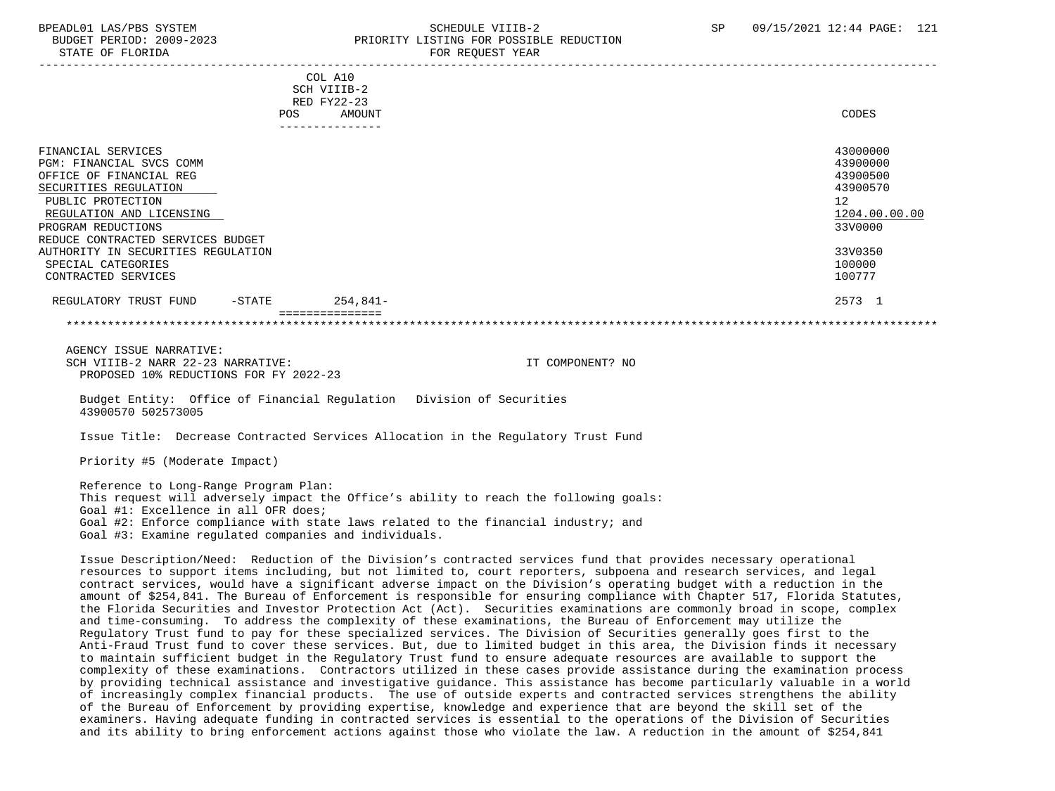COL A10
SCH VIIIB-2
RED FY22-23

| | POS | AMOUNT | CODES |
|---|---|---|---|
| FINANCIAL SERVICES | | | 43000000 |
| PGM: FINANCIAL SVCS COMM | | | 43900000 |
| OFFICE OF FINANCIAL REG | | | 43900500 |
| SECURITIES REGULATION | | | 43900570 |
| PUBLIC PROTECTION | | | 12 |
| REGULATION AND LICENSING | | | 1204.00.00.00 |
| PROGRAM REDUCTIONS | | | 33V0000 |
| REDUCE CONTRACTED SERVICES BUDGET AUTHORITY IN SECURITIES REGULATION | | | 33V0350 |
| SPECIAL CATEGORIES | | | 100000 |
| CONTRACTED SERVICES | | | 100777 |
| REGULATORY TRUST FUND -STATE | | 254,841- | 2573 1 |

AGENCY ISSUE NARRATIVE:
SCH VIIIB-2 NARR 22-23 NARRATIVE: IT COMPONENT? NO
PROPOSED 10% REDUCTIONS FOR FY 2022-23

Budget Entity: Office of Financial Regulation Division of Securities
43900570 502573005

Issue Title: Decrease Contracted Services Allocation in the Regulatory Trust Fund

Priority #5 (Moderate Impact)

Reference to Long-Range Program Plan:
This request will adversely impact the Office's ability to reach the following goals:
Goal #1: Excellence in all OFR does;
Goal #2: Enforce compliance with state laws related to the financial industry; and
Goal #3: Examine regulated companies and individuals.

Issue Description/Need: Reduction of the Division's contracted services fund that provides necessary operational resources to support items including, but not limited to, court reporters, subpoena and research services, and legal contract services, would have a significant adverse impact on the Division's operating budget with a reduction in the amount of $254,841. The Bureau of Enforcement is responsible for ensuring compliance with Chapter 517, Florida Statutes, the Florida Securities and Investor Protection Act (Act). Securities examinations are commonly broad in scope, complex and time-consuming. To address the complexity of these examinations, the Bureau of Enforcement may utilize the Regulatory Trust fund to pay for these specialized services. The Division of Securities generally goes first to the Anti-Fraud Trust fund to cover these services. But, due to limited budget in this area, the Division finds it necessary to maintain sufficient budget in the Regulatory Trust fund to ensure adequate resources are available to support the complexity of these examinations. Contractors utilized in these cases provide assistance during the examination process by providing technical assistance and investigative guidance. This assistance has become particularly valuable in a world of increasingly complex financial products. The use of outside experts and contracted services strengthens the ability of the Bureau of Enforcement by providing expertise, knowledge and experience that are beyond the skill set of the examiners. Having adequate funding in contracted services is essential to the operations of the Division of Securities and its ability to bring enforcement actions against those who violate the law. A reduction in the amount of $254,841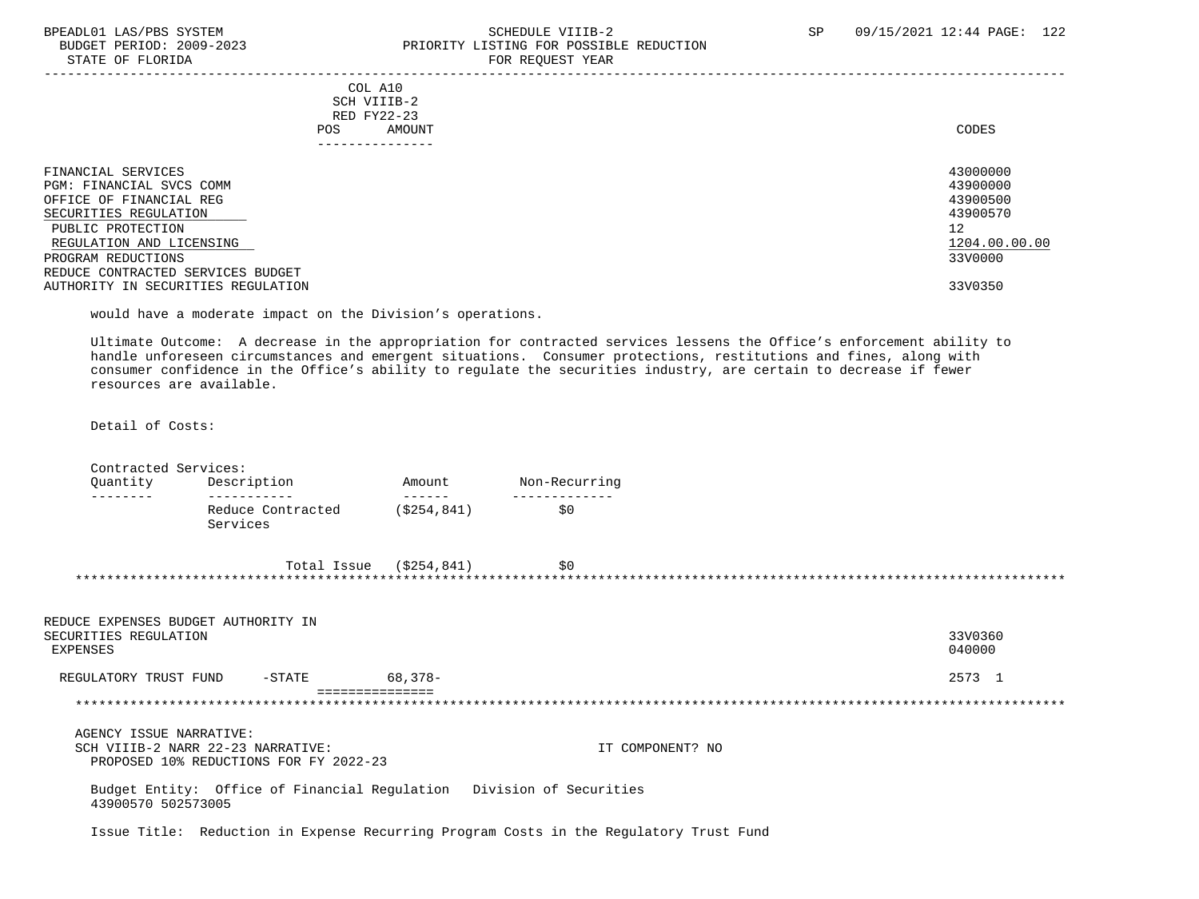| | COL A10 SCH VIIIB-2 RED FY22-23 POS AMOUNT | CODES |
|---|---|---|
| FINANCIAL SERVICES | | 43000000 |
| PGM: FINANCIAL SVCS COMM | | 43900000 |
| OFFICE OF FINANCIAL REG | | 43900500 |
| SECURITIES REGULATION | | 43900570 |
| PUBLIC PROTECTION | | 12 |
| REGULATION AND LICENSING | | 1204.00.00.00 |
| PROGRAM REDUCTIONS | | 33V0000 |
| REDUCE CONTRACTED SERVICES BUDGET AUTHORITY IN SECURITIES REGULATION | | 33V0350 |

would have a moderate impact on the Division's operations.

Ultimate Outcome: A decrease in the appropriation for contracted services lessens the Office's enforcement ability to handle unforeseen circumstances and emergent situations. Consumer protections, restitutions and fines, along with consumer confidence in the Office's ability to regulate the securities industry, are certain to decrease if fewer resources are available.

Detail of Costs:

Contracted Services:

| Quantity | Description | Amount | Non-Recurring |
|---|---|---|---|
| | Reduce Contracted Services | ($254,841) | $0 |
| | Total Issue | ($254,841) | $0 |

*******************************************************************************************************************

| | COL A10 SCH VIIIB-2 RED FY22-23 POS AMOUNT | CODES |
|---|---|---|
| REDUCE EXPENSES BUDGET AUTHORITY IN SECURITIES REGULATION | | 33V0360 |
| EXPENSES | | 040000 |
| REGULATORY TRUST FUND -STATE | 68,378- | 2573 1 |

*******************************************************************************************************************

AGENCY ISSUE NARRATIVE:
SCH VIIIB-2 NARR 22-23 NARRATIVE: IT COMPONENT? NO
PROPOSED 10% REDUCTIONS FOR FY 2022-23

Budget Entity: Office of Financial Regulation Division of Securities
43900570 502573005

Issue Title: Reduction in Expense Recurring Program Costs in the Regulatory Trust Fund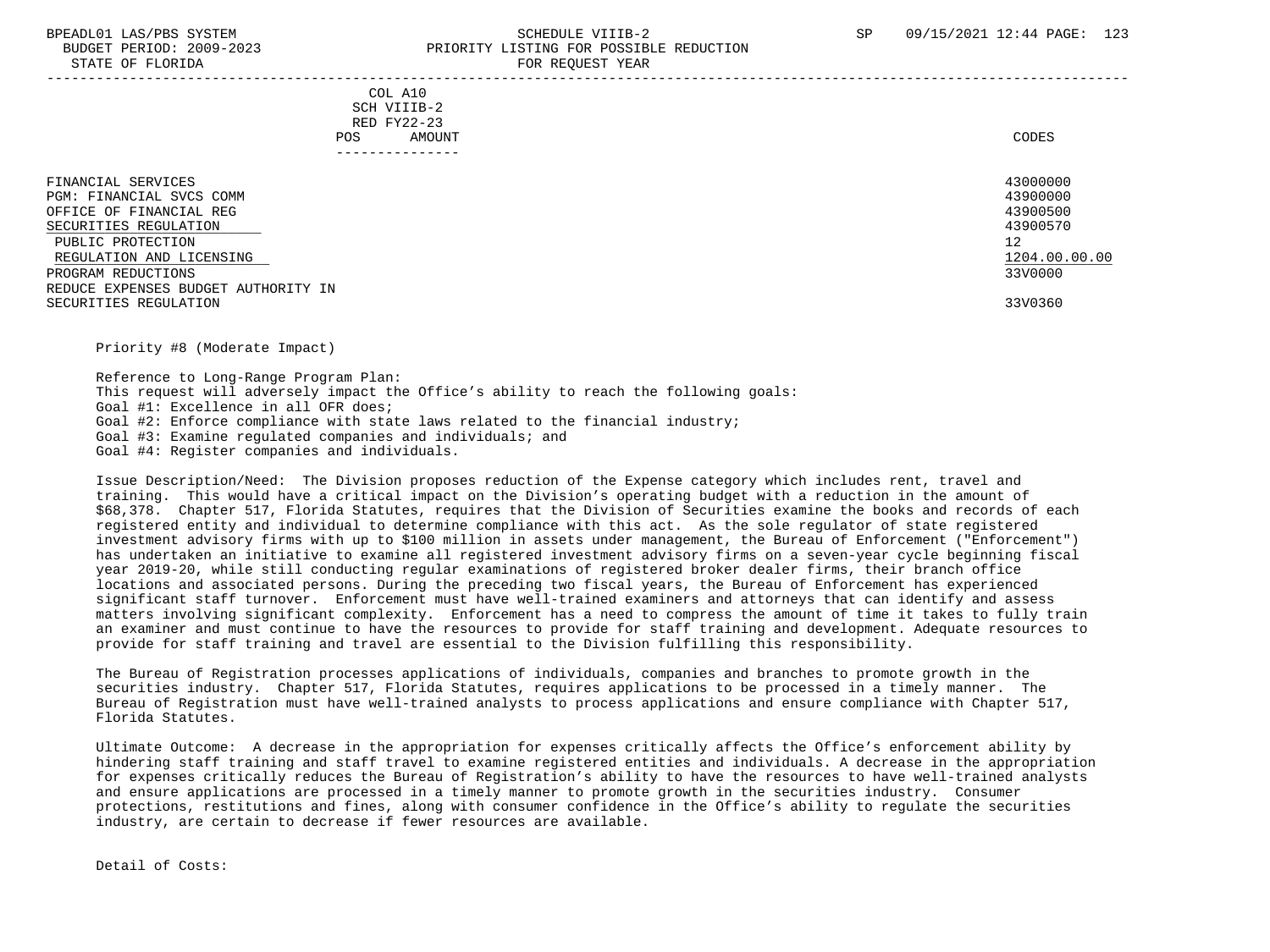| | COL A10 SCH VIIIB-2 RED FY22-23 POS AMOUNT | CODES |
|---|---|---|
| FINANCIAL SERVICES | | 43000000 |
| PGM: FINANCIAL SVCS COMM | | 43900000 |
| OFFICE OF FINANCIAL REG | | 43900500 |
| SECURITIES REGULATION | | 43900570 |
| PUBLIC PROTECTION | | 12 |
| REGULATION AND LICENSING | | 1204.00.00.00 |
| PROGRAM REDUCTIONS | | 33V0000 |
| REDUCE EXPENSES BUDGET AUTHORITY IN SECURITIES REGULATION | | 33V0360 |

Priority #8 (Moderate Impact)

Reference to Long-Range Program Plan:
This request will adversely impact the Office's ability to reach the following goals:
Goal #1: Excellence in all OFR does;
Goal #2: Enforce compliance with state laws related to the financial industry;
Goal #3: Examine regulated companies and individuals; and
Goal #4: Register companies and individuals.

Issue Description/Need: The Division proposes reduction of the Expense category which includes rent, travel and training. This would have a critical impact on the Division's operating budget with a reduction in the amount of $68,378. Chapter 517, Florida Statutes, requires that the Division of Securities examine the books and records of each registered entity and individual to determine compliance with this act. As the sole regulator of state registered investment advisory firms with up to $100 million in assets under management, the Bureau of Enforcement ("Enforcement") has undertaken an initiative to examine all registered investment advisory firms on a seven-year cycle beginning fiscal year 2019-20, while still conducting regular examinations of registered broker dealer firms, their branch office locations and associated persons. During the preceding two fiscal years, the Bureau of Enforcement has experienced significant staff turnover. Enforcement must have well-trained examiners and attorneys that can identify and assess matters involving significant complexity. Enforcement has a need to compress the amount of time it takes to fully train an examiner and must continue to have the resources to provide for staff training and development. Adequate resources to provide for staff training and travel are essential to the Division fulfilling this responsibility.

The Bureau of Registration processes applications of individuals, companies and branches to promote growth in the securities industry. Chapter 517, Florida Statutes, requires applications to be processed in a timely manner. The Bureau of Registration must have well-trained analysts to process applications and ensure compliance with Chapter 517, Florida Statutes.

Ultimate Outcome: A decrease in the appropriation for expenses critically affects the Office's enforcement ability by hindering staff training and staff travel to examine registered entities and individuals. A decrease in the appropriation for expenses critically reduces the Bureau of Registration's ability to have the resources to have well-trained analysts and ensure applications are processed in a timely manner to promote growth in the securities industry. Consumer protections, restitutions and fines, along with consumer confidence in the Office's ability to regulate the securities industry, are certain to decrease if fewer resources are available.

Detail of Costs: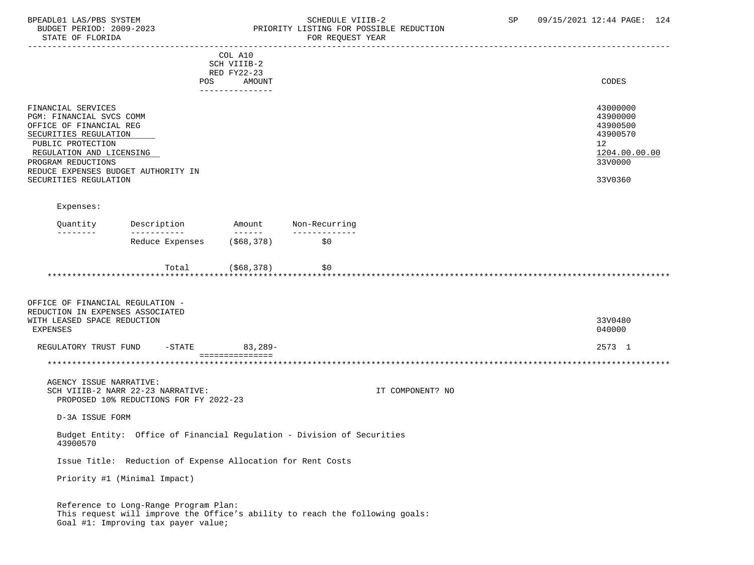| | POS | COL A10 SCH VIIIB-2 RED FY22-23 AMOUNT | CODES |
|---|---|---|---|
| FINANCIAL SERVICES | | | 43000000 |
| PGM: FINANCIAL SVCS COMM | | | 43900000 |
| OFFICE OF FINANCIAL REG | | | 43900500 |
| SECURITIES REGULATION | | | 43900570 |
| PUBLIC PROTECTION | | | 12 |
| REGULATION AND LICENSING | | | 1204.00.00.00 |
| PROGRAM REDUCTIONS | | | 33V0000 |
| REDUCE EXPENSES BUDGET AUTHORITY IN SECURITIES REGULATION | | | 33V0360 |

Expenses:

| Quantity | Description | Amount | Non-Recurring |
|---|---|---|---|
| | Reduce Expenses | ($68,378) | $0 |
| | Total | ($68,378) | $0 |

*****

| | POS | AMOUNT | CODES |
|---|---|---|---|
| OFFICE OF FINANCIAL REGULATION - REDUCTION IN EXPENSES ASSOCIATED WITH LEASED SPACE REDUCTION | | | 33V0480 |
| EXPENSES | | | 040000 |
| REGULATORY TRUST FUND -STATE | | 83,289- | 2573 1 |

*****

AGENCY ISSUE NARRATIVE:
SCH VIIIB-2 NARR 22-23 NARRATIVE: IT COMPONENT? NO
PROPOSED 10% REDUCTIONS FOR FY 2022-23

D-3A ISSUE FORM

Budget Entity: Office of Financial Regulation - Division of Securities
43900570

Issue Title: Reduction of Expense Allocation for Rent Costs

Priority #1 (Minimal Impact)

Reference to Long-Range Program Plan:
This request will improve the Office's ability to reach the following goals:
Goal #1: Improving tax payer value;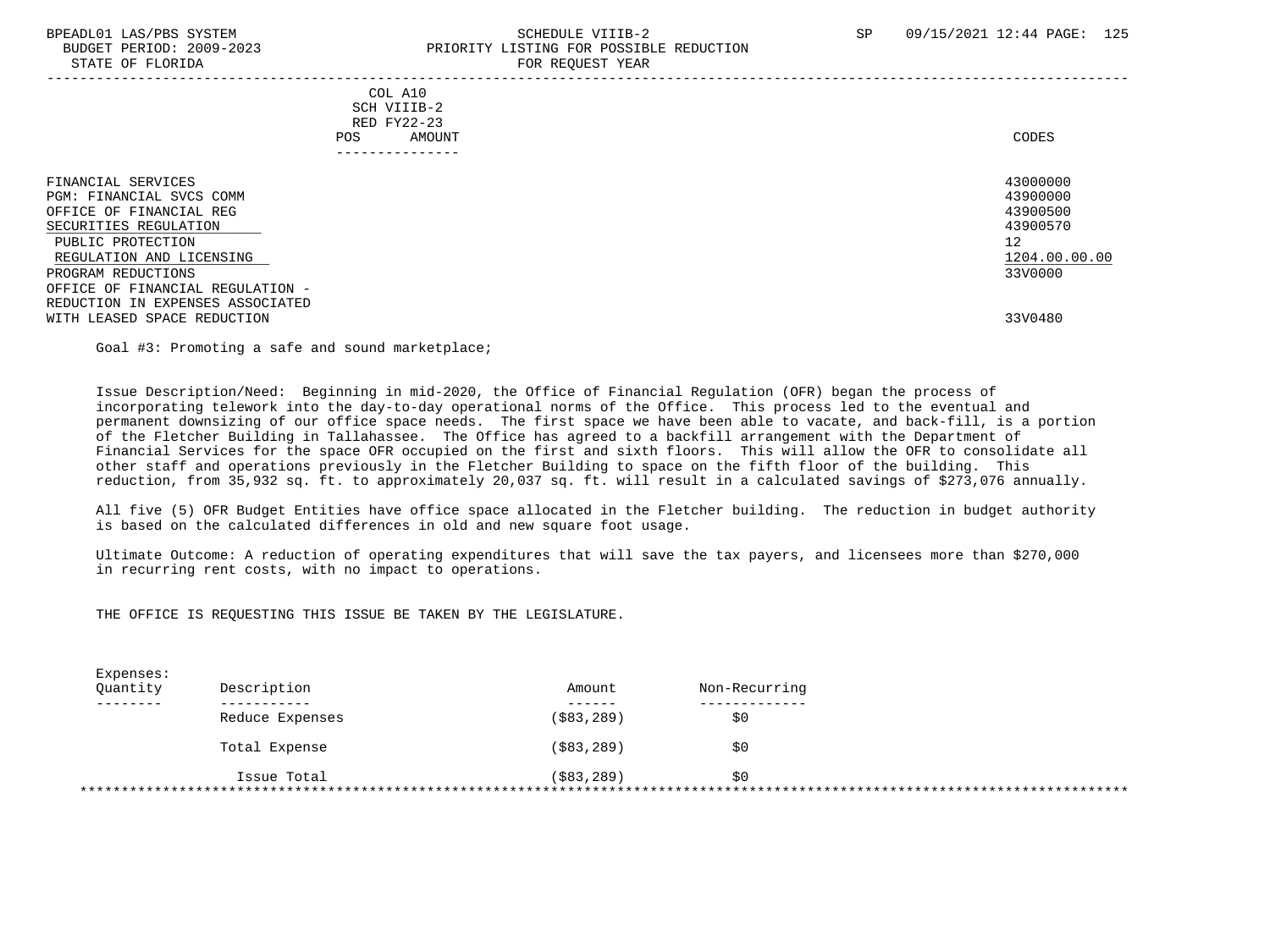COL A10
SCH VIIIB-2
RED FY22-23
POS AMOUNT

| | CODES |
|---|---|
| FINANCIAL SERVICES | 43000000 |
| PGM: FINANCIAL SVCS COMM | 43900000 |
| OFFICE OF FINANCIAL REG | 43900500 |
| SECURITIES REGULATION | 43900570 |
| PUBLIC PROTECTION | 12 |
| REGULATION AND LICENSING | 1204.00.00.00 |
| PROGRAM REDUCTIONS | 33V0000 |
| OFFICE OF FINANCIAL REGULATION - REDUCTION IN EXPENSES ASSOCIATED WITH LEASED SPACE REDUCTION | 33V0480 |

Goal #3: Promoting a safe and sound marketplace;

Issue Description/Need: Beginning in mid-2020, the Office of Financial Regulation (OFR) began the process of incorporating telework into the day-to-day operational norms of the Office. This process led to the eventual and permanent downsizing of our office space needs. The first space we have been able to vacate, and back-fill, is a portion of the Fletcher Building in Tallahassee. The Office has agreed to a backfill arrangement with the Department of Financial Services for the space OFR occupied on the first and sixth floors. This will allow the OFR to consolidate all other staff and operations previously in the Fletcher Building to space on the fifth floor of the building. This reduction, from 35,932 sq. ft. to approximately 20,037 sq. ft. will result in a calculated savings of $273,076 annually.

All five (5) OFR Budget Entities have office space allocated in the Fletcher building. The reduction in budget authority is based on the calculated differences in old and new square foot usage.

Ultimate Outcome: A reduction of operating expenditures that will save the tax payers, and licensees more than $270,000 in recurring rent costs, with no impact to operations.

THE OFFICE IS REQUESTING THIS ISSUE BE TAKEN BY THE LEGISLATURE.

Expenses:

| Quantity | Description | Amount | Non-Recurring |
|---|---|---|---|
| | Reduce Expenses | ($83,289) | $0 |
| | Total Expense | ($83,289) | $0 |
| | Issue Total | ($83,289) | $0 |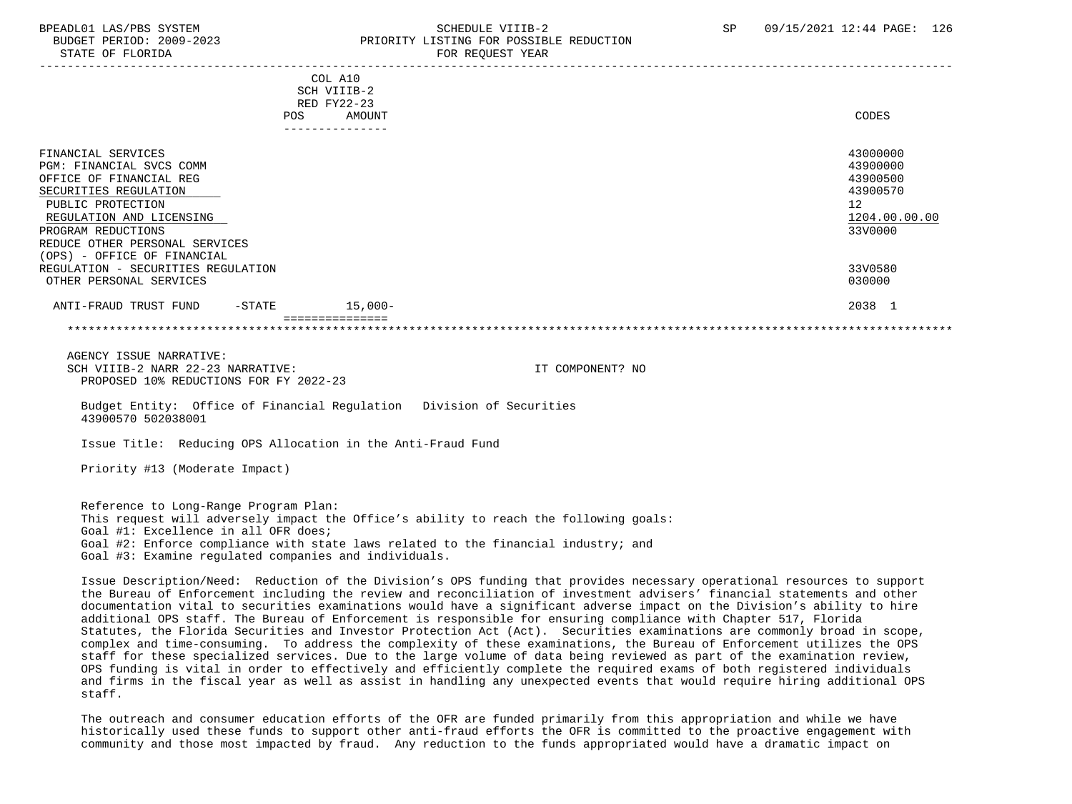| | COL A10 SCH VIIIB-2 RED FY22-23 POS | AMOUNT | CODES |
|---|---|---|---|
| FINANCIAL SERVICES | | | 43000000 |
| PGM: FINANCIAL SVCS COMM | | | 43900000 |
| OFFICE OF FINANCIAL REG | | | 43900500 |
| SECURITIES REGULATION | | | 43900570 |
| PUBLIC PROTECTION | | | 12 |
| REGULATION AND LICENSING | | | 1204.00.00.00 |
| PROGRAM REDUCTIONS | | | 33V0000 |
| REDUCE OTHER PERSONAL SERVICES (OPS) - OFFICE OF FINANCIAL REGULATION - SECURITIES REGULATION | | | 33V0580 |
| OTHER PERSONAL SERVICES | | | 030000 |
| ANTI-FRAUD TRUST FUND -STATE | | 15,000- | 2038 1 |

AGENCY ISSUE NARRATIVE:
SCH VIIIB-2 NARR 22-23 NARRATIVE: IT COMPONENT? NO
PROPOSED 10% REDUCTIONS FOR FY 2022-23

Budget Entity: Office of Financial Regulation Division of Securities
43900570 502038001

Issue Title: Reducing OPS Allocation in the Anti-Fraud Fund

Priority #13 (Moderate Impact)

Reference to Long-Range Program Plan:
This request will adversely impact the Office's ability to reach the following goals:
Goal #1: Excellence in all OFR does;
Goal #2: Enforce compliance with state laws related to the financial industry; and
Goal #3: Examine regulated companies and individuals.

Issue Description/Need: Reduction of the Division's OPS funding that provides necessary operational resources to support the Bureau of Enforcement including the review and reconciliation of investment advisers' financial statements and other documentation vital to securities examinations would have a significant adverse impact on the Division's ability to hire additional OPS staff. The Bureau of Enforcement is responsible for ensuring compliance with Chapter 517, Florida Statutes, the Florida Securities and Investor Protection Act (Act). Securities examinations are commonly broad in scope, complex and time-consuming. To address the complexity of these examinations, the Bureau of Enforcement utilizes the OPS staff for these specialized services. Due to the large volume of data being reviewed as part of the examination review, OPS funding is vital in order to effectively and efficiently complete the required exams of both registered individuals and firms in the fiscal year as well as assist in handling any unexpected events that would require hiring additional OPS staff.

The outreach and consumer education efforts of the OFR are funded primarily from this appropriation and while we have historically used these funds to support other anti-fraud efforts the OFR is committed to the proactive engagement with community and those most impacted by fraud. Any reduction to the funds appropriated would have a dramatic impact on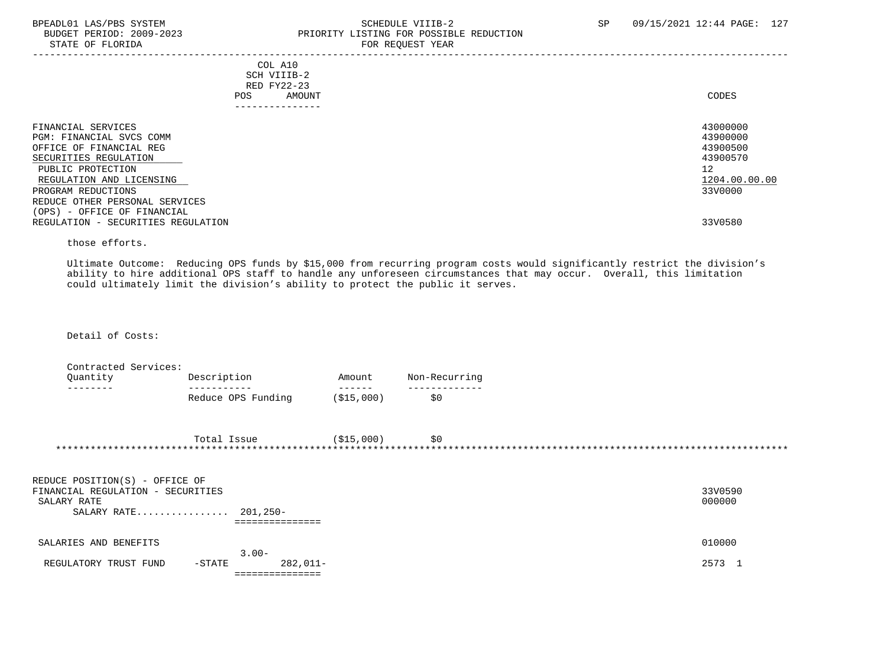| | COL A10 SCH VIIIB-2 RED FY22-23 POS AMOUNT | CODES |
|---|---|---|
| FINANCIAL SERVICES | | 43000000 |
| PGM: FINANCIAL SVCS COMM | | 43900000 |
| OFFICE OF FINANCIAL REG | | 43900500 |
| SECURITIES REGULATION | | 43900570 |
| PUBLIC PROTECTION | | 12 |
| REGULATION AND LICENSING | | 1204.00.00.00 |
| PROGRAM REDUCTIONS | | 33V0000 |
| REDUCE OTHER PERSONAL SERVICES (OPS) - OFFICE OF FINANCIAL REGULATION - SECURITIES REGULATION | | 33V0580 |

those efforts.

Ultimate Outcome: Reducing OPS funds by $15,000 from recurring program costs would significantly restrict the division's ability to hire additional OPS staff to handle any unforeseen circumstances that may occur. Overall, this limitation could ultimately limit the division's ability to protect the public it serves.

Detail of Costs:

Contracted Services:

| Quantity | Description | Amount | Non-Recurring |
|---|---|---|---|
| | Reduce OPS Funding | ($15,000) | $0 |
| | Total Issue | ($15,000) | $0 |

***

| | POS | AMOUNT | CODES |
|---|---|---|---|
| REDUCE POSITION(S) - OFFICE OF FINANCIAL REGULATION - SECURITIES | | | 33V0590 |
| SALARY RATE | | | 000000 |
| SALARY RATE................ | | 201,250- | |
| SALARIES AND BENEFITS | | | 010000 |
| REGULATORY TRUST FUND -STATE | 3.00- | 282,011- | 2573 1 |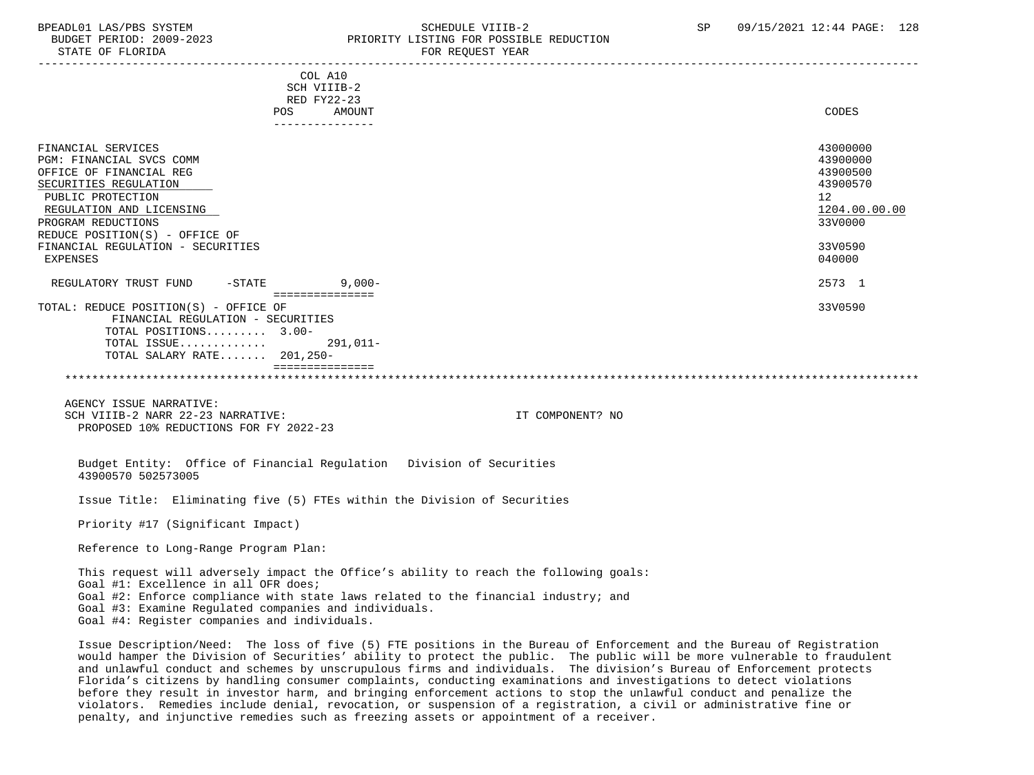| | COL A10<br>SCH VIIIB-2<br>RED FY22-23<br>POS AMOUNT | CODES |
|---|---|---|
| FINANCIAL SERVICES | | 43000000 |
| PGM: FINANCIAL SVCS COMM | | 43900000 |
| OFFICE OF FINANCIAL REG | | 43900500 |
| SECURITIES REGULATION | | 43900570 |
| PUBLIC PROTECTION | | 12 |
| REGULATION AND LICENSING | | 1204.00.00.00 |
| PROGRAM REDUCTIONS | | 33V0000 |
| REDUCE POSITION(S) - OFFICE OF FINANCIAL REGULATION - SECURITIES | | 33V0590 |
| EXPENSES | | 040000 |
| REGULATORY TRUST FUND -STATE | 9,000- | 2573 1 |
| TOTAL: REDUCE POSITION(S) - OFFICE OF FINANCIAL REGULATION - SECURITIES | | 33V0590 |
| TOTAL POSITIONS......... | 3.00- | |
| TOTAL ISSUE............ | 291,011- | |
| TOTAL SALARY RATE....... | 201,250- | |

AGENCY ISSUE NARRATIVE:
SCH VIIIB-2 NARR 22-23 NARRATIVE: IT COMPONENT? NO
PROPOSED 10% REDUCTIONS FOR FY 2022-23

Budget Entity: Office of Financial Regulation Division of Securities
43900570 502573005

Issue Title: Eliminating five (5) FTEs within the Division of Securities

Priority #17 (Significant Impact)

Reference to Long-Range Program Plan:

This request will adversely impact the Office's ability to reach the following goals:
Goal #1: Excellence in all OFR does;
Goal #2: Enforce compliance with state laws related to the financial industry; and
Goal #3: Examine Regulated companies and individuals.
Goal #4: Register companies and individuals.

Issue Description/Need: The loss of five (5) FTE positions in the Bureau of Enforcement and the Bureau of Registration would hamper the Division of Securities' ability to protect the public. The public will be more vulnerable to fraudulent and unlawful conduct and schemes by unscrupulous firms and individuals. The division's Bureau of Enforcement protects Florida's citizens by handling consumer complaints, conducting examinations and investigations to detect violations before they result in investor harm, and bringing enforcement actions to stop the unlawful conduct and penalize the violators. Remedies include denial, revocation, or suspension of a registration, a civil or administrative fine or penalty, and injunctive remedies such as freezing assets or appointment of a receiver.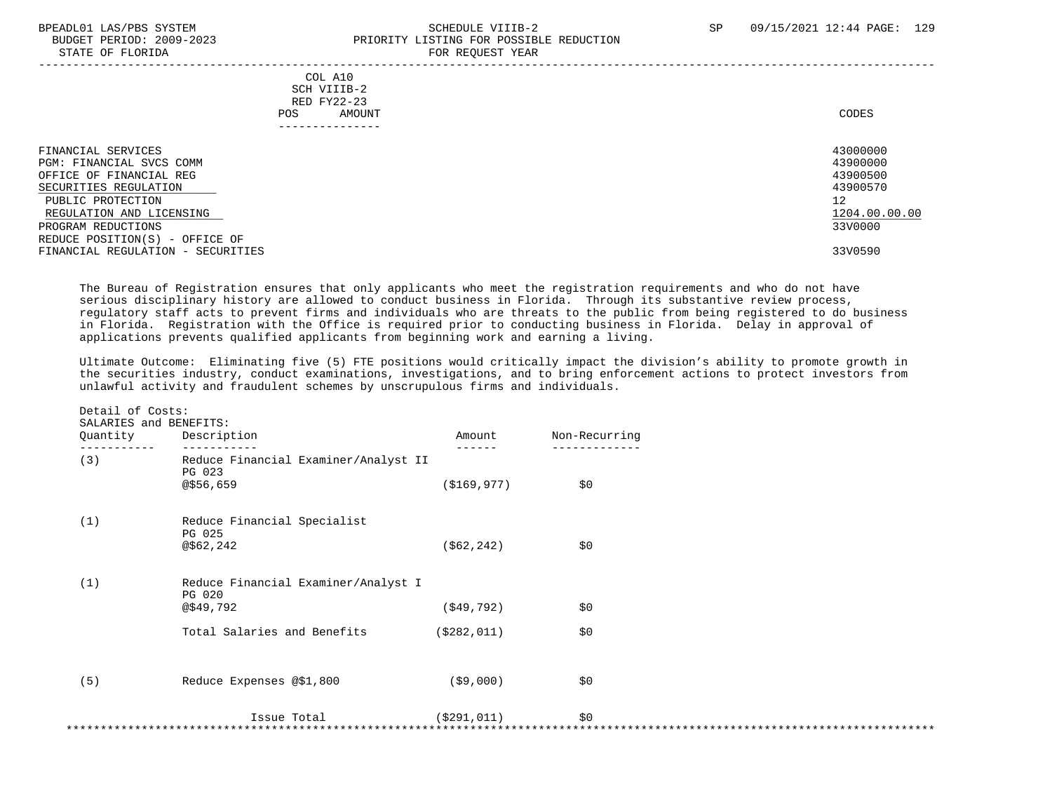COL A10
SCH VIIIB-2
RED FY22-23
POS AMOUNT

| | CODES |
|---|---|
| FINANCIAL SERVICES | 43000000 |
| PGM: FINANCIAL SVCS COMM | 43900000 |
| OFFICE OF FINANCIAL REG | 43900500 |
| SECURITIES REGULATION | 43900570 |
| PUBLIC PROTECTION | 12 |
| REGULATION AND LICENSING | 1204.00.00.00 |
| PROGRAM REDUCTIONS | 33V0000 |
| REDUCE POSITION(S) - OFFICE OF FINANCIAL REGULATION - SECURITIES | 33V0590 |

The Bureau of Registration ensures that only applicants who meet the registration requirements and who do not have serious disciplinary history are allowed to conduct business in Florida. Through its substantive review process, regulatory staff acts to prevent firms and individuals who are threats to the public from being registered to do business in Florida. Registration with the Office is required prior to conducting business in Florida. Delay in approval of applications prevents qualified applicants from beginning work and earning a living.

Ultimate Outcome: Eliminating five (5) FTE positions would critically impact the division's ability to promote growth in the securities industry, conduct examinations, investigations, and to bring enforcement actions to protect investors from unlawful activity and fraudulent schemes by unscrupulous firms and individuals.

Detail of Costs:
SALARIES and BENEFITS:

| Quantity | Description | Amount | Non-Recurring |
|---|---|---|---|
| (3) | Reduce Financial Examiner/Analyst II PG 023 @$56,659 | ($169,977) | $0 |
| (1) | Reduce Financial Specialist PG 025 @$62,242 | ($62,242) | $0 |
| (1) | Reduce Financial Examiner/Analyst I PG 020 @$49,792 | ($49,792) | $0 |
| | Total Salaries and Benefits | ($282,011) | $0 |
| (5) | Reduce Expenses @$1,800 | ($9,000) | $0 |
| | Issue Total | ($291,011) | $0 |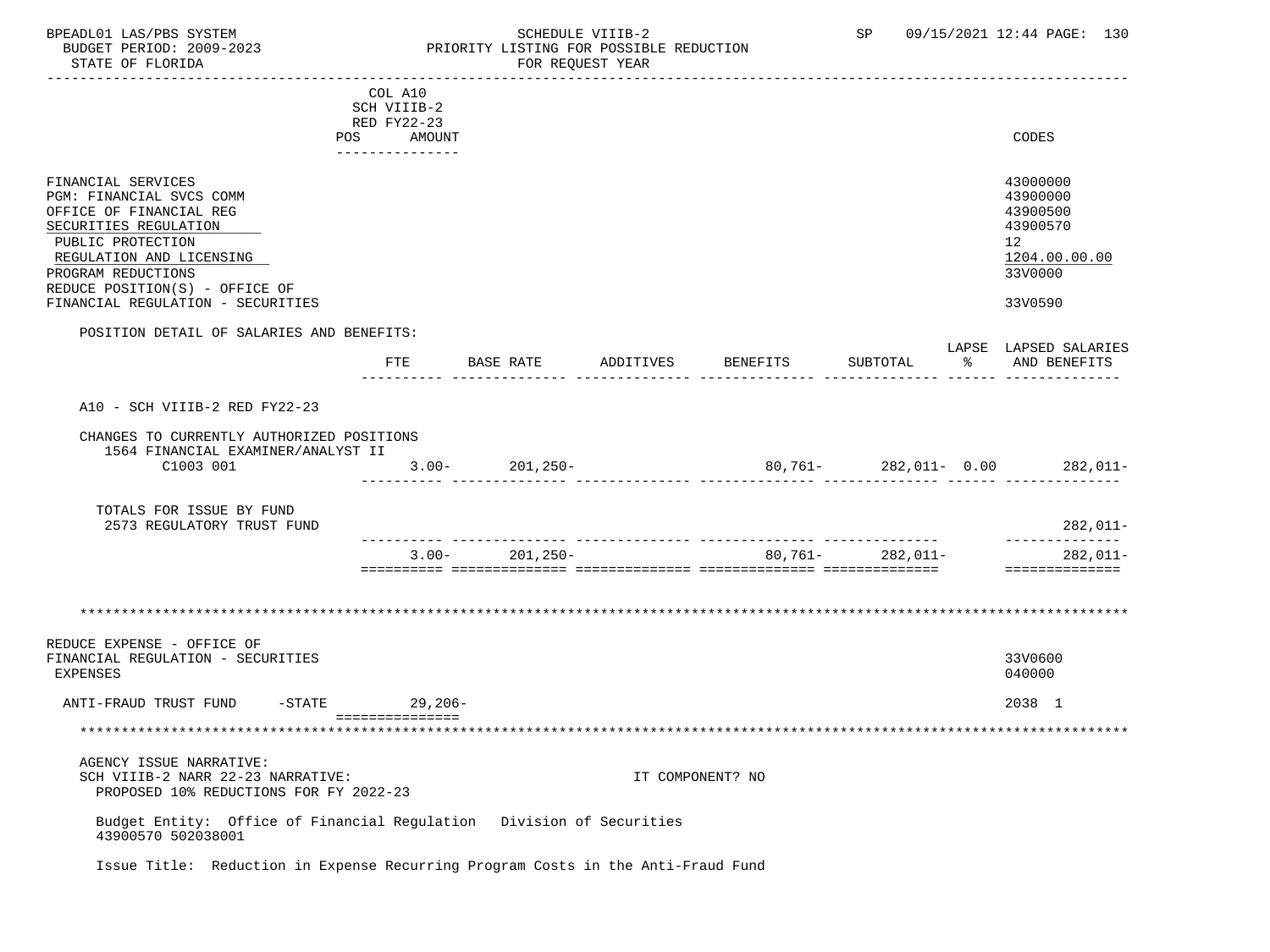| | COL A10 SCH VIIIB-2 RED FY22-23 POS AMOUNT | CODES |
|---|---|---|
| FINANCIAL SERVICES | | 43000000 |
| PGM: FINANCIAL SVCS COMM | | 43900000 |
| OFFICE OF FINANCIAL REG | | 43900500 |
| SECURITIES REGULATION | | 43900570 |
| PUBLIC PROTECTION | | 12 |
| REGULATION AND LICENSING | | 1204.00.00.00 |
| PROGRAM REDUCTIONS | | 33V0000 |
| REDUCE POSITION(S) - OFFICE OF FINANCIAL REGULATION - SECURITIES | | 33V0590 |

POSITION DETAIL OF SALARIES AND BENEFITS:

| | FTE | BASE RATE | ADDITIVES | BENEFITS | SUBTOTAL | LAPSE % | LAPSED SALARIES AND BENEFITS |
|---|---|---|---|---|---|---|---|
| A10 - SCH VIIIB-2 RED FY22-23 | | | | | | | |
| CHANGES TO CURRENTLY AUTHORIZED POSITIONS | | | | | | | |
| 1564 FINANCIAL EXAMINER/ANALYST II C1003 001 | 3.00- | 201,250- | | 80,761- | 282,011- | 0.00 | 282,011- |
| TOTALS FOR ISSUE BY FUND | | | | | | | |
| 2573 REGULATORY TRUST FUND | | | | | | | 282,011- |
| | 3.00- | 201,250- | | 80,761- | 282,011- | | 282,011- |

******************************************************************************************************************

| | AMOUNT | CODES |
|---|---|---|
| REDUCE EXPENSE - OFFICE OF FINANCIAL REGULATION - SECURITIES | | 33V0600 |
| EXPENSES | | 040000 |
| ANTI-FRAUD TRUST FUND -STATE | 29,206- | 2038 1 |

******************************************************************************************************************

AGENCY ISSUE NARRATIVE:
SCH VIIIB-2 NARR 22-23 NARRATIVE: IT COMPONENT? NO
PROPOSED 10% REDUCTIONS FOR FY 2022-23

Budget Entity: Office of Financial Regulation Division of Securities
43900570 502038001

Issue Title: Reduction in Expense Recurring Program Costs in the Anti-Fraud Fund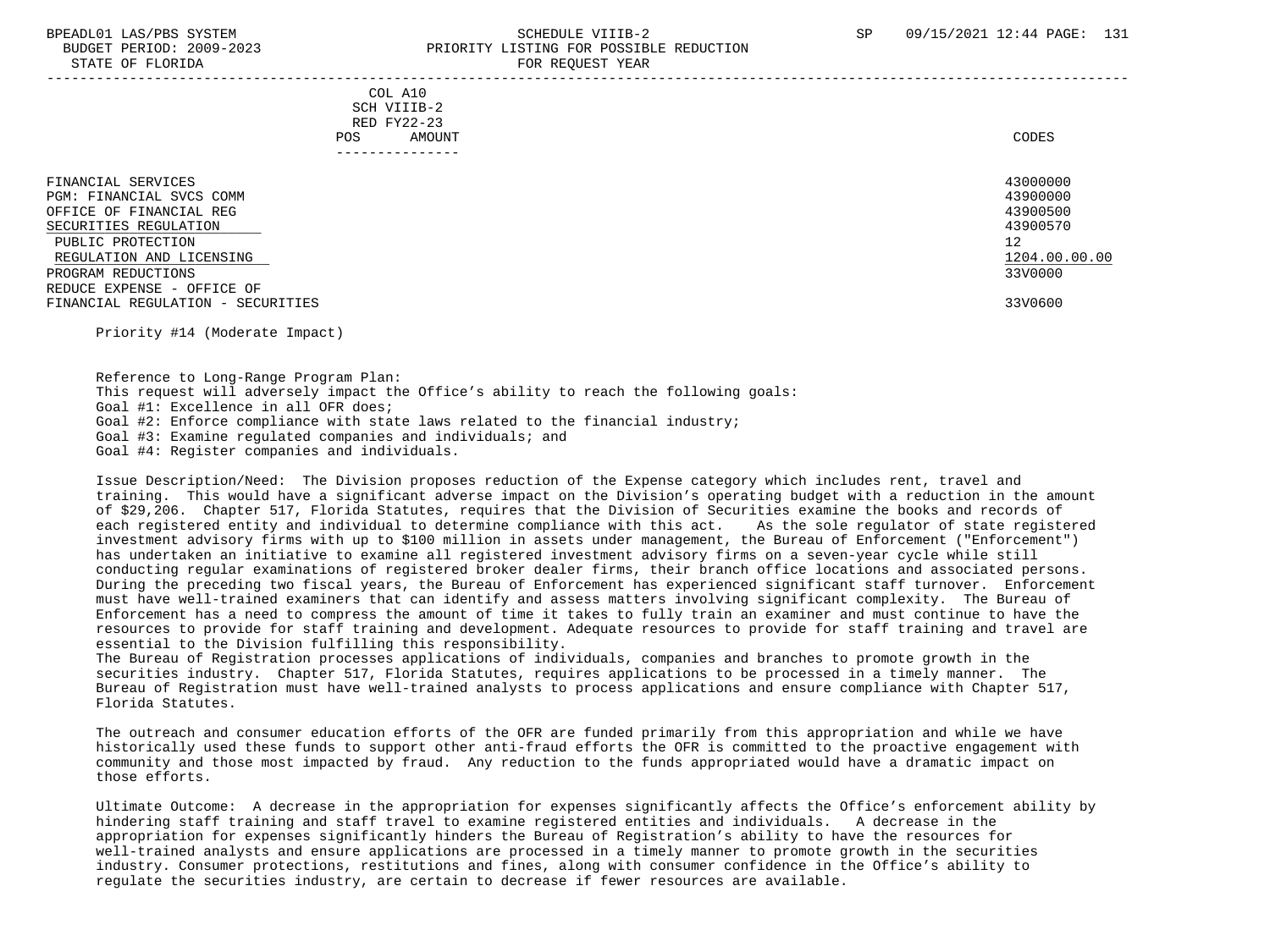COL A10
SCH VIIIB-2
RED FY22-23

| | POS | AMOUNT | CODES |
|---|---|---|---|
| FINANCIAL SERVICES | | | 43000000 |
| PGM: FINANCIAL SVCS COMM | | | 43900000 |
| OFFICE OF FINANCIAL REG | | | 43900500 |
| SECURITIES REGULATION | | | 43900570 |
| PUBLIC PROTECTION | | | 12 |
| REGULATION AND LICENSING | | | 1204.00.00.00 |
| PROGRAM REDUCTIONS | | | 33V0000 |
| REDUCE EXPENSE - OFFICE OF FINANCIAL REGULATION - SECURITIES | | | 33V0600 |

Priority #14 (Moderate Impact)

Reference to Long-Range Program Plan:
This request will adversely impact the Office's ability to reach the following goals:
Goal #1: Excellence in all OFR does;
Goal #2: Enforce compliance with state laws related to the financial industry;
Goal #3: Examine regulated companies and individuals; and
Goal #4: Register companies and individuals.

Issue Description/Need: The Division proposes reduction of the Expense category which includes rent, travel and training. This would have a significant adverse impact on the Division's operating budget with a reduction in the amount of $29,206. Chapter 517, Florida Statutes, requires that the Division of Securities examine the books and records of each registered entity and individual to determine compliance with this act. As the sole regulator of state registered investment advisory firms with up to $100 million in assets under management, the Bureau of Enforcement ("Enforcement") has undertaken an initiative to examine all registered investment advisory firms on a seven-year cycle while still conducting regular examinations of registered broker dealer firms, their branch office locations and associated persons. During the preceding two fiscal years, the Bureau of Enforcement has experienced significant staff turnover. Enforcement must have well-trained examiners that can identify and assess matters involving significant complexity. The Bureau of Enforcement has a need to compress the amount of time it takes to fully train an examiner and must continue to have the resources to provide for staff training and development. Adequate resources to provide for staff training and travel are essential to the Division fulfilling this responsibility.
The Bureau of Registration processes applications of individuals, companies and branches to promote growth in the securities industry. Chapter 517, Florida Statutes, requires applications to be processed in a timely manner. The Bureau of Registration must have well-trained analysts to process applications and ensure compliance with Chapter 517, Florida Statutes.

The outreach and consumer education efforts of the OFR are funded primarily from this appropriation and while we have historically used these funds to support other anti-fraud efforts the OFR is committed to the proactive engagement with community and those most impacted by fraud. Any reduction to the funds appropriated would have a dramatic impact on those efforts.

Ultimate Outcome: A decrease in the appropriation for expenses significantly affects the Office's enforcement ability by hindering staff training and staff travel to examine registered entities and individuals. A decrease in the appropriation for expenses significantly hinders the Bureau of Registration's ability to have the resources for well-trained analysts and ensure applications are processed in a timely manner to promote growth in the securities industry. Consumer protections, restitutions and fines, along with consumer confidence in the Office's ability to regulate the securities industry, are certain to decrease if fewer resources are available.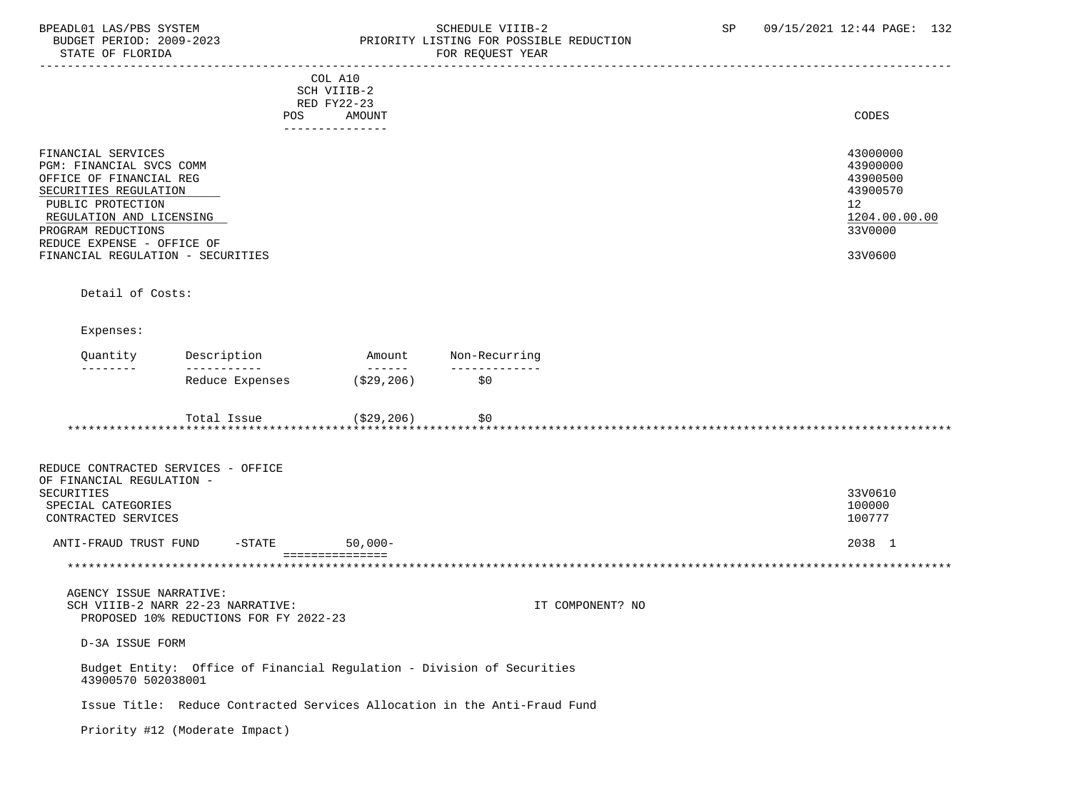| | COL A10 SCH VIIIB-2 RED FY22-23 POS AMOUNT | CODES |
|---|---|---|
| FINANCIAL SERVICES | | 43000000 |
| PGM: FINANCIAL SVCS COMM | | 43900000 |
| OFFICE OF FINANCIAL REG | | 43900500 |
| SECURITIES REGULATION | | 43900570 |
| PUBLIC PROTECTION | | 12 |
| REGULATION AND LICENSING | | 1204.00.00.00 |
| PROGRAM REDUCTIONS | | 33V0000 |
| REDUCE EXPENSE - OFFICE OF FINANCIAL REGULATION - SECURITIES | | 33V0600 |

Detail of Costs:

Expenses:

| Quantity | Description | Amount | Non-Recurring |
|---|---|---|---|
| | Reduce Expenses | ($29,206) | $0 |
| | Total Issue | ($29,206) | $0 |

| | COL A10 POS AMOUNT | CODES |
|---|---|---|
| REDUCE CONTRACTED SERVICES - OFFICE OF FINANCIAL REGULATION - SECURITIES | | 33V0610 |
| SPECIAL CATEGORIES | | 100000 |
| CONTRACTED SERVICES | | 100777 |
| ANTI-FRAUD TRUST FUND -STATE | 50,000- | 2038 1 |

AGENCY ISSUE NARRATIVE:
SCH VIIIB-2 NARR 22-23 NARRATIVE: IT COMPONENT? NO
PROPOSED 10% REDUCTIONS FOR FY 2022-23

D-3A ISSUE FORM

Budget Entity: Office of Financial Regulation - Division of Securities
43900570 502038001

Issue Title: Reduce Contracted Services Allocation in the Anti-Fraud Fund

Priority #12 (Moderate Impact)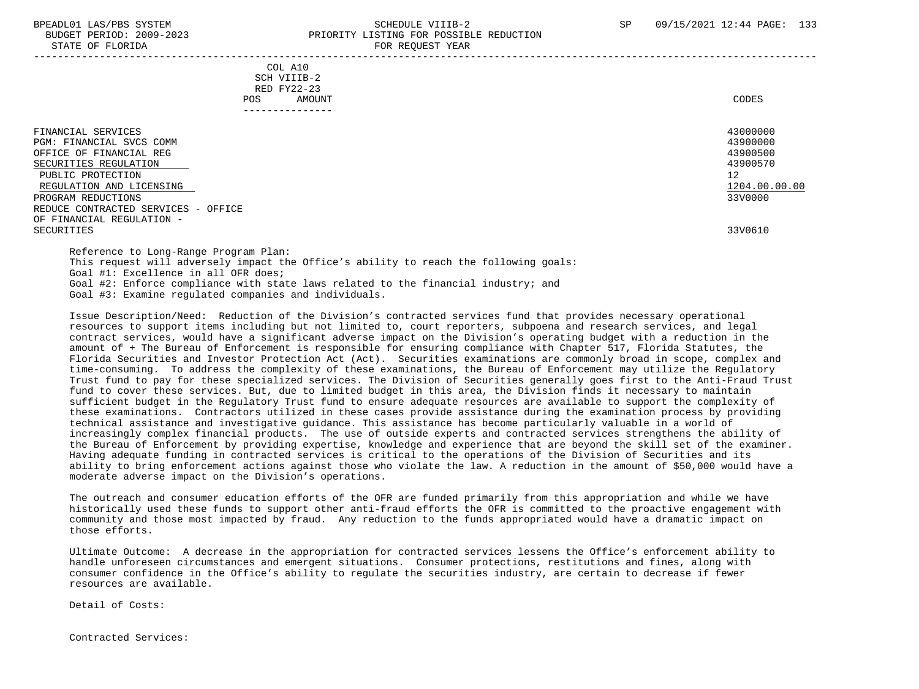COL A10
SCH VIIIB-2
RED FY22-23
POS AMOUNT

| | CODES |
|---|---|
| FINANCIAL SERVICES | 43000000 |
| PGM: FINANCIAL SVCS COMM | 43900000 |
| OFFICE OF FINANCIAL REG | 43900500 |
| SECURITIES REGULATION | 43900570 |
| PUBLIC PROTECTION | 12 |
| REGULATION AND LICENSING | 1204.00.00.00 |
| PROGRAM REDUCTIONS | 33V0000 |
| REDUCE CONTRACTED SERVICES - OFFICE OF FINANCIAL REGULATION - SECURITIES | 33V0610 |

Reference to Long-Range Program Plan:
This request will adversely impact the Office's ability to reach the following goals:
Goal #1: Excellence in all OFR does;
Goal #2: Enforce compliance with state laws related to the financial industry; and
Goal #3: Examine regulated companies and individuals.

Issue Description/Need: Reduction of the Division's contracted services fund that provides necessary operational resources to support items including but not limited to, court reporters, subpoena and research services, and legal contract services, would have a significant adverse impact on the Division's operating budget with a reduction in the amount of + The Bureau of Enforcement is responsible for ensuring compliance with Chapter 517, Florida Statutes, the Florida Securities and Investor Protection Act (Act). Securities examinations are commonly broad in scope, complex and time-consuming. To address the complexity of these examinations, the Bureau of Enforcement may utilize the Regulatory Trust fund to pay for these specialized services. The Division of Securities generally goes first to the Anti-Fraud Trust fund to cover these services. But, due to limited budget in this area, the Division finds it necessary to maintain sufficient budget in the Regulatory Trust fund to ensure adequate resources are available to support the complexity of these examinations. Contractors utilized in these cases provide assistance during the examination process by providing technical assistance and investigative guidance. This assistance has become particularly valuable in a world of increasingly complex financial products. The use of outside experts and contracted services strengthens the ability of the Bureau of Enforcement by providing expertise, knowledge and experience that are beyond the skill set of the examiner. Having adequate funding in contracted services is critical to the operations of the Division of Securities and its ability to bring enforcement actions against those who violate the law. A reduction in the amount of $50,000 would have a moderate adverse impact on the Division's operations.

The outreach and consumer education efforts of the OFR are funded primarily from this appropriation and while we have historically used these funds to support other anti-fraud efforts the OFR is committed to the proactive engagement with community and those most impacted by fraud. Any reduction to the funds appropriated would have a dramatic impact on those efforts.

Ultimate Outcome: A decrease in the appropriation for contracted services lessens the Office's enforcement ability to handle unforeseen circumstances and emergent situations. Consumer protections, restitutions and fines, along with consumer confidence in the Office's ability to regulate the securities industry, are certain to decrease if fewer resources are available.

Detail of Costs:

Contracted Services: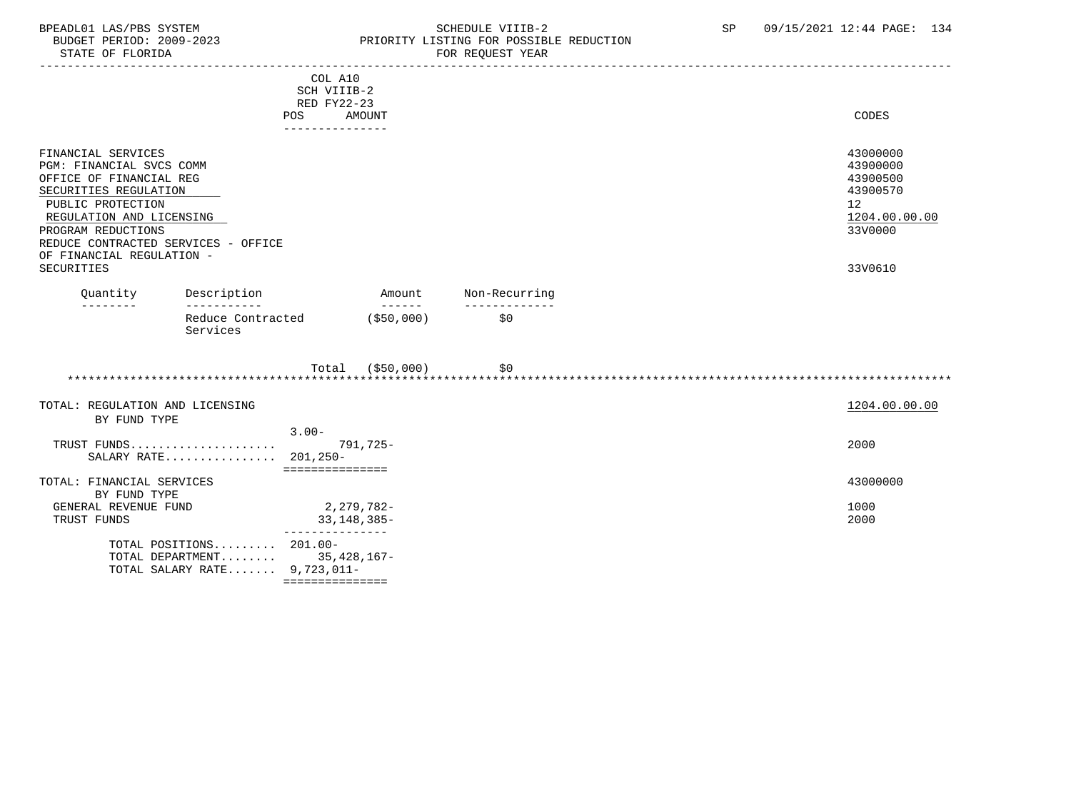| | COL A10 SCH VIIIB-2 RED FY22-23 POS AMOUNT | CODES |
|---|---|---|
| FINANCIAL SERVICES | | 43000000 |
| PGM: FINANCIAL SVCS COMM | | 43900000 |
| OFFICE OF FINANCIAL REG | | 43900500 |
| SECURITIES REGULATION | | 43900570 |
| PUBLIC PROTECTION | | 12 |
| REGULATION AND LICENSING | | 1204.00.00.00 |
| PROGRAM REDUCTIONS | | 33V0000 |
| REDUCE CONTRACTED SERVICES - OFFICE OF FINANCIAL REGULATION - SECURITIES | | 33V0610 |

| Quantity | Description | Amount | Non-Recurring |
|---|---|---|---|
| | Reduce Contracted Services | ($50,000) | $0 |
| | Total | ($50,000) | $0 |

***

| | POS | AMOUNT | CODES |
|---|---|---|---|
| TOTAL: REGULATION AND LICENSING | | | 1204.00.00.00 |
| BY FUND TYPE | | | |
| | 3.00- | | |
| TRUST FUNDS..................... | | 791,725- | 2000 |
| SALARY RATE................ | 201,250- | | |
| TOTAL: FINANCIAL SERVICES | | | 43000000 |
| BY FUND TYPE | | | |
| GENERAL REVENUE FUND | | 2,279,782- | 1000 |
| TRUST FUNDS | | 33,148,385- | 2000 |
| TOTAL POSITIONS......... | 201.00- | | |
| TOTAL DEPARTMENT........ | | 35,428,167- | |
| TOTAL SALARY RATE....... | 9,723,011- | | |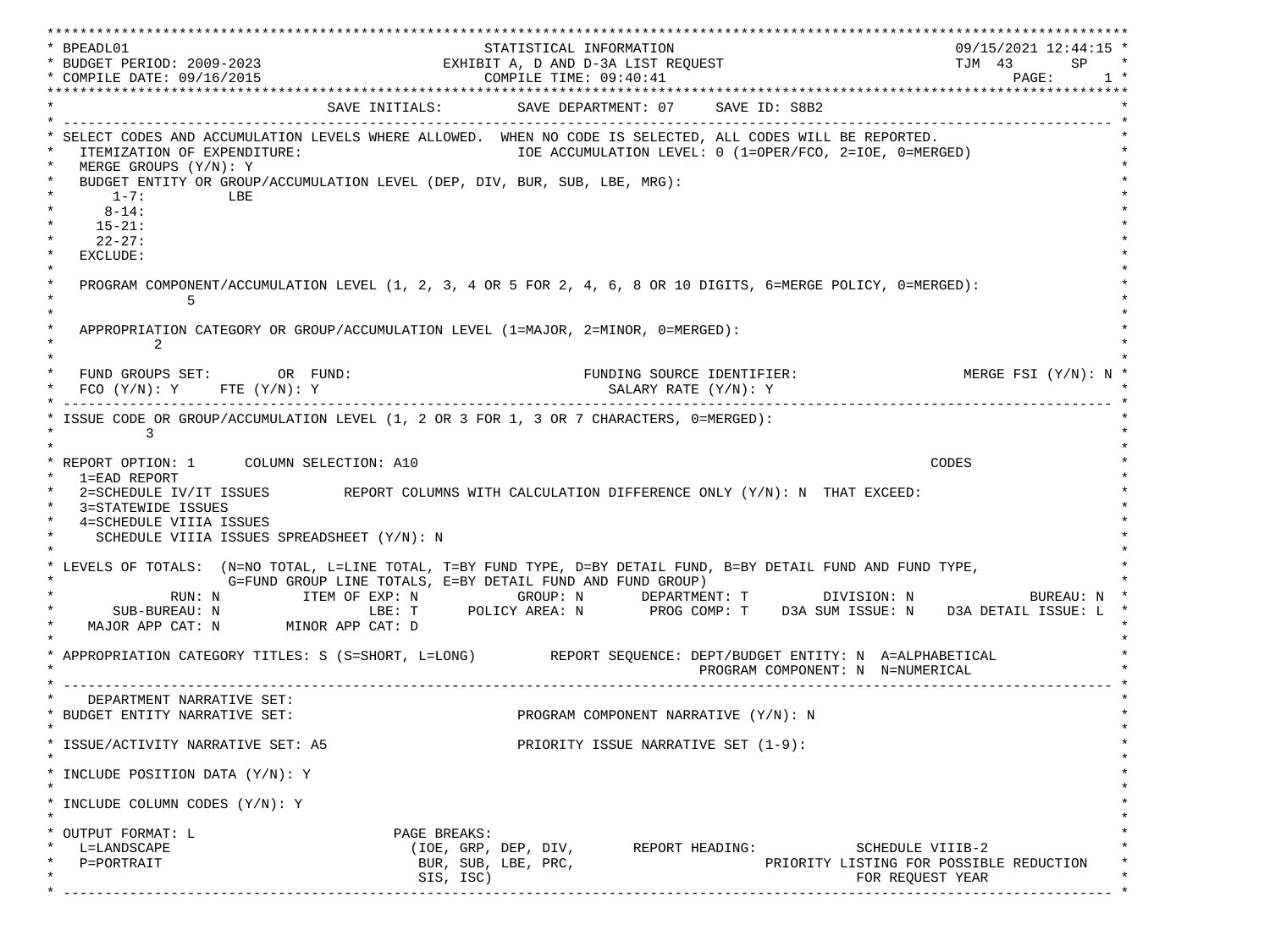```
********************************************************************************************************************************
* BPEADL01                                      STATISTICAL INFORMATION                                   09/15/2021 12:44:15 *
* BUDGET PERIOD: 2009-2023                   EXHIBIT A, D AND D-3A LIST REQUEST                           TJM  43       SP    *
* COMPILE DATE: 09/16/2015                          COMPILE TIME: 09:40:41                                           PAGE:      1 *
********************************************************************************************************************************
*                                 SAVE INITIALS:         SAVE DEPARTMENT: 07     SAVE ID: S8B2                                  *
* ---------------------------------------------------------------------------------------------------------------------------- *
* SELECT CODES AND ACCUMULATION LEVELS WHERE ALLOWED.  WHEN NO CODE IS SELECTED, ALL CODES WILL BE REPORTED.                   *
*   ITEMIZATION OF EXPENDITURE:                            IOE ACCUMULATION LEVEL: 0 (1=OPER/FCO, 2=IOE, 0=MERGED)             *
*   MERGE GROUPS (Y/N): Y                                                                                                      *
*   BUDGET ENTITY OR GROUP/ACCUMULATION LEVEL (DEP, DIV, BUR, SUB, LBE, MRG):                                                  *
*      1-7:         LBE                                                                                                        *
*     8-14:                                                                                                                    *
*    15-21:                                                                                                                    *
*    22-27:                                                                                                                    *
*   EXCLUDE:                                                                                                                   *
*                                                                                                                              *
*   PROGRAM COMPONENT/ACCUMULATION LEVEL (1, 2, 3, 4 OR 5 FOR 2, 4, 6, 8 OR 10 DIGITS, 6=MERGE POLICY, 0=MERGED):              *
*               5                                                                                                              *
*                                                                                                                              *
*   APPROPRIATION CATEGORY OR GROUP/ACCUMULATION LEVEL (1=MAJOR, 2=MINOR, 0=MERGED):                                           *
*           2                                                                                                                  *
*                                                                                                                              *
*   FUND GROUPS SET:        OR  FUND:                              FUNDING SOURCE IDENTIFIER:                 MERGE FSI (Y/N): N *
*   FCO (Y/N): Y     FTE (Y/N): Y                                     SALARY RATE (Y/N): Y                                     *
* ---------------------------------------------------------------------------------------------------------------------------- *
* ISSUE CODE OR GROUP/ACCUMULATION LEVEL (1, 2 OR 3 FOR 1, 3 OR 7 CHARACTERS, 0=MERGED):                                       *
*         3                                                                                                                    *
*                                                                                                                              *
* REPORT OPTION: 1      COLUMN SELECTION: A10                                                            CODES                 *
*   1=EAD REPORT                                                                                                               *
*   2=SCHEDULE IV/IT ISSUES         REPORT COLUMNS WITH CALCULATION DIFFERENCE ONLY (Y/N): N  THAT EXCEED:                     *
*   3=STATEWIDE ISSUES                                                                                                         *
*   4=SCHEDULE VIIIA ISSUES                                                                                                    *
*     SCHEDULE VIIIA ISSUES SPREADSHEET (Y/N): N                                                                               *
*                                                                                                                              *
* LEVELS OF TOTALS:  (N=NO TOTAL, L=LINE TOTAL, T=BY FUND TYPE, D=BY DETAIL FUND, B=BY DETAIL FUND AND FUND TYPE,              *
*                     G=FUND GROUP LINE TOTALS, E=BY DETAIL FUND AND FUND GROUP)                                               *
*              RUN: N          ITEM OF EXP: N            GROUP: N       DEPARTMENT: T         DIVISION: N             BUREAU: N *
*        SUB-BUREAU: N                 LBE: T      POLICY AREA: N       PROG COMP: T    D3A SUM ISSUE: N    D3A DETAIL ISSUE: L *
*    MAJOR APP CAT: N       MINOR APP CAT: D                                                                                   *
*                                                                                                                              *
* APPROPRIATION CATEGORY TITLES: S (S=SHORT, L=LONG)         REPORT SEQUENCE: DEPT/BUDGET ENTITY: N  A=ALPHABETICAL            *
*                                                                             PROGRAM COMPONENT: N  N=NUMERICAL                *
* ---------------------------------------------------------------------------------------------------------------------------- *
*    DEPARTMENT NARRATIVE SET:                                                                                                 *
* BUDGET ENTITY NARRATIVE SET:                             PROGRAM COMPONENT NARRATIVE (Y/N): N                                *
*                                                                                                                              *
* ISSUE/ACTIVITY NARRATIVE SET: A5                         PRIORITY ISSUE NARRATIVE SET (1-9):                                 *
*                                                                                                                              *
* INCLUDE POSITION DATA (Y/N): Y                                                                                               *
*                                                                                                                              *
* INCLUDE COLUMN CODES (Y/N): Y                                                                                                *
*                                                                                                                              *
* OUTPUT FORMAT: L                        PAGE BREAKS:                                                                         *
*   L=LANDSCAPE                          (IOE, GRP, DEP, DIV,       REPORT HEADING:            SCHEDULE VIIIB-2                *
*   P=PORTRAIT                            BUR, SUB, LBE, PRC,                        PRIORITY LISTING FOR POSSIBLE REDUCTION   *
*                                         SIS, ISC)                                                   FOR REQUEST YEAR         *
* ---------------------------------------------------------------------------------------------------------------------------- *
```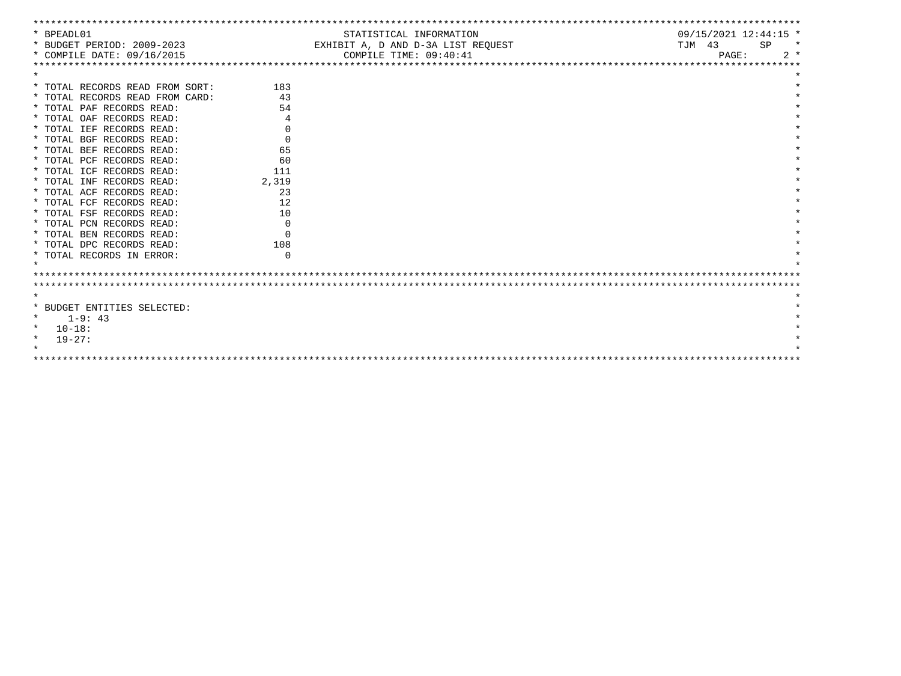BPEADL01 STATISTICAL INFORMATION 09/15/2021 12:44:15
BUDGET PERIOD: 2009-2023 EXHIBIT A, D AND D-3A LIST REQUEST TJM 43 SP
COMPILE DATE: 09/16/2015 COMPILE TIME: 09:40:41 PAGE: 2

| | |
|---|---|
| TOTAL RECORDS READ FROM SORT: | 183 |
| TOTAL RECORDS READ FROM CARD: | 43 |
| TOTAL PAF RECORDS READ: | 54 |
| TOTAL OAF RECORDS READ: | 4 |
| TOTAL IEF RECORDS READ: | 0 |
| TOTAL BGF RECORDS READ: | 0 |
| TOTAL BEF RECORDS READ: | 65 |
| TOTAL PCF RECORDS READ: | 60 |
| TOTAL ICF RECORDS READ: | 111 |
| TOTAL INF RECORDS READ: | 2,319 |
| TOTAL ACF RECORDS READ: | 23 |
| TOTAL FCF RECORDS READ: | 12 |
| TOTAL FSF RECORDS READ: | 10 |
| TOTAL PCN RECORDS READ: | 0 |
| TOTAL BEN RECORDS READ: | 0 |
| TOTAL DPC RECORDS READ: | 108 |
| TOTAL RECORDS IN ERROR: | 0 |

BUDGET ENTITIES SELECTED:
1-9: 43
10-18:
19-27: